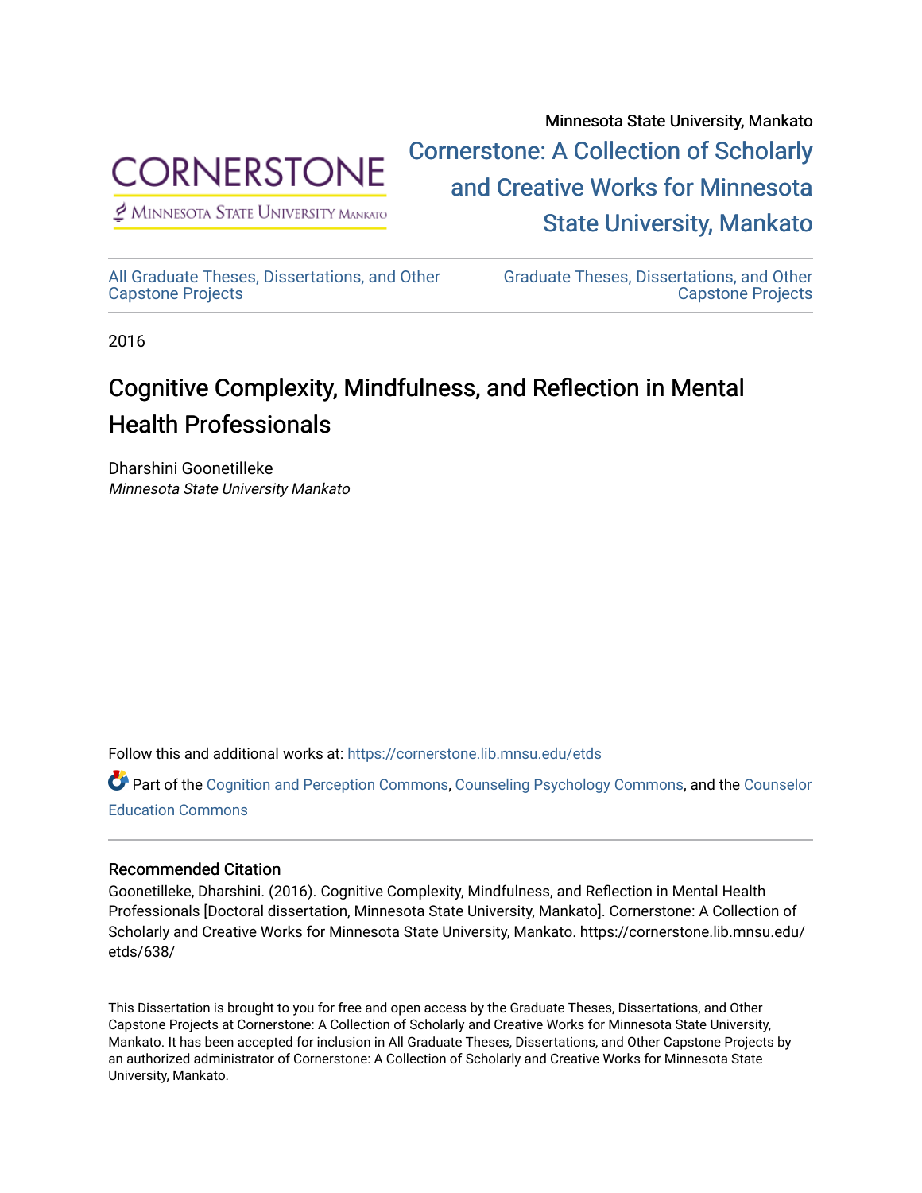Minnesota State University, Mankato

Cornerstone: A Collection of Scholarly and Creative Works for Minnesota State University, Mankato

All Graduate Theses, Dissertations, and Other Capstone Projects

Graduate Theses, Dissertations, and Other Capstone Projects

2016

# Cognitive Complexity, Mindfulness, and Reflection in Mental Health Professionals

Dharshini Goonetilleke
*Minnesota State University Mankato*

Follow this and additional works at: https://cornerstone.lib.mnsu.edu/etds

Part of the Cognition and Perception Commons, Counseling Psychology Commons, and the Counselor Education Commons

## Recommended Citation

Goonetilleke, Dharshini. (2016). Cognitive Complexity, Mindfulness, and Reflection in Mental Health Professionals [Doctoral dissertation, Minnesota State University, Mankato]. Cornerstone: A Collection of Scholarly and Creative Works for Minnesota State University, Mankato. https://cornerstone.lib.mnsu.edu/etds/638/

This Dissertation is brought to you for free and open access by the Graduate Theses, Dissertations, and Other Capstone Projects at Cornerstone: A Collection of Scholarly and Creative Works for Minnesota State University, Mankato. It has been accepted for inclusion in All Graduate Theses, Dissertations, and Other Capstone Projects by an authorized administrator of Cornerstone: A Collection of Scholarly and Creative Works for Minnesota State University, Mankato.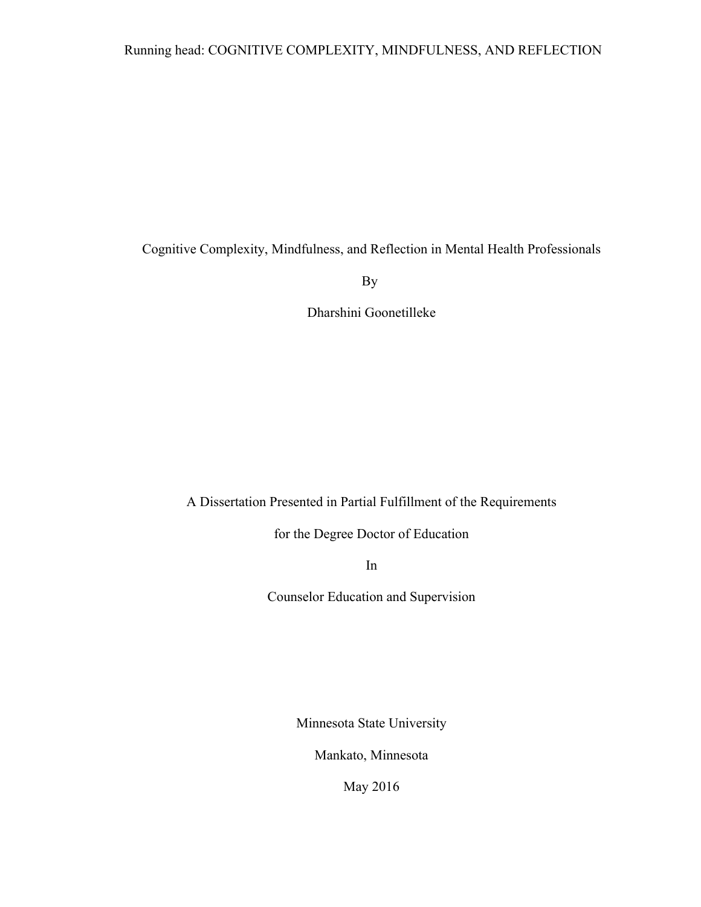# Cognitive Complexity, Mindfulness, and Reflection in Mental Health Professionals

By

Dharshini Goonetilleke

A Dissertation Presented in Partial Fulfillment of the Requirements

for the Degree Doctor of Education

In

Counselor Education and Supervision

Minnesota State University

Mankato, Minnesota

May 2016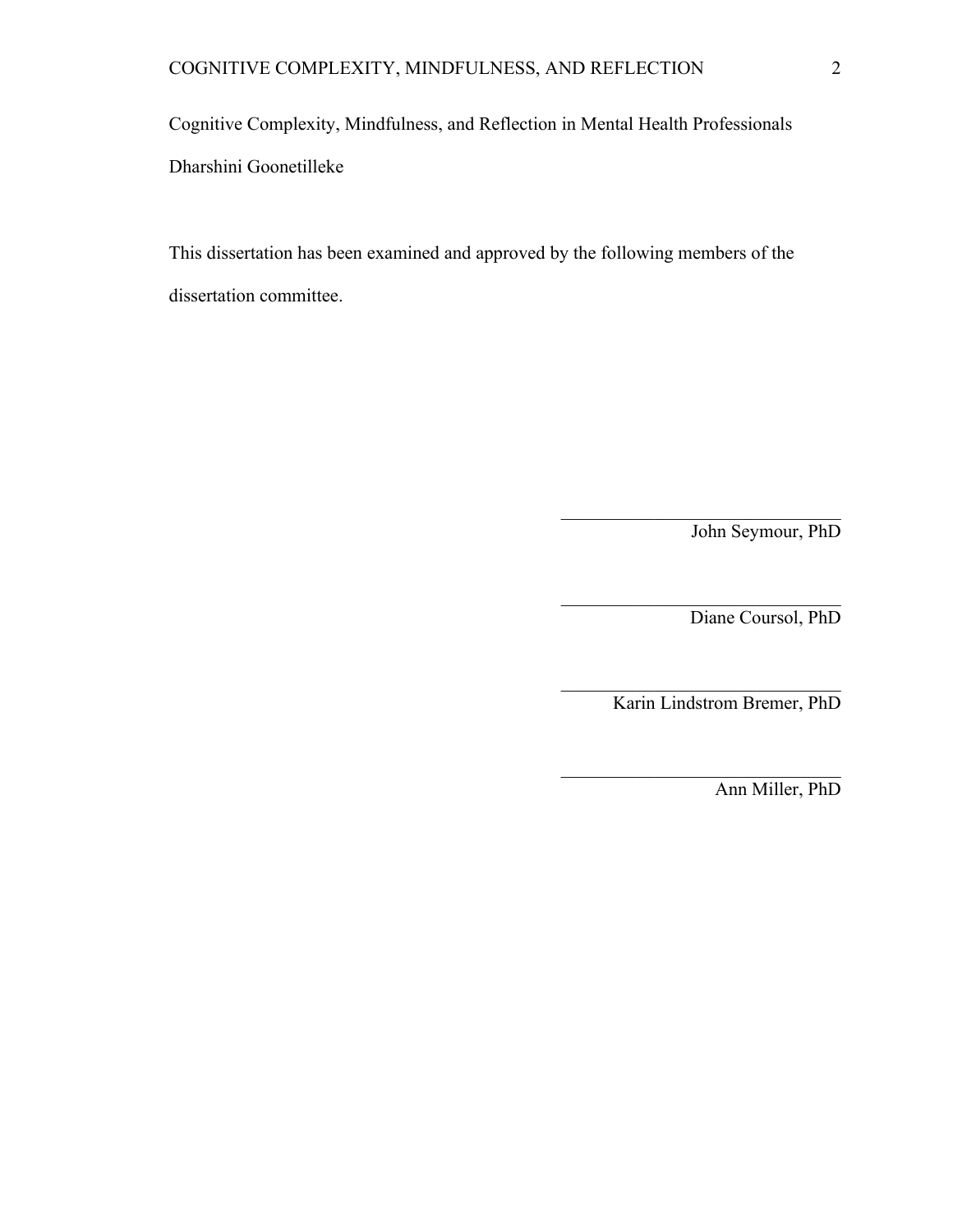Cognitive Complexity, Mindfulness, and Reflection in Mental Health Professionals

Dharshini Goonetilleke

This dissertation has been examined and approved by the following members of the dissertation committee.

\_\_\_\_\_\_\_\_\_\_\_\_\_\_\_\_\_\_\_\_\_\_\_\_\_\_\_\_\_\_
John Seymour, PhD

\_\_\_\_\_\_\_\_\_\_\_\_\_\_\_\_\_\_\_\_\_\_\_\_\_\_\_\_\_\_
Diane Coursol, PhD

\_\_\_\_\_\_\_\_\_\_\_\_\_\_\_\_\_\_\_\_\_\_\_\_\_\_\_\_\_\_
Karin Lindstrom Bremer, PhD

\_\_\_\_\_\_\_\_\_\_\_\_\_\_\_\_\_\_\_\_\_\_\_\_\_\_\_\_\_\_
Ann Miller, PhD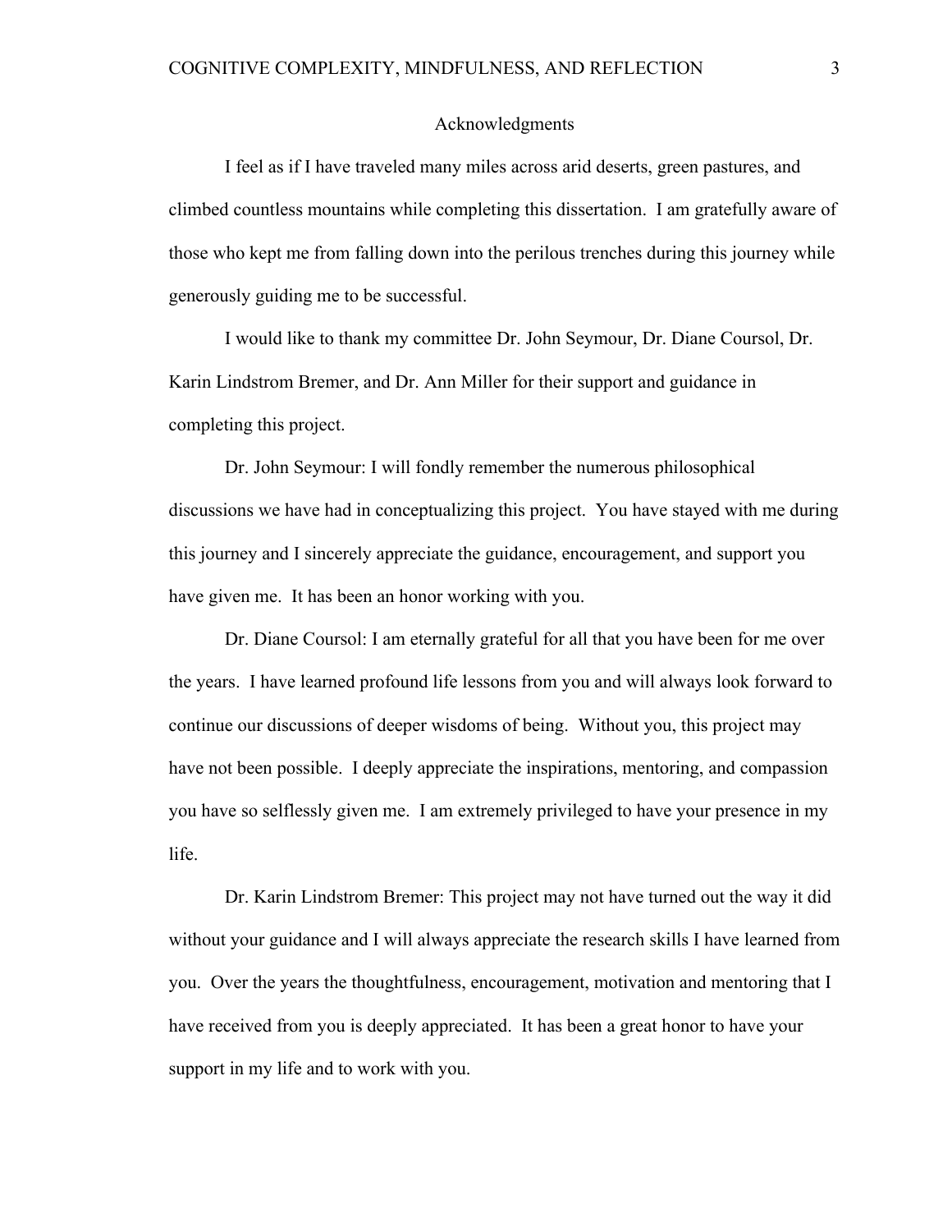# Acknowledgments

I feel as if I have traveled many miles across arid deserts, green pastures, and climbed countless mountains while completing this dissertation. I am gratefully aware of those who kept me from falling down into the perilous trenches during this journey while generously guiding me to be successful.

I would like to thank my committee Dr. John Seymour, Dr. Diane Coursol, Dr. Karin Lindstrom Bremer, and Dr. Ann Miller for their support and guidance in completing this project.

Dr. John Seymour: I will fondly remember the numerous philosophical discussions we have had in conceptualizing this project. You have stayed with me during this journey and I sincerely appreciate the guidance, encouragement, and support you have given me. It has been an honor working with you.

Dr. Diane Coursol: I am eternally grateful for all that you have been for me over the years. I have learned profound life lessons from you and will always look forward to continue our discussions of deeper wisdoms of being. Without you, this project may have not been possible. I deeply appreciate the inspirations, mentoring, and compassion you have so selflessly given me. I am extremely privileged to have your presence in my life.

Dr. Karin Lindstrom Bremer: This project may not have turned out the way it did without your guidance and I will always appreciate the research skills I have learned from you. Over the years the thoughtfulness, encouragement, motivation and mentoring that I have received from you is deeply appreciated. It has been a great honor to have your support in my life and to work with you.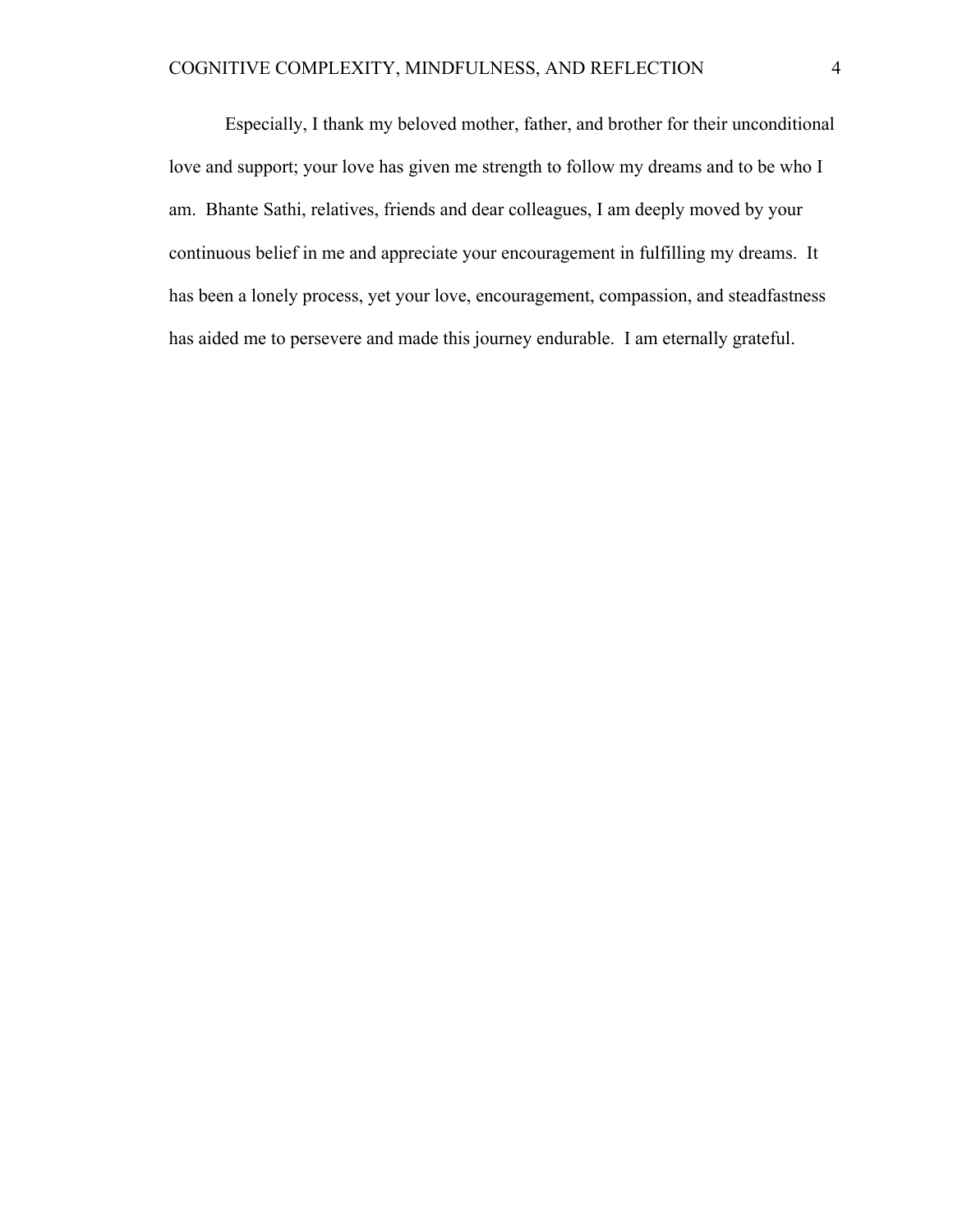Especially, I thank my beloved mother, father, and brother for their unconditional love and support; your love has given me strength to follow my dreams and to be who I am. Bhante Sathi, relatives, friends and dear colleagues, I am deeply moved by your continuous belief in me and appreciate your encouragement in fulfilling my dreams. It has been a lonely process, yet your love, encouragement, compassion, and steadfastness has aided me to persevere and made this journey endurable. I am eternally grateful.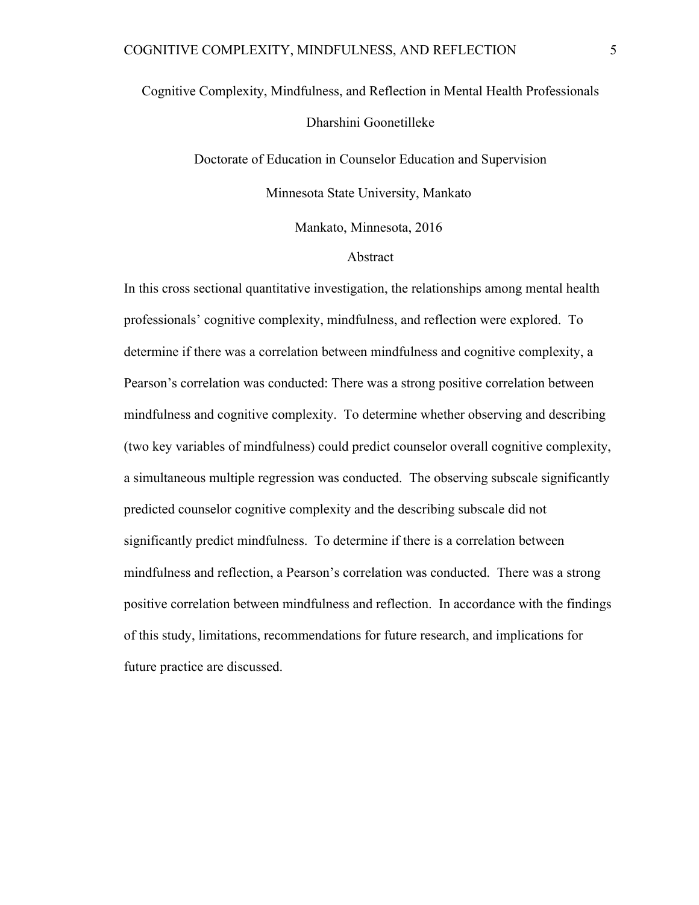Cognitive Complexity, Mindfulness, and Reflection in Mental Health Professionals

Dharshini Goonetilleke

Doctorate of Education in Counselor Education and Supervision

Minnesota State University, Mankato

Mankato, Minnesota, 2016

## Abstract

In this cross sectional quantitative investigation, the relationships among mental health professionals' cognitive complexity, mindfulness, and reflection were explored. To determine if there was a correlation between mindfulness and cognitive complexity, a Pearson's correlation was conducted: There was a strong positive correlation between mindfulness and cognitive complexity. To determine whether observing and describing (two key variables of mindfulness) could predict counselor overall cognitive complexity, a simultaneous multiple regression was conducted. The observing subscale significantly predicted counselor cognitive complexity and the describing subscale did not significantly predict mindfulness. To determine if there is a correlation between mindfulness and reflection, a Pearson's correlation was conducted. There was a strong positive correlation between mindfulness and reflection. In accordance with the findings of this study, limitations, recommendations for future research, and implications for future practice are discussed.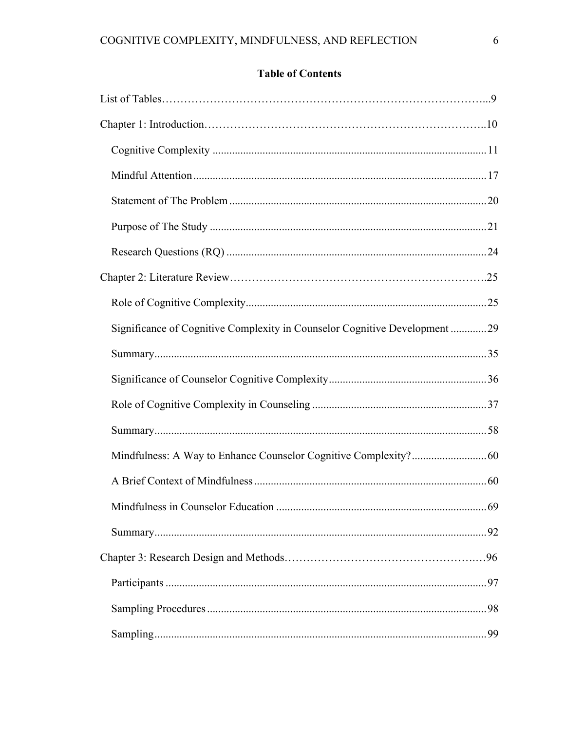# Table of Contents

List of Tables.....9

Chapter 1: Introduction.....10

- Cognitive Complexity.....11
- Mindful Attention.....17
- Statement of The Problem.....20
- Purpose of The Study.....21
- Research Questions (RQ).....24

Chapter 2: Literature Review.....25

- Role of Cognitive Complexity.....25
- Significance of Cognitive Complexity in Counselor Cognitive Development.....29
- Summary.....35
- Significance of Counselor Cognitive Complexity.....36
- Role of Cognitive Complexity in Counseling.....37
- Summary.....58
- Mindfulness: A Way to Enhance Counselor Cognitive Complexity?.....60
- A Brief Context of Mindfulness.....60
- Mindfulness in Counselor Education.....69
- Summary.....92

Chapter 3: Research Design and Methods.....96

- Participants.....97
- Sampling Procedures.....98
- Sampling.....99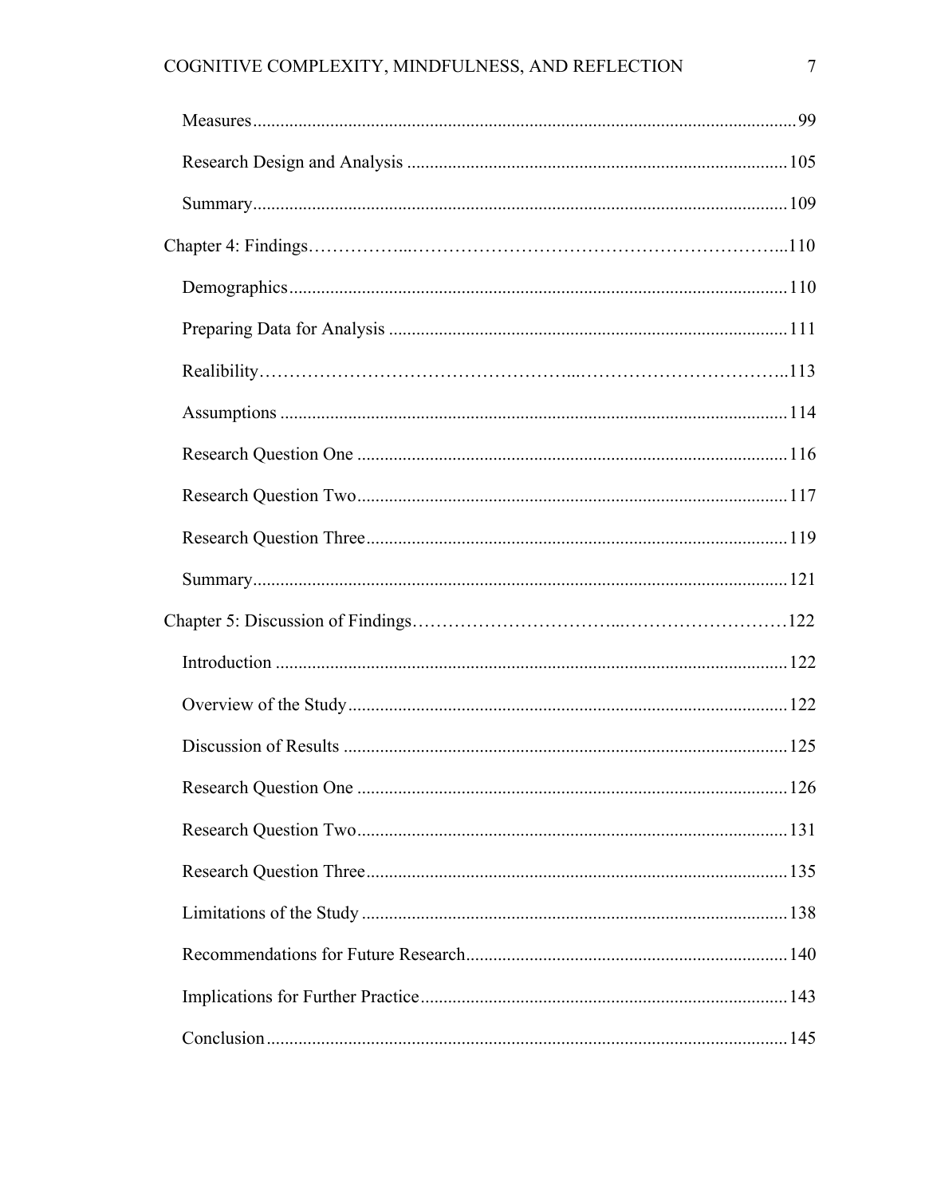Measures ..................................................................................................................... 99

Research Design and Analysis ................................................................................. 105

Summary.................................................................................................................... 109

Chapter 4: Findings……………...………………………………………………….....110

Demographics ............................................................................................................ 110

Preparing Data for Analysis ...................................................................................... 111

Realibility…………………………………………...……………………………...113

Assumptions .............................................................................................................. 114

Research Question One ............................................................................................. 116

Research Question Two.............................................................................................. 117

Research Question Three............................................................................................ 119

Summary.................................................................................................................... 121

Chapter 5: Discussion of Findings…………………………...………………………122

Introduction ............................................................................................................... 122

Overview of the Study ............................................................................................... 122

Discussion of Results ................................................................................................ 125

Research Question One ............................................................................................. 126

Research Question Two.............................................................................................. 131

Research Question Three............................................................................................ 135

Limitations of the Study ............................................................................................ 138

Recommendations for Future Research...................................................................... 140

Implications for Further Practice ............................................................................... 143

Conclusion ................................................................................................................. 145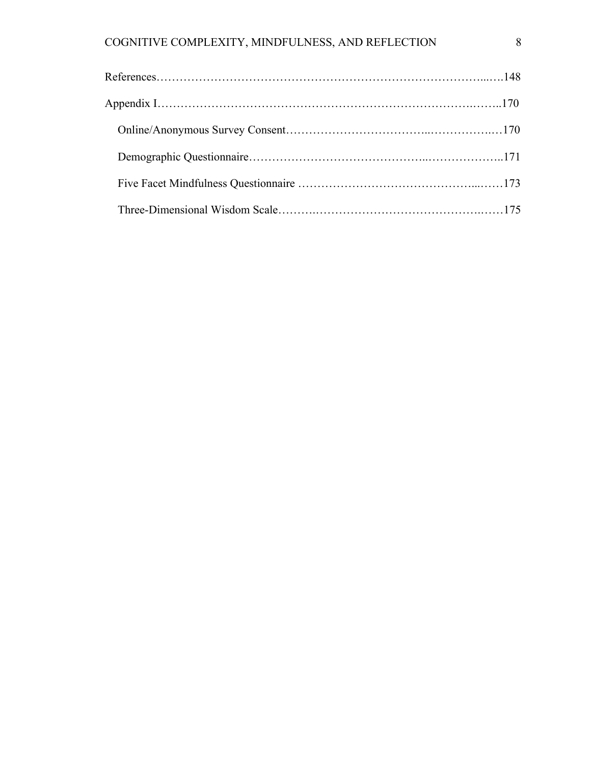References……………………………………………………………………………...….148

Appendix I…………………………………………………………………….……..170

Online/Anonymous Survey Consent……………………………..…………….…170

Demographic Questionnaire…………………………………..………………..171

Five Facet Mindfulness Questionnaire ……………………………………...……173

Three-Dimensional Wisdom Scale……….…………………………………….……175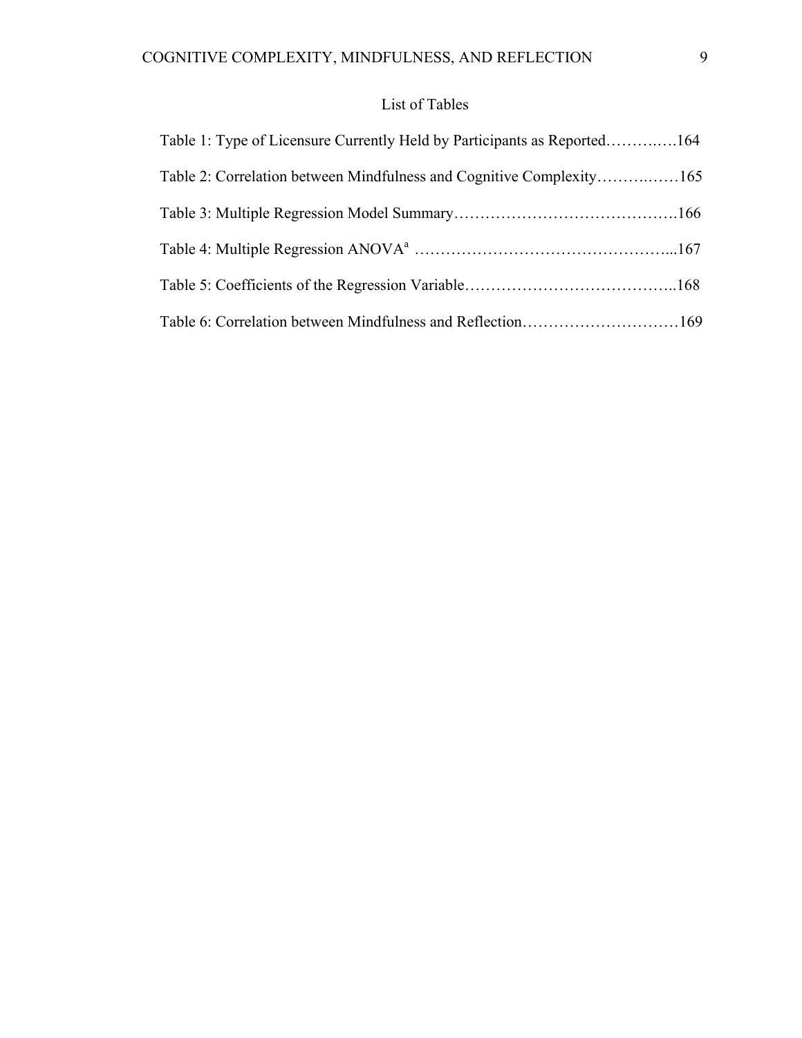# List of Tables

Table 1: Type of Licensure Currently Held by Participants as Reported…………164

Table 2: Correlation between Mindfulness and Cognitive Complexity…………165

Table 3: Multiple Regression Model Summary…………………………………….166

Table 4: Multiple Regression ANOVA[a] …………………………………………...167

Table 5: Coefficients of the Regression Variable…………………………………..168

Table 6: Correlation between Mindfulness and Reflection…………………………169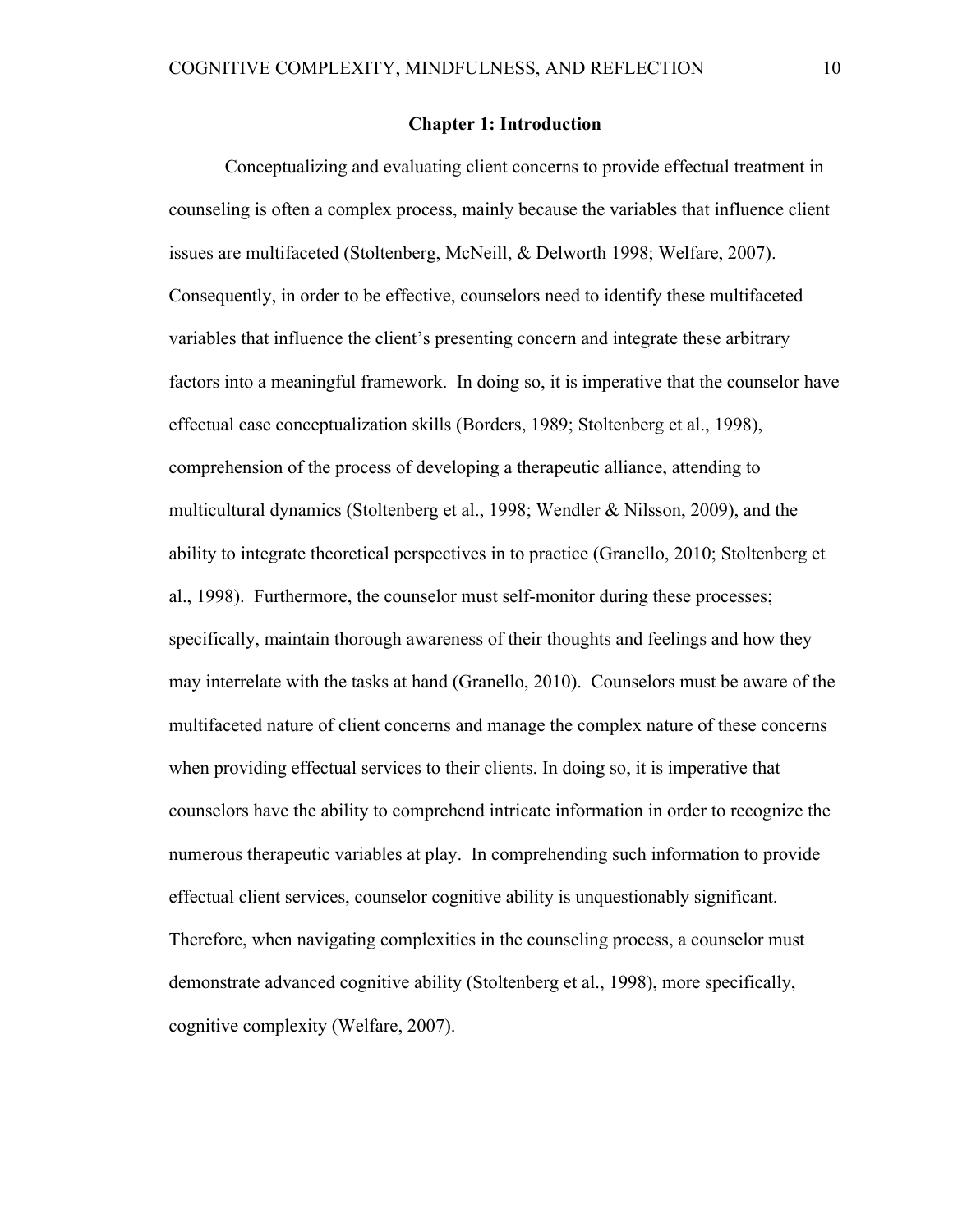# Chapter 1: Introduction

Conceptualizing and evaluating client concerns to provide effectual treatment in counseling is often a complex process, mainly because the variables that influence client issues are multifaceted (Stoltenberg, McNeill, & Delworth 1998; Welfare, 2007). Consequently, in order to be effective, counselors need to identify these multifaceted variables that influence the client's presenting concern and integrate these arbitrary factors into a meaningful framework. In doing so, it is imperative that the counselor have effectual case conceptualization skills (Borders, 1989; Stoltenberg et al., 1998), comprehension of the process of developing a therapeutic alliance, attending to multicultural dynamics (Stoltenberg et al., 1998; Wendler & Nilsson, 2009), and the ability to integrate theoretical perspectives in to practice (Granello, 2010; Stoltenberg et al., 1998). Furthermore, the counselor must self-monitor during these processes; specifically, maintain thorough awareness of their thoughts and feelings and how they may interrelate with the tasks at hand (Granello, 2010). Counselors must be aware of the multifaceted nature of client concerns and manage the complex nature of these concerns when providing effectual services to their clients. In doing so, it is imperative that counselors have the ability to comprehend intricate information in order to recognize the numerous therapeutic variables at play. In comprehending such information to provide effectual client services, counselor cognitive ability is unquestionably significant. Therefore, when navigating complexities in the counseling process, a counselor must demonstrate advanced cognitive ability (Stoltenberg et al., 1998), more specifically, cognitive complexity (Welfare, 2007).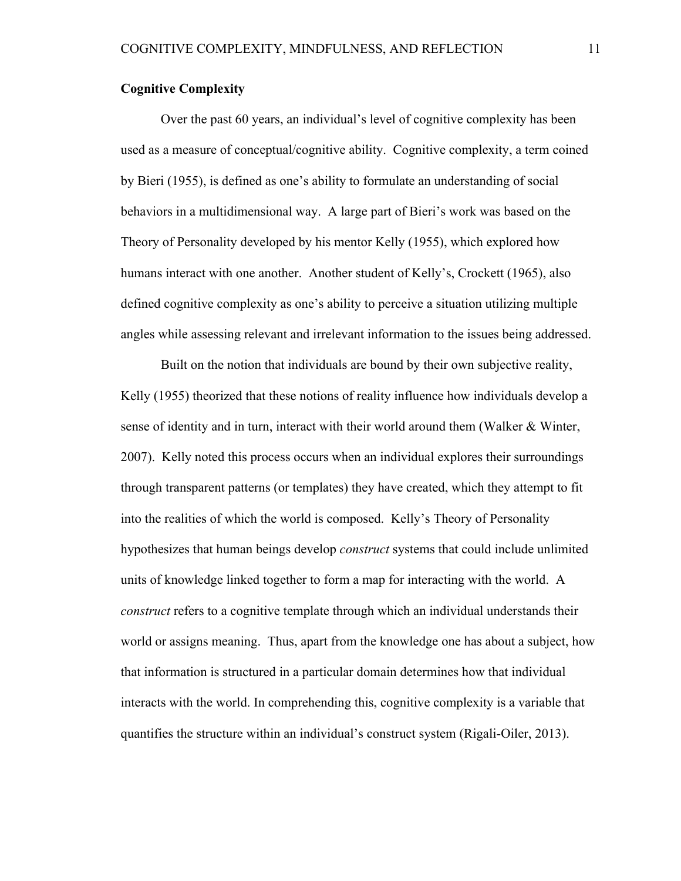**Cognitive Complexity**

Over the past 60 years, an individual's level of cognitive complexity has been used as a measure of conceptual/cognitive ability. Cognitive complexity, a term coined by Bieri (1955), is defined as one's ability to formulate an understanding of social behaviors in a multidimensional way. A large part of Bieri's work was based on the Theory of Personality developed by his mentor Kelly (1955), which explored how humans interact with one another. Another student of Kelly's, Crockett (1965), also defined cognitive complexity as one's ability to perceive a situation utilizing multiple angles while assessing relevant and irrelevant information to the issues being addressed.

Built on the notion that individuals are bound by their own subjective reality, Kelly (1955) theorized that these notions of reality influence how individuals develop a sense of identity and in turn, interact with their world around them (Walker & Winter, 2007). Kelly noted this process occurs when an individual explores their surroundings through transparent patterns (or templates) they have created, which they attempt to fit into the realities of which the world is composed. Kelly's Theory of Personality hypothesizes that human beings develop *construct* systems that could include unlimited units of knowledge linked together to form a map for interacting with the world. A *construct* refers to a cognitive template through which an individual understands their world or assigns meaning. Thus, apart from the knowledge one has about a subject, how that information is structured in a particular domain determines how that individual interacts with the world. In comprehending this, cognitive complexity is a variable that quantifies the structure within an individual's construct system (Rigali-Oiler, 2013).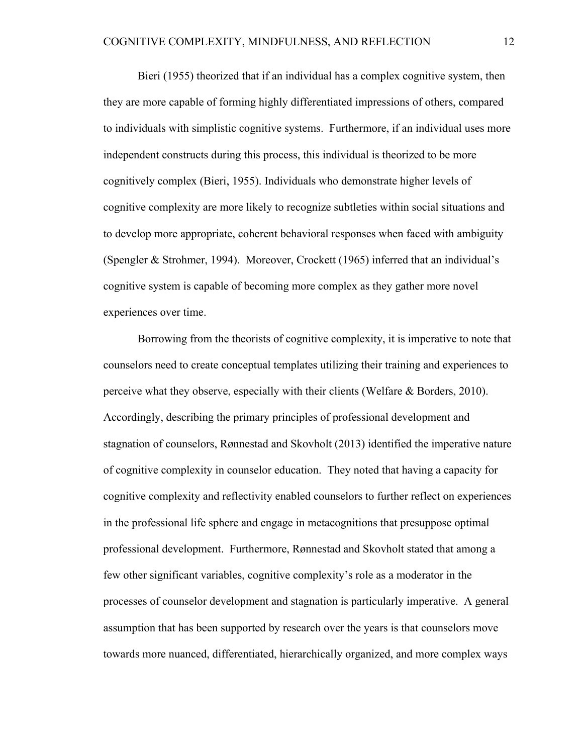Bieri (1955) theorized that if an individual has a complex cognitive system, then they are more capable of forming highly differentiated impressions of others, compared to individuals with simplistic cognitive systems. Furthermore, if an individual uses more independent constructs during this process, this individual is theorized to be more cognitively complex (Bieri, 1955). Individuals who demonstrate higher levels of cognitive complexity are more likely to recognize subtleties within social situations and to develop more appropriate, coherent behavioral responses when faced with ambiguity (Spengler & Strohmer, 1994). Moreover, Crockett (1965) inferred that an individual's cognitive system is capable of becoming more complex as they gather more novel experiences over time.

Borrowing from the theorists of cognitive complexity, it is imperative to note that counselors need to create conceptual templates utilizing their training and experiences to perceive what they observe, especially with their clients (Welfare & Borders, 2010). Accordingly, describing the primary principles of professional development and stagnation of counselors, Rønnestad and Skovholt (2013) identified the imperative nature of cognitive complexity in counselor education. They noted that having a capacity for cognitive complexity and reflectivity enabled counselors to further reflect on experiences in the professional life sphere and engage in metacognitions that presuppose optimal professional development. Furthermore, Rønnestad and Skovholt stated that among a few other significant variables, cognitive complexity's role as a moderator in the processes of counselor development and stagnation is particularly imperative. A general assumption that has been supported by research over the years is that counselors move towards more nuanced, differentiated, hierarchically organized, and more complex ways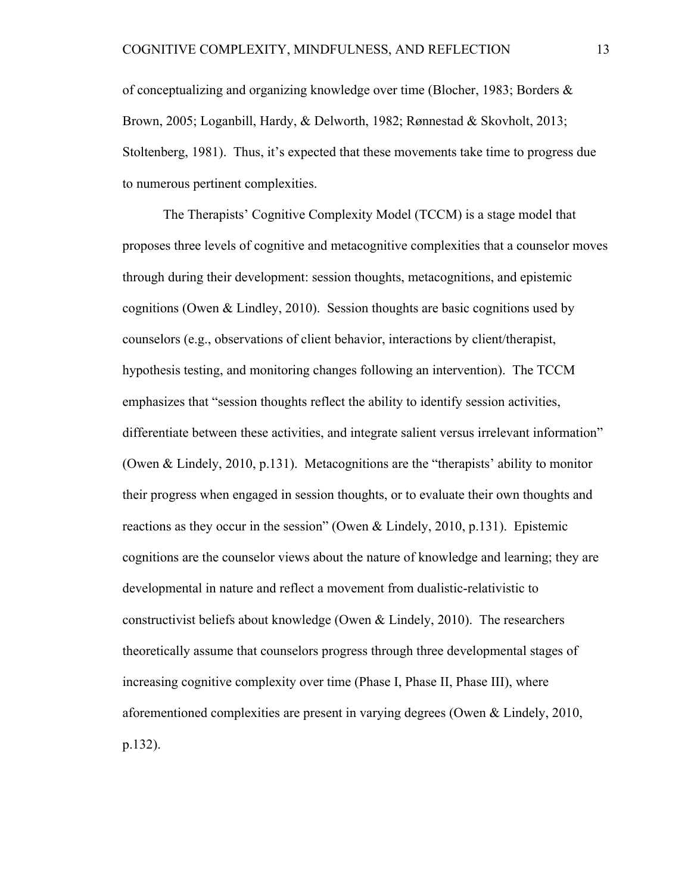of conceptualizing and organizing knowledge over time (Blocher, 1983; Borders & Brown, 2005; Loganbill, Hardy, & Delworth, 1982; Rønnestad & Skovholt, 2013; Stoltenberg, 1981). Thus, it's expected that these movements take time to progress due to numerous pertinent complexities.

The Therapists' Cognitive Complexity Model (TCCM) is a stage model that proposes three levels of cognitive and metacognitive complexities that a counselor moves through during their development: session thoughts, metacognitions, and epistemic cognitions (Owen & Lindley, 2010). Session thoughts are basic cognitions used by counselors (e.g., observations of client behavior, interactions by client/therapist, hypothesis testing, and monitoring changes following an intervention). The TCCM emphasizes that "session thoughts reflect the ability to identify session activities, differentiate between these activities, and integrate salient versus irrelevant information" (Owen & Lindely, 2010, p.131). Metacognitions are the "therapists' ability to monitor their progress when engaged in session thoughts, or to evaluate their own thoughts and reactions as they occur in the session" (Owen & Lindely, 2010, p.131). Epistemic cognitions are the counselor views about the nature of knowledge and learning; they are developmental in nature and reflect a movement from dualistic-relativistic to constructivist beliefs about knowledge (Owen & Lindely, 2010). The researchers theoretically assume that counselors progress through three developmental stages of increasing cognitive complexity over time (Phase I, Phase II, Phase III), where aforementioned complexities are present in varying degrees (Owen & Lindely, 2010, p.132).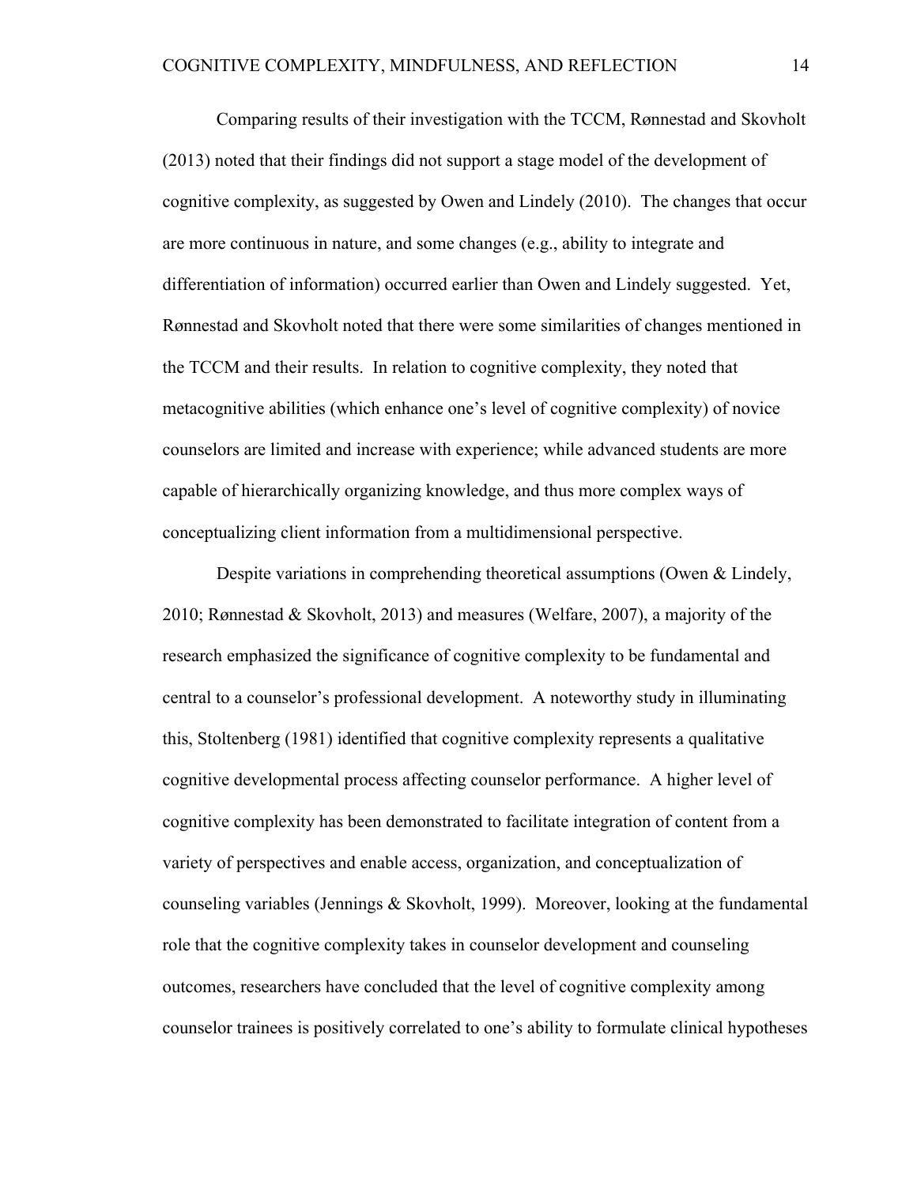Comparing results of their investigation with the TCCM, Rønnestad and Skovholt (2013) noted that their findings did not support a stage model of the development of cognitive complexity, as suggested by Owen and Lindely (2010). The changes that occur are more continuous in nature, and some changes (e.g., ability to integrate and differentiation of information) occurred earlier than Owen and Lindely suggested. Yet, Rønnestad and Skovholt noted that there were some similarities of changes mentioned in the TCCM and their results. In relation to cognitive complexity, they noted that metacognitive abilities (which enhance one's level of cognitive complexity) of novice counselors are limited and increase with experience; while advanced students are more capable of hierarchically organizing knowledge, and thus more complex ways of conceptualizing client information from a multidimensional perspective.

Despite variations in comprehending theoretical assumptions (Owen & Lindely, 2010; Rønnestad & Skovholt, 2013) and measures (Welfare, 2007), a majority of the research emphasized the significance of cognitive complexity to be fundamental and central to a counselor's professional development. A noteworthy study in illuminating this, Stoltenberg (1981) identified that cognitive complexity represents a qualitative cognitive developmental process affecting counselor performance. A higher level of cognitive complexity has been demonstrated to facilitate integration of content from a variety of perspectives and enable access, organization, and conceptualization of counseling variables (Jennings & Skovholt, 1999). Moreover, looking at the fundamental role that the cognitive complexity takes in counselor development and counseling outcomes, researchers have concluded that the level of cognitive complexity among counselor trainees is positively correlated to one's ability to formulate clinical hypotheses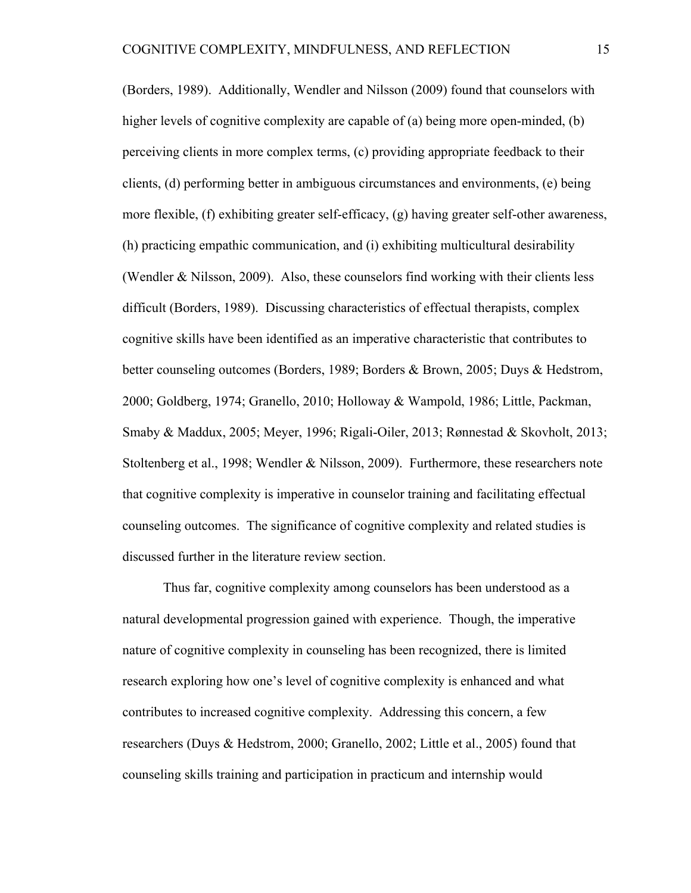(Borders, 1989). Additionally, Wendler and Nilsson (2009) found that counselors with higher levels of cognitive complexity are capable of (a) being more open-minded, (b) perceiving clients in more complex terms, (c) providing appropriate feedback to their clients, (d) performing better in ambiguous circumstances and environments, (e) being more flexible, (f) exhibiting greater self-efficacy, (g) having greater self-other awareness, (h) practicing empathic communication, and (i) exhibiting multicultural desirability (Wendler & Nilsson, 2009). Also, these counselors find working with their clients less difficult (Borders, 1989). Discussing characteristics of effectual therapists, complex cognitive skills have been identified as an imperative characteristic that contributes to better counseling outcomes (Borders, 1989; Borders & Brown, 2005; Duys & Hedstrom, 2000; Goldberg, 1974; Granello, 2010; Holloway & Wampold, 1986; Little, Packman, Smaby & Maddux, 2005; Meyer, 1996; Rigali-Oiler, 2013; Rønnestad & Skovholt, 2013; Stoltenberg et al., 1998; Wendler & Nilsson, 2009). Furthermore, these researchers note that cognitive complexity is imperative in counselor training and facilitating effectual counseling outcomes. The significance of cognitive complexity and related studies is discussed further in the literature review section.

Thus far, cognitive complexity among counselors has been understood as a natural developmental progression gained with experience. Though, the imperative nature of cognitive complexity in counseling has been recognized, there is limited research exploring how one's level of cognitive complexity is enhanced and what contributes to increased cognitive complexity. Addressing this concern, a few researchers (Duys & Hedstrom, 2000; Granello, 2002; Little et al., 2005) found that counseling skills training and participation in practicum and internship would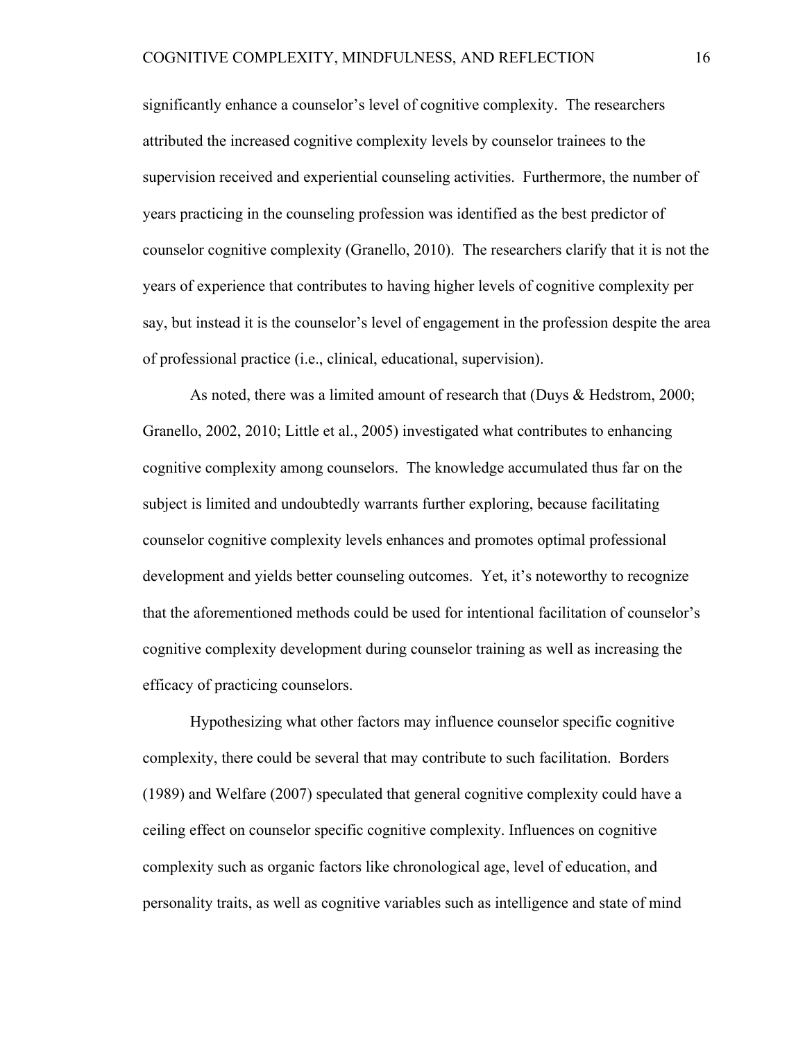significantly enhance a counselor's level of cognitive complexity. The researchers attributed the increased cognitive complexity levels by counselor trainees to the supervision received and experiential counseling activities. Furthermore, the number of years practicing in the counseling profession was identified as the best predictor of counselor cognitive complexity (Granello, 2010). The researchers clarify that it is not the years of experience that contributes to having higher levels of cognitive complexity per say, but instead it is the counselor's level of engagement in the profession despite the area of professional practice (i.e., clinical, educational, supervision).

As noted, there was a limited amount of research that (Duys & Hedstrom, 2000; Granello, 2002, 2010; Little et al., 2005) investigated what contributes to enhancing cognitive complexity among counselors. The knowledge accumulated thus far on the subject is limited and undoubtedly warrants further exploring, because facilitating counselor cognitive complexity levels enhances and promotes optimal professional development and yields better counseling outcomes. Yet, it's noteworthy to recognize that the aforementioned methods could be used for intentional facilitation of counselor's cognitive complexity development during counselor training as well as increasing the efficacy of practicing counselors.

Hypothesizing what other factors may influence counselor specific cognitive complexity, there could be several that may contribute to such facilitation. Borders (1989) and Welfare (2007) speculated that general cognitive complexity could have a ceiling effect on counselor specific cognitive complexity. Influences on cognitive complexity such as organic factors like chronological age, level of education, and personality traits, as well as cognitive variables such as intelligence and state of mind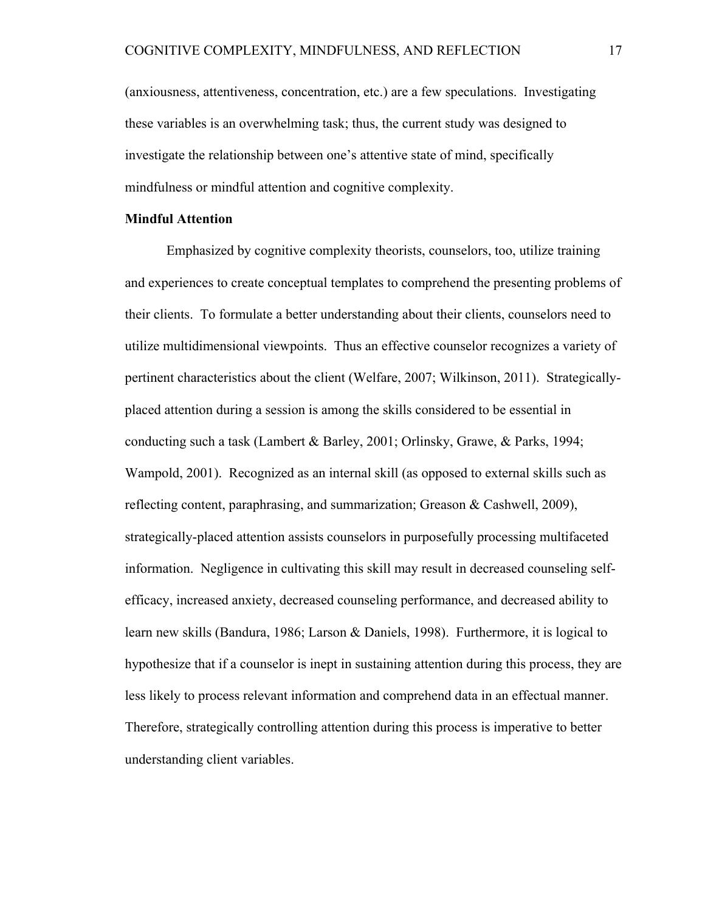(anxiousness, attentiveness, concentration, etc.) are a few speculations. Investigating these variables is an overwhelming task; thus, the current study was designed to investigate the relationship between one's attentive state of mind, specifically mindfulness or mindful attention and cognitive complexity.

**Mindful Attention**

Emphasized by cognitive complexity theorists, counselors, too, utilize training and experiences to create conceptual templates to comprehend the presenting problems of their clients. To formulate a better understanding about their clients, counselors need to utilize multidimensional viewpoints. Thus an effective counselor recognizes a variety of pertinent characteristics about the client (Welfare, 2007; Wilkinson, 2011). Strategically-placed attention during a session is among the skills considered to be essential in conducting such a task (Lambert & Barley, 2001; Orlinsky, Grawe, & Parks, 1994; Wampold, 2001). Recognized as an internal skill (as opposed to external skills such as reflecting content, paraphrasing, and summarization; Greason & Cashwell, 2009), strategically-placed attention assists counselors in purposefully processing multifaceted information. Negligence in cultivating this skill may result in decreased counseling self-efficacy, increased anxiety, decreased counseling performance, and decreased ability to learn new skills (Bandura, 1986; Larson & Daniels, 1998). Furthermore, it is logical to hypothesize that if a counselor is inept in sustaining attention during this process, they are less likely to process relevant information and comprehend data in an effectual manner. Therefore, strategically controlling attention during this process is imperative to better understanding client variables.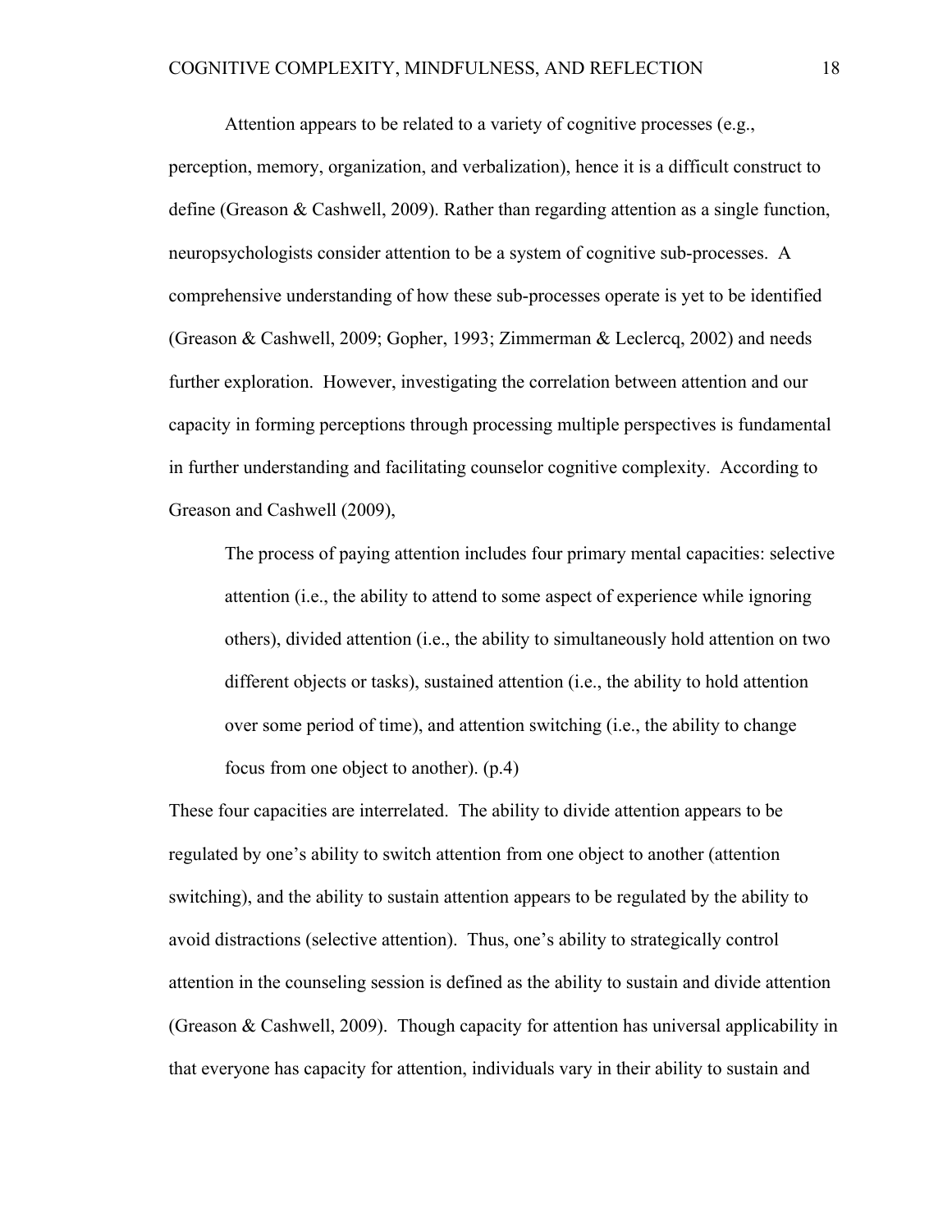Attention appears to be related to a variety of cognitive processes (e.g., perception, memory, organization, and verbalization), hence it is a difficult construct to define (Greason & Cashwell, 2009). Rather than regarding attention as a single function, neuropsychologists consider attention to be a system of cognitive sub-processes. A comprehensive understanding of how these sub-processes operate is yet to be identified (Greason & Cashwell, 2009; Gopher, 1993; Zimmerman & Leclercq, 2002) and needs further exploration. However, investigating the correlation between attention and our capacity in forming perceptions through processing multiple perspectives is fundamental in further understanding and facilitating counselor cognitive complexity. According to Greason and Cashwell (2009),

> The process of paying attention includes four primary mental capacities: selective attention (i.e., the ability to attend to some aspect of experience while ignoring others), divided attention (i.e., the ability to simultaneously hold attention on two different objects or tasks), sustained attention (i.e., the ability to hold attention over some period of time), and attention switching (i.e., the ability to change focus from one object to another). (p.4)

These four capacities are interrelated. The ability to divide attention appears to be regulated by one's ability to switch attention from one object to another (attention switching), and the ability to sustain attention appears to be regulated by the ability to avoid distractions (selective attention). Thus, one's ability to strategically control attention in the counseling session is defined as the ability to sustain and divide attention (Greason & Cashwell, 2009). Though capacity for attention has universal applicability in that everyone has capacity for attention, individuals vary in their ability to sustain and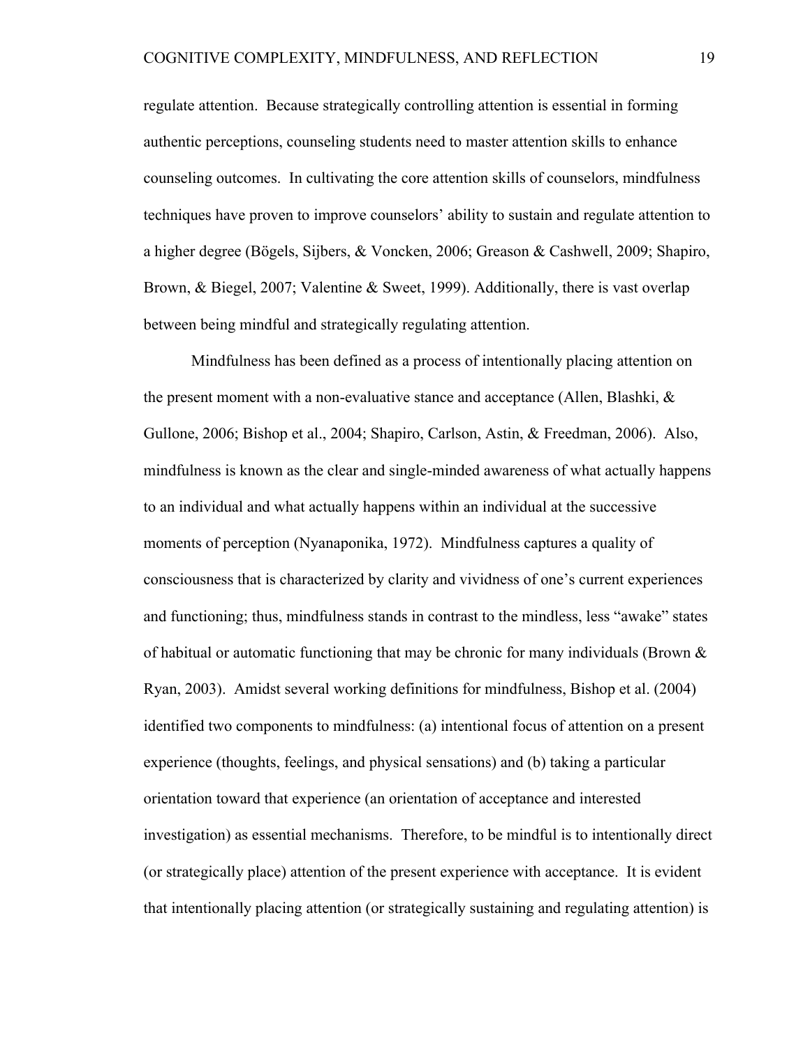regulate attention. Because strategically controlling attention is essential in forming authentic perceptions, counseling students need to master attention skills to enhance counseling outcomes. In cultivating the core attention skills of counselors, mindfulness techniques have proven to improve counselors' ability to sustain and regulate attention to a higher degree (Bögels, Sijbers, & Voncken, 2006; Greason & Cashwell, 2009; Shapiro, Brown, & Biegel, 2007; Valentine & Sweet, 1999). Additionally, there is vast overlap between being mindful and strategically regulating attention.

Mindfulness has been defined as a process of intentionally placing attention on the present moment with a non-evaluative stance and acceptance (Allen, Blashki, & Gullone, 2006; Bishop et al., 2004; Shapiro, Carlson, Astin, & Freedman, 2006). Also, mindfulness is known as the clear and single-minded awareness of what actually happens to an individual and what actually happens within an individual at the successive moments of perception (Nyanaponika, 1972). Mindfulness captures a quality of consciousness that is characterized by clarity and vividness of one's current experiences and functioning; thus, mindfulness stands in contrast to the mindless, less "awake" states of habitual or automatic functioning that may be chronic for many individuals (Brown & Ryan, 2003). Amidst several working definitions for mindfulness, Bishop et al. (2004) identified two components to mindfulness: (a) intentional focus of attention on a present experience (thoughts, feelings, and physical sensations) and (b) taking a particular orientation toward that experience (an orientation of acceptance and interested investigation) as essential mechanisms. Therefore, to be mindful is to intentionally direct (or strategically place) attention of the present experience with acceptance. It is evident that intentionally placing attention (or strategically sustaining and regulating attention) is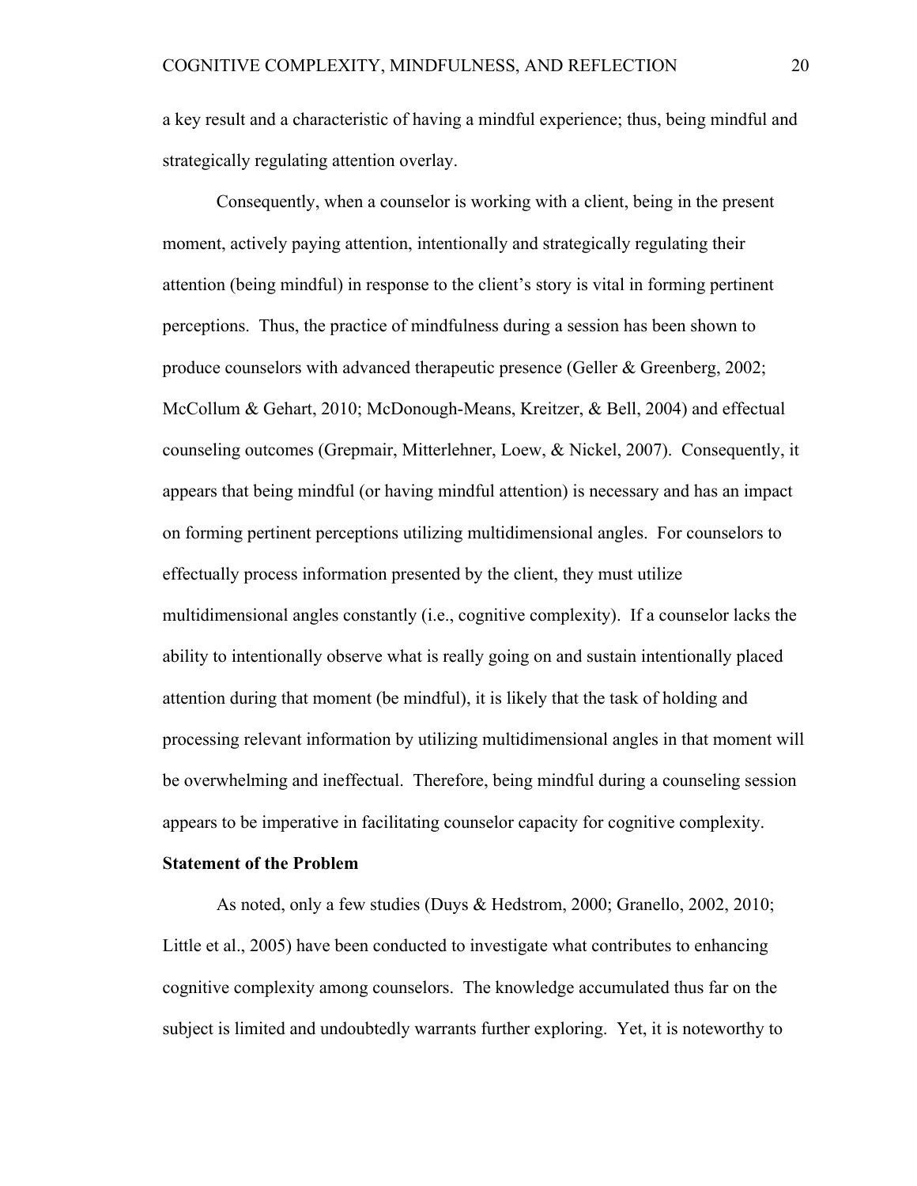a key result and a characteristic of having a mindful experience; thus, being mindful and strategically regulating attention overlay.

Consequently, when a counselor is working with a client, being in the present moment, actively paying attention, intentionally and strategically regulating their attention (being mindful) in response to the client's story is vital in forming pertinent perceptions. Thus, the practice of mindfulness during a session has been shown to produce counselors with advanced therapeutic presence (Geller & Greenberg, 2002; McCollum & Gehart, 2010; McDonough-Means, Kreitzer, & Bell, 2004) and effectual counseling outcomes (Grepmair, Mitterlehner, Loew, & Nickel, 2007). Consequently, it appears that being mindful (or having mindful attention) is necessary and has an impact on forming pertinent perceptions utilizing multidimensional angles. For counselors to effectually process information presented by the client, they must utilize multidimensional angles constantly (i.e., cognitive complexity). If a counselor lacks the ability to intentionally observe what is really going on and sustain intentionally placed attention during that moment (be mindful), it is likely that the task of holding and processing relevant information by utilizing multidimensional angles in that moment will be overwhelming and ineffectual. Therefore, being mindful during a counseling session appears to be imperative in facilitating counselor capacity for cognitive complexity.

**Statement of the Problem**

As noted, only a few studies (Duys & Hedstrom, 2000; Granello, 2002, 2010; Little et al., 2005) have been conducted to investigate what contributes to enhancing cognitive complexity among counselors. The knowledge accumulated thus far on the subject is limited and undoubtedly warrants further exploring. Yet, it is noteworthy to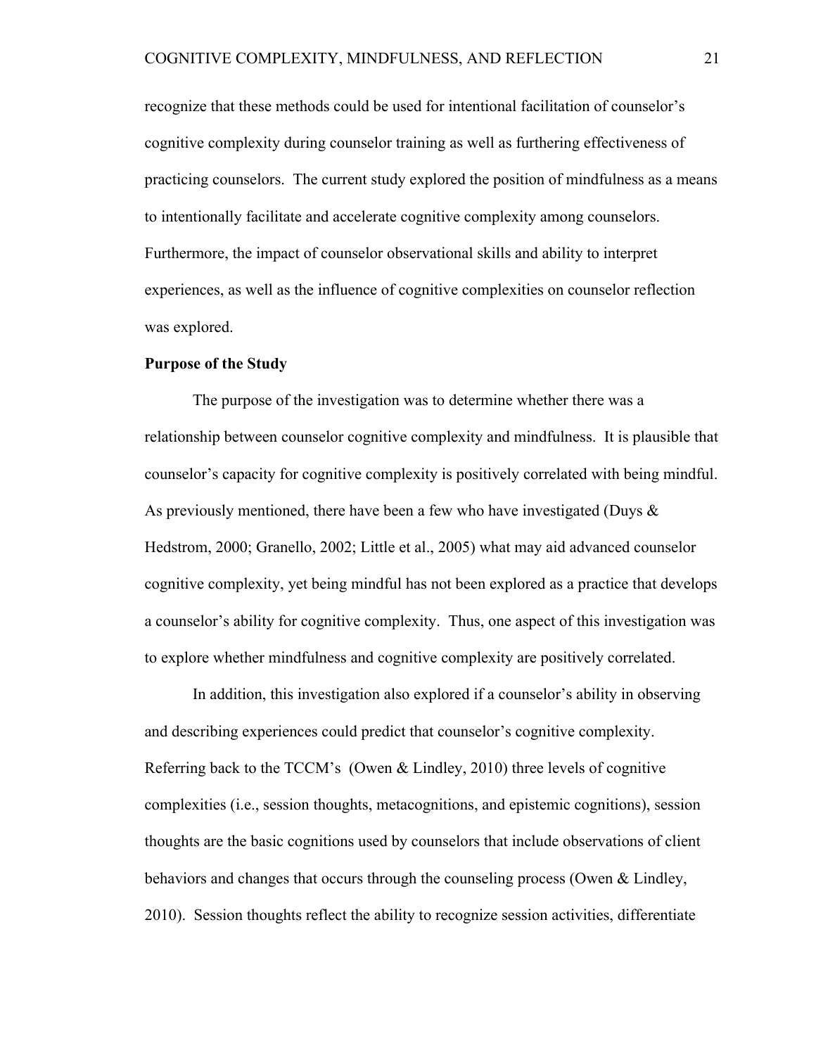recognize that these methods could be used for intentional facilitation of counselor's cognitive complexity during counselor training as well as furthering effectiveness of practicing counselors. The current study explored the position of mindfulness as a means to intentionally facilitate and accelerate cognitive complexity among counselors. Furthermore, the impact of counselor observational skills and ability to interpret experiences, as well as the influence of cognitive complexities on counselor reflection was explored.

**Purpose of the Study**

The purpose of the investigation was to determine whether there was a relationship between counselor cognitive complexity and mindfulness. It is plausible that counselor's capacity for cognitive complexity is positively correlated with being mindful. As previously mentioned, there have been a few who have investigated (Duys & Hedstrom, 2000; Granello, 2002; Little et al., 2005) what may aid advanced counselor cognitive complexity, yet being mindful has not been explored as a practice that develops a counselor's ability for cognitive complexity. Thus, one aspect of this investigation was to explore whether mindfulness and cognitive complexity are positively correlated.

In addition, this investigation also explored if a counselor's ability in observing and describing experiences could predict that counselor's cognitive complexity. Referring back to the TCCM's (Owen & Lindley, 2010) three levels of cognitive complexities (i.e., session thoughts, metacognitions, and epistemic cognitions), session thoughts are the basic cognitions used by counselors that include observations of client behaviors and changes that occurs through the counseling process (Owen & Lindley, 2010). Session thoughts reflect the ability to recognize session activities, differentiate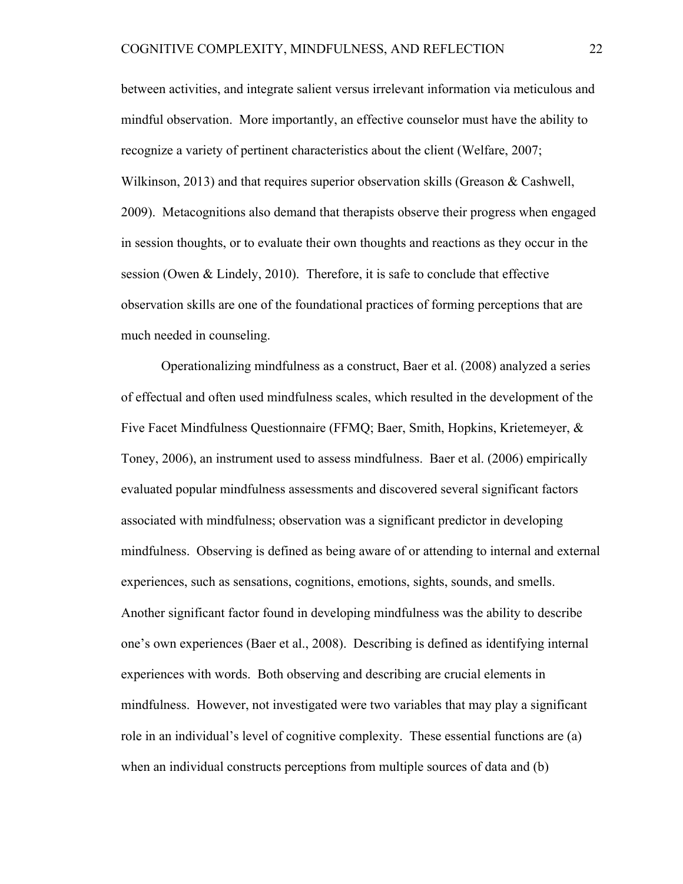between activities, and integrate salient versus irrelevant information via meticulous and mindful observation. More importantly, an effective counselor must have the ability to recognize a variety of pertinent characteristics about the client (Welfare, 2007; Wilkinson, 2013) and that requires superior observation skills (Greason & Cashwell, 2009). Metacognitions also demand that therapists observe their progress when engaged in session thoughts, or to evaluate their own thoughts and reactions as they occur in the session (Owen & Lindely, 2010). Therefore, it is safe to conclude that effective observation skills are one of the foundational practices of forming perceptions that are much needed in counseling.

Operationalizing mindfulness as a construct, Baer et al. (2008) analyzed a series of effectual and often used mindfulness scales, which resulted in the development of the Five Facet Mindfulness Questionnaire (FFMQ; Baer, Smith, Hopkins, Krietemeyer, & Toney, 2006), an instrument used to assess mindfulness. Baer et al. (2006) empirically evaluated popular mindfulness assessments and discovered several significant factors associated with mindfulness; observation was a significant predictor in developing mindfulness. Observing is defined as being aware of or attending to internal and external experiences, such as sensations, cognitions, emotions, sights, sounds, and smells. Another significant factor found in developing mindfulness was the ability to describe one's own experiences (Baer et al., 2008). Describing is defined as identifying internal experiences with words. Both observing and describing are crucial elements in mindfulness. However, not investigated were two variables that may play a significant role in an individual's level of cognitive complexity. These essential functions are (a) when an individual constructs perceptions from multiple sources of data and (b)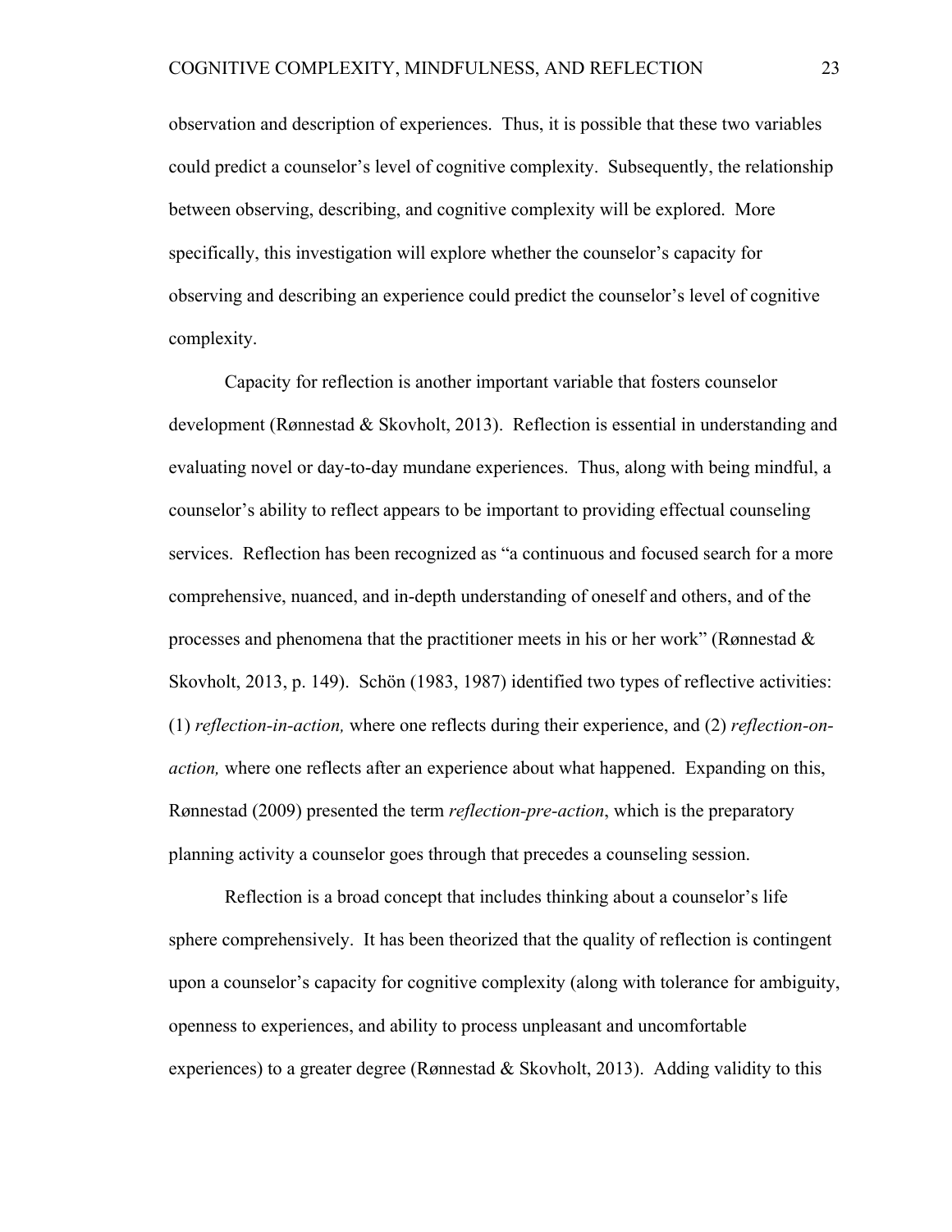observation and description of experiences. Thus, it is possible that these two variables could predict a counselor's level of cognitive complexity. Subsequently, the relationship between observing, describing, and cognitive complexity will be explored. More specifically, this investigation will explore whether the counselor's capacity for observing and describing an experience could predict the counselor's level of cognitive complexity.

Capacity for reflection is another important variable that fosters counselor development (Rønnestad & Skovholt, 2013). Reflection is essential in understanding and evaluating novel or day-to-day mundane experiences. Thus, along with being mindful, a counselor's ability to reflect appears to be important to providing effectual counseling services. Reflection has been recognized as "a continuous and focused search for a more comprehensive, nuanced, and in-depth understanding of oneself and others, and of the processes and phenomena that the practitioner meets in his or her work" (Rønnestad & Skovholt, 2013, p. 149). Schön (1983, 1987) identified two types of reflective activities: (1) *reflection-in-action,* where one reflects during their experience, and (2) *reflection-on-action,* where one reflects after an experience about what happened. Expanding on this, Rønnestad (2009) presented the term *reflection-pre-action*, which is the preparatory planning activity a counselor goes through that precedes a counseling session.

Reflection is a broad concept that includes thinking about a counselor's life sphere comprehensively. It has been theorized that the quality of reflection is contingent upon a counselor's capacity for cognitive complexity (along with tolerance for ambiguity, openness to experiences, and ability to process unpleasant and uncomfortable experiences) to a greater degree (Rønnestad & Skovholt, 2013). Adding validity to this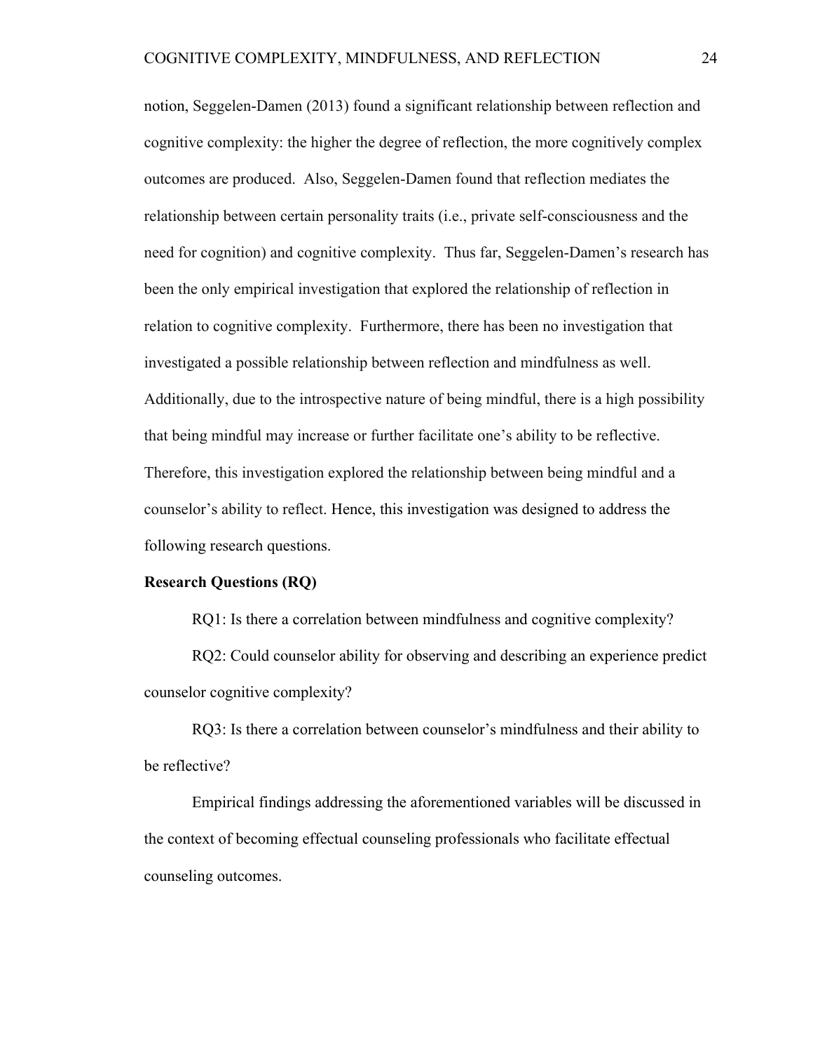notion, Seggelen-Damen (2013) found a significant relationship between reflection and cognitive complexity: the higher the degree of reflection, the more cognitively complex outcomes are produced. Also, Seggelen-Damen found that reflection mediates the relationship between certain personality traits (i.e., private self-consciousness and the need for cognition) and cognitive complexity. Thus far, Seggelen-Damen's research has been the only empirical investigation that explored the relationship of reflection in relation to cognitive complexity. Furthermore, there has been no investigation that investigated a possible relationship between reflection and mindfulness as well. Additionally, due to the introspective nature of being mindful, there is a high possibility that being mindful may increase or further facilitate one's ability to be reflective. Therefore, this investigation explored the relationship between being mindful and a counselor's ability to reflect. Hence, this investigation was designed to address the following research questions.

**Research Questions (RQ)**

RQ1: Is there a correlation between mindfulness and cognitive complexity?

RQ2: Could counselor ability for observing and describing an experience predict counselor cognitive complexity?

RQ3: Is there a correlation between counselor's mindfulness and their ability to be reflective?

Empirical findings addressing the aforementioned variables will be discussed in the context of becoming effectual counseling professionals who facilitate effectual counseling outcomes.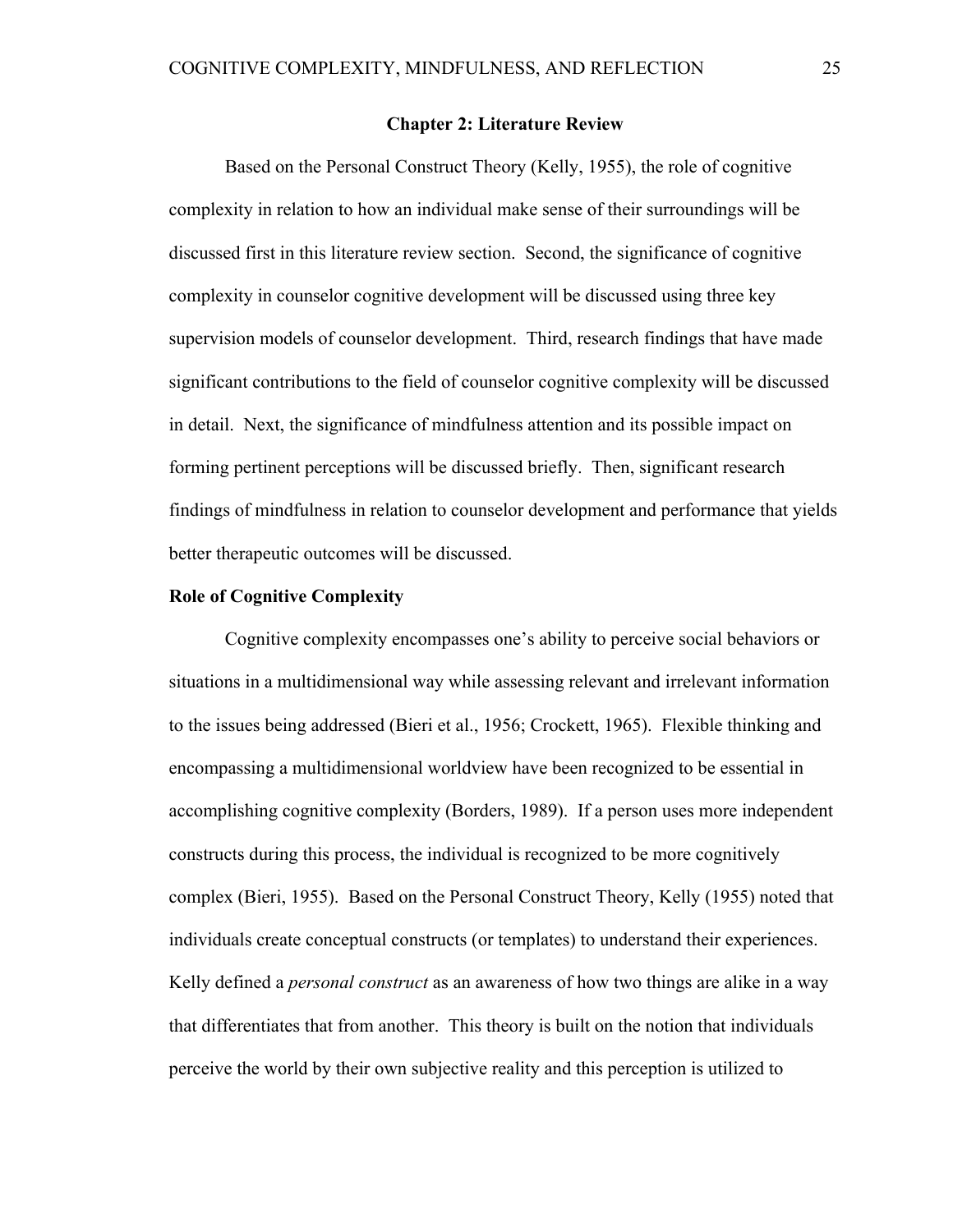## Chapter 2: Literature Review

Based on the Personal Construct Theory (Kelly, 1955), the role of cognitive complexity in relation to how an individual make sense of their surroundings will be discussed first in this literature review section. Second, the significance of cognitive complexity in counselor cognitive development will be discussed using three key supervision models of counselor development. Third, research findings that have made significant contributions to the field of counselor cognitive complexity will be discussed in detail. Next, the significance of mindfulness attention and its possible impact on forming pertinent perceptions will be discussed briefly. Then, significant research findings of mindfulness in relation to counselor development and performance that yields better therapeutic outcomes will be discussed.

### Role of Cognitive Complexity

Cognitive complexity encompasses one's ability to perceive social behaviors or situations in a multidimensional way while assessing relevant and irrelevant information to the issues being addressed (Bieri et al., 1956; Crockett, 1965). Flexible thinking and encompassing a multidimensional worldview have been recognized to be essential in accomplishing cognitive complexity (Borders, 1989). If a person uses more independent constructs during this process, the individual is recognized to be more cognitively complex (Bieri, 1955). Based on the Personal Construct Theory, Kelly (1955) noted that individuals create conceptual constructs (or templates) to understand their experiences. Kelly defined a *personal construct* as an awareness of how two things are alike in a way that differentiates that from another. This theory is built on the notion that individuals perceive the world by their own subjective reality and this perception is utilized to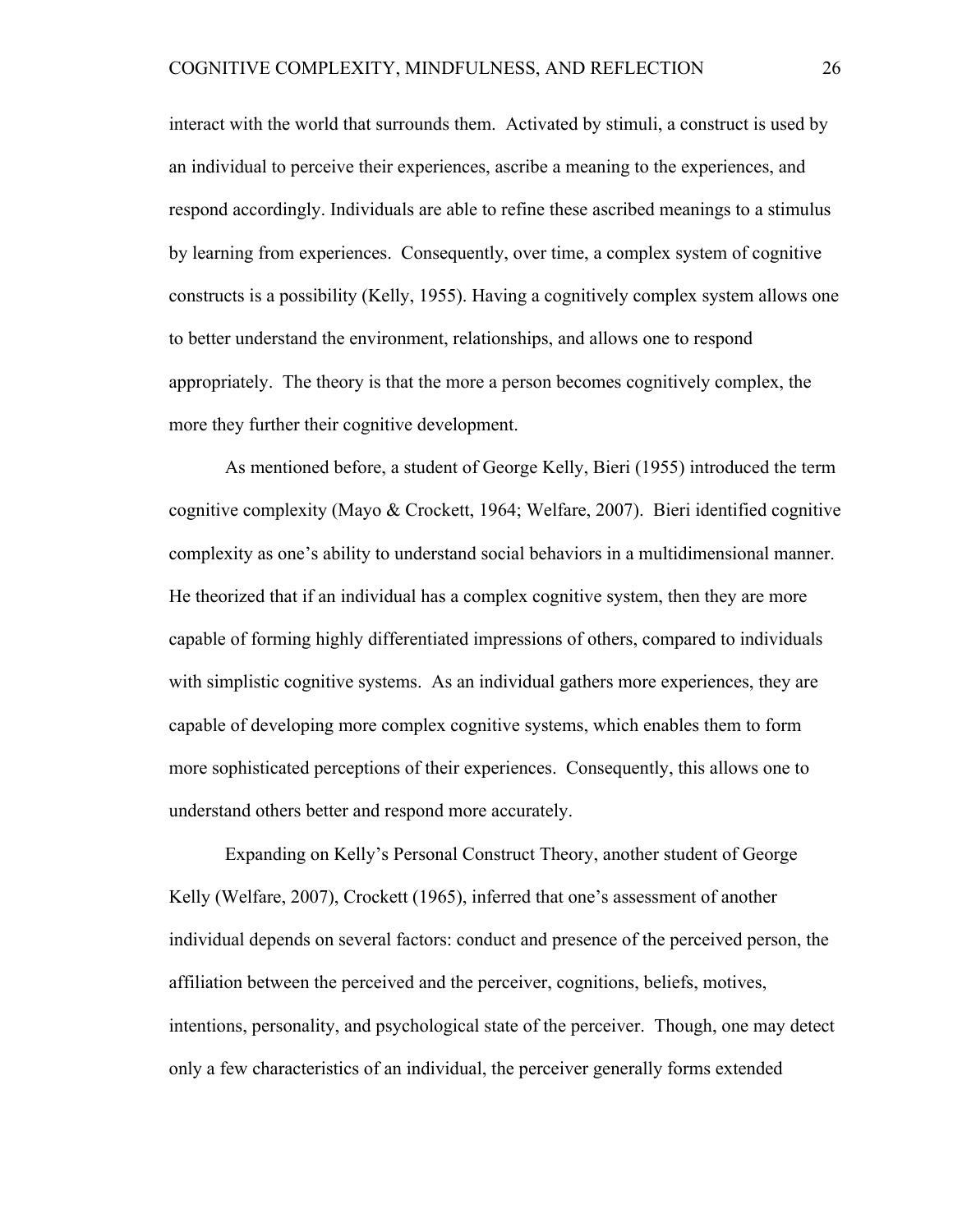interact with the world that surrounds them. Activated by stimuli, a construct is used by an individual to perceive their experiences, ascribe a meaning to the experiences, and respond accordingly. Individuals are able to refine these ascribed meanings to a stimulus by learning from experiences. Consequently, over time, a complex system of cognitive constructs is a possibility (Kelly, 1955). Having a cognitively complex system allows one to better understand the environment, relationships, and allows one to respond appropriately. The theory is that the more a person becomes cognitively complex, the more they further their cognitive development.

As mentioned before, a student of George Kelly, Bieri (1955) introduced the term cognitive complexity (Mayo & Crockett, 1964; Welfare, 2007). Bieri identified cognitive complexity as one's ability to understand social behaviors in a multidimensional manner. He theorized that if an individual has a complex cognitive system, then they are more capable of forming highly differentiated impressions of others, compared to individuals with simplistic cognitive systems. As an individual gathers more experiences, they are capable of developing more complex cognitive systems, which enables them to form more sophisticated perceptions of their experiences. Consequently, this allows one to understand others better and respond more accurately.

Expanding on Kelly's Personal Construct Theory, another student of George Kelly (Welfare, 2007), Crockett (1965), inferred that one's assessment of another individual depends on several factors: conduct and presence of the perceived person, the affiliation between the perceived and the perceiver, cognitions, beliefs, motives, intentions, personality, and psychological state of the perceiver. Though, one may detect only a few characteristics of an individual, the perceiver generally forms extended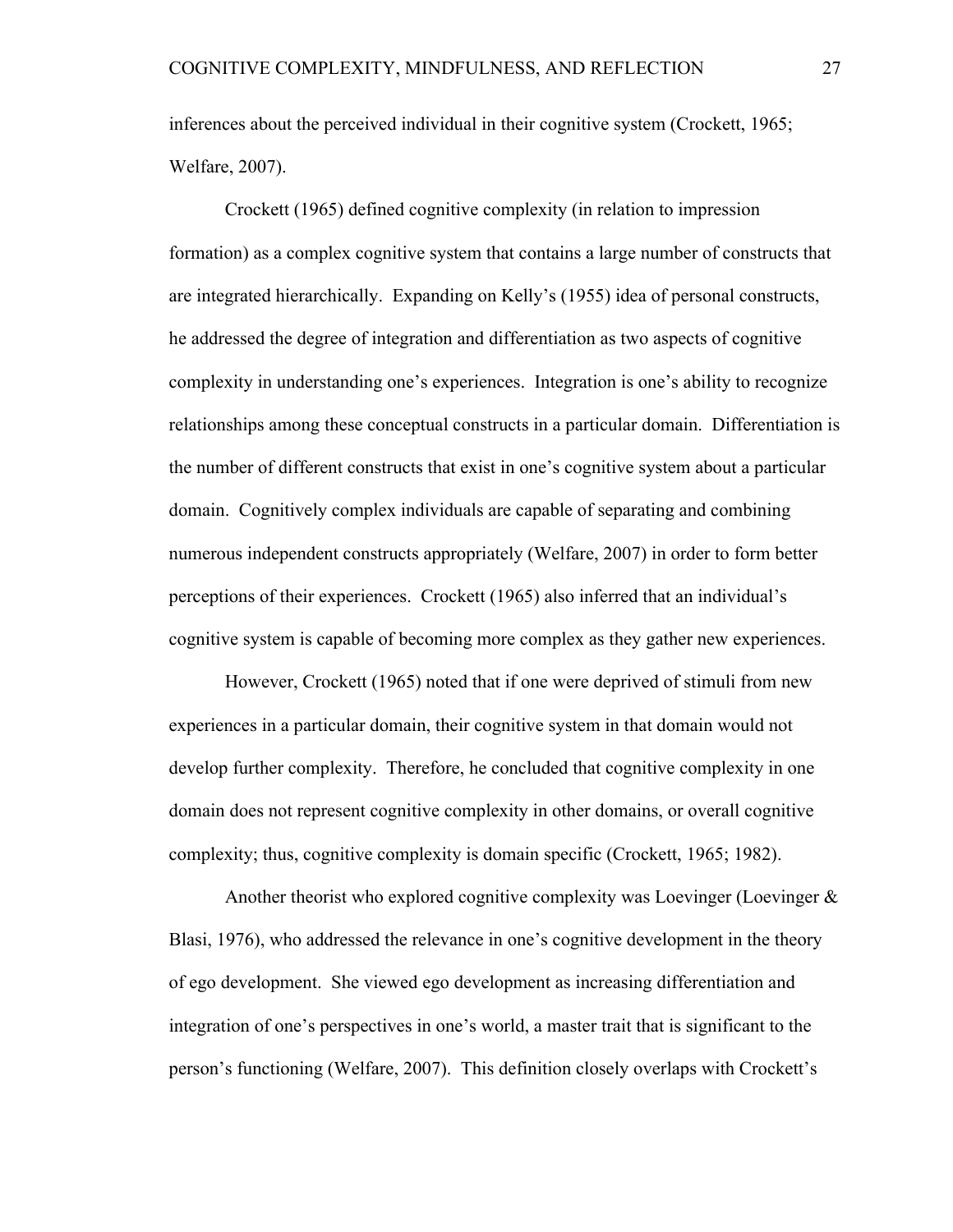inferences about the perceived individual in their cognitive system (Crockett, 1965; Welfare, 2007).

Crockett (1965) defined cognitive complexity (in relation to impression formation) as a complex cognitive system that contains a large number of constructs that are integrated hierarchically. Expanding on Kelly's (1955) idea of personal constructs, he addressed the degree of integration and differentiation as two aspects of cognitive complexity in understanding one's experiences. Integration is one's ability to recognize relationships among these conceptual constructs in a particular domain. Differentiation is the number of different constructs that exist in one's cognitive system about a particular domain. Cognitively complex individuals are capable of separating and combining numerous independent constructs appropriately (Welfare, 2007) in order to form better perceptions of their experiences. Crockett (1965) also inferred that an individual's cognitive system is capable of becoming more complex as they gather new experiences.

However, Crockett (1965) noted that if one were deprived of stimuli from new experiences in a particular domain, their cognitive system in that domain would not develop further complexity. Therefore, he concluded that cognitive complexity in one domain does not represent cognitive complexity in other domains, or overall cognitive complexity; thus, cognitive complexity is domain specific (Crockett, 1965; 1982).

Another theorist who explored cognitive complexity was Loevinger (Loevinger & Blasi, 1976), who addressed the relevance in one's cognitive development in the theory of ego development. She viewed ego development as increasing differentiation and integration of one's perspectives in one's world, a master trait that is significant to the person's functioning (Welfare, 2007). This definition closely overlaps with Crockett's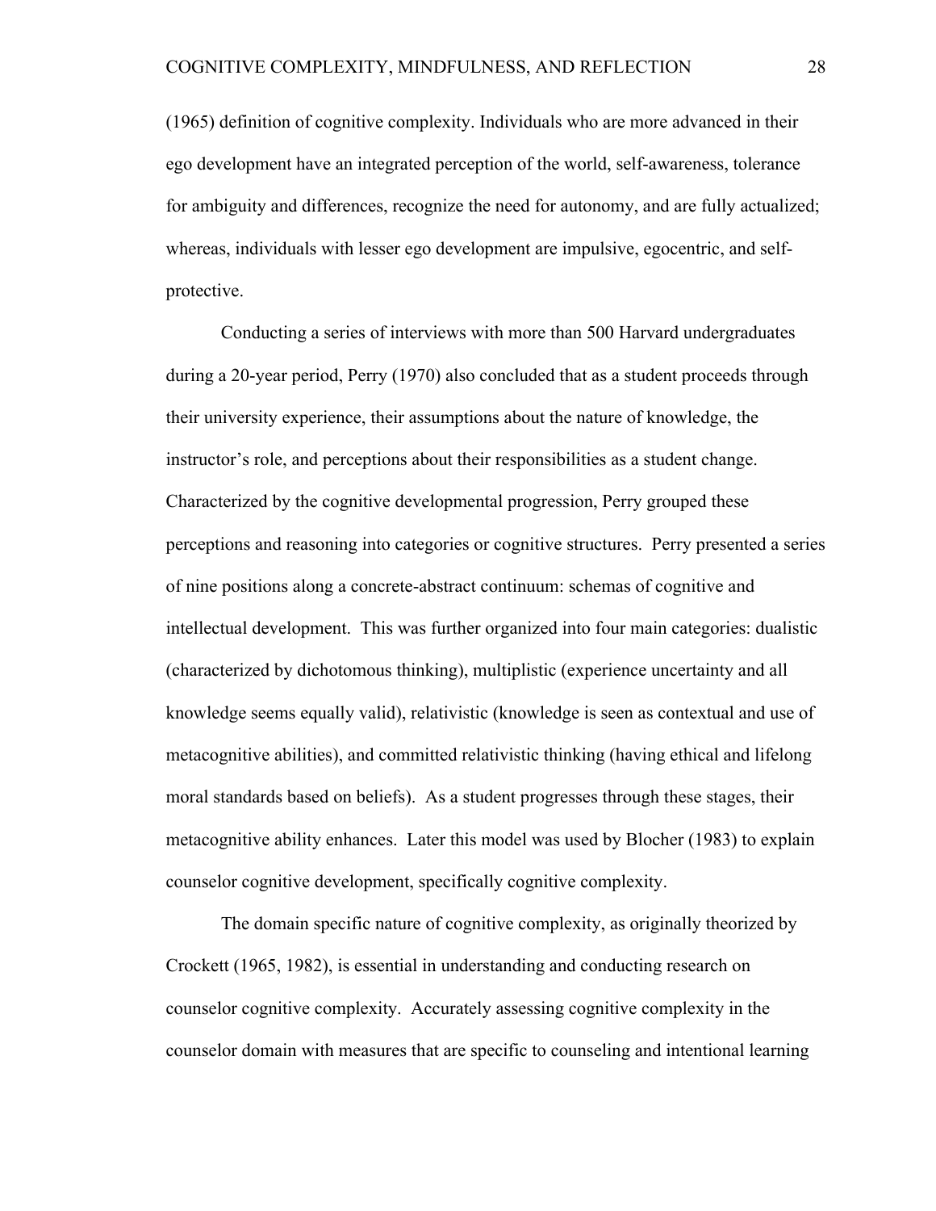(1965) definition of cognitive complexity. Individuals who are more advanced in their ego development have an integrated perception of the world, self-awareness, tolerance for ambiguity and differences, recognize the need for autonomy, and are fully actualized; whereas, individuals with lesser ego development are impulsive, egocentric, and self-protective.

Conducting a series of interviews with more than 500 Harvard undergraduates during a 20-year period, Perry (1970) also concluded that as a student proceeds through their university experience, their assumptions about the nature of knowledge, the instructor's role, and perceptions about their responsibilities as a student change. Characterized by the cognitive developmental progression, Perry grouped these perceptions and reasoning into categories or cognitive structures. Perry presented a series of nine positions along a concrete-abstract continuum: schemas of cognitive and intellectual development. This was further organized into four main categories: dualistic (characterized by dichotomous thinking), multiplistic (experience uncertainty and all knowledge seems equally valid), relativistic (knowledge is seen as contextual and use of metacognitive abilities), and committed relativistic thinking (having ethical and lifelong moral standards based on beliefs). As a student progresses through these stages, their metacognitive ability enhances. Later this model was used by Blocher (1983) to explain counselor cognitive development, specifically cognitive complexity.

The domain specific nature of cognitive complexity, as originally theorized by Crockett (1965, 1982), is essential in understanding and conducting research on counselor cognitive complexity. Accurately assessing cognitive complexity in the counselor domain with measures that are specific to counseling and intentional learning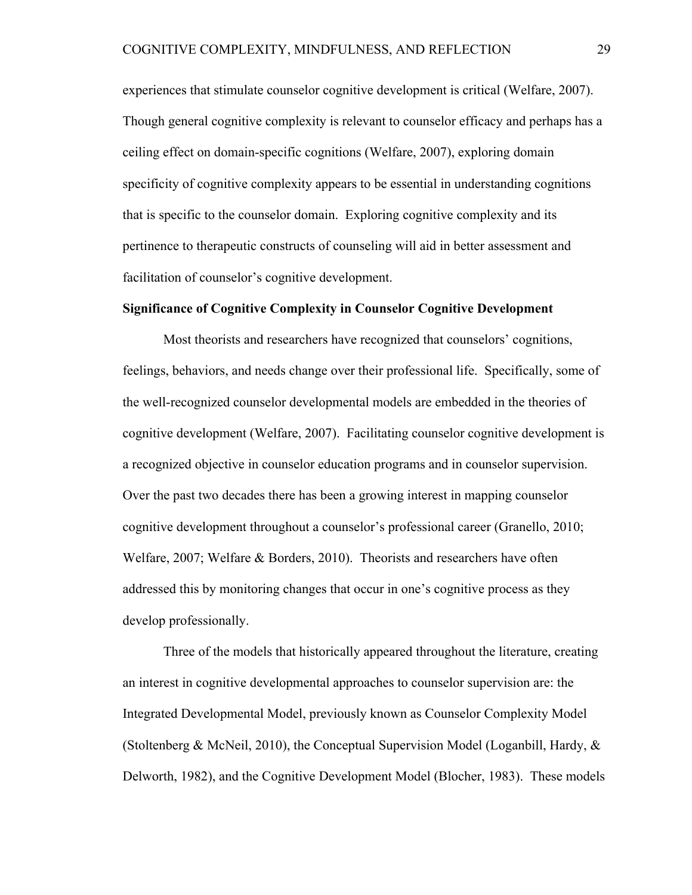experiences that stimulate counselor cognitive development is critical (Welfare, 2007). Though general cognitive complexity is relevant to counselor efficacy and perhaps has a ceiling effect on domain-specific cognitions (Welfare, 2007), exploring domain specificity of cognitive complexity appears to be essential in understanding cognitions that is specific to the counselor domain. Exploring cognitive complexity and its pertinence to therapeutic constructs of counseling will aid in better assessment and facilitation of counselor's cognitive development.

**Significance of Cognitive Complexity in Counselor Cognitive Development**

Most theorists and researchers have recognized that counselors' cognitions, feelings, behaviors, and needs change over their professional life. Specifically, some of the well-recognized counselor developmental models are embedded in the theories of cognitive development (Welfare, 2007). Facilitating counselor cognitive development is a recognized objective in counselor education programs and in counselor supervision. Over the past two decades there has been a growing interest in mapping counselor cognitive development throughout a counselor's professional career (Granello, 2010; Welfare, 2007; Welfare & Borders, 2010). Theorists and researchers have often addressed this by monitoring changes that occur in one's cognitive process as they develop professionally.

Three of the models that historically appeared throughout the literature, creating an interest in cognitive developmental approaches to counselor supervision are: the Integrated Developmental Model, previously known as Counselor Complexity Model (Stoltenberg & McNeil, 2010), the Conceptual Supervision Model (Loganbill, Hardy, & Delworth, 1982), and the Cognitive Development Model (Blocher, 1983). These models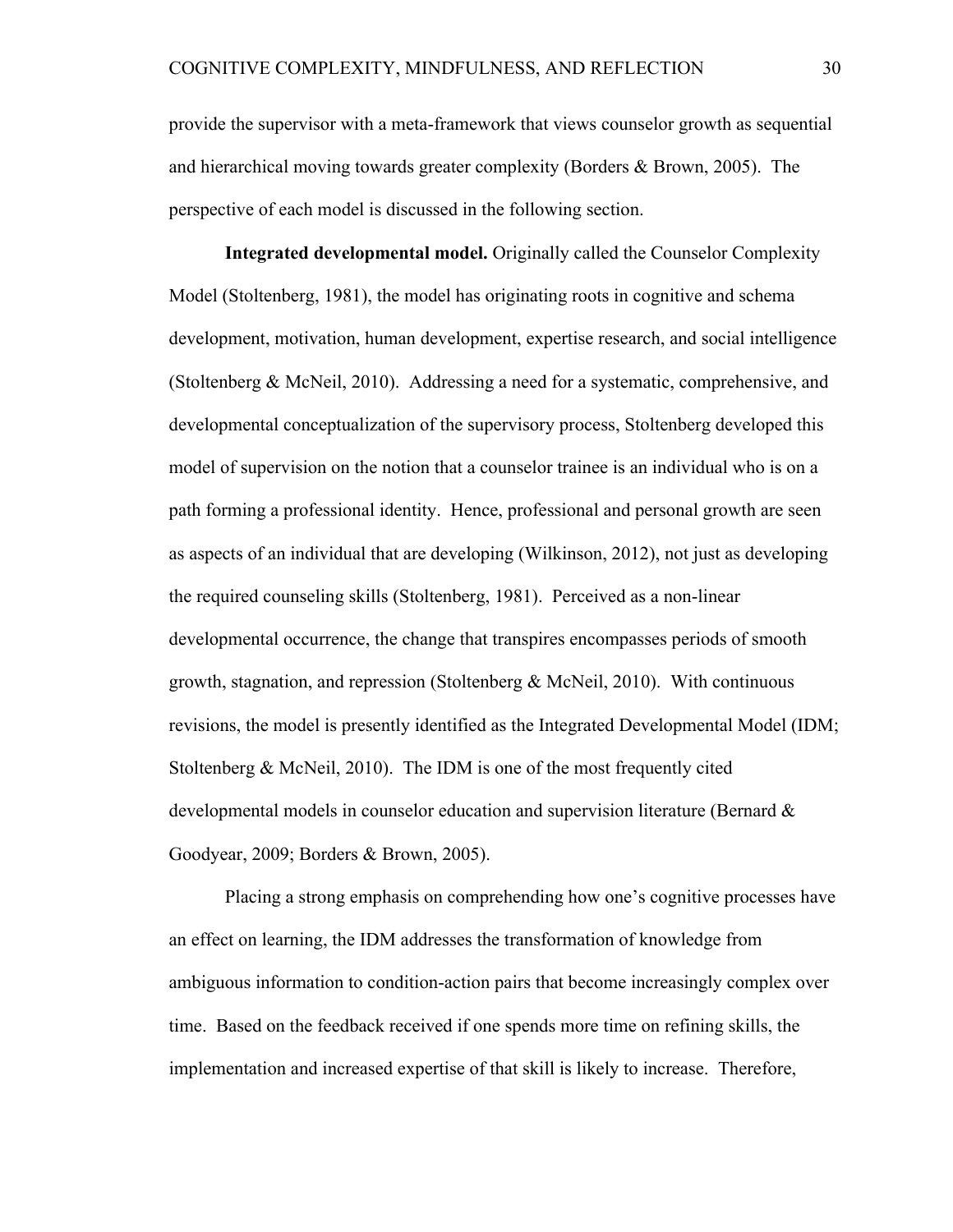provide the supervisor with a meta-framework that views counselor growth as sequential and hierarchical moving towards greater complexity (Borders & Brown, 2005). The perspective of each model is discussed in the following section.

**Integrated developmental model.** Originally called the Counselor Complexity Model (Stoltenberg, 1981), the model has originating roots in cognitive and schema development, motivation, human development, expertise research, and social intelligence (Stoltenberg & McNeil, 2010). Addressing a need for a systematic, comprehensive, and developmental conceptualization of the supervisory process, Stoltenberg developed this model of supervision on the notion that a counselor trainee is an individual who is on a path forming a professional identity. Hence, professional and personal growth are seen as aspects of an individual that are developing (Wilkinson, 2012), not just as developing the required counseling skills (Stoltenberg, 1981). Perceived as a non-linear developmental occurrence, the change that transpires encompasses periods of smooth growth, stagnation, and repression (Stoltenberg & McNeil, 2010). With continuous revisions, the model is presently identified as the Integrated Developmental Model (IDM; Stoltenberg & McNeil, 2010). The IDM is one of the most frequently cited developmental models in counselor education and supervision literature (Bernard & Goodyear, 2009; Borders & Brown, 2005).

Placing a strong emphasis on comprehending how one's cognitive processes have an effect on learning, the IDM addresses the transformation of knowledge from ambiguous information to condition-action pairs that become increasingly complex over time. Based on the feedback received if one spends more time on refining skills, the implementation and increased expertise of that skill is likely to increase. Therefore,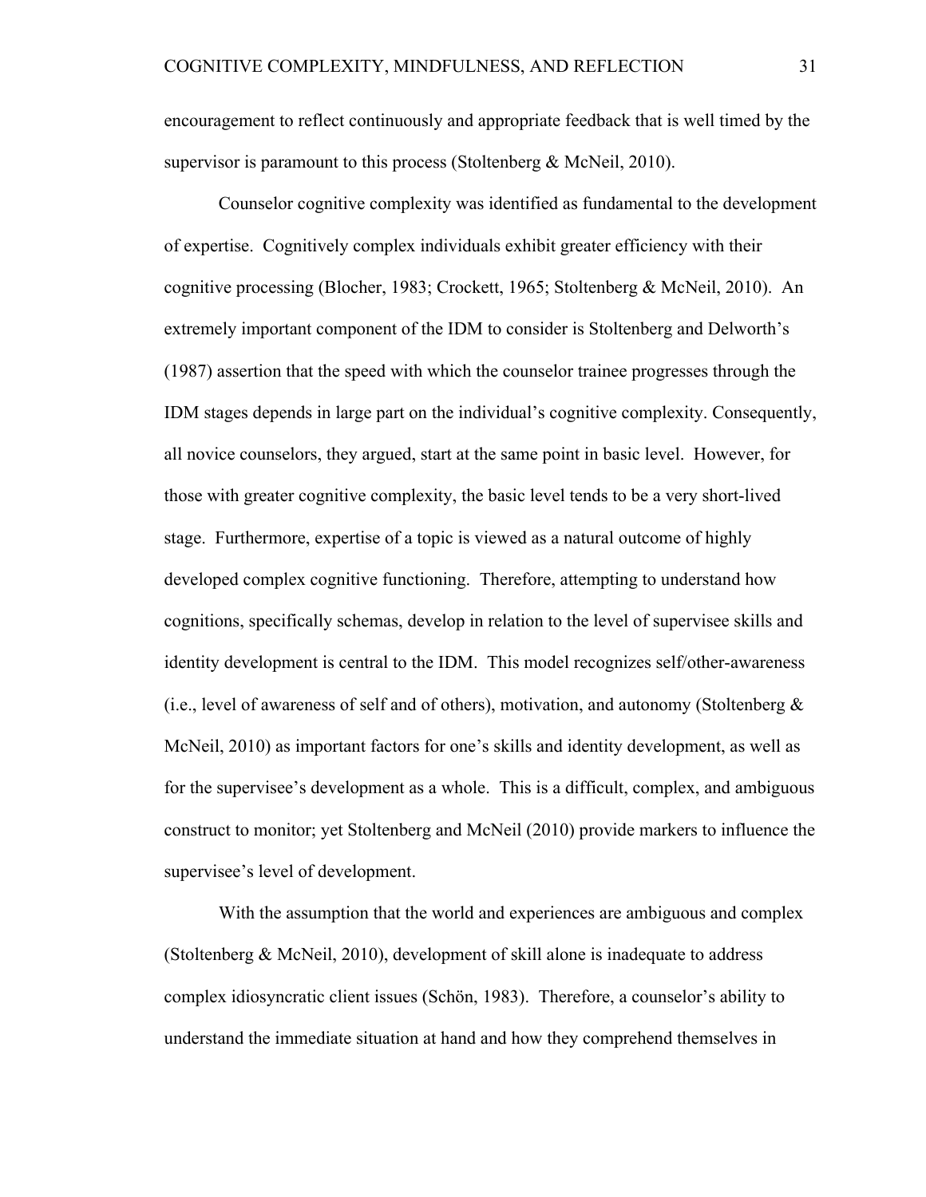encouragement to reflect continuously and appropriate feedback that is well timed by the supervisor is paramount to this process (Stoltenberg & McNeil, 2010).

Counselor cognitive complexity was identified as fundamental to the development of expertise. Cognitively complex individuals exhibit greater efficiency with their cognitive processing (Blocher, 1983; Crockett, 1965; Stoltenberg & McNeil, 2010). An extremely important component of the IDM to consider is Stoltenberg and Delworth's (1987) assertion that the speed with which the counselor trainee progresses through the IDM stages depends in large part on the individual's cognitive complexity. Consequently, all novice counselors, they argued, start at the same point in basic level. However, for those with greater cognitive complexity, the basic level tends to be a very short-lived stage. Furthermore, expertise of a topic is viewed as a natural outcome of highly developed complex cognitive functioning. Therefore, attempting to understand how cognitions, specifically schemas, develop in relation to the level of supervisee skills and identity development is central to the IDM. This model recognizes self/other-awareness (i.e., level of awareness of self and of others), motivation, and autonomy (Stoltenberg & McNeil, 2010) as important factors for one's skills and identity development, as well as for the supervisee's development as a whole. This is a difficult, complex, and ambiguous construct to monitor; yet Stoltenberg and McNeil (2010) provide markers to influence the supervisee's level of development.

With the assumption that the world and experiences are ambiguous and complex (Stoltenberg & McNeil, 2010), development of skill alone is inadequate to address complex idiosyncratic client issues (Schön, 1983). Therefore, a counselor's ability to understand the immediate situation at hand and how they comprehend themselves in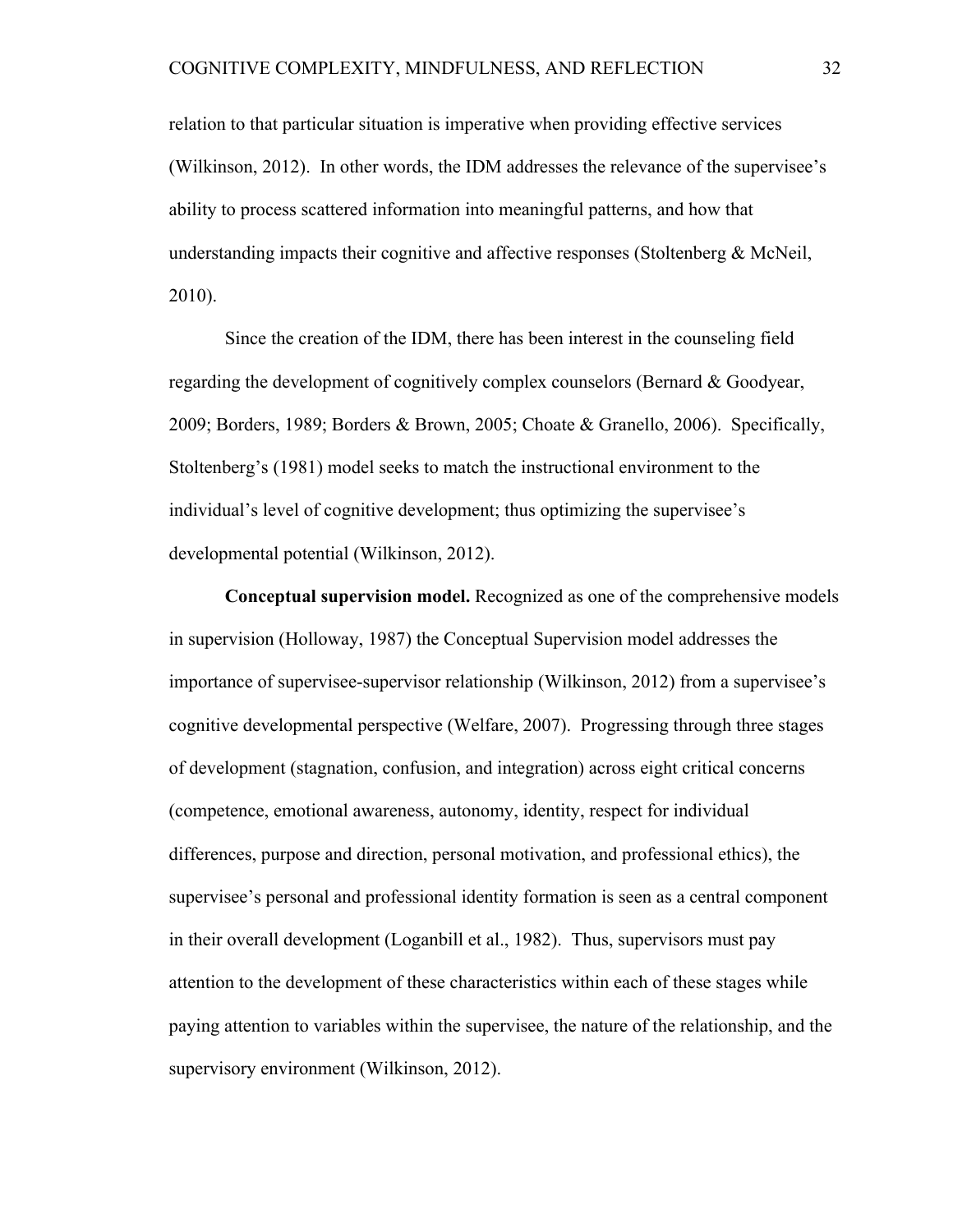relation to that particular situation is imperative when providing effective services (Wilkinson, 2012). In other words, the IDM addresses the relevance of the supervisee's ability to process scattered information into meaningful patterns, and how that understanding impacts their cognitive and affective responses (Stoltenberg & McNeil, 2010).

Since the creation of the IDM, there has been interest in the counseling field regarding the development of cognitively complex counselors (Bernard & Goodyear, 2009; Borders, 1989; Borders & Brown, 2005; Choate & Granello, 2006). Specifically, Stoltenberg's (1981) model seeks to match the instructional environment to the individual's level of cognitive development; thus optimizing the supervisee's developmental potential (Wilkinson, 2012).

**Conceptual supervision model.** Recognized as one of the comprehensive models in supervision (Holloway, 1987) the Conceptual Supervision model addresses the importance of supervisee-supervisor relationship (Wilkinson, 2012) from a supervisee's cognitive developmental perspective (Welfare, 2007). Progressing through three stages of development (stagnation, confusion, and integration) across eight critical concerns (competence, emotional awareness, autonomy, identity, respect for individual differences, purpose and direction, personal motivation, and professional ethics), the supervisee's personal and professional identity formation is seen as a central component in their overall development (Loganbill et al., 1982). Thus, supervisors must pay attention to the development of these characteristics within each of these stages while paying attention to variables within the supervisee, the nature of the relationship, and the supervisory environment (Wilkinson, 2012).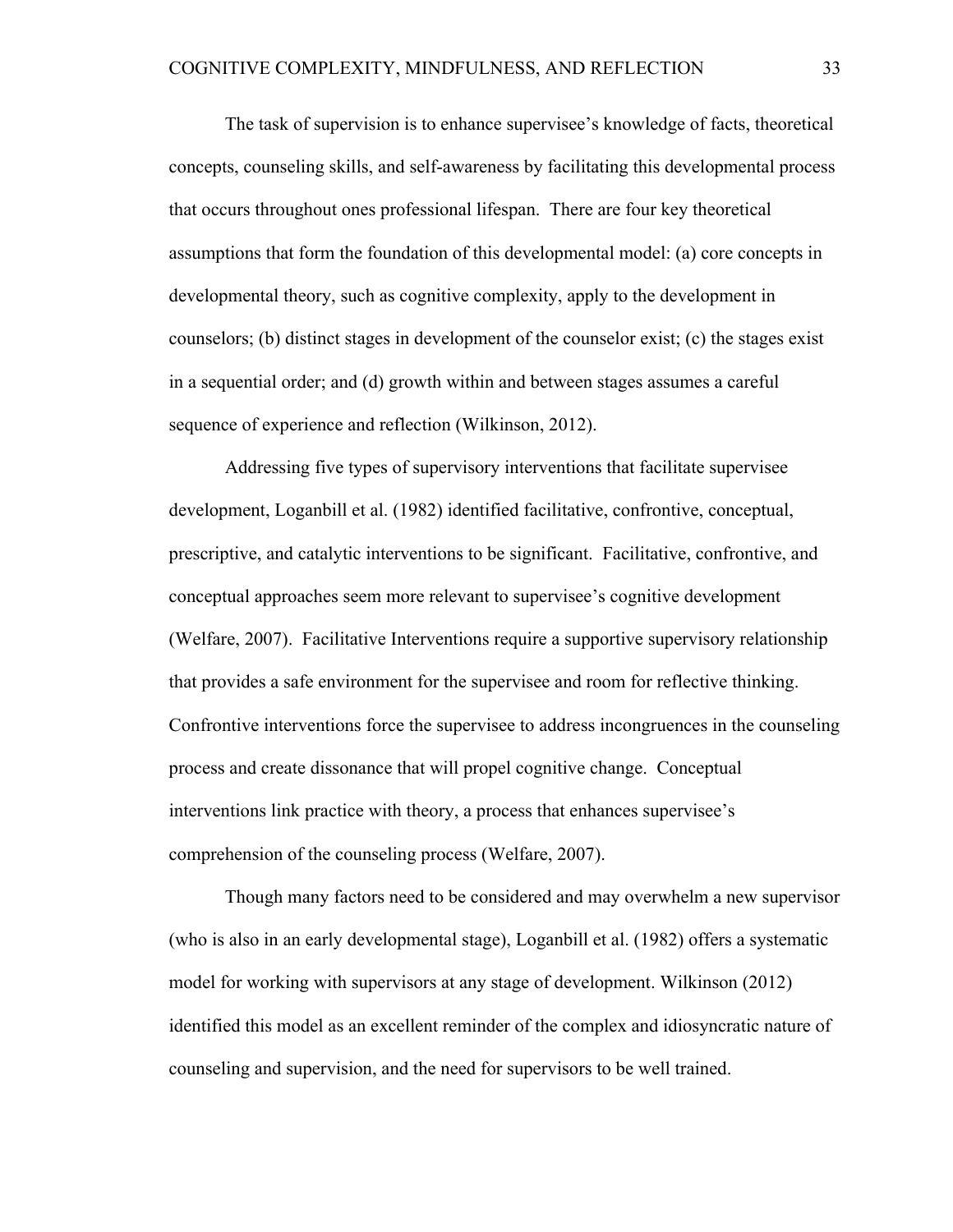The task of supervision is to enhance supervisee's knowledge of facts, theoretical concepts, counseling skills, and self-awareness by facilitating this developmental process that occurs throughout ones professional lifespan. There are four key theoretical assumptions that form the foundation of this developmental model: (a) core concepts in developmental theory, such as cognitive complexity, apply to the development in counselors; (b) distinct stages in development of the counselor exist; (c) the stages exist in a sequential order; and (d) growth within and between stages assumes a careful sequence of experience and reflection (Wilkinson, 2012).

Addressing five types of supervisory interventions that facilitate supervisee development, Loganbill et al. (1982) identified facilitative, confrontive, conceptual, prescriptive, and catalytic interventions to be significant. Facilitative, confrontive, and conceptual approaches seem more relevant to supervisee's cognitive development (Welfare, 2007). Facilitative Interventions require a supportive supervisory relationship that provides a safe environment for the supervisee and room for reflective thinking. Confrontive interventions force the supervisee to address incongruences in the counseling process and create dissonance that will propel cognitive change. Conceptual interventions link practice with theory, a process that enhances supervisee's comprehension of the counseling process (Welfare, 2007).

Though many factors need to be considered and may overwhelm a new supervisor (who is also in an early developmental stage), Loganbill et al. (1982) offers a systematic model for working with supervisors at any stage of development. Wilkinson (2012) identified this model as an excellent reminder of the complex and idiosyncratic nature of counseling and supervision, and the need for supervisors to be well trained.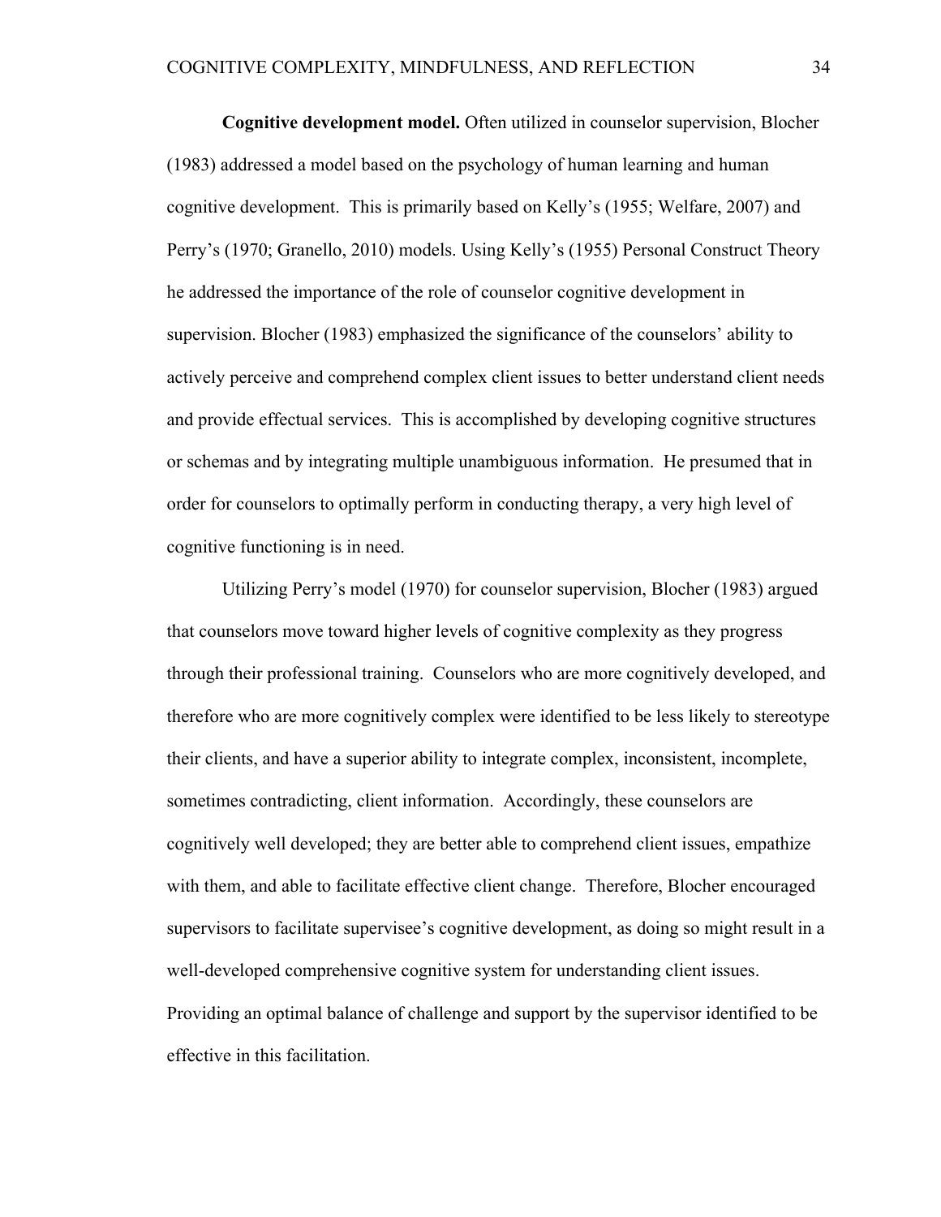**Cognitive development model.** Often utilized in counselor supervision, Blocher (1983) addressed a model based on the psychology of human learning and human cognitive development. This is primarily based on Kelly's (1955; Welfare, 2007) and Perry's (1970; Granello, 2010) models. Using Kelly's (1955) Personal Construct Theory he addressed the importance of the role of counselor cognitive development in supervision. Blocher (1983) emphasized the significance of the counselors' ability to actively perceive and comprehend complex client issues to better understand client needs and provide effectual services. This is accomplished by developing cognitive structures or schemas and by integrating multiple unambiguous information. He presumed that in order for counselors to optimally perform in conducting therapy, a very high level of cognitive functioning is in need.

Utilizing Perry's model (1970) for counselor supervision, Blocher (1983) argued that counselors move toward higher levels of cognitive complexity as they progress through their professional training. Counselors who are more cognitively developed, and therefore who are more cognitively complex were identified to be less likely to stereotype their clients, and have a superior ability to integrate complex, inconsistent, incomplete, sometimes contradicting, client information. Accordingly, these counselors are cognitively well developed; they are better able to comprehend client issues, empathize with them, and able to facilitate effective client change. Therefore, Blocher encouraged supervisors to facilitate supervisee's cognitive development, as doing so might result in a well-developed comprehensive cognitive system for understanding client issues. Providing an optimal balance of challenge and support by the supervisor identified to be effective in this facilitation.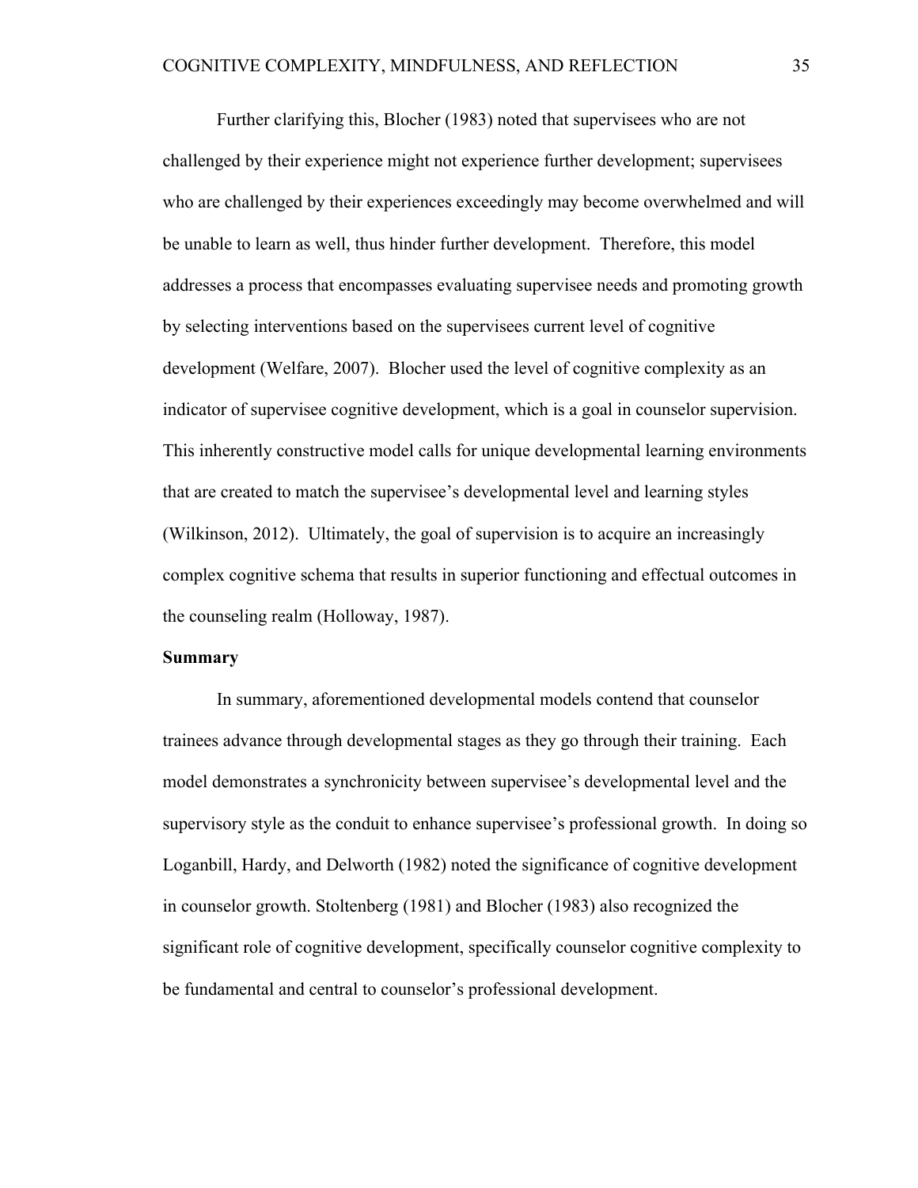Further clarifying this, Blocher (1983) noted that supervisees who are not challenged by their experience might not experience further development; supervisees who are challenged by their experiences exceedingly may become overwhelmed and will be unable to learn as well, thus hinder further development. Therefore, this model addresses a process that encompasses evaluating supervisee needs and promoting growth by selecting interventions based on the supervisees current level of cognitive development (Welfare, 2007). Blocher used the level of cognitive complexity as an indicator of supervisee cognitive development, which is a goal in counselor supervision. This inherently constructive model calls for unique developmental learning environments that are created to match the supervisee's developmental level and learning styles (Wilkinson, 2012). Ultimately, the goal of supervision is to acquire an increasingly complex cognitive schema that results in superior functioning and effectual outcomes in the counseling realm (Holloway, 1987).

**Summary**

In summary, aforementioned developmental models contend that counselor trainees advance through developmental stages as they go through their training. Each model demonstrates a synchronicity between supervisee's developmental level and the supervisory style as the conduit to enhance supervisee's professional growth. In doing so Loganbill, Hardy, and Delworth (1982) noted the significance of cognitive development in counselor growth. Stoltenberg (1981) and Blocher (1983) also recognized the significant role of cognitive development, specifically counselor cognitive complexity to be fundamental and central to counselor's professional development.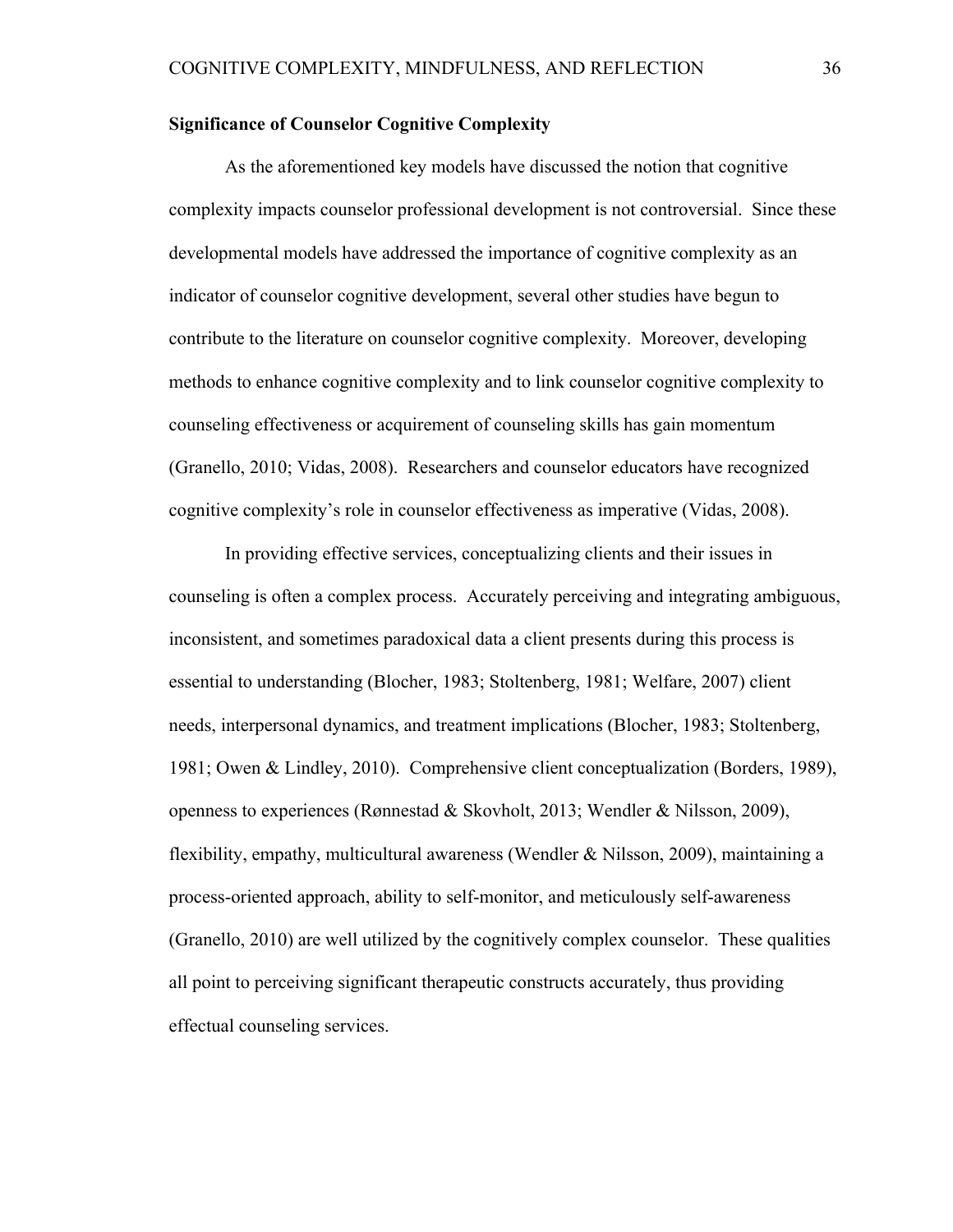**Significance of Counselor Cognitive Complexity**

As the aforementioned key models have discussed the notion that cognitive complexity impacts counselor professional development is not controversial. Since these developmental models have addressed the importance of cognitive complexity as an indicator of counselor cognitive development, several other studies have begun to contribute to the literature on counselor cognitive complexity. Moreover, developing methods to enhance cognitive complexity and to link counselor cognitive complexity to counseling effectiveness or acquirement of counseling skills has gain momentum (Granello, 2010; Vidas, 2008). Researchers and counselor educators have recognized cognitive complexity's role in counselor effectiveness as imperative (Vidas, 2008).

In providing effective services, conceptualizing clients and their issues in counseling is often a complex process. Accurately perceiving and integrating ambiguous, inconsistent, and sometimes paradoxical data a client presents during this process is essential to understanding (Blocher, 1983; Stoltenberg, 1981; Welfare, 2007) client needs, interpersonal dynamics, and treatment implications (Blocher, 1983; Stoltenberg, 1981; Owen & Lindley, 2010). Comprehensive client conceptualization (Borders, 1989), openness to experiences (Rønnestad & Skovholt, 2013; Wendler & Nilsson, 2009), flexibility, empathy, multicultural awareness (Wendler & Nilsson, 2009), maintaining a process-oriented approach, ability to self-monitor, and meticulously self-awareness (Granello, 2010) are well utilized by the cognitively complex counselor. These qualities all point to perceiving significant therapeutic constructs accurately, thus providing effectual counseling services.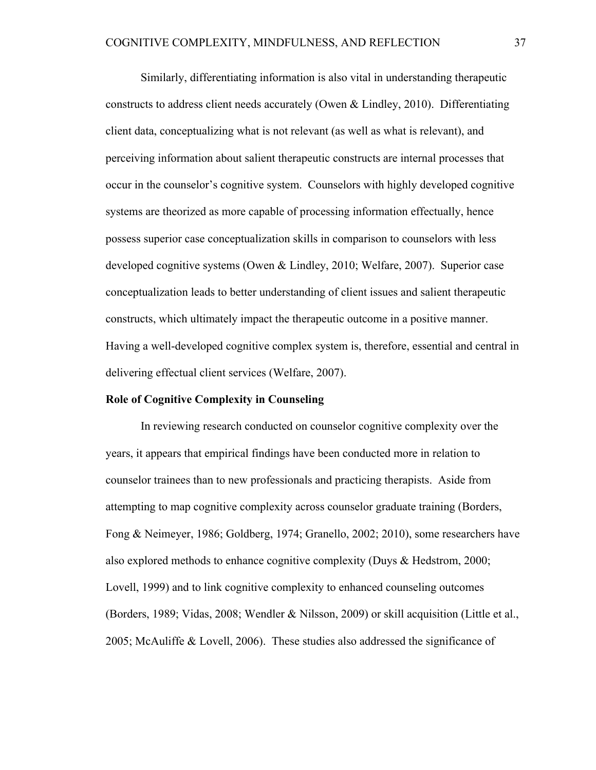Similarly, differentiating information is also vital in understanding therapeutic constructs to address client needs accurately (Owen & Lindley, 2010). Differentiating client data, conceptualizing what is not relevant (as well as what is relevant), and perceiving information about salient therapeutic constructs are internal processes that occur in the counselor's cognitive system. Counselors with highly developed cognitive systems are theorized as more capable of processing information effectually, hence possess superior case conceptualization skills in comparison to counselors with less developed cognitive systems (Owen & Lindley, 2010; Welfare, 2007). Superior case conceptualization leads to better understanding of client issues and salient therapeutic constructs, which ultimately impact the therapeutic outcome in a positive manner. Having a well-developed cognitive complex system is, therefore, essential and central in delivering effectual client services (Welfare, 2007).

**Role of Cognitive Complexity in Counseling**

In reviewing research conducted on counselor cognitive complexity over the years, it appears that empirical findings have been conducted more in relation to counselor trainees than to new professionals and practicing therapists. Aside from attempting to map cognitive complexity across counselor graduate training (Borders, Fong & Neimeyer, 1986; Goldberg, 1974; Granello, 2002; 2010), some researchers have also explored methods to enhance cognitive complexity (Duys & Hedstrom, 2000; Lovell, 1999) and to link cognitive complexity to enhanced counseling outcomes (Borders, 1989; Vidas, 2008; Wendler & Nilsson, 2009) or skill acquisition (Little et al., 2005; McAuliffe & Lovell, 2006). These studies also addressed the significance of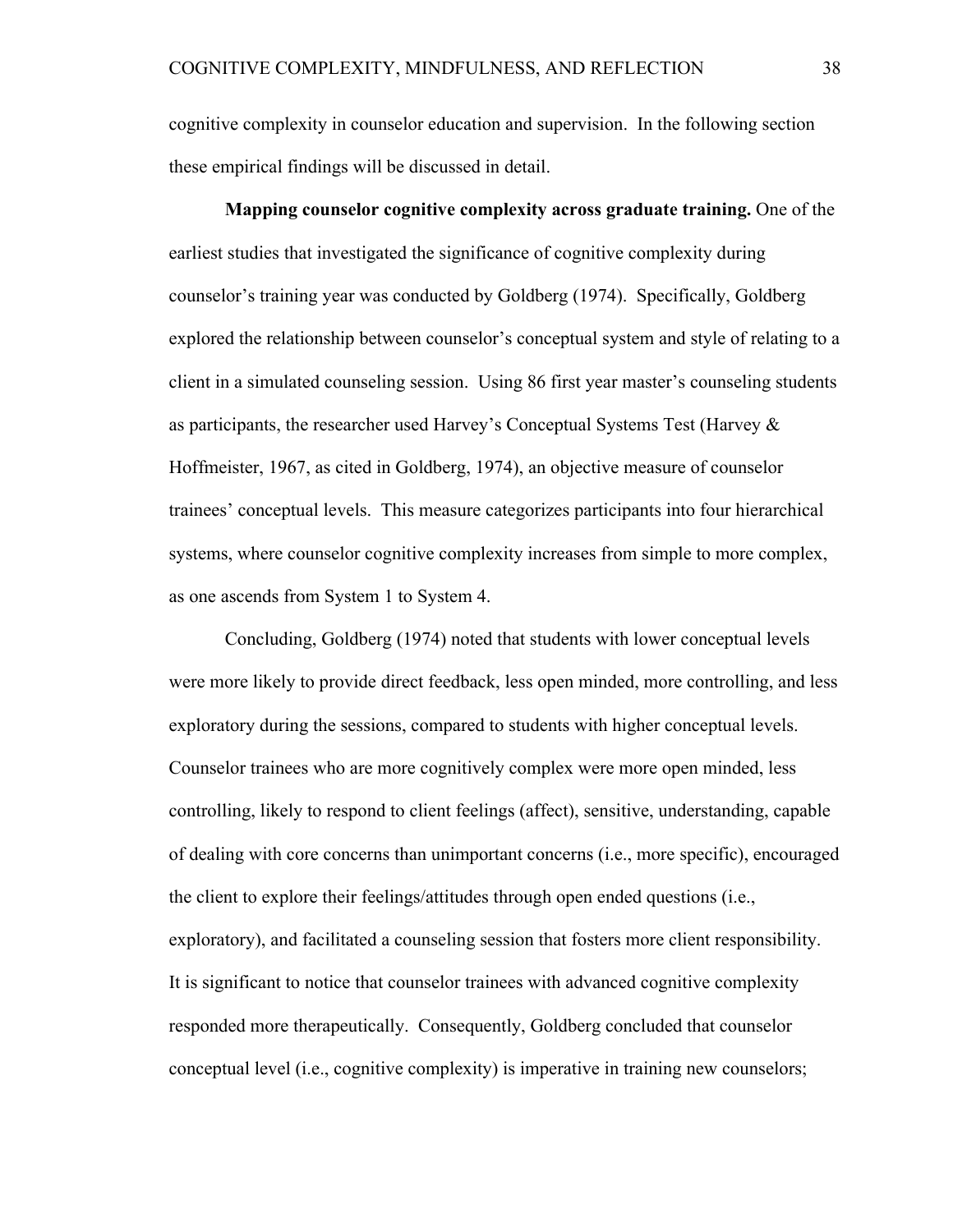cognitive complexity in counselor education and supervision. In the following section these empirical findings will be discussed in detail.

**Mapping counselor cognitive complexity across graduate training.** One of the earliest studies that investigated the significance of cognitive complexity during counselor's training year was conducted by Goldberg (1974). Specifically, Goldberg explored the relationship between counselor's conceptual system and style of relating to a client in a simulated counseling session. Using 86 first year master's counseling students as participants, the researcher used Harvey's Conceptual Systems Test (Harvey & Hoffmeister, 1967, as cited in Goldberg, 1974), an objective measure of counselor trainees' conceptual levels. This measure categorizes participants into four hierarchical systems, where counselor cognitive complexity increases from simple to more complex, as one ascends from System 1 to System 4.

Concluding, Goldberg (1974) noted that students with lower conceptual levels were more likely to provide direct feedback, less open minded, more controlling, and less exploratory during the sessions, compared to students with higher conceptual levels. Counselor trainees who are more cognitively complex were more open minded, less controlling, likely to respond to client feelings (affect), sensitive, understanding, capable of dealing with core concerns than unimportant concerns (i.e., more specific), encouraged the client to explore their feelings/attitudes through open ended questions (i.e., exploratory), and facilitated a counseling session that fosters more client responsibility. It is significant to notice that counselor trainees with advanced cognitive complexity responded more therapeutically. Consequently, Goldberg concluded that counselor conceptual level (i.e., cognitive complexity) is imperative in training new counselors;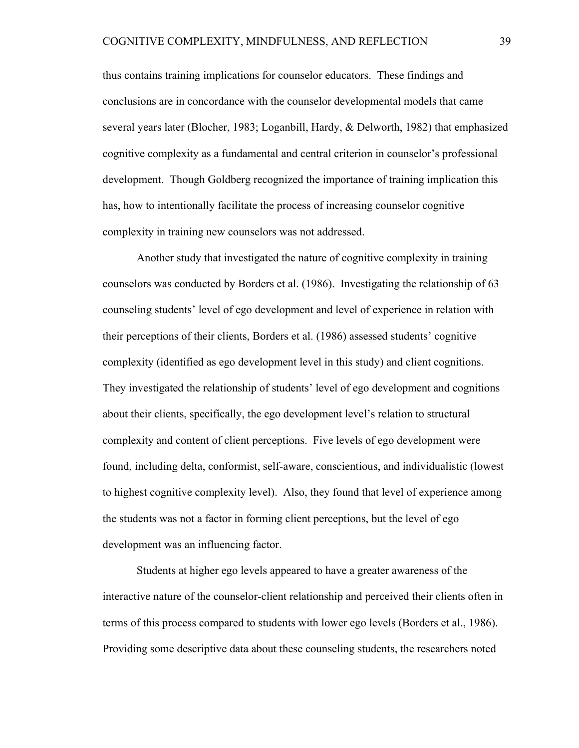thus contains training implications for counselor educators. These findings and conclusions are in concordance with the counselor developmental models that came several years later (Blocher, 1983; Loganbill, Hardy, & Delworth, 1982) that emphasized cognitive complexity as a fundamental and central criterion in counselor's professional development. Though Goldberg recognized the importance of training implication this has, how to intentionally facilitate the process of increasing counselor cognitive complexity in training new counselors was not addressed.

Another study that investigated the nature of cognitive complexity in training counselors was conducted by Borders et al. (1986). Investigating the relationship of 63 counseling students' level of ego development and level of experience in relation with their perceptions of their clients, Borders et al. (1986) assessed students' cognitive complexity (identified as ego development level in this study) and client cognitions. They investigated the relationship of students' level of ego development and cognitions about their clients, specifically, the ego development level's relation to structural complexity and content of client perceptions. Five levels of ego development were found, including delta, conformist, self-aware, conscientious, and individualistic (lowest to highest cognitive complexity level). Also, they found that level of experience among the students was not a factor in forming client perceptions, but the level of ego development was an influencing factor.

Students at higher ego levels appeared to have a greater awareness of the interactive nature of the counselor-client relationship and perceived their clients often in terms of this process compared to students with lower ego levels (Borders et al., 1986). Providing some descriptive data about these counseling students, the researchers noted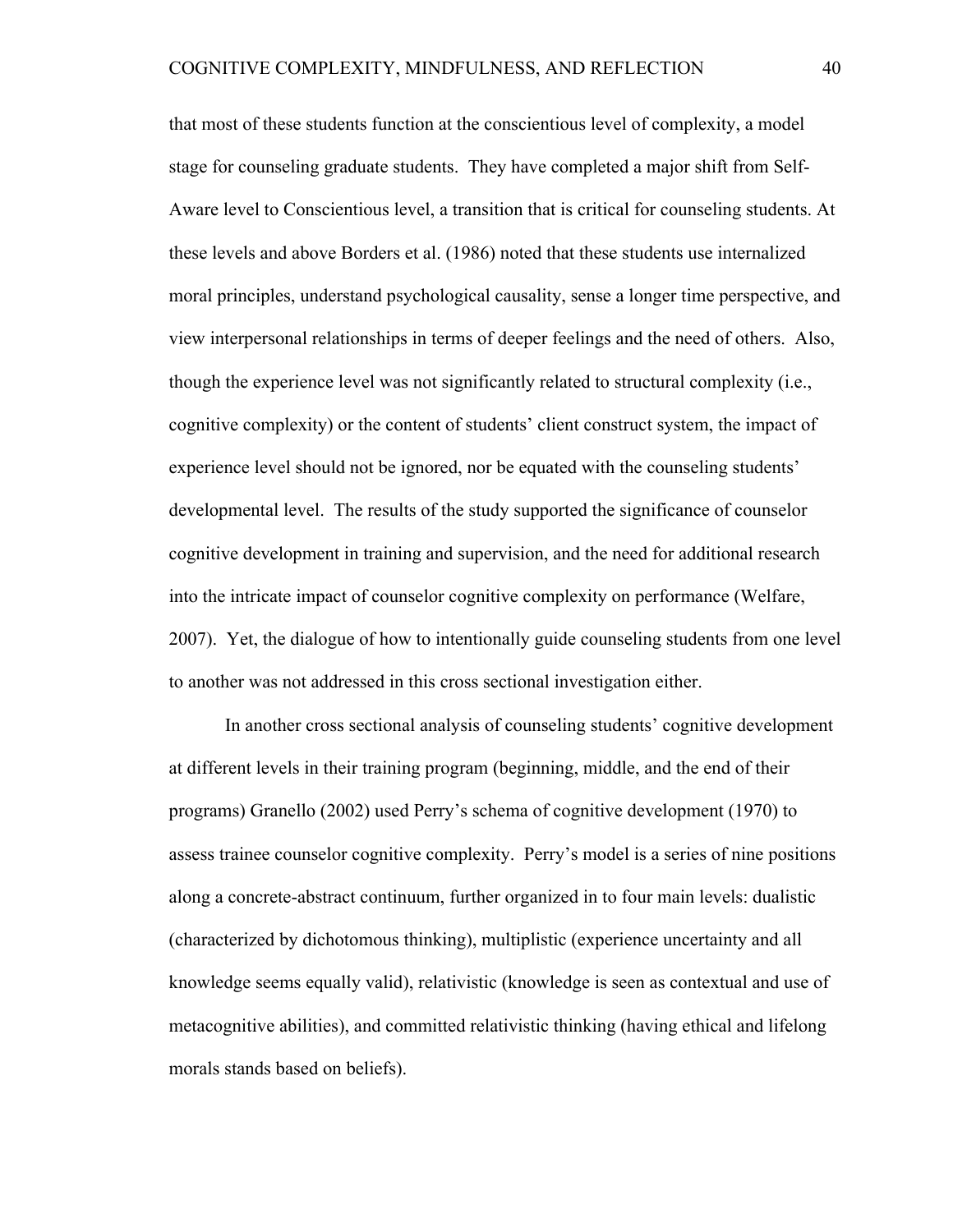that most of these students function at the conscientious level of complexity, a model stage for counseling graduate students. They have completed a major shift from Self-Aware level to Conscientious level, a transition that is critical for counseling students. At these levels and above Borders et al. (1986) noted that these students use internalized moral principles, understand psychological causality, sense a longer time perspective, and view interpersonal relationships in terms of deeper feelings and the need of others. Also, though the experience level was not significantly related to structural complexity (i.e., cognitive complexity) or the content of students' client construct system, the impact of experience level should not be ignored, nor be equated with the counseling students' developmental level. The results of the study supported the significance of counselor cognitive development in training and supervision, and the need for additional research into the intricate impact of counselor cognitive complexity on performance (Welfare, 2007). Yet, the dialogue of how to intentionally guide counseling students from one level to another was not addressed in this cross sectional investigation either.

In another cross sectional analysis of counseling students' cognitive development at different levels in their training program (beginning, middle, and the end of their programs) Granello (2002) used Perry's schema of cognitive development (1970) to assess trainee counselor cognitive complexity. Perry's model is a series of nine positions along a concrete-abstract continuum, further organized in to four main levels: dualistic (characterized by dichotomous thinking), multiplistic (experience uncertainty and all knowledge seems equally valid), relativistic (knowledge is seen as contextual and use of metacognitive abilities), and committed relativistic thinking (having ethical and lifelong morals stands based on beliefs).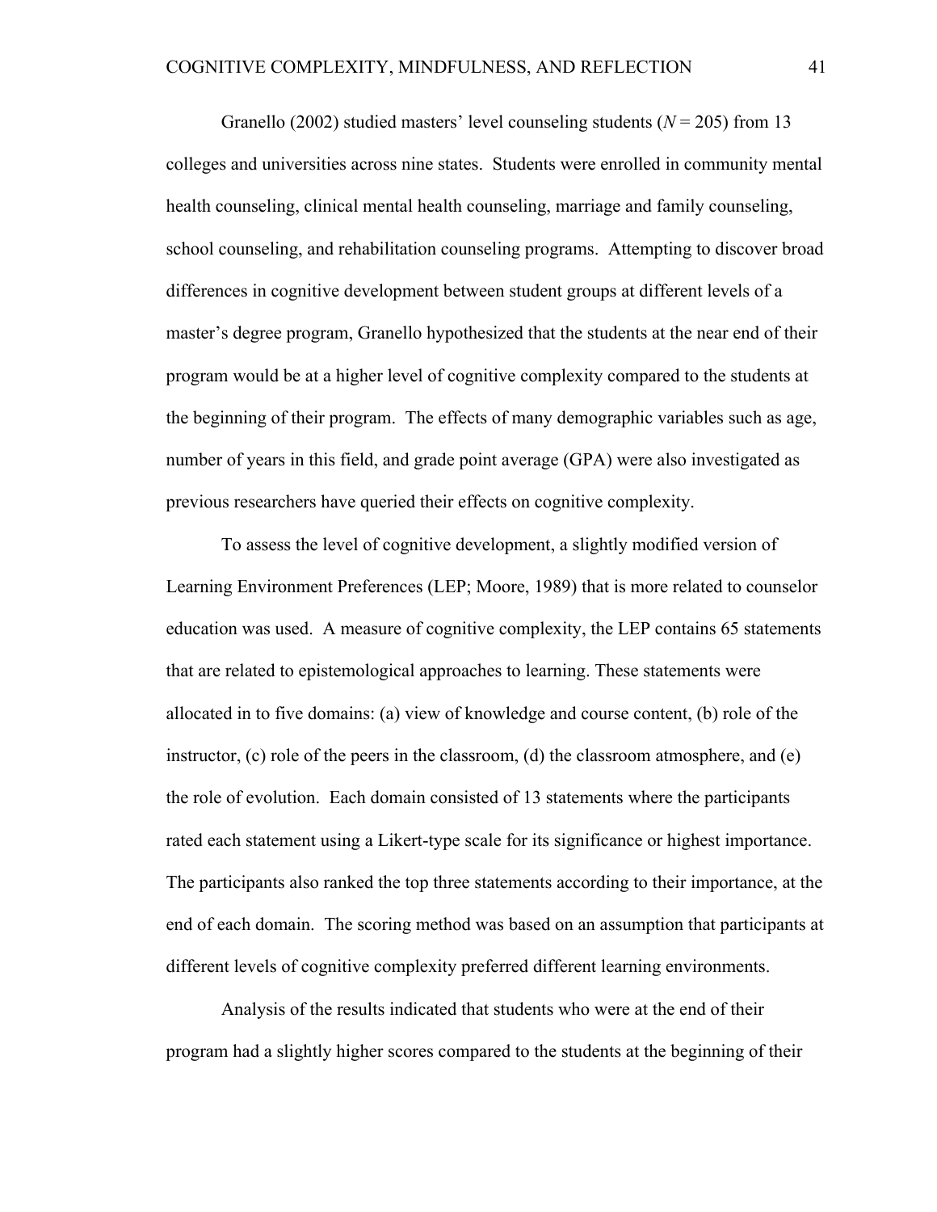Granello (2002) studied masters' level counseling students ($N = 205$) from 13 colleges and universities across nine states. Students were enrolled in community mental health counseling, clinical mental health counseling, marriage and family counseling, school counseling, and rehabilitation counseling programs. Attempting to discover broad differences in cognitive development between student groups at different levels of a master's degree program, Granello hypothesized that the students at the near end of their program would be at a higher level of cognitive complexity compared to the students at the beginning of their program. The effects of many demographic variables such as age, number of years in this field, and grade point average (GPA) were also investigated as previous researchers have queried their effects on cognitive complexity.

To assess the level of cognitive development, a slightly modified version of Learning Environment Preferences (LEP; Moore, 1989) that is more related to counselor education was used. A measure of cognitive complexity, the LEP contains 65 statements that are related to epistemological approaches to learning. These statements were allocated in to five domains: (a) view of knowledge and course content, (b) role of the instructor, (c) role of the peers in the classroom, (d) the classroom atmosphere, and (e) the role of evolution. Each domain consisted of 13 statements where the participants rated each statement using a Likert-type scale for its significance or highest importance. The participants also ranked the top three statements according to their importance, at the end of each domain. The scoring method was based on an assumption that participants at different levels of cognitive complexity preferred different learning environments.

Analysis of the results indicated that students who were at the end of their program had a slightly higher scores compared to the students at the beginning of their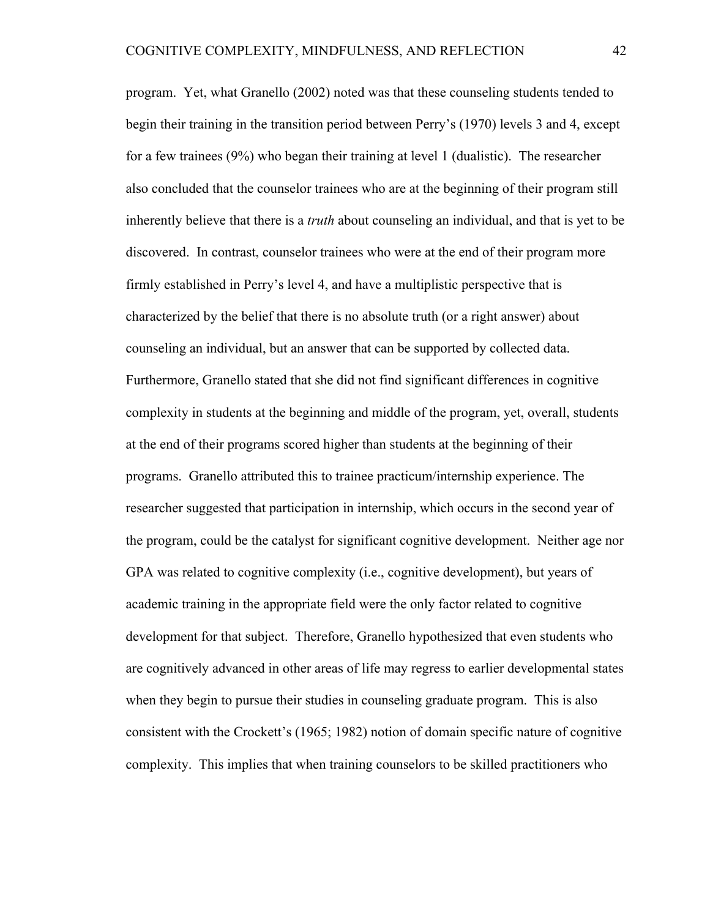program. Yet, what Granello (2002) noted was that these counseling students tended to begin their training in the transition period between Perry's (1970) levels 3 and 4, except for a few trainees (9%) who began their training at level 1 (dualistic). The researcher also concluded that the counselor trainees who are at the beginning of their program still inherently believe that there is a *truth* about counseling an individual, and that is yet to be discovered. In contrast, counselor trainees who were at the end of their program more firmly established in Perry's level 4, and have a multiplistic perspective that is characterized by the belief that there is no absolute truth (or a right answer) about counseling an individual, but an answer that can be supported by collected data. Furthermore, Granello stated that she did not find significant differences in cognitive complexity in students at the beginning and middle of the program, yet, overall, students at the end of their programs scored higher than students at the beginning of their programs. Granello attributed this to trainee practicum/internship experience. The researcher suggested that participation in internship, which occurs in the second year of the program, could be the catalyst for significant cognitive development. Neither age nor GPA was related to cognitive complexity (i.e., cognitive development), but years of academic training in the appropriate field were the only factor related to cognitive development for that subject. Therefore, Granello hypothesized that even students who are cognitively advanced in other areas of life may regress to earlier developmental states when they begin to pursue their studies in counseling graduate program. This is also consistent with the Crockett's (1965; 1982) notion of domain specific nature of cognitive complexity. This implies that when training counselors to be skilled practitioners who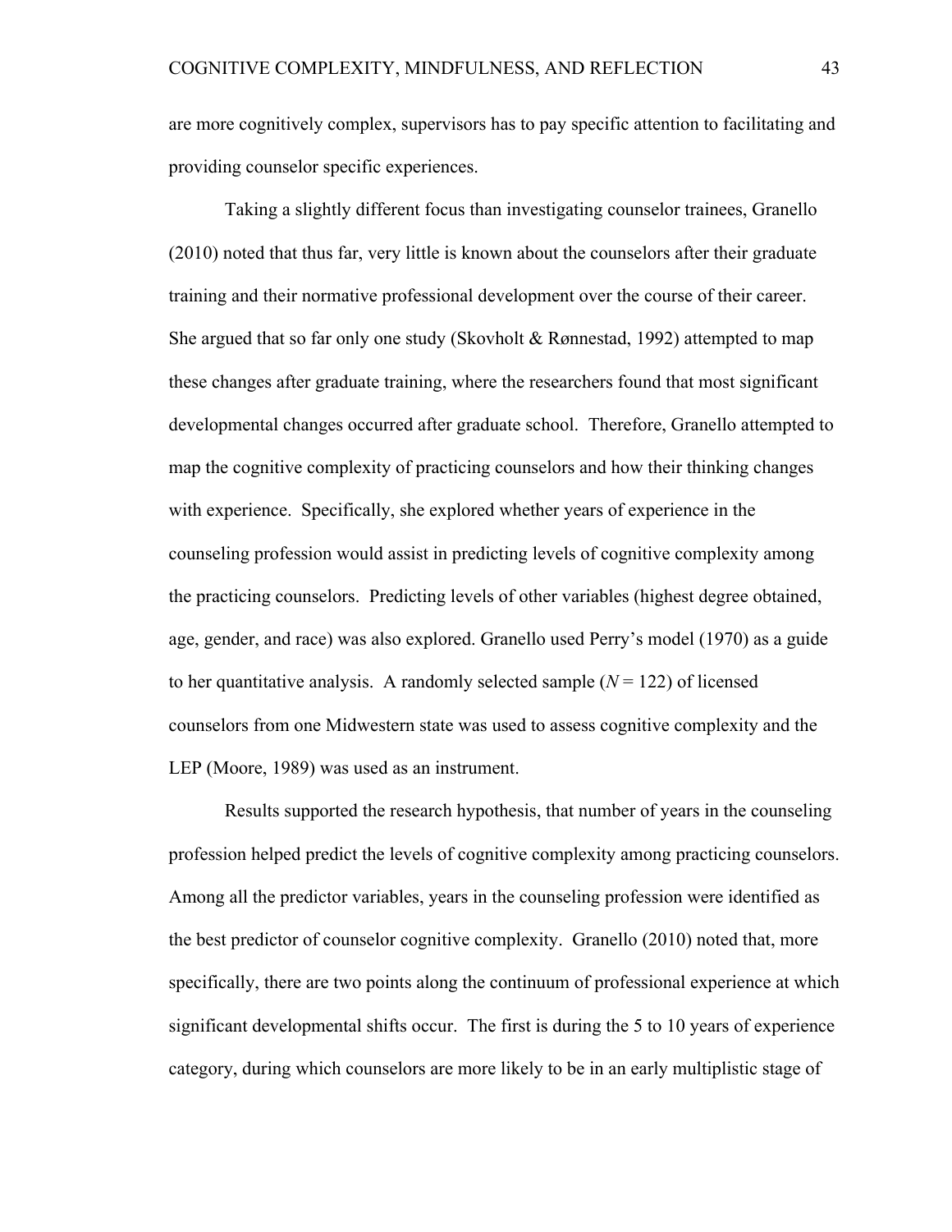are more cognitively complex, supervisors has to pay specific attention to facilitating and providing counselor specific experiences.

Taking a slightly different focus than investigating counselor trainees, Granello (2010) noted that thus far, very little is known about the counselors after their graduate training and their normative professional development over the course of their career. She argued that so far only one study (Skovholt & Rønnestad, 1992) attempted to map these changes after graduate training, where the researchers found that most significant developmental changes occurred after graduate school. Therefore, Granello attempted to map the cognitive complexity of practicing counselors and how their thinking changes with experience. Specifically, she explored whether years of experience in the counseling profession would assist in predicting levels of cognitive complexity among the practicing counselors. Predicting levels of other variables (highest degree obtained, age, gender, and race) was also explored. Granello used Perry's model (1970) as a guide to her quantitative analysis. A randomly selected sample ($N$ = 122) of licensed counselors from one Midwestern state was used to assess cognitive complexity and the LEP (Moore, 1989) was used as an instrument.

Results supported the research hypothesis, that number of years in the counseling profession helped predict the levels of cognitive complexity among practicing counselors. Among all the predictor variables, years in the counseling profession were identified as the best predictor of counselor cognitive complexity. Granello (2010) noted that, more specifically, there are two points along the continuum of professional experience at which significant developmental shifts occur. The first is during the 5 to 10 years of experience category, during which counselors are more likely to be in an early multiplistic stage of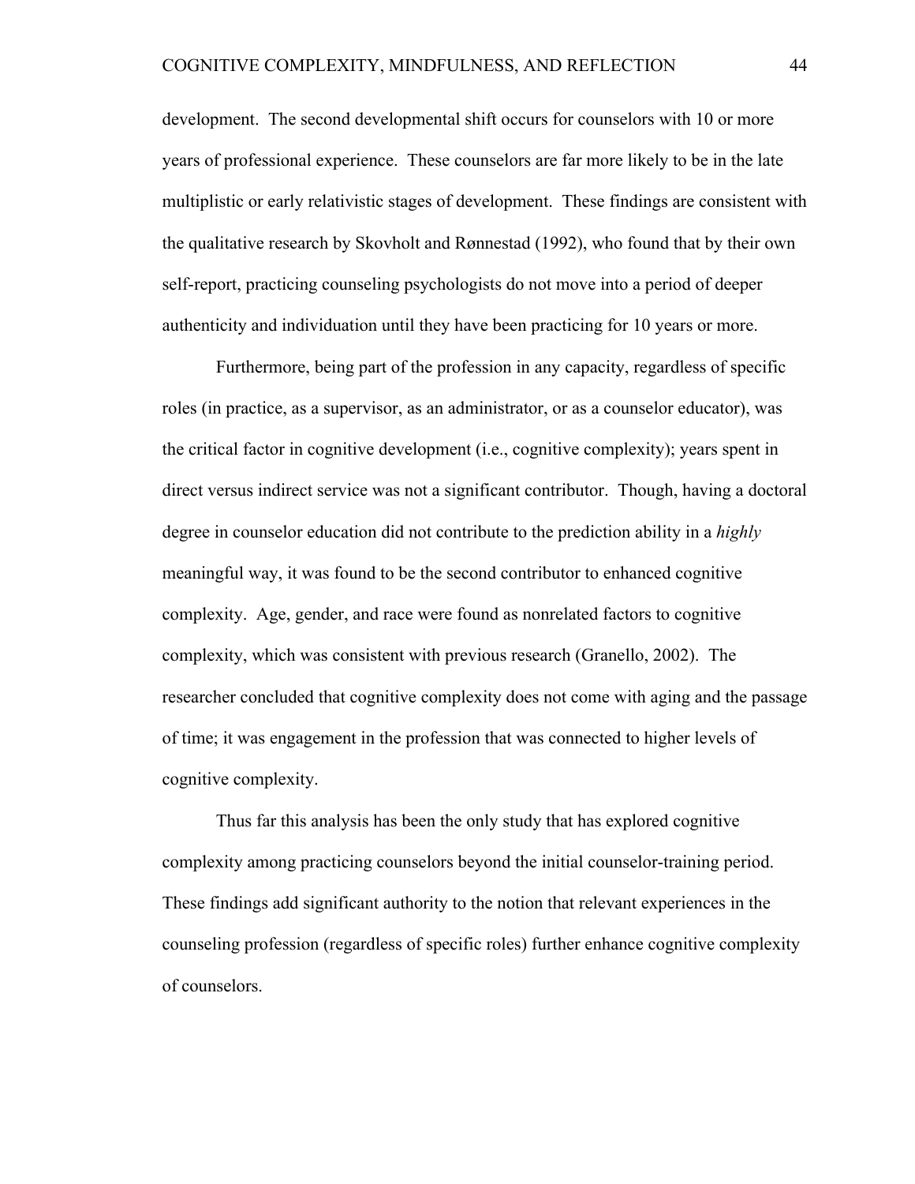development. The second developmental shift occurs for counselors with 10 or more years of professional experience. These counselors are far more likely to be in the late multiplistic or early relativistic stages of development. These findings are consistent with the qualitative research by Skovholt and Rønnestad (1992), who found that by their own self-report, practicing counseling psychologists do not move into a period of deeper authenticity and individuation until they have been practicing for 10 years or more.

Furthermore, being part of the profession in any capacity, regardless of specific roles (in practice, as a supervisor, as an administrator, or as a counselor educator), was the critical factor in cognitive development (i.e., cognitive complexity); years spent in direct versus indirect service was not a significant contributor. Though, having a doctoral degree in counselor education did not contribute to the prediction ability in a *highly* meaningful way, it was found to be the second contributor to enhanced cognitive complexity. Age, gender, and race were found as nonrelated factors to cognitive complexity, which was consistent with previous research (Granello, 2002). The researcher concluded that cognitive complexity does not come with aging and the passage of time; it was engagement in the profession that was connected to higher levels of cognitive complexity.

Thus far this analysis has been the only study that has explored cognitive complexity among practicing counselors beyond the initial counselor-training period. These findings add significant authority to the notion that relevant experiences in the counseling profession (regardless of specific roles) further enhance cognitive complexity of counselors.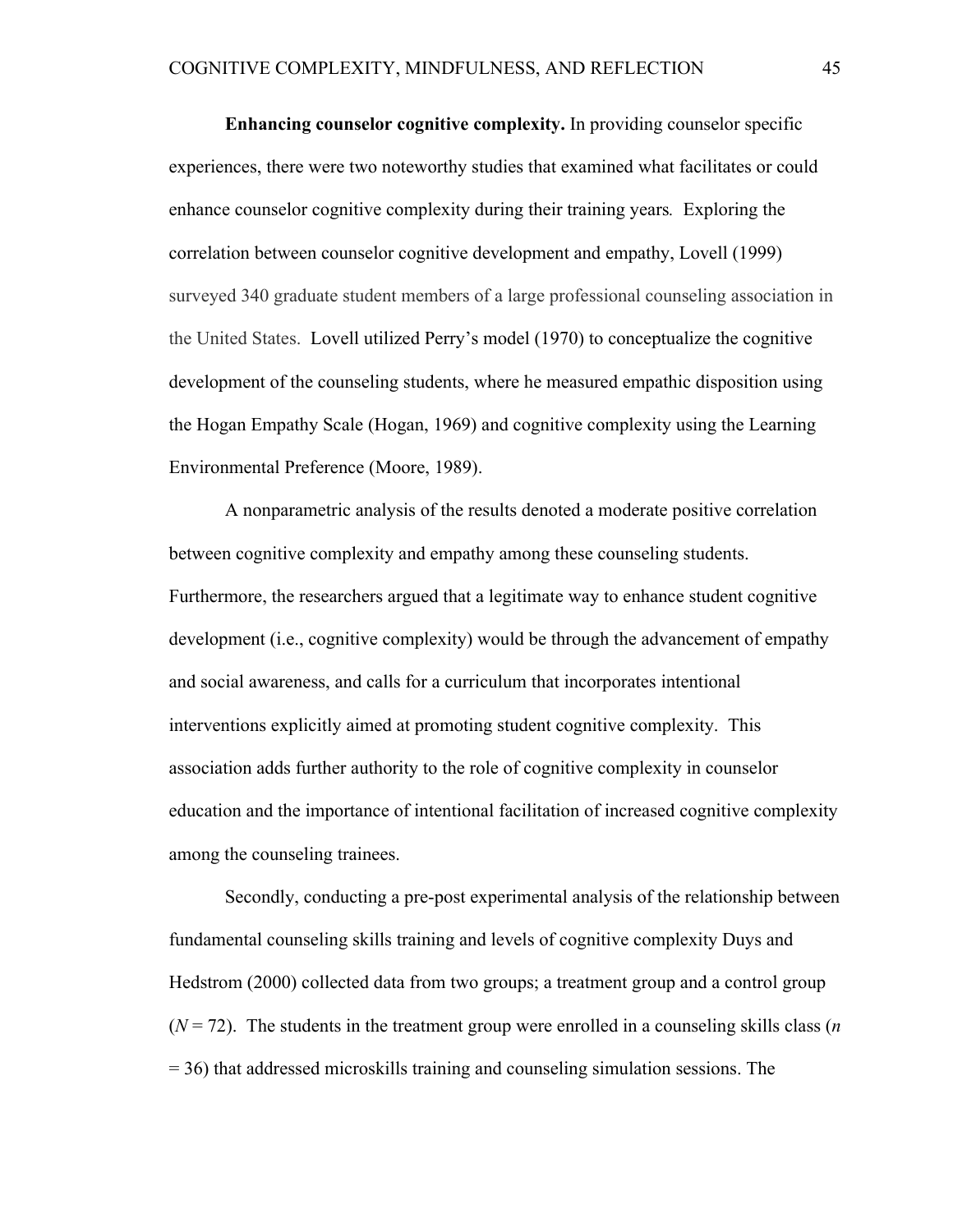**Enhancing counselor cognitive complexity.** In providing counselor specific experiences, there were two noteworthy studies that examined what facilitates or could enhance counselor cognitive complexity during their training years. Exploring the correlation between counselor cognitive development and empathy, Lovell (1999) surveyed 340 graduate student members of a large professional counseling association in the United States. Lovell utilized Perry's model (1970) to conceptualize the cognitive development of the counseling students, where he measured empathic disposition using the Hogan Empathy Scale (Hogan, 1969) and cognitive complexity using the Learning Environmental Preference (Moore, 1989).

A nonparametric analysis of the results denoted a moderate positive correlation between cognitive complexity and empathy among these counseling students. Furthermore, the researchers argued that a legitimate way to enhance student cognitive development (i.e., cognitive complexity) would be through the advancement of empathy and social awareness, and calls for a curriculum that incorporates intentional interventions explicitly aimed at promoting student cognitive complexity. This association adds further authority to the role of cognitive complexity in counselor education and the importance of intentional facilitation of increased cognitive complexity among the counseling trainees.

Secondly, conducting a pre-post experimental analysis of the relationship between fundamental counseling skills training and levels of cognitive complexity Duys and Hedstrom (2000) collected data from two groups; a treatment group and a control group ($N = 72$). The students in the treatment group were enrolled in a counseling skills class ($n = 36$) that addressed microskills training and counseling simulation sessions. The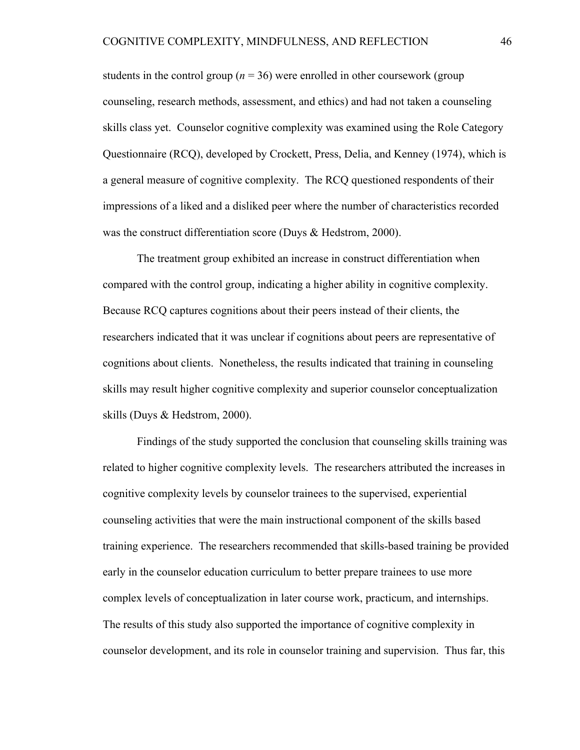students in the control group ($n$ = 36) were enrolled in other coursework (group counseling, research methods, assessment, and ethics) and had not taken a counseling skills class yet. Counselor cognitive complexity was examined using the Role Category Questionnaire (RCQ), developed by Crockett, Press, Delia, and Kenney (1974), which is a general measure of cognitive complexity. The RCQ questioned respondents of their impressions of a liked and a disliked peer where the number of characteristics recorded was the construct differentiation score (Duys & Hedstrom, 2000).

The treatment group exhibited an increase in construct differentiation when compared with the control group, indicating a higher ability in cognitive complexity. Because RCQ captures cognitions about their peers instead of their clients, the researchers indicated that it was unclear if cognitions about peers are representative of cognitions about clients. Nonetheless, the results indicated that training in counseling skills may result higher cognitive complexity and superior counselor conceptualization skills (Duys & Hedstrom, 2000).

Findings of the study supported the conclusion that counseling skills training was related to higher cognitive complexity levels. The researchers attributed the increases in cognitive complexity levels by counselor trainees to the supervised, experiential counseling activities that were the main instructional component of the skills based training experience. The researchers recommended that skills-based training be provided early in the counselor education curriculum to better prepare trainees to use more complex levels of conceptualization in later course work, practicum, and internships. The results of this study also supported the importance of cognitive complexity in counselor development, and its role in counselor training and supervision. Thus far, this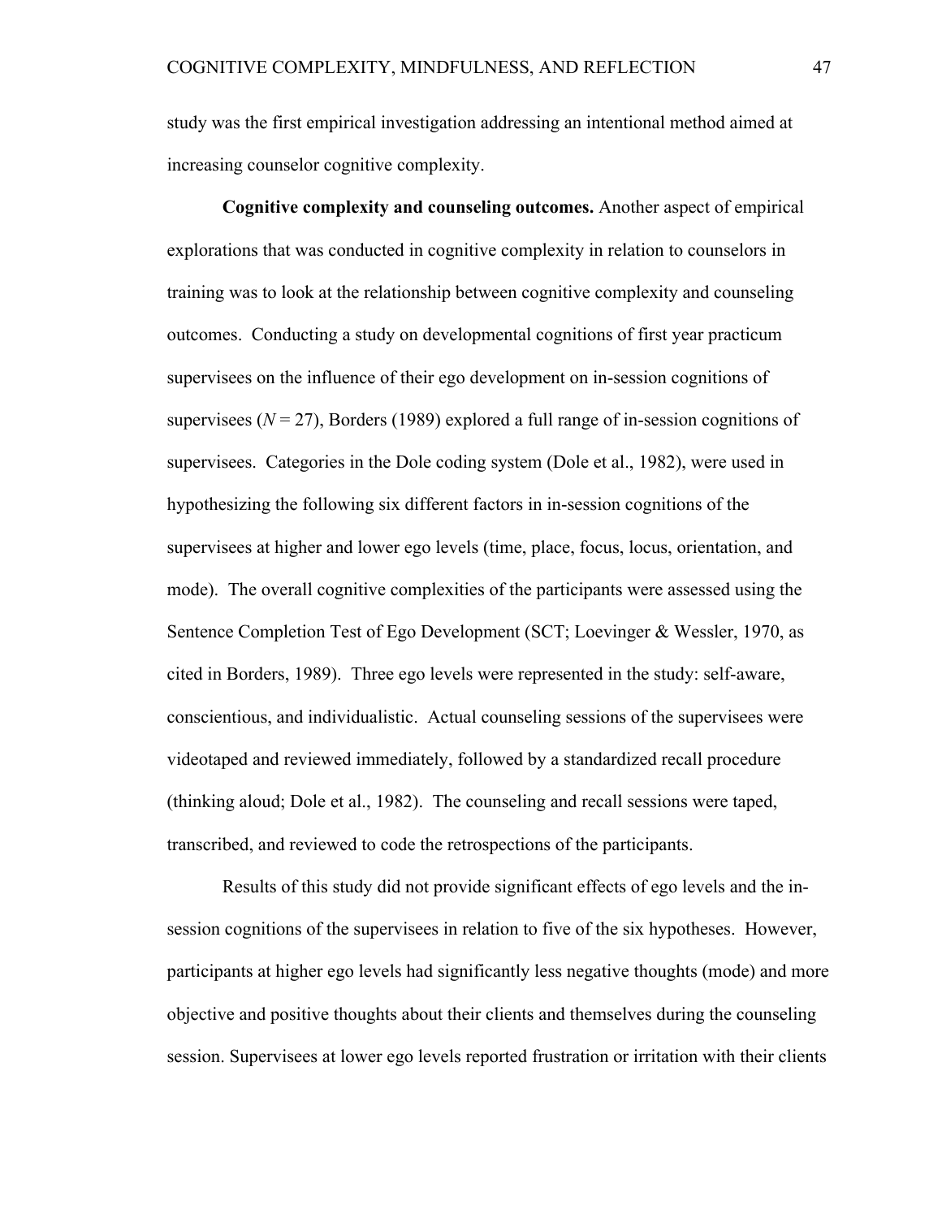study was the first empirical investigation addressing an intentional method aimed at increasing counselor cognitive complexity.

**Cognitive complexity and counseling outcomes.** Another aspect of empirical explorations that was conducted in cognitive complexity in relation to counselors in training was to look at the relationship between cognitive complexity and counseling outcomes. Conducting a study on developmental cognitions of first year practicum supervisees on the influence of their ego development on in-session cognitions of supervisees (*N* = 27), Borders (1989) explored a full range of in-session cognitions of supervisees. Categories in the Dole coding system (Dole et al., 1982), were used in hypothesizing the following six different factors in in-session cognitions of the supervisees at higher and lower ego levels (time, place, focus, locus, orientation, and mode). The overall cognitive complexities of the participants were assessed using the Sentence Completion Test of Ego Development (SCT; Loevinger & Wessler, 1970, as cited in Borders, 1989). Three ego levels were represented in the study: self-aware, conscientious, and individualistic. Actual counseling sessions of the supervisees were videotaped and reviewed immediately, followed by a standardized recall procedure (thinking aloud; Dole et al., 1982). The counseling and recall sessions were taped, transcribed, and reviewed to code the retrospections of the participants.

Results of this study did not provide significant effects of ego levels and the in-session cognitions of the supervisees in relation to five of the six hypotheses. However, participants at higher ego levels had significantly less negative thoughts (mode) and more objective and positive thoughts about their clients and themselves during the counseling session. Supervisees at lower ego levels reported frustration or irritation with their clients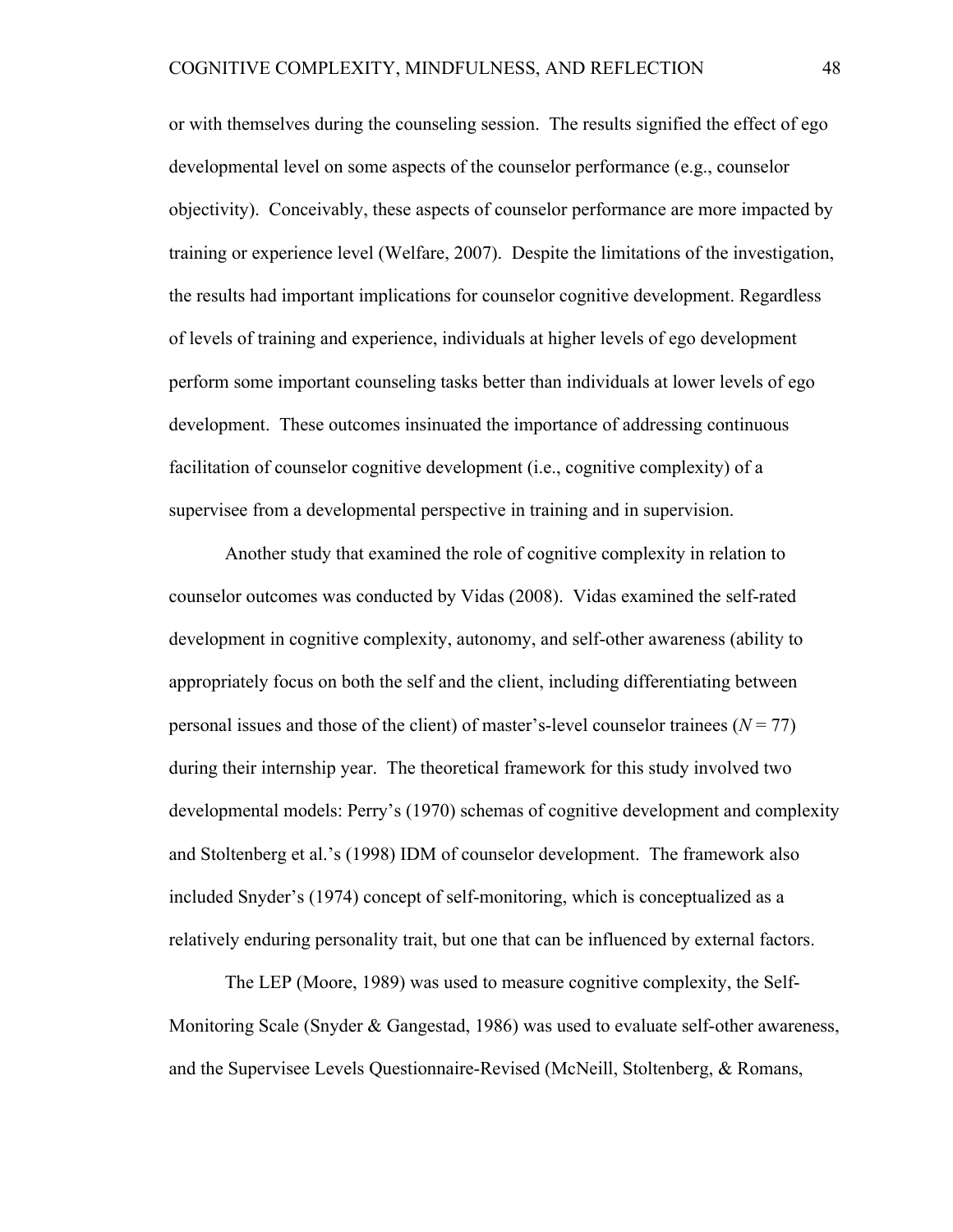or with themselves during the counseling session. The results signified the effect of ego developmental level on some aspects of the counselor performance (e.g., counselor objectivity). Conceivably, these aspects of counselor performance are more impacted by training or experience level (Welfare, 2007). Despite the limitations of the investigation, the results had important implications for counselor cognitive development. Regardless of levels of training and experience, individuals at higher levels of ego development perform some important counseling tasks better than individuals at lower levels of ego development. These outcomes insinuated the importance of addressing continuous facilitation of counselor cognitive development (i.e., cognitive complexity) of a supervisee from a developmental perspective in training and in supervision.

Another study that examined the role of cognitive complexity in relation to counselor outcomes was conducted by Vidas (2008). Vidas examined the self-rated development in cognitive complexity, autonomy, and self-other awareness (ability to appropriately focus on both the self and the client, including differentiating between personal issues and those of the client) of master's-level counselor trainees (*N* = 77) during their internship year. The theoretical framework for this study involved two developmental models: Perry's (1970) schemas of cognitive development and complexity and Stoltenberg et al.'s (1998) IDM of counselor development. The framework also included Snyder's (1974) concept of self-monitoring, which is conceptualized as a relatively enduring personality trait, but one that can be influenced by external factors.

The LEP (Moore, 1989) was used to measure cognitive complexity, the Self-Monitoring Scale (Snyder & Gangestad, 1986) was used to evaluate self-other awareness, and the Supervisee Levels Questionnaire-Revised (McNeill, Stoltenberg, & Romans,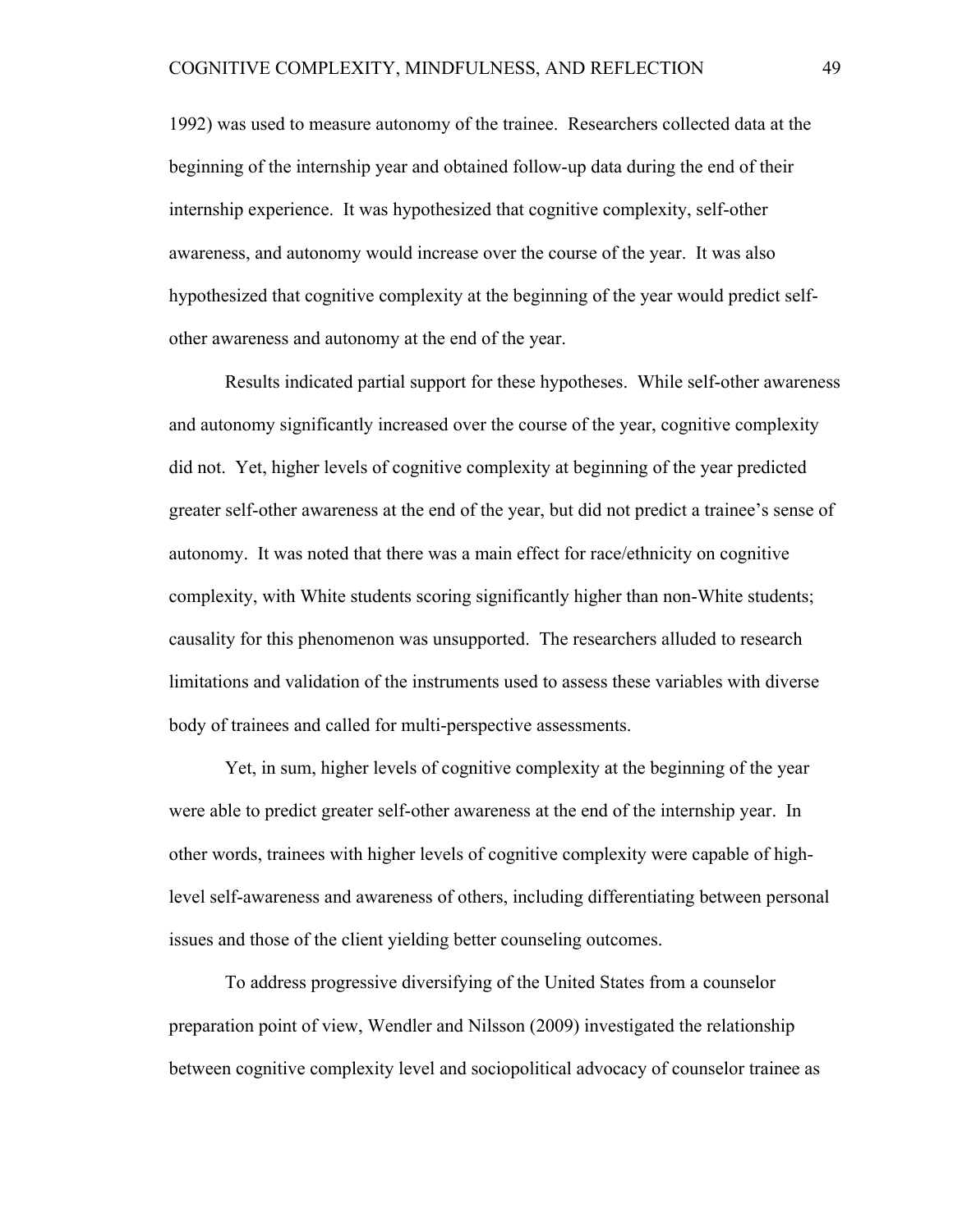1992) was used to measure autonomy of the trainee. Researchers collected data at the beginning of the internship year and obtained follow-up data during the end of their internship experience. It was hypothesized that cognitive complexity, self-other awareness, and autonomy would increase over the course of the year. It was also hypothesized that cognitive complexity at the beginning of the year would predict self-other awareness and autonomy at the end of the year.

Results indicated partial support for these hypotheses. While self-other awareness and autonomy significantly increased over the course of the year, cognitive complexity did not. Yet, higher levels of cognitive complexity at beginning of the year predicted greater self-other awareness at the end of the year, but did not predict a trainee's sense of autonomy. It was noted that there was a main effect for race/ethnicity on cognitive complexity, with White students scoring significantly higher than non-White students; causality for this phenomenon was unsupported. The researchers alluded to research limitations and validation of the instruments used to assess these variables with diverse body of trainees and called for multi-perspective assessments.

Yet, in sum, higher levels of cognitive complexity at the beginning of the year were able to predict greater self-other awareness at the end of the internship year. In other words, trainees with higher levels of cognitive complexity were capable of high-level self-awareness and awareness of others, including differentiating between personal issues and those of the client yielding better counseling outcomes.

To address progressive diversifying of the United States from a counselor preparation point of view, Wendler and Nilsson (2009) investigated the relationship between cognitive complexity level and sociopolitical advocacy of counselor trainee as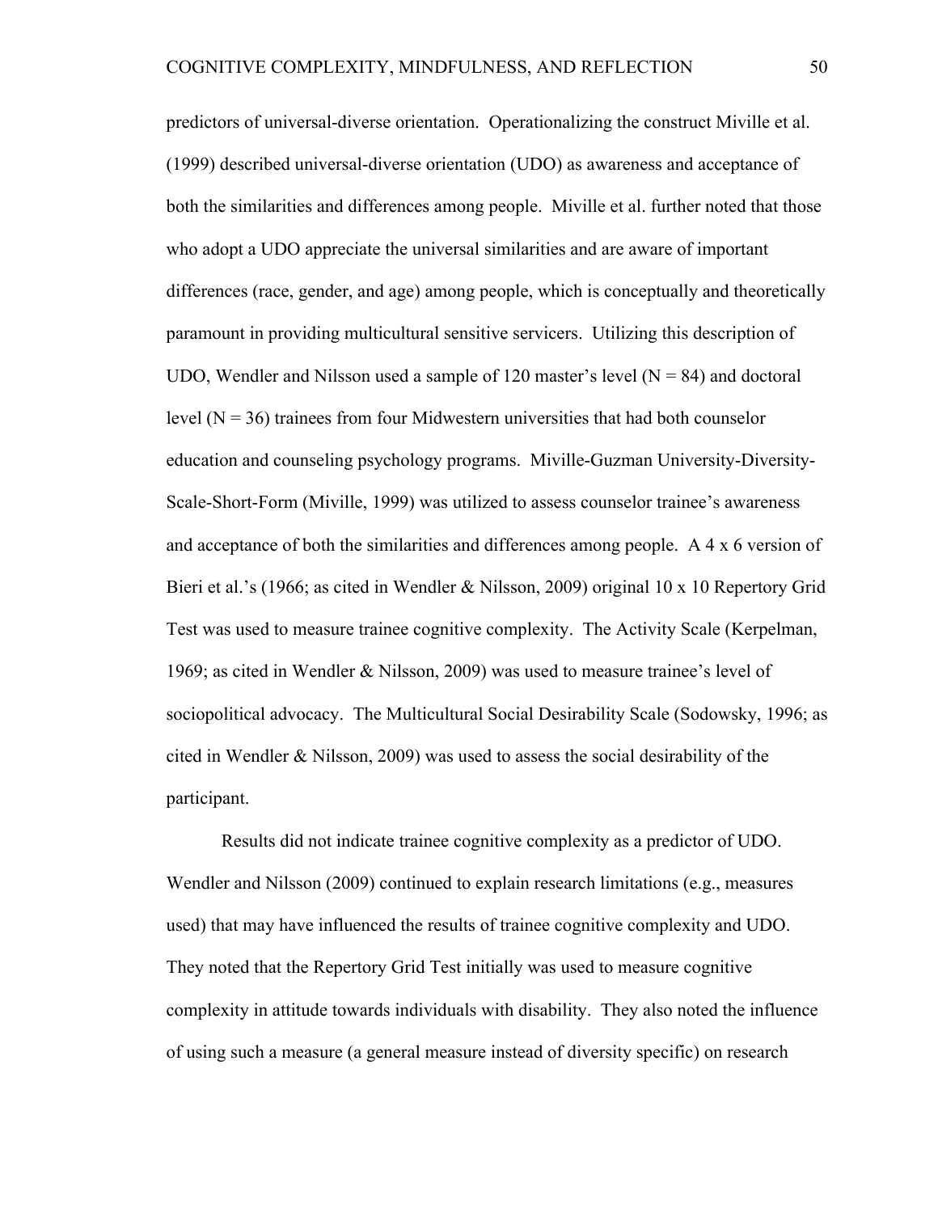predictors of universal-diverse orientation. Operationalizing the construct Miville et al. (1999) described universal-diverse orientation (UDO) as awareness and acceptance of both the similarities and differences among people. Miville et al. further noted that those who adopt a UDO appreciate the universal similarities and are aware of important differences (race, gender, and age) among people, which is conceptually and theoretically paramount in providing multicultural sensitive servicers. Utilizing this description of UDO, Wendler and Nilsson used a sample of 120 master's level (N = 84) and doctoral level (N = 36) trainees from four Midwestern universities that had both counselor education and counseling psychology programs. Miville-Guzman University-Diversity-Scale-Short-Form (Miville, 1999) was utilized to assess counselor trainee's awareness and acceptance of both the similarities and differences among people. A 4 x 6 version of Bieri et al.'s (1966; as cited in Wendler & Nilsson, 2009) original 10 x 10 Repertory Grid Test was used to measure trainee cognitive complexity. The Activity Scale (Kerpelman, 1969; as cited in Wendler & Nilsson, 2009) was used to measure trainee's level of sociopolitical advocacy. The Multicultural Social Desirability Scale (Sodowsky, 1996; as cited in Wendler & Nilsson, 2009) was used to assess the social desirability of the participant.

Results did not indicate trainee cognitive complexity as a predictor of UDO. Wendler and Nilsson (2009) continued to explain research limitations (e.g., measures used) that may have influenced the results of trainee cognitive complexity and UDO. They noted that the Repertory Grid Test initially was used to measure cognitive complexity in attitude towards individuals with disability. They also noted the influence of using such a measure (a general measure instead of diversity specific) on research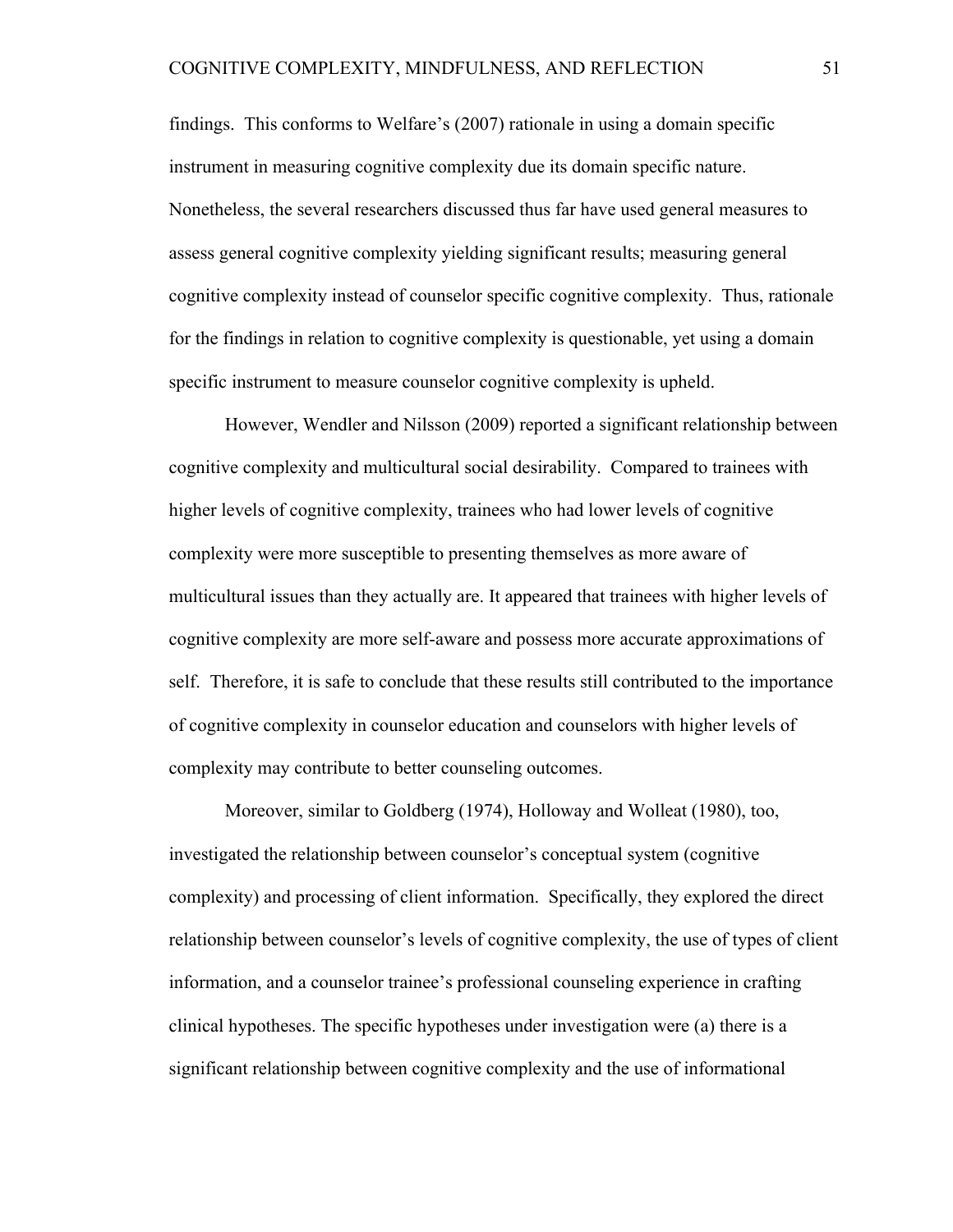findings. This conforms to Welfare's (2007) rationale in using a domain specific instrument in measuring cognitive complexity due its domain specific nature. Nonetheless, the several researchers discussed thus far have used general measures to assess general cognitive complexity yielding significant results; measuring general cognitive complexity instead of counselor specific cognitive complexity. Thus, rationale for the findings in relation to cognitive complexity is questionable, yet using a domain specific instrument to measure counselor cognitive complexity is upheld.

However, Wendler and Nilsson (2009) reported a significant relationship between cognitive complexity and multicultural social desirability. Compared to trainees with higher levels of cognitive complexity, trainees who had lower levels of cognitive complexity were more susceptible to presenting themselves as more aware of multicultural issues than they actually are. It appeared that trainees with higher levels of cognitive complexity are more self-aware and possess more accurate approximations of self. Therefore, it is safe to conclude that these results still contributed to the importance of cognitive complexity in counselor education and counselors with higher levels of complexity may contribute to better counseling outcomes.

Moreover, similar to Goldberg (1974), Holloway and Wolleat (1980), too, investigated the relationship between counselor's conceptual system (cognitive complexity) and processing of client information. Specifically, they explored the direct relationship between counselor's levels of cognitive complexity, the use of types of client information, and a counselor trainee's professional counseling experience in crafting clinical hypotheses. The specific hypotheses under investigation were (a) there is a significant relationship between cognitive complexity and the use of informational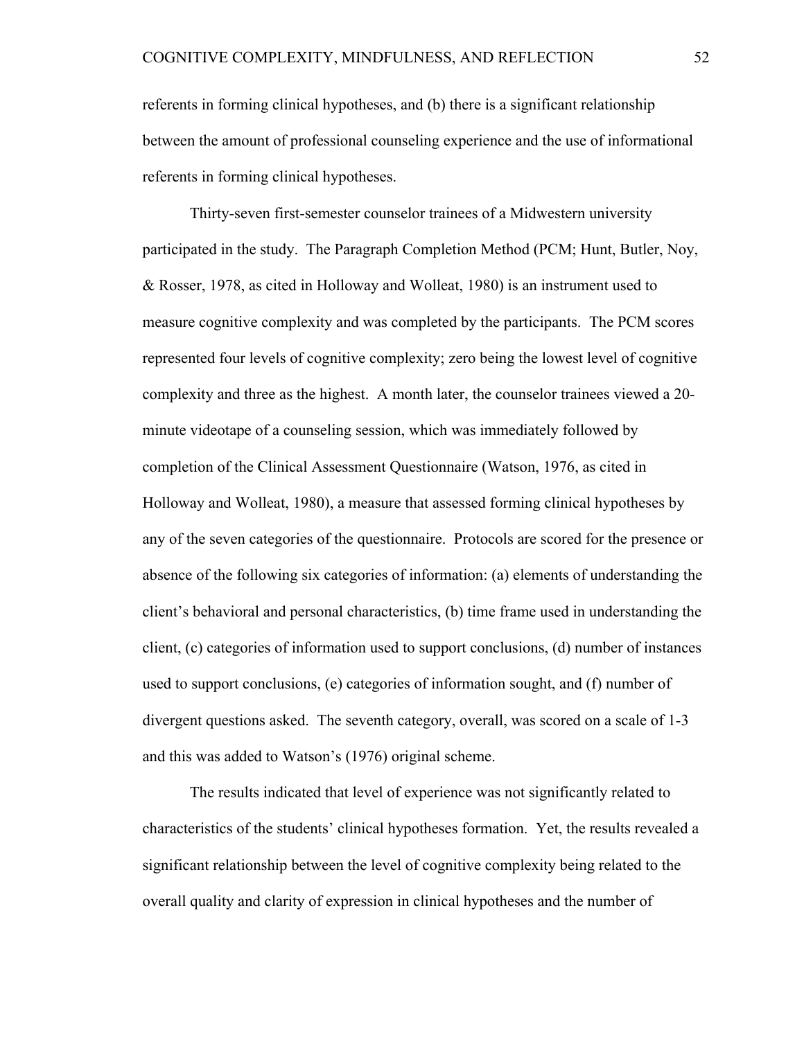referents in forming clinical hypotheses, and (b) there is a significant relationship between the amount of professional counseling experience and the use of informational referents in forming clinical hypotheses.

Thirty-seven first-semester counselor trainees of a Midwestern university participated in the study. The Paragraph Completion Method (PCM; Hunt, Butler, Noy, & Rosser, 1978, as cited in Holloway and Wolleat, 1980) is an instrument used to measure cognitive complexity and was completed by the participants. The PCM scores represented four levels of cognitive complexity; zero being the lowest level of cognitive complexity and three as the highest. A month later, the counselor trainees viewed a 20-minute videotape of a counseling session, which was immediately followed by completion of the Clinical Assessment Questionnaire (Watson, 1976, as cited in Holloway and Wolleat, 1980), a measure that assessed forming clinical hypotheses by any of the seven categories of the questionnaire. Protocols are scored for the presence or absence of the following six categories of information: (a) elements of understanding the client's behavioral and personal characteristics, (b) time frame used in understanding the client, (c) categories of information used to support conclusions, (d) number of instances used to support conclusions, (e) categories of information sought, and (f) number of divergent questions asked. The seventh category, overall, was scored on a scale of 1-3 and this was added to Watson's (1976) original scheme.

The results indicated that level of experience was not significantly related to characteristics of the students' clinical hypotheses formation. Yet, the results revealed a significant relationship between the level of cognitive complexity being related to the overall quality and clarity of expression in clinical hypotheses and the number of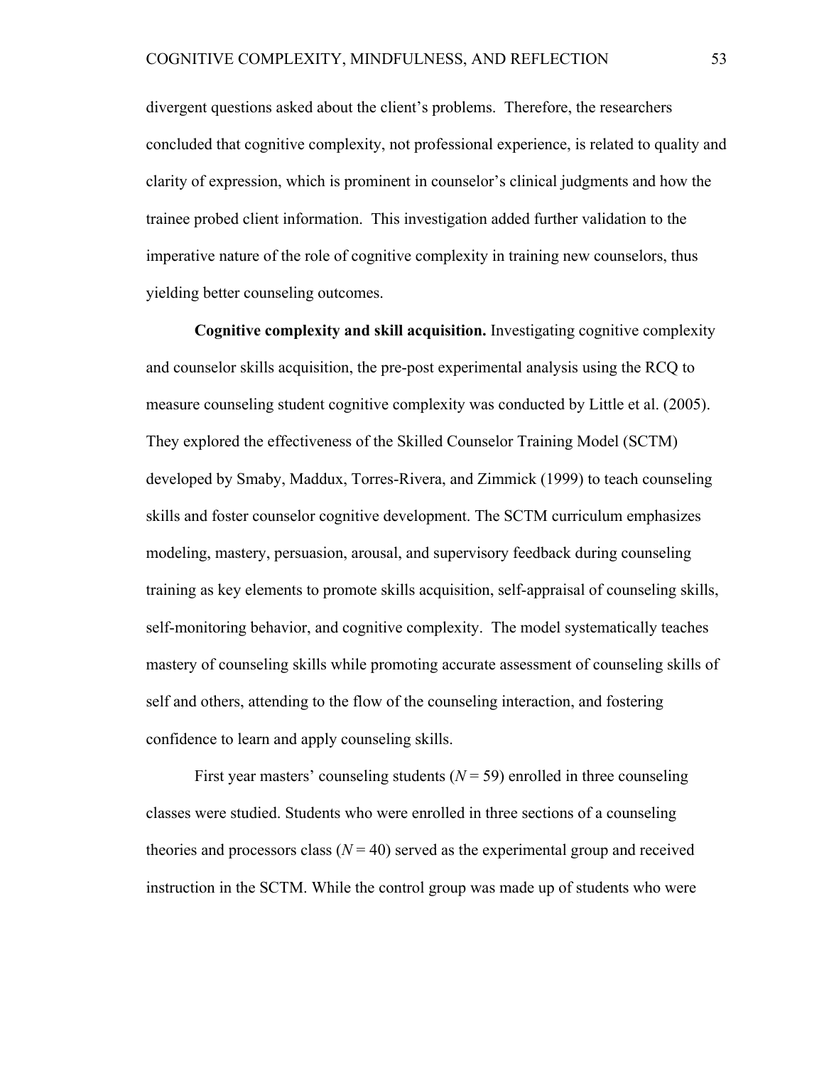divergent questions asked about the client's problems. Therefore, the researchers concluded that cognitive complexity, not professional experience, is related to quality and clarity of expression, which is prominent in counselor's clinical judgments and how the trainee probed client information. This investigation added further validation to the imperative nature of the role of cognitive complexity in training new counselors, thus yielding better counseling outcomes.

**Cognitive complexity and skill acquisition.** Investigating cognitive complexity and counselor skills acquisition, the pre-post experimental analysis using the RCQ to measure counseling student cognitive complexity was conducted by Little et al. (2005). They explored the effectiveness of the Skilled Counselor Training Model (SCTM) developed by Smaby, Maddux, Torres-Rivera, and Zimmick (1999) to teach counseling skills and foster counselor cognitive development. The SCTM curriculum emphasizes modeling, mastery, persuasion, arousal, and supervisory feedback during counseling training as key elements to promote skills acquisition, self-appraisal of counseling skills, self-monitoring behavior, and cognitive complexity. The model systematically teaches mastery of counseling skills while promoting accurate assessment of counseling skills of self and others, attending to the flow of the counseling interaction, and fostering confidence to learn and apply counseling skills.

First year masters' counseling students ($N$ = 59) enrolled in three counseling classes were studied. Students who were enrolled in three sections of a counseling theories and processors class ($N$ = 40) served as the experimental group and received instruction in the SCTM. While the control group was made up of students who were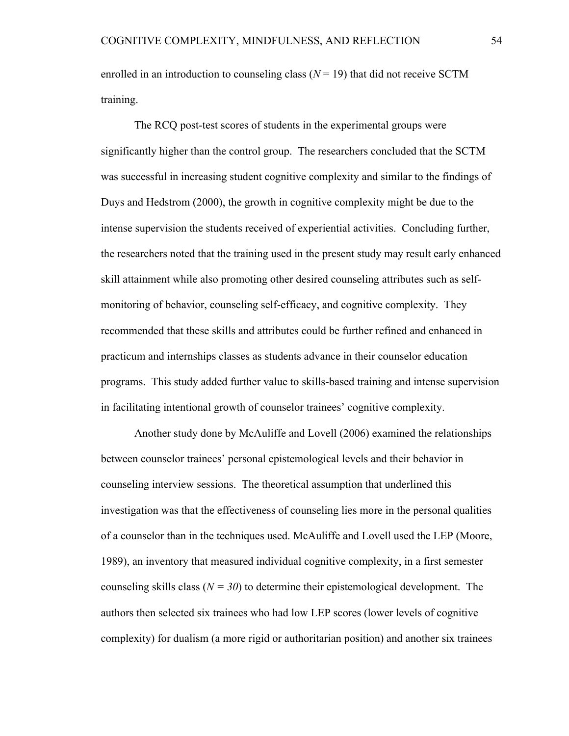enrolled in an introduction to counseling class (*N* = 19) that did not receive SCTM training.

The RCQ post-test scores of students in the experimental groups were significantly higher than the control group. The researchers concluded that the SCTM was successful in increasing student cognitive complexity and similar to the findings of Duys and Hedstrom (2000), the growth in cognitive complexity might be due to the intense supervision the students received of experiential activities. Concluding further, the researchers noted that the training used in the present study may result early enhanced skill attainment while also promoting other desired counseling attributes such as self-monitoring of behavior, counseling self-efficacy, and cognitive complexity. They recommended that these skills and attributes could be further refined and enhanced in practicum and internships classes as students advance in their counselor education programs. This study added further value to skills-based training and intense supervision in facilitating intentional growth of counselor trainees' cognitive complexity.

Another study done by McAuliffe and Lovell (2006) examined the relationships between counselor trainees' personal epistemological levels and their behavior in counseling interview sessions. The theoretical assumption that underlined this investigation was that the effectiveness of counseling lies more in the personal qualities of a counselor than in the techniques used. McAuliffe and Lovell used the LEP (Moore, 1989), an inventory that measured individual cognitive complexity, in a first semester counseling skills class (*N = 30*) to determine their epistemological development. The authors then selected six trainees who had low LEP scores (lower levels of cognitive complexity) for dualism (a more rigid or authoritarian position) and another six trainees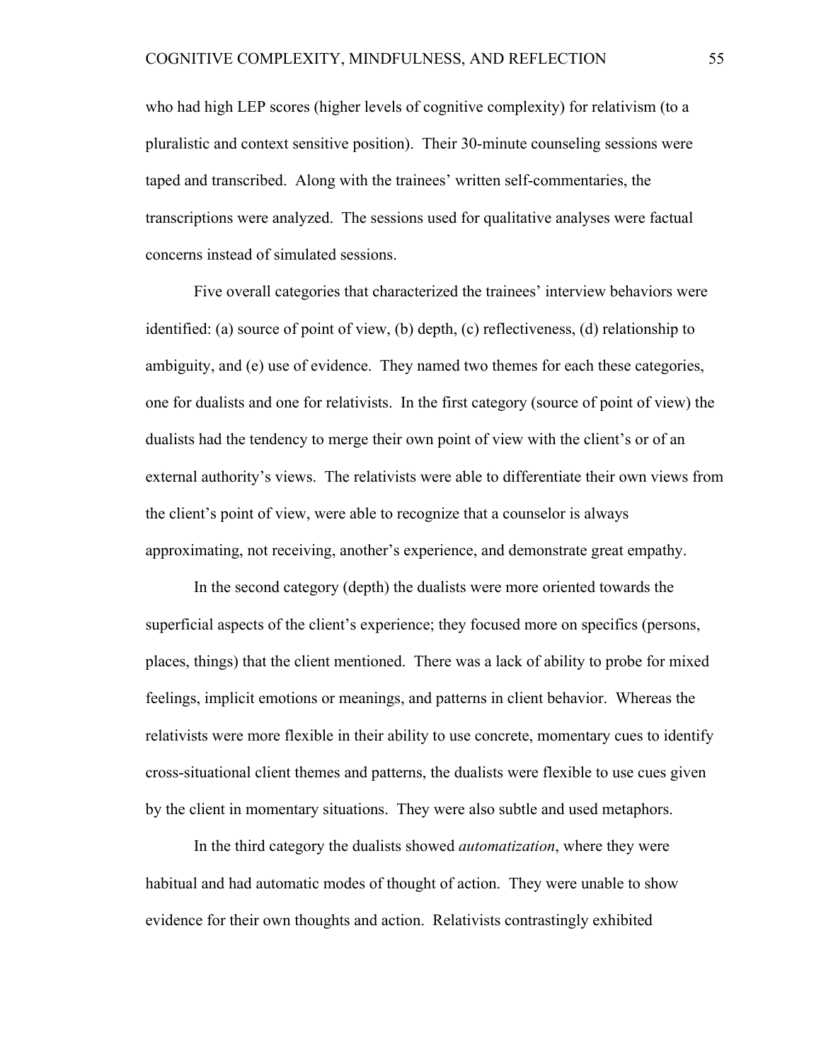who had high LEP scores (higher levels of cognitive complexity) for relativism (to a pluralistic and context sensitive position). Their 30-minute counseling sessions were taped and transcribed. Along with the trainees' written self-commentaries, the transcriptions were analyzed. The sessions used for qualitative analyses were factual concerns instead of simulated sessions.

Five overall categories that characterized the trainees' interview behaviors were identified: (a) source of point of view, (b) depth, (c) reflectiveness, (d) relationship to ambiguity, and (e) use of evidence. They named two themes for each these categories, one for dualists and one for relativists. In the first category (source of point of view) the dualists had the tendency to merge their own point of view with the client's or of an external authority's views. The relativists were able to differentiate their own views from the client's point of view, were able to recognize that a counselor is always approximating, not receiving, another's experience, and demonstrate great empathy.

In the second category (depth) the dualists were more oriented towards the superficial aspects of the client's experience; they focused more on specifics (persons, places, things) that the client mentioned. There was a lack of ability to probe for mixed feelings, implicit emotions or meanings, and patterns in client behavior. Whereas the relativists were more flexible in their ability to use concrete, momentary cues to identify cross-situational client themes and patterns, the dualists were flexible to use cues given by the client in momentary situations. They were also subtle and used metaphors.

In the third category the dualists showed *automatization*, where they were habitual and had automatic modes of thought of action. They were unable to show evidence for their own thoughts and action. Relativists contrastingly exhibited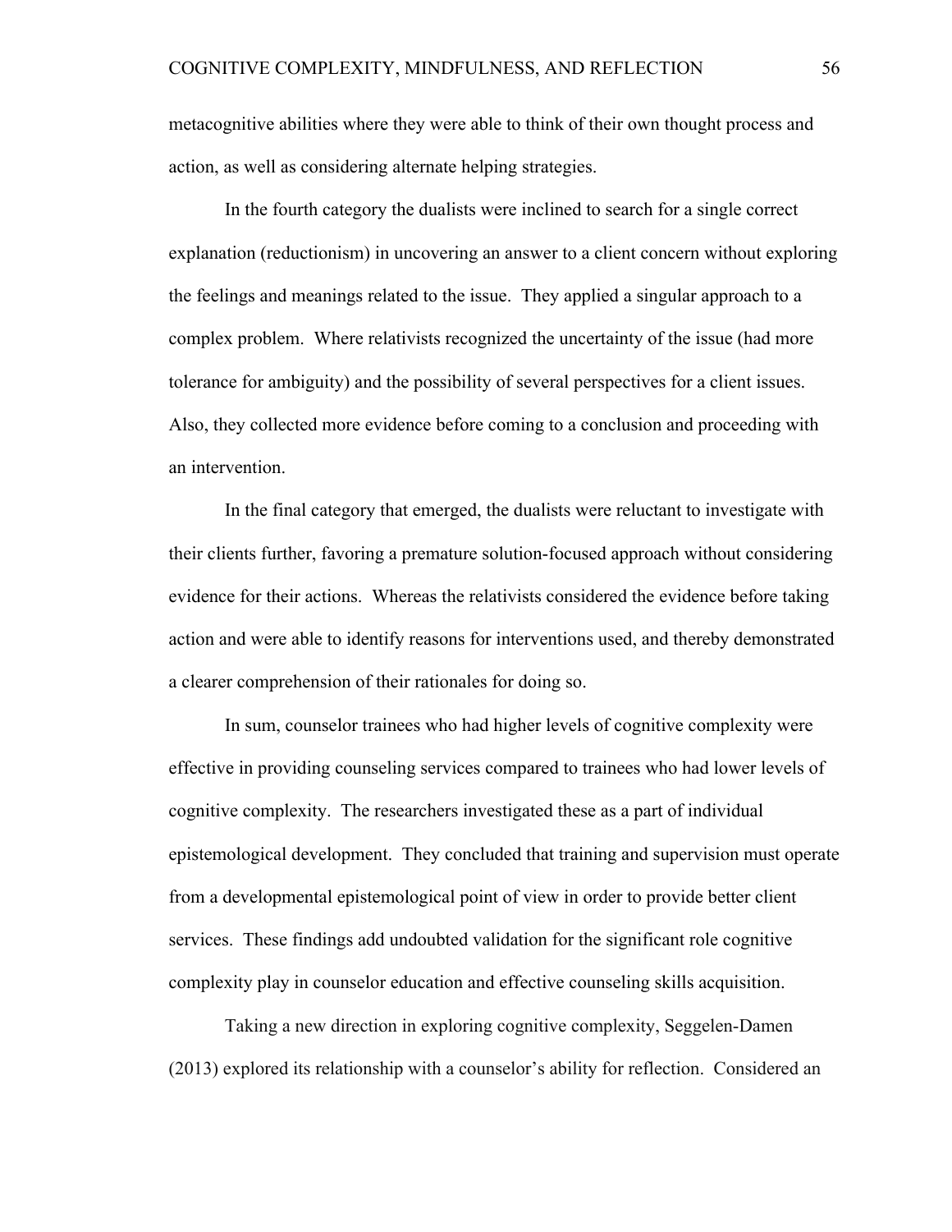metacognitive abilities where they were able to think of their own thought process and action, as well as considering alternate helping strategies.

In the fourth category the dualists were inclined to search for a single correct explanation (reductionism) in uncovering an answer to a client concern without exploring the feelings and meanings related to the issue. They applied a singular approach to a complex problem. Where relativists recognized the uncertainty of the issue (had more tolerance for ambiguity) and the possibility of several perspectives for a client issues. Also, they collected more evidence before coming to a conclusion and proceeding with an intervention.

In the final category that emerged, the dualists were reluctant to investigate with their clients further, favoring a premature solution-focused approach without considering evidence for their actions. Whereas the relativists considered the evidence before taking action and were able to identify reasons for interventions used, and thereby demonstrated a clearer comprehension of their rationales for doing so.

In sum, counselor trainees who had higher levels of cognitive complexity were effective in providing counseling services compared to trainees who had lower levels of cognitive complexity. The researchers investigated these as a part of individual epistemological development. They concluded that training and supervision must operate from a developmental epistemological point of view in order to provide better client services. These findings add undoubted validation for the significant role cognitive complexity play in counselor education and effective counseling skills acquisition.

Taking a new direction in exploring cognitive complexity, Seggelen-Damen (2013) explored its relationship with a counselor's ability for reflection. Considered an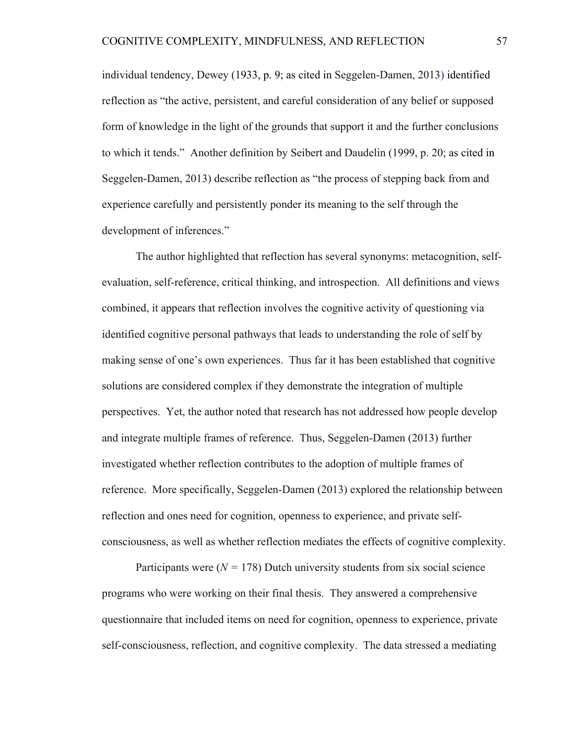individual tendency, Dewey (1933, p. 9; as cited in Seggelen-Damen, 2013) identified reflection as "the active, persistent, and careful consideration of any belief or supposed form of knowledge in the light of the grounds that support it and the further conclusions to which it tends." Another definition by Seibert and Daudelin (1999, p. 20; as cited in Seggelen-Damen, 2013) describe reflection as "the process of stepping back from and experience carefully and persistently ponder its meaning to the self through the development of inferences."

The author highlighted that reflection has several synonyms: metacognition, self-evaluation, self-reference, critical thinking, and introspection. All definitions and views combined, it appears that reflection involves the cognitive activity of questioning via identified cognitive personal pathways that leads to understanding the role of self by making sense of one's own experiences. Thus far it has been established that cognitive solutions are considered complex if they demonstrate the integration of multiple perspectives. Yet, the author noted that research has not addressed how people develop and integrate multiple frames of reference. Thus, Seggelen-Damen (2013) further investigated whether reflection contributes to the adoption of multiple frames of reference. More specifically, Seggelen-Damen (2013) explored the relationship between reflection and ones need for cognition, openness to experience, and private self-consciousness, as well as whether reflection mediates the effects of cognitive complexity.

Participants were ($N$ = 178) Dutch university students from six social science programs who were working on their final thesis. They answered a comprehensive questionnaire that included items on need for cognition, openness to experience, private self-consciousness, reflection, and cognitive complexity. The data stressed a mediating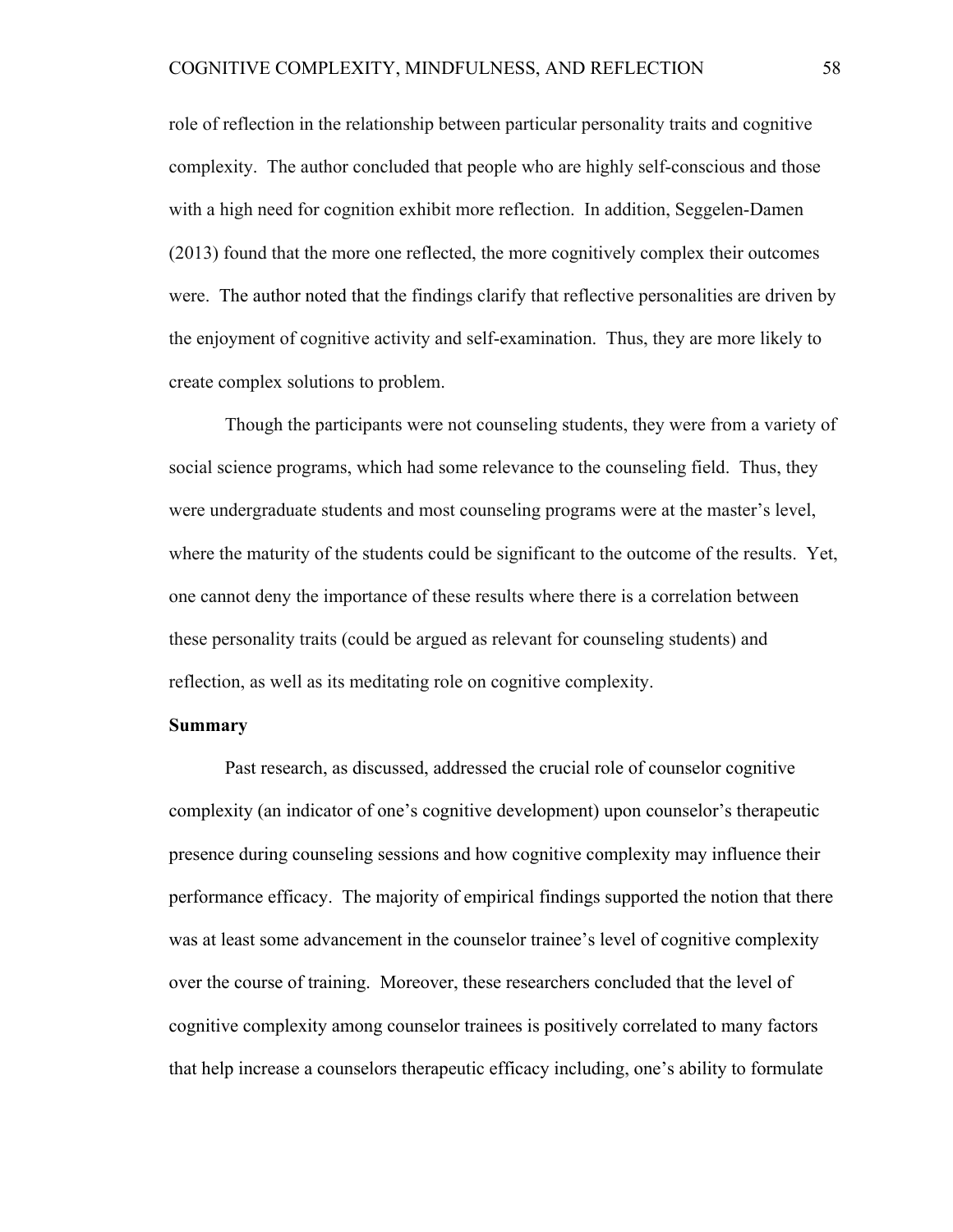role of reflection in the relationship between particular personality traits and cognitive complexity. The author concluded that people who are highly self-conscious and those with a high need for cognition exhibit more reflection. In addition, Seggelen-Damen (2013) found that the more one reflected, the more cognitively complex their outcomes were. The author noted that the findings clarify that reflective personalities are driven by the enjoyment of cognitive activity and self-examination. Thus, they are more likely to create complex solutions to problem.

Though the participants were not counseling students, they were from a variety of social science programs, which had some relevance to the counseling field. Thus, they were undergraduate students and most counseling programs were at the master's level, where the maturity of the students could be significant to the outcome of the results. Yet, one cannot deny the importance of these results where there is a correlation between these personality traits (could be argued as relevant for counseling students) and reflection, as well as its meditating role on cognitive complexity.

**Summary**

Past research, as discussed, addressed the crucial role of counselor cognitive complexity (an indicator of one's cognitive development) upon counselor's therapeutic presence during counseling sessions and how cognitive complexity may influence their performance efficacy. The majority of empirical findings supported the notion that there was at least some advancement in the counselor trainee's level of cognitive complexity over the course of training. Moreover, these researchers concluded that the level of cognitive complexity among counselor trainees is positively correlated to many factors that help increase a counselors therapeutic efficacy including, one's ability to formulate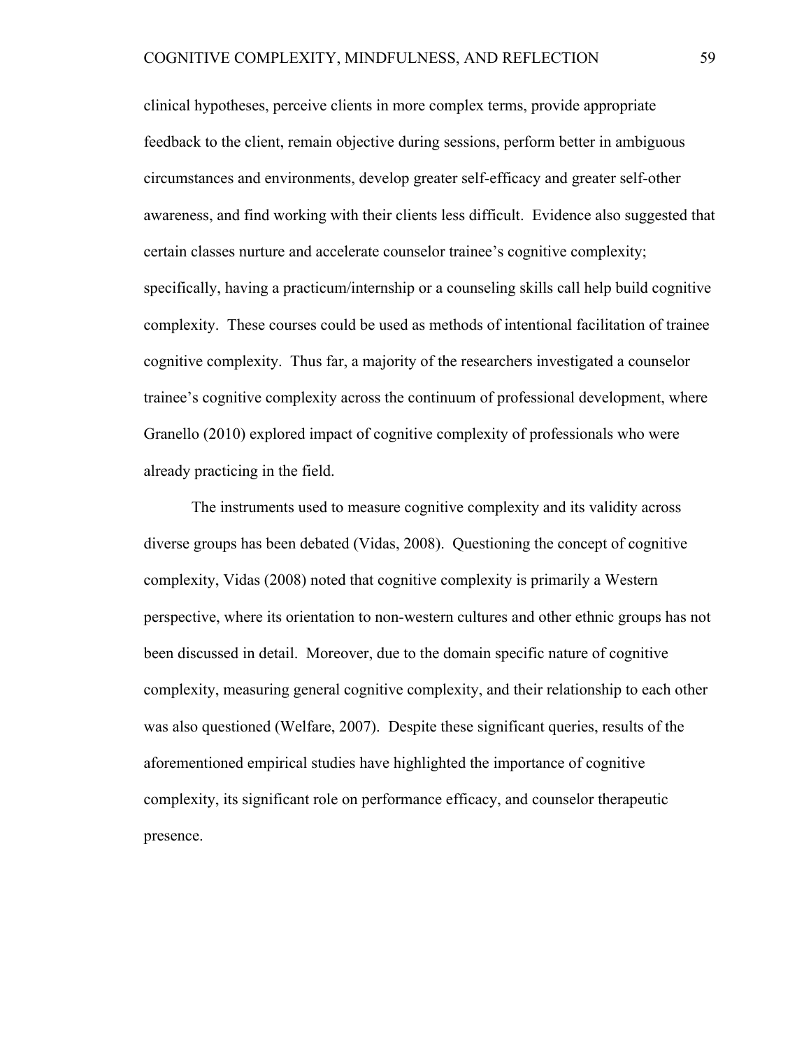clinical hypotheses, perceive clients in more complex terms, provide appropriate feedback to the client, remain objective during sessions, perform better in ambiguous circumstances and environments, develop greater self-efficacy and greater self-other awareness, and find working with their clients less difficult. Evidence also suggested that certain classes nurture and accelerate counselor trainee's cognitive complexity; specifically, having a practicum/internship or a counseling skills call help build cognitive complexity. These courses could be used as methods of intentional facilitation of trainee cognitive complexity. Thus far, a majority of the researchers investigated a counselor trainee's cognitive complexity across the continuum of professional development, where Granello (2010) explored impact of cognitive complexity of professionals who were already practicing in the field.

The instruments used to measure cognitive complexity and its validity across diverse groups has been debated (Vidas, 2008). Questioning the concept of cognitive complexity, Vidas (2008) noted that cognitive complexity is primarily a Western perspective, where its orientation to non-western cultures and other ethnic groups has not been discussed in detail. Moreover, due to the domain specific nature of cognitive complexity, measuring general cognitive complexity, and their relationship to each other was also questioned (Welfare, 2007). Despite these significant queries, results of the aforementioned empirical studies have highlighted the importance of cognitive complexity, its significant role on performance efficacy, and counselor therapeutic presence.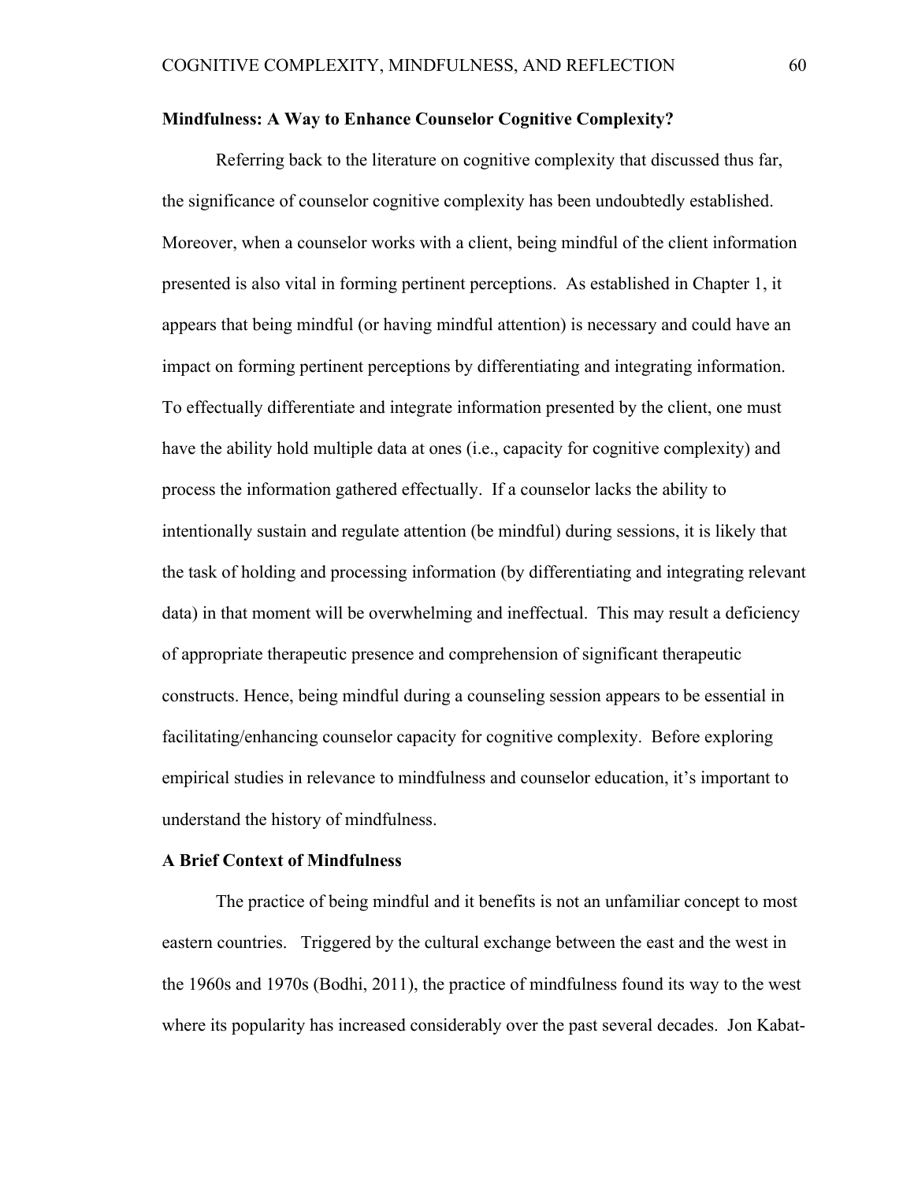**Mindfulness: A Way to Enhance Counselor Cognitive Complexity?**

Referring back to the literature on cognitive complexity that discussed thus far, the significance of counselor cognitive complexity has been undoubtedly established. Moreover, when a counselor works with a client, being mindful of the client information presented is also vital in forming pertinent perceptions. As established in Chapter 1, it appears that being mindful (or having mindful attention) is necessary and could have an impact on forming pertinent perceptions by differentiating and integrating information. To effectually differentiate and integrate information presented by the client, one must have the ability hold multiple data at ones (i.e., capacity for cognitive complexity) and process the information gathered effectually. If a counselor lacks the ability to intentionally sustain and regulate attention (be mindful) during sessions, it is likely that the task of holding and processing information (by differentiating and integrating relevant data) in that moment will be overwhelming and ineffectual. This may result a deficiency of appropriate therapeutic presence and comprehension of significant therapeutic constructs. Hence, being mindful during a counseling session appears to be essential in facilitating/enhancing counselor capacity for cognitive complexity. Before exploring empirical studies in relevance to mindfulness and counselor education, it's important to understand the history of mindfulness.

**A Brief Context of Mindfulness**

The practice of being mindful and it benefits is not an unfamiliar concept to most eastern countries. Triggered by the cultural exchange between the east and the west in the 1960s and 1970s (Bodhi, 2011), the practice of mindfulness found its way to the west where its popularity has increased considerably over the past several decades. Jon Kabat-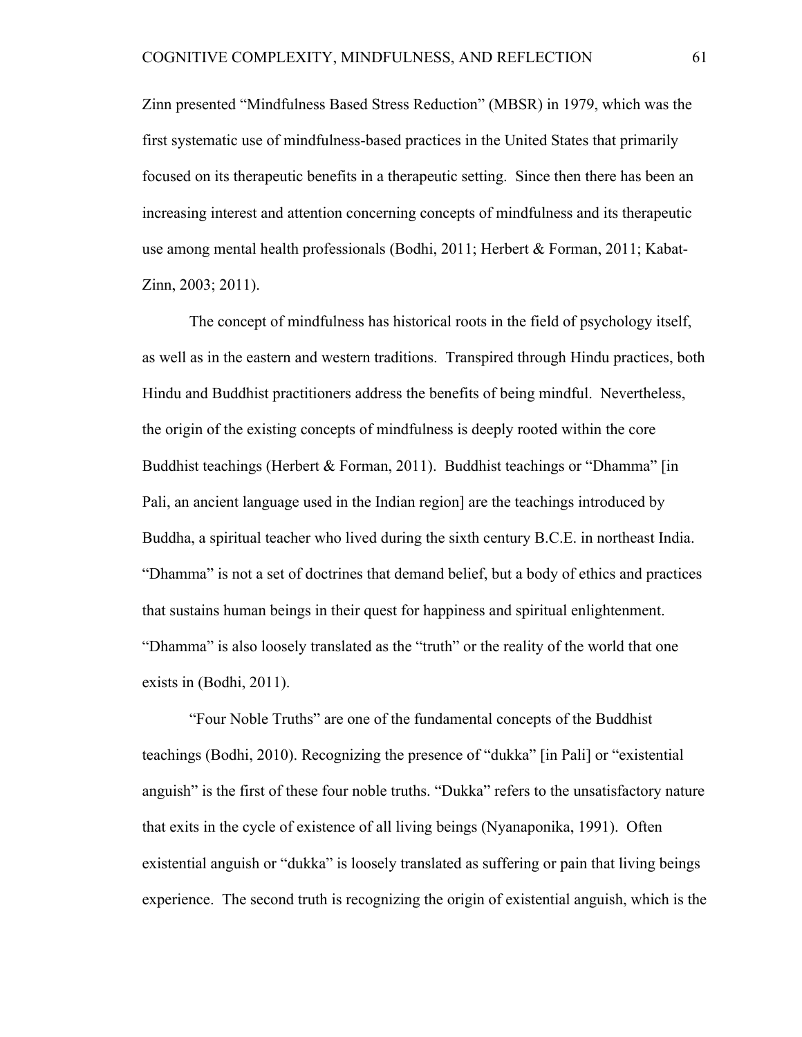Zinn presented "Mindfulness Based Stress Reduction" (MBSR) in 1979, which was the first systematic use of mindfulness-based practices in the United States that primarily focused on its therapeutic benefits in a therapeutic setting. Since then there has been an increasing interest and attention concerning concepts of mindfulness and its therapeutic use among mental health professionals (Bodhi, 2011; Herbert & Forman, 2011; Kabat-Zinn, 2003; 2011).

The concept of mindfulness has historical roots in the field of psychology itself, as well as in the eastern and western traditions. Transpired through Hindu practices, both Hindu and Buddhist practitioners address the benefits of being mindful. Nevertheless, the origin of the existing concepts of mindfulness is deeply rooted within the core Buddhist teachings (Herbert & Forman, 2011). Buddhist teachings or "Dhamma" [in Pali, an ancient language used in the Indian region] are the teachings introduced by Buddha, a spiritual teacher who lived during the sixth century B.C.E. in northeast India. "Dhamma" is not a set of doctrines that demand belief, but a body of ethics and practices that sustains human beings in their quest for happiness and spiritual enlightenment. "Dhamma" is also loosely translated as the "truth" or the reality of the world that one exists in (Bodhi, 2011).

"Four Noble Truths" are one of the fundamental concepts of the Buddhist teachings (Bodhi, 2010). Recognizing the presence of "dukka" [in Pali] or "existential anguish" is the first of these four noble truths. "Dukka" refers to the unsatisfactory nature that exits in the cycle of existence of all living beings (Nyanaponika, 1991). Often existential anguish or "dukka" is loosely translated as suffering or pain that living beings experience. The second truth is recognizing the origin of existential anguish, which is the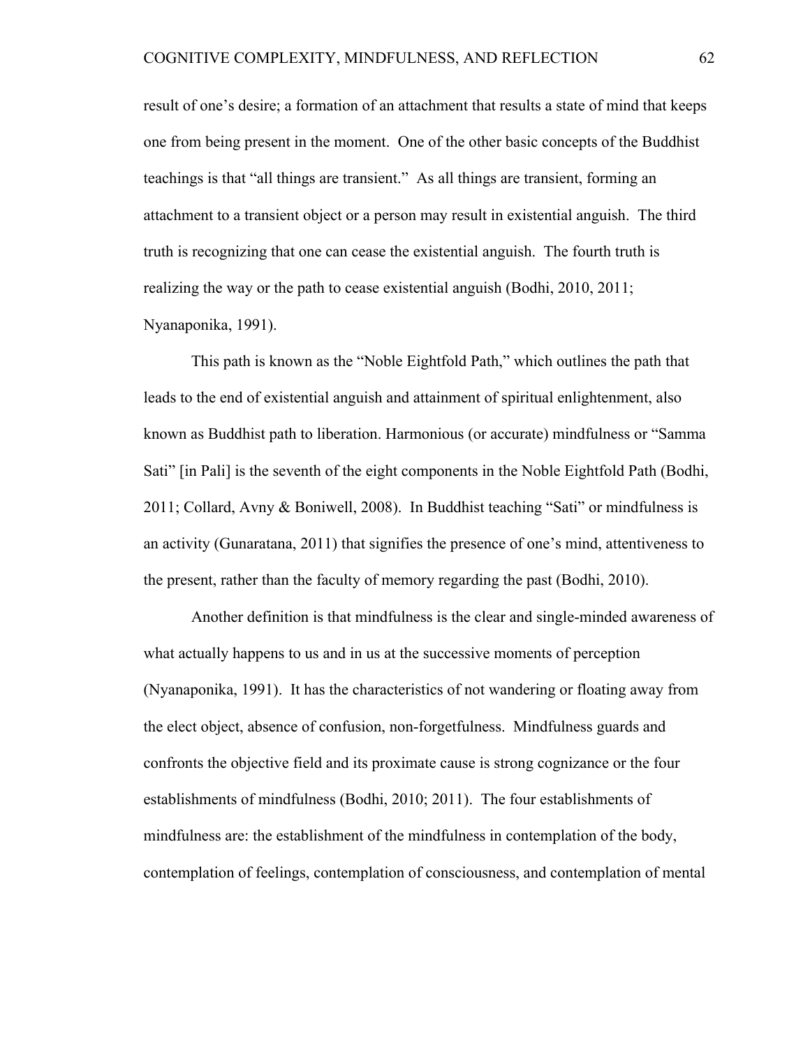result of one's desire; a formation of an attachment that results a state of mind that keeps one from being present in the moment. One of the other basic concepts of the Buddhist teachings is that "all things are transient." As all things are transient, forming an attachment to a transient object or a person may result in existential anguish. The third truth is recognizing that one can cease the existential anguish. The fourth truth is realizing the way or the path to cease existential anguish (Bodhi, 2010, 2011; Nyanaponika, 1991).

This path is known as the "Noble Eightfold Path," which outlines the path that leads to the end of existential anguish and attainment of spiritual enlightenment, also known as Buddhist path to liberation. Harmonious (or accurate) mindfulness or "Samma Sati" [in Pali] is the seventh of the eight components in the Noble Eightfold Path (Bodhi, 2011; Collard, Avny & Boniwell, 2008). In Buddhist teaching "Sati" or mindfulness is an activity (Gunaratana, 2011) that signifies the presence of one's mind, attentiveness to the present, rather than the faculty of memory regarding the past (Bodhi, 2010).

Another definition is that mindfulness is the clear and single-minded awareness of what actually happens to us and in us at the successive moments of perception (Nyanaponika, 1991). It has the characteristics of not wandering or floating away from the elect object, absence of confusion, non-forgetfulness. Mindfulness guards and confronts the objective field and its proximate cause is strong cognizance or the four establishments of mindfulness (Bodhi, 2010; 2011). The four establishments of mindfulness are: the establishment of the mindfulness in contemplation of the body, contemplation of feelings, contemplation of consciousness, and contemplation of mental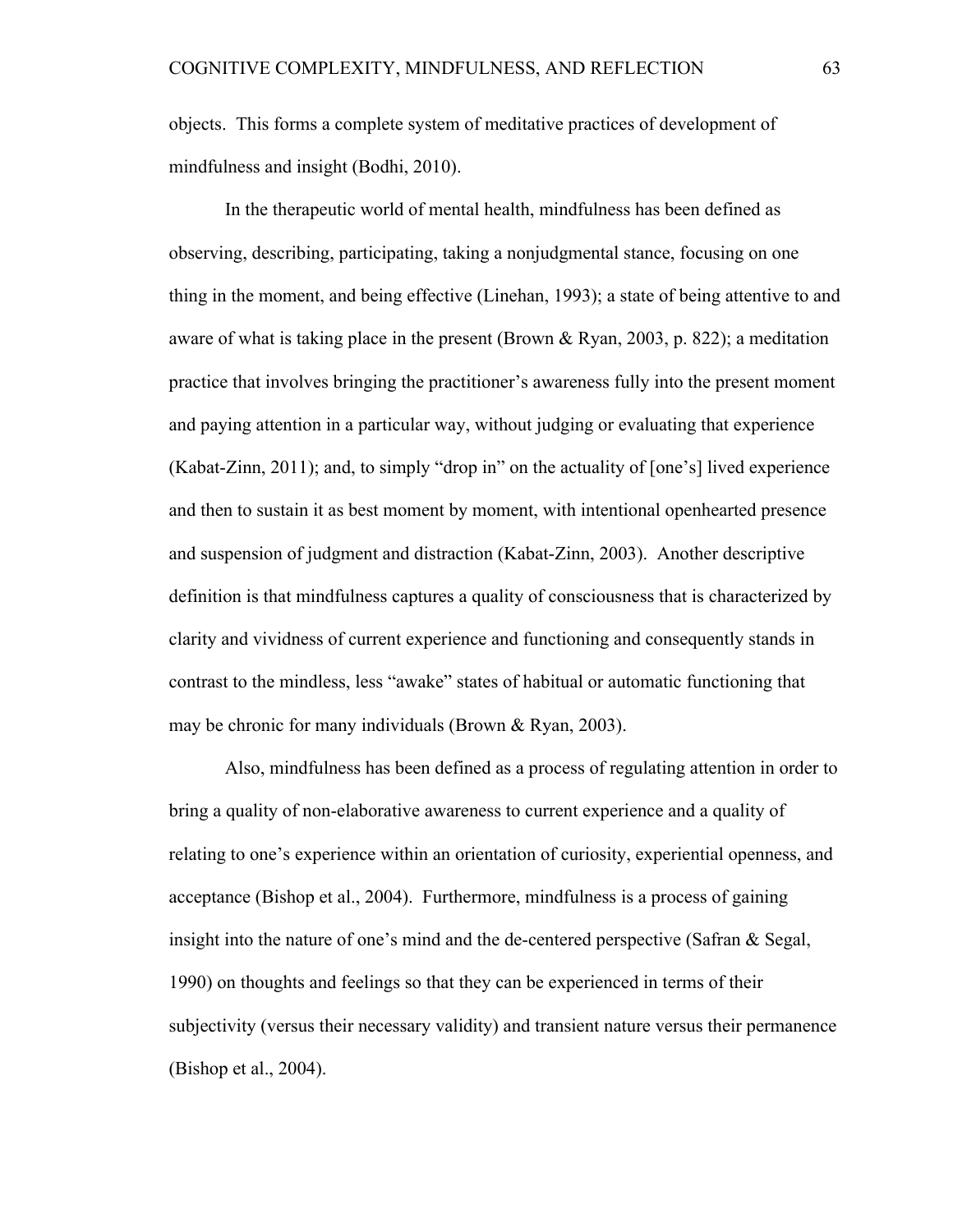objects. This forms a complete system of meditative practices of development of mindfulness and insight (Bodhi, 2010).

In the therapeutic world of mental health, mindfulness has been defined as observing, describing, participating, taking a nonjudgmental stance, focusing on one thing in the moment, and being effective (Linehan, 1993); a state of being attentive to and aware of what is taking place in the present (Brown & Ryan, 2003, p. 822); a meditation practice that involves bringing the practitioner's awareness fully into the present moment and paying attention in a particular way, without judging or evaluating that experience (Kabat-Zinn, 2011); and, to simply "drop in" on the actuality of [one's] lived experience and then to sustain it as best moment by moment, with intentional openhearted presence and suspension of judgment and distraction (Kabat-Zinn, 2003). Another descriptive definition is that mindfulness captures a quality of consciousness that is characterized by clarity and vividness of current experience and functioning and consequently stands in contrast to the mindless, less "awake" states of habitual or automatic functioning that may be chronic for many individuals (Brown & Ryan, 2003).

Also, mindfulness has been defined as a process of regulating attention in order to bring a quality of non-elaborative awareness to current experience and a quality of relating to one's experience within an orientation of curiosity, experiential openness, and acceptance (Bishop et al., 2004). Furthermore, mindfulness is a process of gaining insight into the nature of one's mind and the de-centered perspective (Safran & Segal, 1990) on thoughts and feelings so that they can be experienced in terms of their subjectivity (versus their necessary validity) and transient nature versus their permanence (Bishop et al., 2004).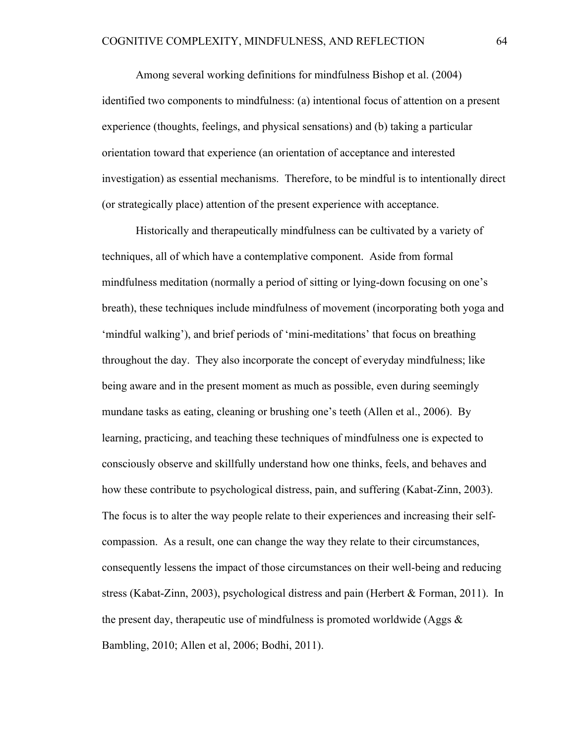Among several working definitions for mindfulness Bishop et al. (2004) identified two components to mindfulness: (a) intentional focus of attention on a present experience (thoughts, feelings, and physical sensations) and (b) taking a particular orientation toward that experience (an orientation of acceptance and interested investigation) as essential mechanisms. Therefore, to be mindful is to intentionally direct (or strategically place) attention of the present experience with acceptance.

Historically and therapeutically mindfulness can be cultivated by a variety of techniques, all of which have a contemplative component. Aside from formal mindfulness meditation (normally a period of sitting or lying-down focusing on one's breath), these techniques include mindfulness of movement (incorporating both yoga and 'mindful walking'), and brief periods of 'mini-meditations' that focus on breathing throughout the day. They also incorporate the concept of everyday mindfulness; like being aware and in the present moment as much as possible, even during seemingly mundane tasks as eating, cleaning or brushing one's teeth (Allen et al., 2006). By learning, practicing, and teaching these techniques of mindfulness one is expected to consciously observe and skillfully understand how one thinks, feels, and behaves and how these contribute to psychological distress, pain, and suffering (Kabat-Zinn, 2003). The focus is to alter the way people relate to their experiences and increasing their self-compassion. As a result, one can change the way they relate to their circumstances, consequently lessens the impact of those circumstances on their well-being and reducing stress (Kabat-Zinn, 2003), psychological distress and pain (Herbert & Forman, 2011). In the present day, therapeutic use of mindfulness is promoted worldwide (Aggs & Bambling, 2010; Allen et al, 2006; Bodhi, 2011).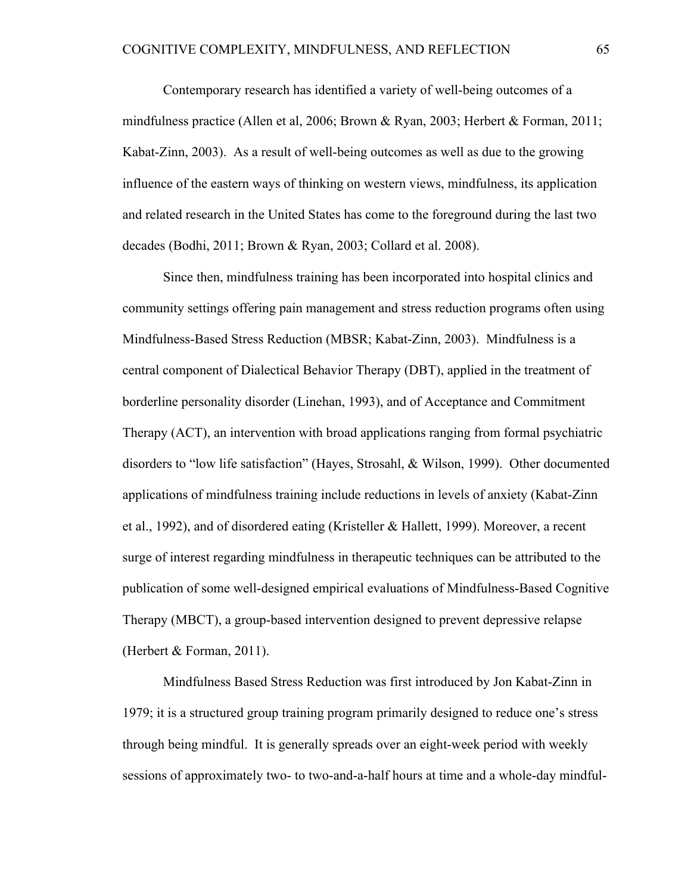Contemporary research has identified a variety of well-being outcomes of a mindfulness practice (Allen et al, 2006; Brown & Ryan, 2003; Herbert & Forman, 2011; Kabat-Zinn, 2003). As a result of well-being outcomes as well as due to the growing influence of the eastern ways of thinking on western views, mindfulness, its application and related research in the United States has come to the foreground during the last two decades (Bodhi, 2011; Brown & Ryan, 2003; Collard et al. 2008).

Since then, mindfulness training has been incorporated into hospital clinics and community settings offering pain management and stress reduction programs often using Mindfulness-Based Stress Reduction (MBSR; Kabat-Zinn, 2003). Mindfulness is a central component of Dialectical Behavior Therapy (DBT), applied in the treatment of borderline personality disorder (Linehan, 1993), and of Acceptance and Commitment Therapy (ACT), an intervention with broad applications ranging from formal psychiatric disorders to "low life satisfaction" (Hayes, Strosahl, & Wilson, 1999). Other documented applications of mindfulness training include reductions in levels of anxiety (Kabat-Zinn et al., 1992), and of disordered eating (Kristeller & Hallett, 1999). Moreover, a recent surge of interest regarding mindfulness in therapeutic techniques can be attributed to the publication of some well-designed empirical evaluations of Mindfulness-Based Cognitive Therapy (MBCT), a group-based intervention designed to prevent depressive relapse (Herbert & Forman, 2011).

Mindfulness Based Stress Reduction was first introduced by Jon Kabat-Zinn in 1979; it is a structured group training program primarily designed to reduce one's stress through being mindful. It is generally spreads over an eight-week period with weekly sessions of approximately two- to two-and-a-half hours at time and a whole-day mindful-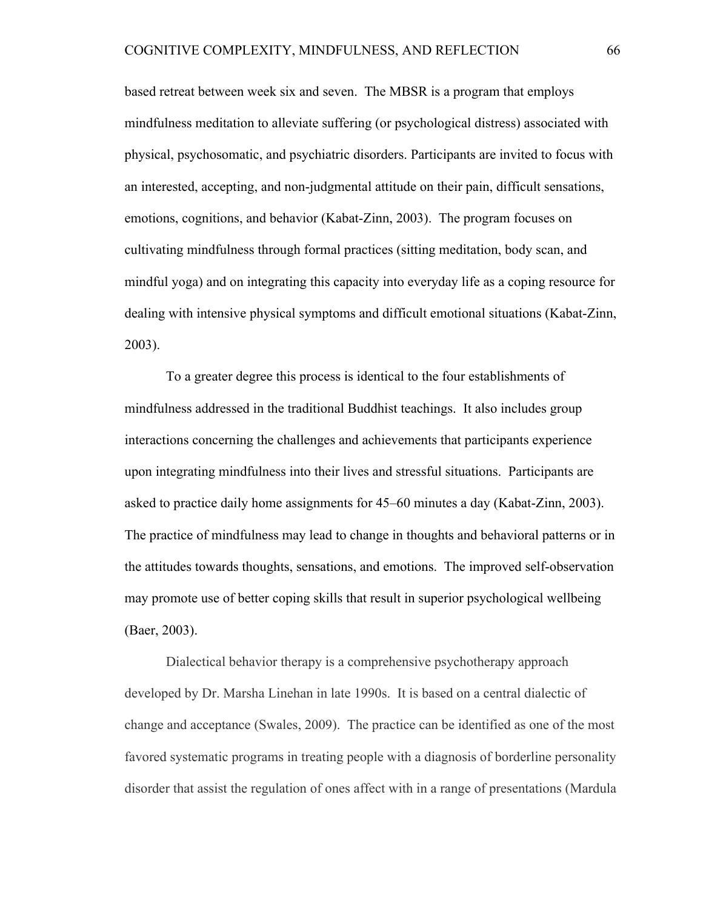based retreat between week six and seven. The MBSR is a program that employs mindfulness meditation to alleviate suffering (or psychological distress) associated with physical, psychosomatic, and psychiatric disorders. Participants are invited to focus with an interested, accepting, and non-judgmental attitude on their pain, difficult sensations, emotions, cognitions, and behavior (Kabat-Zinn, 2003). The program focuses on cultivating mindfulness through formal practices (sitting meditation, body scan, and mindful yoga) and on integrating this capacity into everyday life as a coping resource for dealing with intensive physical symptoms and difficult emotional situations (Kabat-Zinn, 2003).

To a greater degree this process is identical to the four establishments of mindfulness addressed in the traditional Buddhist teachings. It also includes group interactions concerning the challenges and achievements that participants experience upon integrating mindfulness into their lives and stressful situations. Participants are asked to practice daily home assignments for 45–60 minutes a day (Kabat-Zinn, 2003). The practice of mindfulness may lead to change in thoughts and behavioral patterns or in the attitudes towards thoughts, sensations, and emotions. The improved self-observation may promote use of better coping skills that result in superior psychological wellbeing (Baer, 2003).

Dialectical behavior therapy is a comprehensive psychotherapy approach developed by Dr. Marsha Linehan in late 1990s. It is based on a central dialectic of change and acceptance (Swales, 2009). The practice can be identified as one of the most favored systematic programs in treating people with a diagnosis of borderline personality disorder that assist the regulation of ones affect with in a range of presentations (Mardula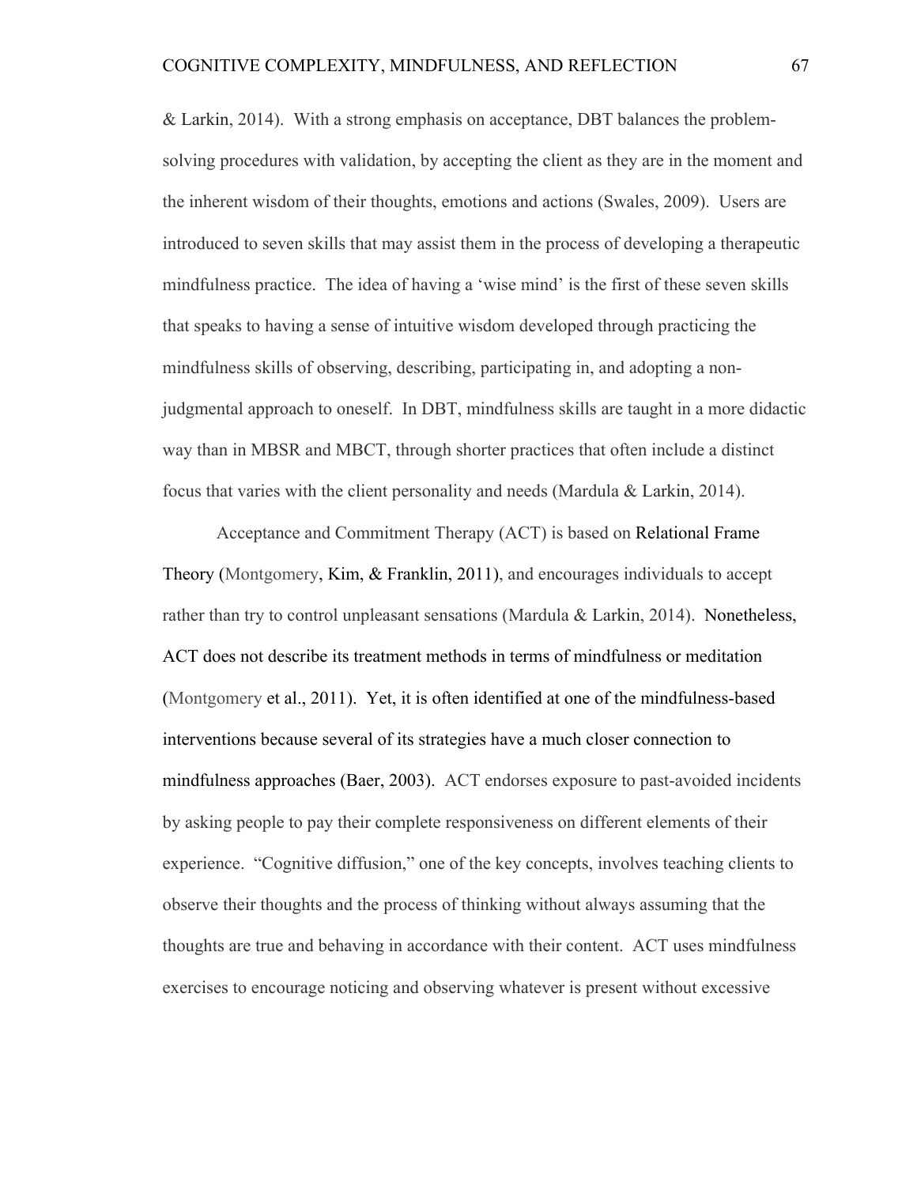& Larkin, 2014). With a strong emphasis on acceptance, DBT balances the problem-solving procedures with validation, by accepting the client as they are in the moment and the inherent wisdom of their thoughts, emotions and actions (Swales, 2009). Users are introduced to seven skills that may assist them in the process of developing a therapeutic mindfulness practice. The idea of having a 'wise mind' is the first of these seven skills that speaks to having a sense of intuitive wisdom developed through practicing the mindfulness skills of observing, describing, participating in, and adopting a non-judgmental approach to oneself. In DBT, mindfulness skills are taught in a more didactic way than in MBSR and MBCT, through shorter practices that often include a distinct focus that varies with the client personality and needs (Mardula & Larkin, 2014).

Acceptance and Commitment Therapy (ACT) is based on Relational Frame Theory (Montgomery, Kim, & Franklin, 2011), and encourages individuals to accept rather than try to control unpleasant sensations (Mardula & Larkin, 2014). Nonetheless, ACT does not describe its treatment methods in terms of mindfulness or meditation (Montgomery et al., 2011). Yet, it is often identified at one of the mindfulness-based interventions because several of its strategies have a much closer connection to mindfulness approaches (Baer, 2003). ACT endorses exposure to past-avoided incidents by asking people to pay their complete responsiveness on different elements of their experience. "Cognitive diffusion," one of the key concepts, involves teaching clients to observe their thoughts and the process of thinking without always assuming that the thoughts are true and behaving in accordance with their content. ACT uses mindfulness exercises to encourage noticing and observing whatever is present without excessive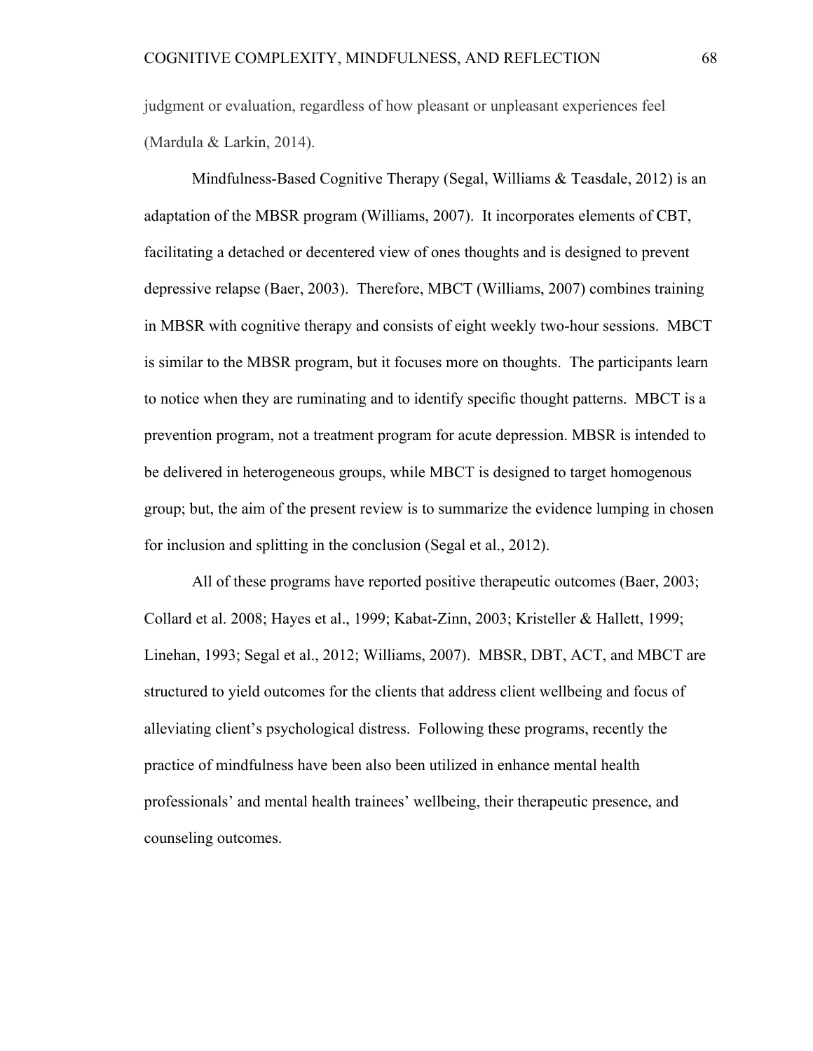judgment or evaluation, regardless of how pleasant or unpleasant experiences feel (Mardula & Larkin, 2014).

Mindfulness-Based Cognitive Therapy (Segal, Williams & Teasdale, 2012) is an adaptation of the MBSR program (Williams, 2007). It incorporates elements of CBT, facilitating a detached or decentered view of ones thoughts and is designed to prevent depressive relapse (Baer, 2003). Therefore, MBCT (Williams, 2007) combines training in MBSR with cognitive therapy and consists of eight weekly two-hour sessions. MBCT is similar to the MBSR program, but it focuses more on thoughts. The participants learn to notice when they are ruminating and to identify specific thought patterns. MBCT is a prevention program, not a treatment program for acute depression. MBSR is intended to be delivered in heterogeneous groups, while MBCT is designed to target homogenous group; but, the aim of the present review is to summarize the evidence lumping in chosen for inclusion and splitting in the conclusion (Segal et al., 2012).

All of these programs have reported positive therapeutic outcomes (Baer, 2003; Collard et al. 2008; Hayes et al., 1999; Kabat-Zinn, 2003; Kristeller & Hallett, 1999; Linehan, 1993; Segal et al., 2012; Williams, 2007). MBSR, DBT, ACT, and MBCT are structured to yield outcomes for the clients that address client wellbeing and focus of alleviating client's psychological distress. Following these programs, recently the practice of mindfulness have been also been utilized in enhance mental health professionals' and mental health trainees' wellbeing, their therapeutic presence, and counseling outcomes.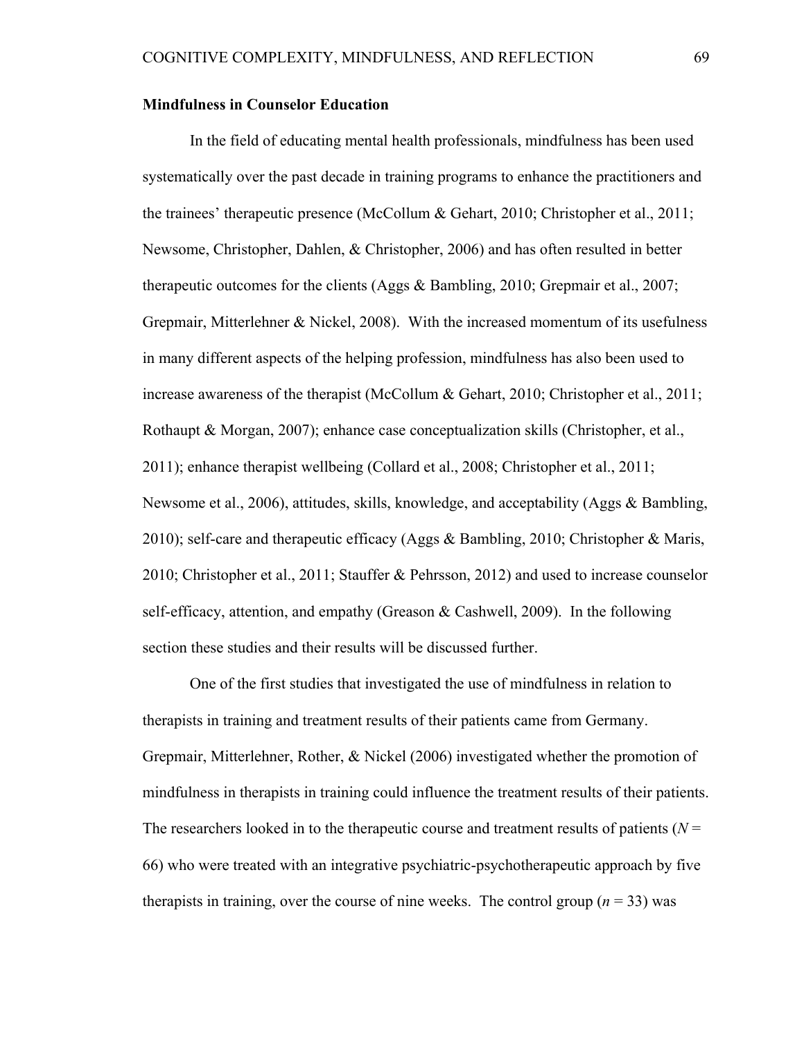**Mindfulness in Counselor Education**

In the field of educating mental health professionals, mindfulness has been used systematically over the past decade in training programs to enhance the practitioners and the trainees' therapeutic presence (McCollum & Gehart, 2010; Christopher et al., 2011; Newsome, Christopher, Dahlen, & Christopher, 2006) and has often resulted in better therapeutic outcomes for the clients (Aggs & Bambling, 2010; Grepmair et al., 2007; Grepmair, Mitterlehner & Nickel, 2008). With the increased momentum of its usefulness in many different aspects of the helping profession, mindfulness has also been used to increase awareness of the therapist (McCollum & Gehart, 2010; Christopher et al., 2011; Rothaupt & Morgan, 2007); enhance case conceptualization skills (Christopher, et al., 2011); enhance therapist wellbeing (Collard et al., 2008; Christopher et al., 2011; Newsome et al., 2006), attitudes, skills, knowledge, and acceptability (Aggs & Bambling, 2010); self-care and therapeutic efficacy (Aggs & Bambling, 2010; Christopher & Maris, 2010; Christopher et al., 2011; Stauffer & Pehrsson, 2012) and used to increase counselor self-efficacy, attention, and empathy (Greason & Cashwell, 2009). In the following section these studies and their results will be discussed further.

One of the first studies that investigated the use of mindfulness in relation to therapists in training and treatment results of their patients came from Germany. Grepmair, Mitterlehner, Rother, & Nickel (2006) investigated whether the promotion of mindfulness in therapists in training could influence the treatment results of their patients. The researchers looked in to the therapeutic course and treatment results of patients ($N$ = 66) who were treated with an integrative psychiatric-psychotherapeutic approach by five therapists in training, over the course of nine weeks. The control group ($n$ = 33) was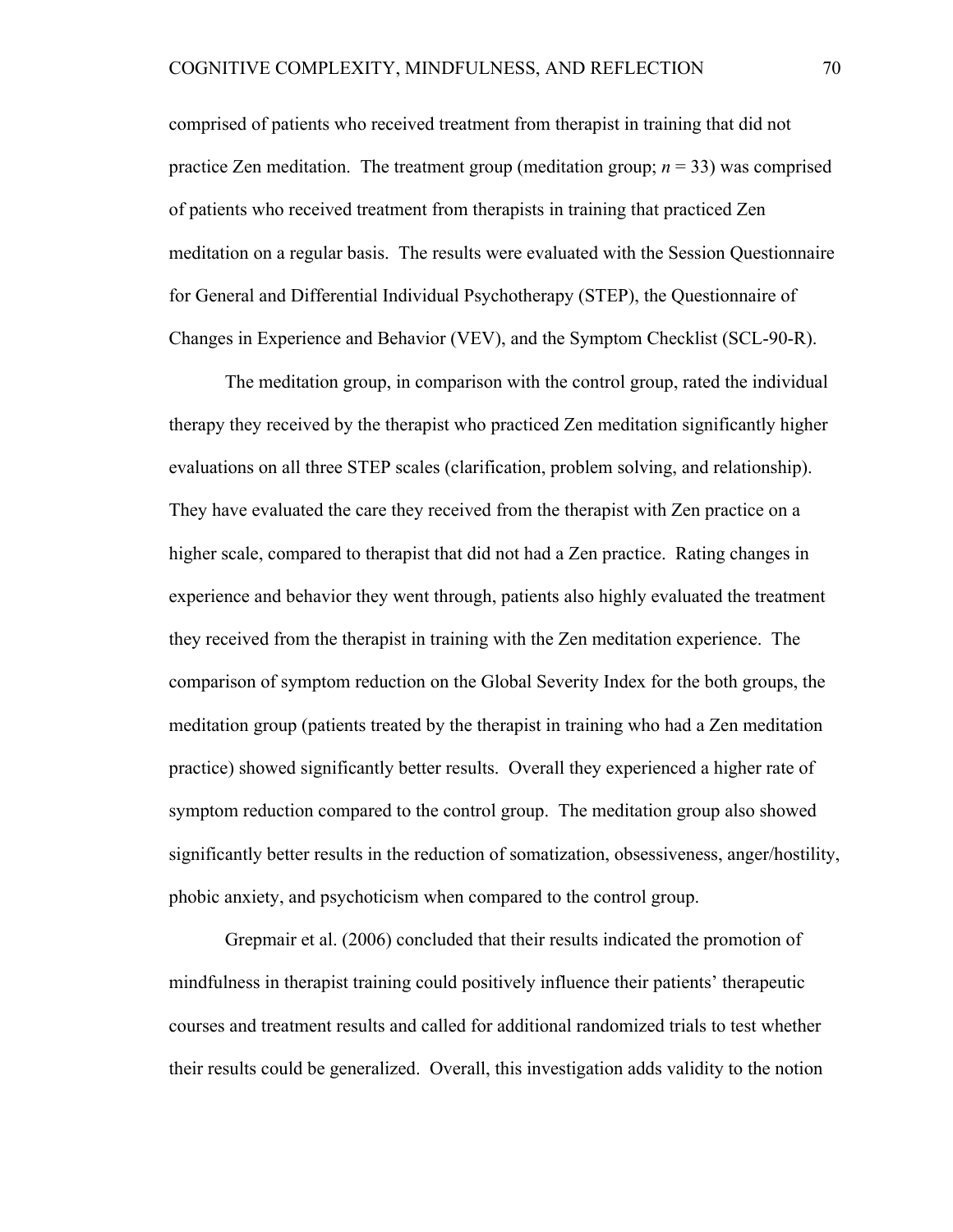comprised of patients who received treatment from therapist in training that did not practice Zen meditation. The treatment group (meditation group; *n* = 33) was comprised of patients who received treatment from therapists in training that practiced Zen meditation on a regular basis. The results were evaluated with the Session Questionnaire for General and Differential Individual Psychotherapy (STEP), the Questionnaire of Changes in Experience and Behavior (VEV), and the Symptom Checklist (SCL-90-R).

The meditation group, in comparison with the control group, rated the individual therapy they received by the therapist who practiced Zen meditation significantly higher evaluations on all three STEP scales (clarification, problem solving, and relationship). They have evaluated the care they received from the therapist with Zen practice on a higher scale, compared to therapist that did not had a Zen practice. Rating changes in experience and behavior they went through, patients also highly evaluated the treatment they received from the therapist in training with the Zen meditation experience. The comparison of symptom reduction on the Global Severity Index for the both groups, the meditation group (patients treated by the therapist in training who had a Zen meditation practice) showed significantly better results. Overall they experienced a higher rate of symptom reduction compared to the control group. The meditation group also showed significantly better results in the reduction of somatization, obsessiveness, anger/hostility, phobic anxiety, and psychoticism when compared to the control group.

Grepmair et al. (2006) concluded that their results indicated the promotion of mindfulness in therapist training could positively influence their patients' therapeutic courses and treatment results and called for additional randomized trials to test whether their results could be generalized. Overall, this investigation adds validity to the notion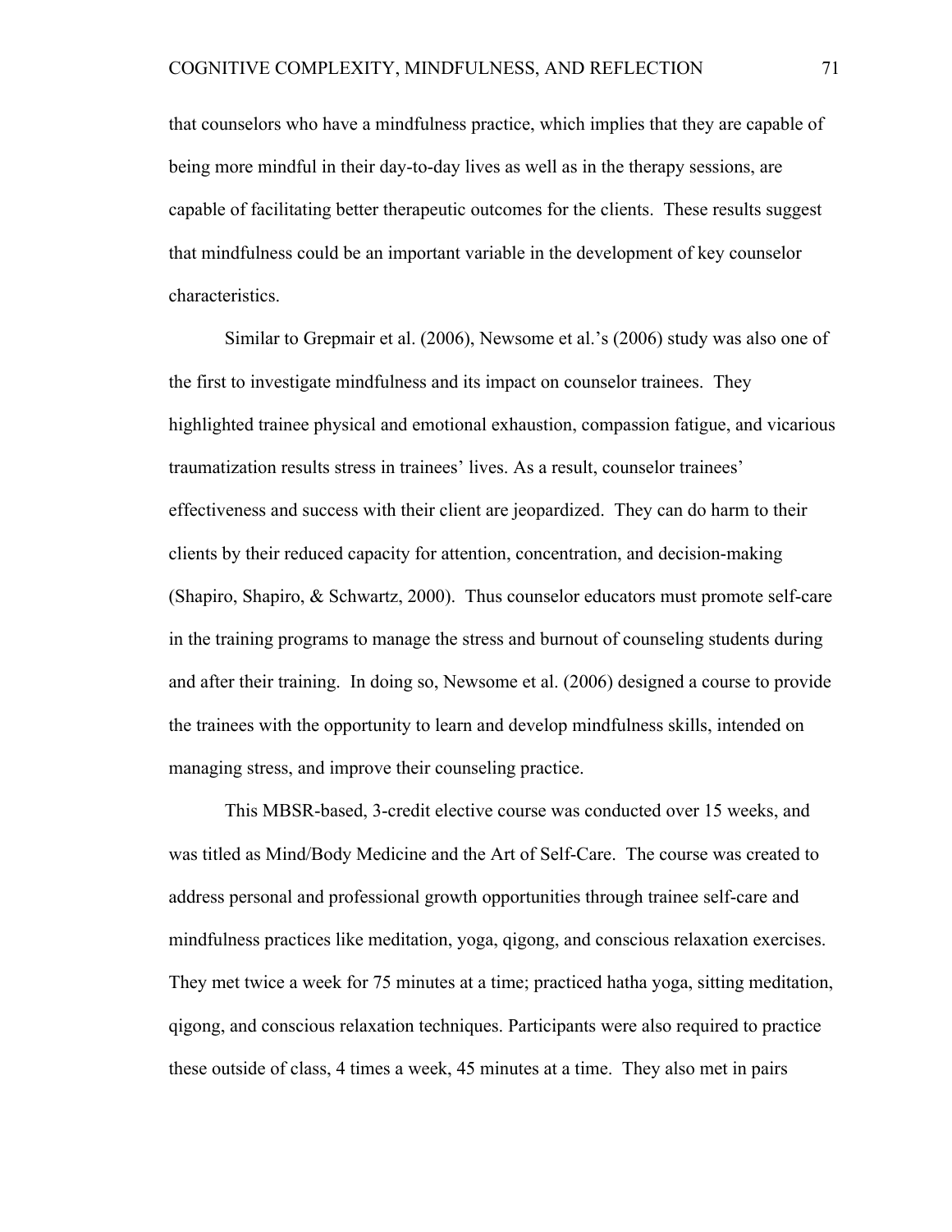that counselors who have a mindfulness practice, which implies that they are capable of being more mindful in their day-to-day lives as well as in the therapy sessions, are capable of facilitating better therapeutic outcomes for the clients. These results suggest that mindfulness could be an important variable in the development of key counselor characteristics.

Similar to Grepmair et al. (2006), Newsome et al.'s (2006) study was also one of the first to investigate mindfulness and its impact on counselor trainees. They highlighted trainee physical and emotional exhaustion, compassion fatigue, and vicarious traumatization results stress in trainees' lives. As a result, counselor trainees' effectiveness and success with their client are jeopardized. They can do harm to their clients by their reduced capacity for attention, concentration, and decision-making (Shapiro, Shapiro, & Schwartz, 2000). Thus counselor educators must promote self-care in the training programs to manage the stress and burnout of counseling students during and after their training. In doing so, Newsome et al. (2006) designed a course to provide the trainees with the opportunity to learn and develop mindfulness skills, intended on managing stress, and improve their counseling practice.

This MBSR-based, 3-credit elective course was conducted over 15 weeks, and was titled as Mind/Body Medicine and the Art of Self-Care. The course was created to address personal and professional growth opportunities through trainee self-care and mindfulness practices like meditation, yoga, qigong, and conscious relaxation exercises. They met twice a week for 75 minutes at a time; practiced hatha yoga, sitting meditation, qigong, and conscious relaxation techniques. Participants were also required to practice these outside of class, 4 times a week, 45 minutes at a time. They also met in pairs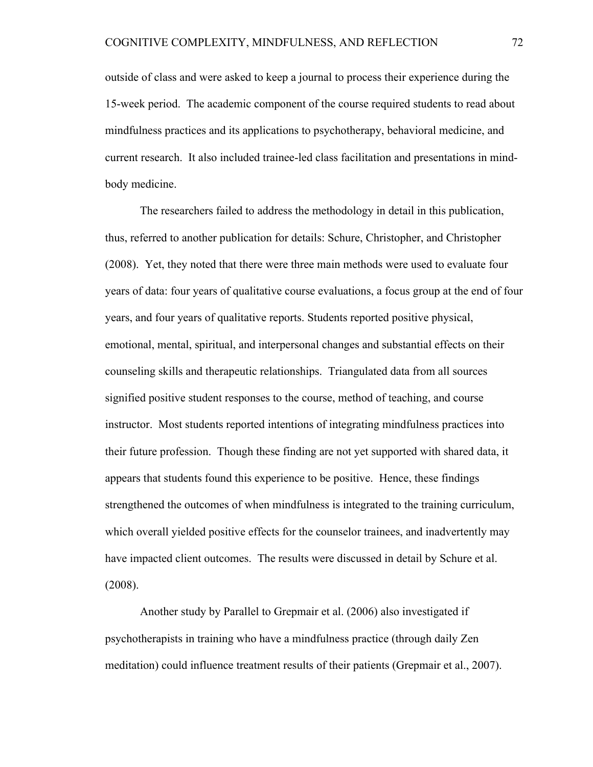outside of class and were asked to keep a journal to process their experience during the 15-week period. The academic component of the course required students to read about mindfulness practices and its applications to psychotherapy, behavioral medicine, and current research. It also included trainee-led class facilitation and presentations in mind-body medicine.

The researchers failed to address the methodology in detail in this publication, thus, referred to another publication for details: Schure, Christopher, and Christopher (2008). Yet, they noted that there were three main methods were used to evaluate four years of data: four years of qualitative course evaluations, a focus group at the end of four years, and four years of qualitative reports. Students reported positive physical, emotional, mental, spiritual, and interpersonal changes and substantial effects on their counseling skills and therapeutic relationships. Triangulated data from all sources signified positive student responses to the course, method of teaching, and course instructor. Most students reported intentions of integrating mindfulness practices into their future profession. Though these finding are not yet supported with shared data, it appears that students found this experience to be positive. Hence, these findings strengthened the outcomes of when mindfulness is integrated to the training curriculum, which overall yielded positive effects for the counselor trainees, and inadvertently may have impacted client outcomes. The results were discussed in detail by Schure et al. (2008).

Another study by Parallel to Grepmair et al. (2006) also investigated if psychotherapists in training who have a mindfulness practice (through daily Zen meditation) could influence treatment results of their patients (Grepmair et al., 2007).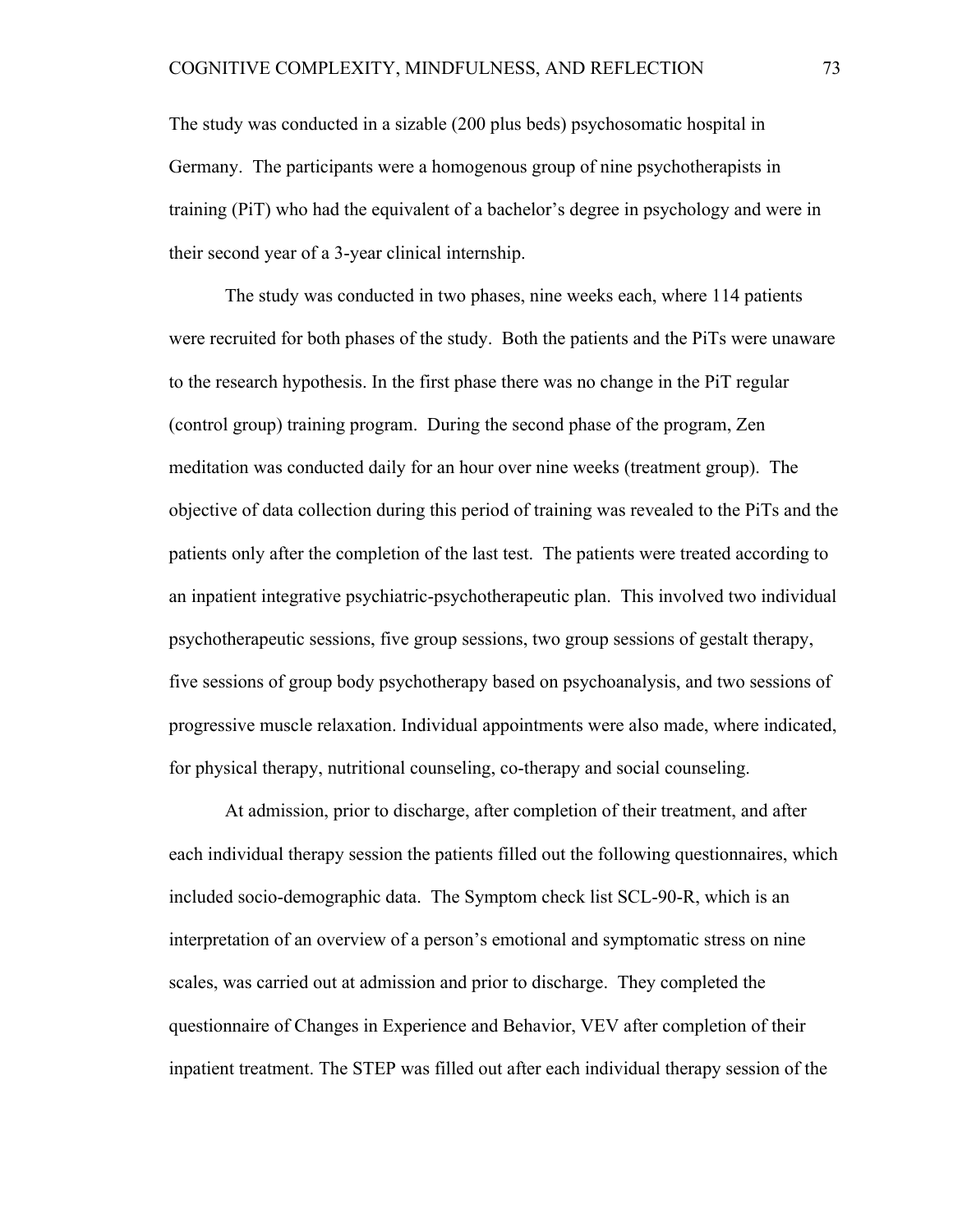The study was conducted in a sizable (200 plus beds) psychosomatic hospital in Germany. The participants were a homogenous group of nine psychotherapists in training (PiT) who had the equivalent of a bachelor's degree in psychology and were in their second year of a 3-year clinical internship.

The study was conducted in two phases, nine weeks each, where 114 patients were recruited for both phases of the study. Both the patients and the PiTs were unaware to the research hypothesis. In the first phase there was no change in the PiT regular (control group) training program. During the second phase of the program, Zen meditation was conducted daily for an hour over nine weeks (treatment group). The objective of data collection during this period of training was revealed to the PiTs and the patients only after the completion of the last test. The patients were treated according to an inpatient integrative psychiatric-psychotherapeutic plan. This involved two individual psychotherapeutic sessions, five group sessions, two group sessions of gestalt therapy, five sessions of group body psychotherapy based on psychoanalysis, and two sessions of progressive muscle relaxation. Individual appointments were also made, where indicated, for physical therapy, nutritional counseling, co-therapy and social counseling.

At admission, prior to discharge, after completion of their treatment, and after each individual therapy session the patients filled out the following questionnaires, which included socio-demographic data. The Symptom check list SCL-90-R, which is an interpretation of an overview of a person's emotional and symptomatic stress on nine scales, was carried out at admission and prior to discharge. They completed the questionnaire of Changes in Experience and Behavior, VEV after completion of their inpatient treatment. The STEP was filled out after each individual therapy session of the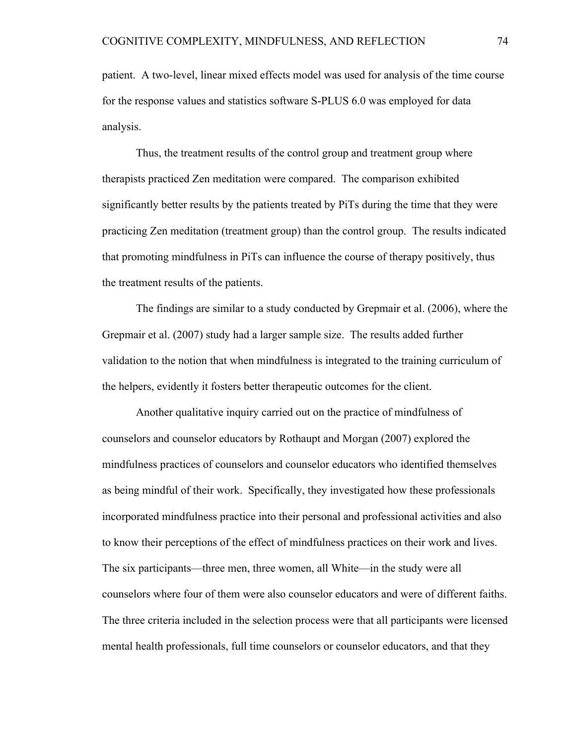patient. A two-level, linear mixed effects model was used for analysis of the time course for the response values and statistics software S-PLUS 6.0 was employed for data analysis.

Thus, the treatment results of the control group and treatment group where therapists practiced Zen meditation were compared. The comparison exhibited significantly better results by the patients treated by PiTs during the time that they were practicing Zen meditation (treatment group) than the control group. The results indicated that promoting mindfulness in PiTs can influence the course of therapy positively, thus the treatment results of the patients.

The findings are similar to a study conducted by Grepmair et al. (2006), where the Grepmair et al. (2007) study had a larger sample size. The results added further validation to the notion that when mindfulness is integrated to the training curriculum of the helpers, evidently it fosters better therapeutic outcomes for the client.

Another qualitative inquiry carried out on the practice of mindfulness of counselors and counselor educators by Rothaupt and Morgan (2007) explored the mindfulness practices of counselors and counselor educators who identified themselves as being mindful of their work. Specifically, they investigated how these professionals incorporated mindfulness practice into their personal and professional activities and also to know their perceptions of the effect of mindfulness practices on their work and lives. The six participants—three men, three women, all White—in the study were all counselors where four of them were also counselor educators and were of different faiths. The three criteria included in the selection process were that all participants were licensed mental health professionals, full time counselors or counselor educators, and that they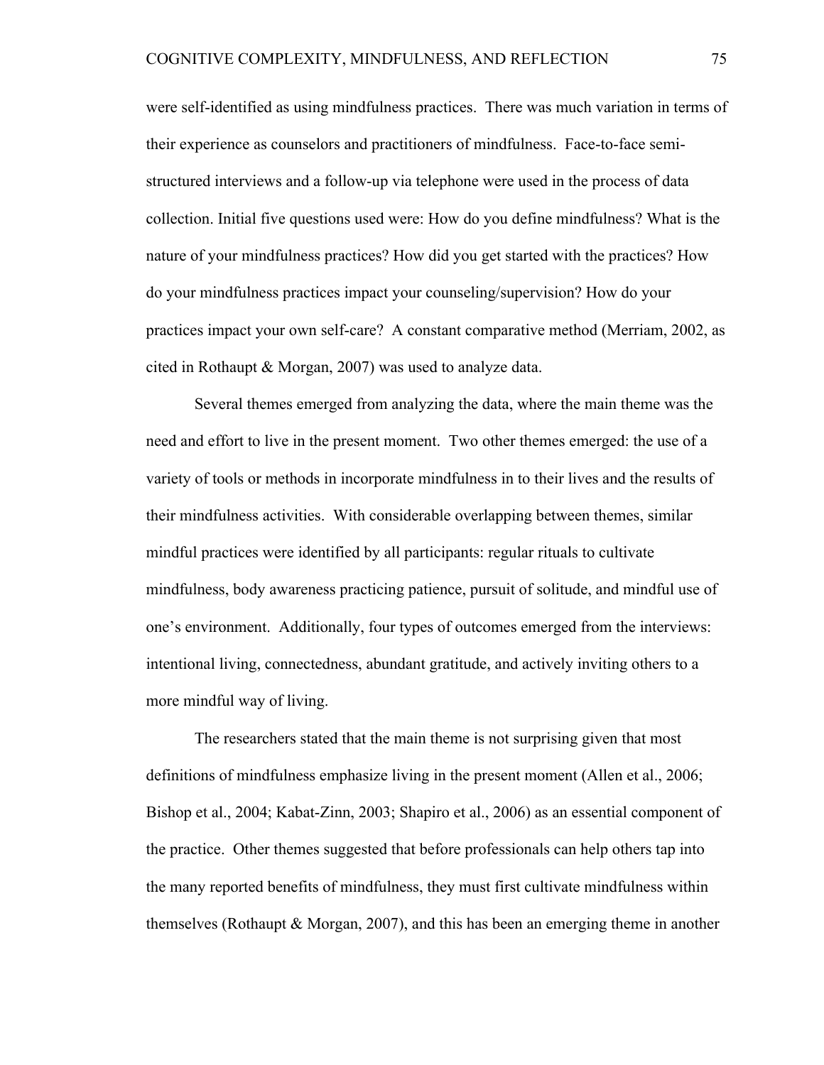were self-identified as using mindfulness practices. There was much variation in terms of their experience as counselors and practitioners of mindfulness. Face-to-face semi-structured interviews and a follow-up via telephone were used in the process of data collection. Initial five questions used were: How do you define mindfulness? What is the nature of your mindfulness practices? How did you get started with the practices? How do your mindfulness practices impact your counseling/supervision? How do your practices impact your own self-care? A constant comparative method (Merriam, 2002, as cited in Rothaupt & Morgan, 2007) was used to analyze data.

Several themes emerged from analyzing the data, where the main theme was the need and effort to live in the present moment. Two other themes emerged: the use of a variety of tools or methods in incorporate mindfulness in to their lives and the results of their mindfulness activities. With considerable overlapping between themes, similar mindful practices were identified by all participants: regular rituals to cultivate mindfulness, body awareness practicing patience, pursuit of solitude, and mindful use of one's environment. Additionally, four types of outcomes emerged from the interviews: intentional living, connectedness, abundant gratitude, and actively inviting others to a more mindful way of living.

The researchers stated that the main theme is not surprising given that most definitions of mindfulness emphasize living in the present moment (Allen et al., 2006; Bishop et al., 2004; Kabat-Zinn, 2003; Shapiro et al., 2006) as an essential component of the practice. Other themes suggested that before professionals can help others tap into the many reported benefits of mindfulness, they must first cultivate mindfulness within themselves (Rothaupt & Morgan, 2007), and this has been an emerging theme in another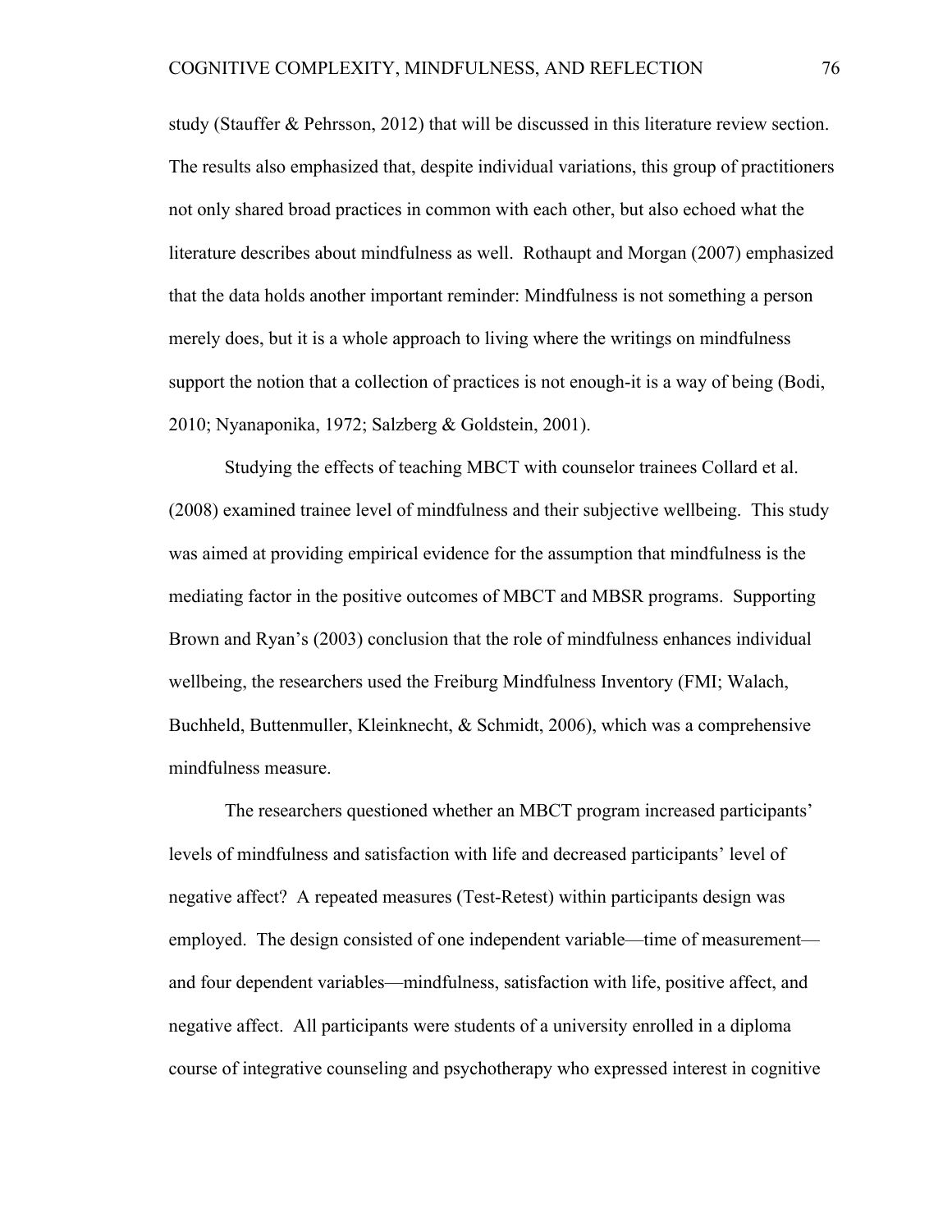study (Stauffer & Pehrsson, 2012) that will be discussed in this literature review section. The results also emphasized that, despite individual variations, this group of practitioners not only shared broad practices in common with each other, but also echoed what the literature describes about mindfulness as well. Rothaupt and Morgan (2007) emphasized that the data holds another important reminder: Mindfulness is not something a person merely does, but it is a whole approach to living where the writings on mindfulness support the notion that a collection of practices is not enough-it is a way of being (Bodi, 2010; Nyanaponika, 1972; Salzberg & Goldstein, 2001).

Studying the effects of teaching MBCT with counselor trainees Collard et al. (2008) examined trainee level of mindfulness and their subjective wellbeing. This study was aimed at providing empirical evidence for the assumption that mindfulness is the mediating factor in the positive outcomes of MBCT and MBSR programs. Supporting Brown and Ryan's (2003) conclusion that the role of mindfulness enhances individual wellbeing, the researchers used the Freiburg Mindfulness Inventory (FMI; Walach, Buchheld, Buttenmuller, Kleinknecht, & Schmidt, 2006), which was a comprehensive mindfulness measure.

The researchers questioned whether an MBCT program increased participants' levels of mindfulness and satisfaction with life and decreased participants' level of negative affect? A repeated measures (Test-Retest) within participants design was employed. The design consisted of one independent variable—time of measurement—and four dependent variables—mindfulness, satisfaction with life, positive affect, and negative affect. All participants were students of a university enrolled in a diploma course of integrative counseling and psychotherapy who expressed interest in cognitive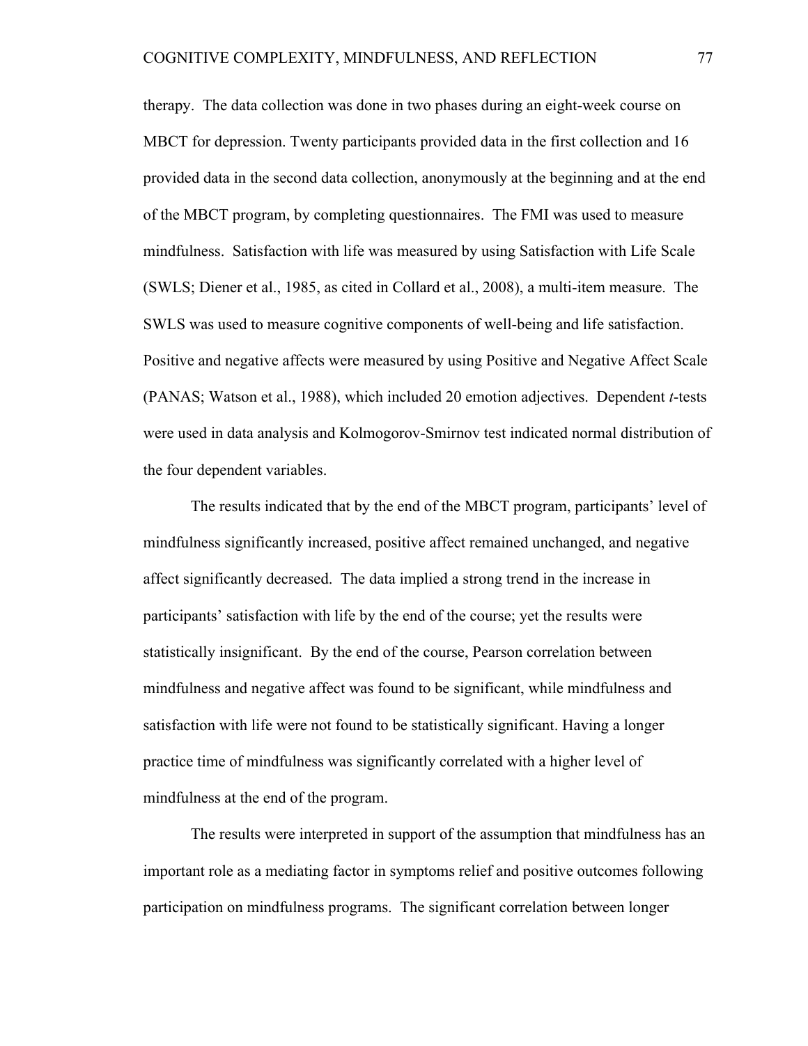therapy. The data collection was done in two phases during an eight-week course on MBCT for depression. Twenty participants provided data in the first collection and 16 provided data in the second data collection, anonymously at the beginning and at the end of the MBCT program, by completing questionnaires. The FMI was used to measure mindfulness. Satisfaction with life was measured by using Satisfaction with Life Scale (SWLS; Diener et al., 1985, as cited in Collard et al., 2008), a multi-item measure. The SWLS was used to measure cognitive components of well-being and life satisfaction. Positive and negative affects were measured by using Positive and Negative Affect Scale (PANAS; Watson et al., 1988), which included 20 emotion adjectives. Dependent *t*-tests were used in data analysis and Kolmogorov-Smirnov test indicated normal distribution of the four dependent variables.

The results indicated that by the end of the MBCT program, participants' level of mindfulness significantly increased, positive affect remained unchanged, and negative affect significantly decreased. The data implied a strong trend in the increase in participants' satisfaction with life by the end of the course; yet the results were statistically insignificant. By the end of the course, Pearson correlation between mindfulness and negative affect was found to be significant, while mindfulness and satisfaction with life were not found to be statistically significant. Having a longer practice time of mindfulness was significantly correlated with a higher level of mindfulness at the end of the program.

The results were interpreted in support of the assumption that mindfulness has an important role as a mediating factor in symptoms relief and positive outcomes following participation on mindfulness programs. The significant correlation between longer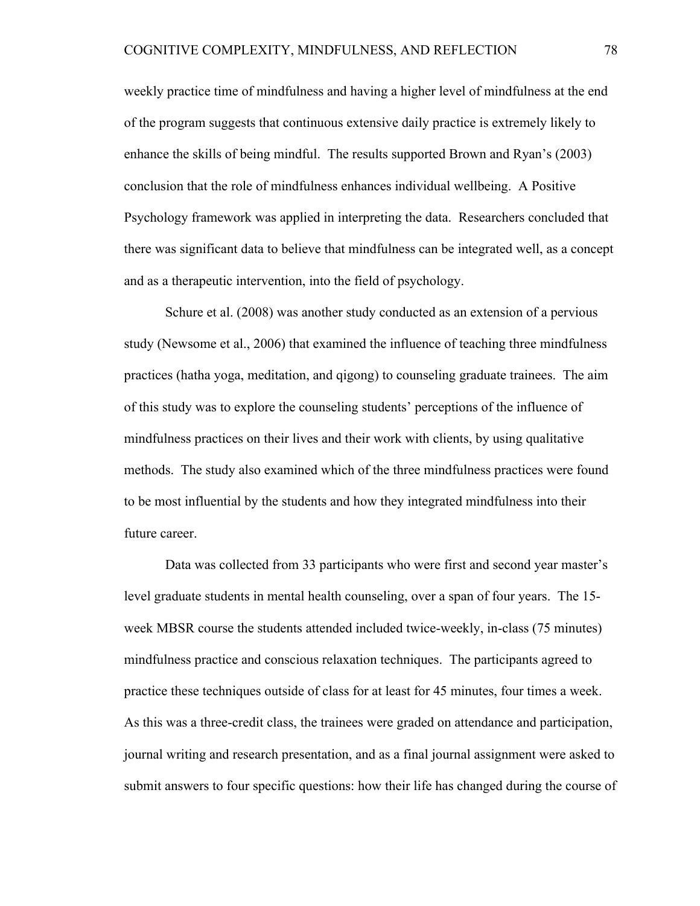weekly practice time of mindfulness and having a higher level of mindfulness at the end of the program suggests that continuous extensive daily practice is extremely likely to enhance the skills of being mindful. The results supported Brown and Ryan's (2003) conclusion that the role of mindfulness enhances individual wellbeing. A Positive Psychology framework was applied in interpreting the data. Researchers concluded that there was significant data to believe that mindfulness can be integrated well, as a concept and as a therapeutic intervention, into the field of psychology.

Schure et al. (2008) was another study conducted as an extension of a pervious study (Newsome et al., 2006) that examined the influence of teaching three mindfulness practices (hatha yoga, meditation, and qigong) to counseling graduate trainees. The aim of this study was to explore the counseling students' perceptions of the influence of mindfulness practices on their lives and their work with clients, by using qualitative methods. The study also examined which of the three mindfulness practices were found to be most influential by the students and how they integrated mindfulness into their future career.

Data was collected from 33 participants who were first and second year master's level graduate students in mental health counseling, over a span of four years. The 15-week MBSR course the students attended included twice-weekly, in-class (75 minutes) mindfulness practice and conscious relaxation techniques. The participants agreed to practice these techniques outside of class for at least for 45 minutes, four times a week. As this was a three-credit class, the trainees were graded on attendance and participation, journal writing and research presentation, and as a final journal assignment were asked to submit answers to four specific questions: how their life has changed during the course of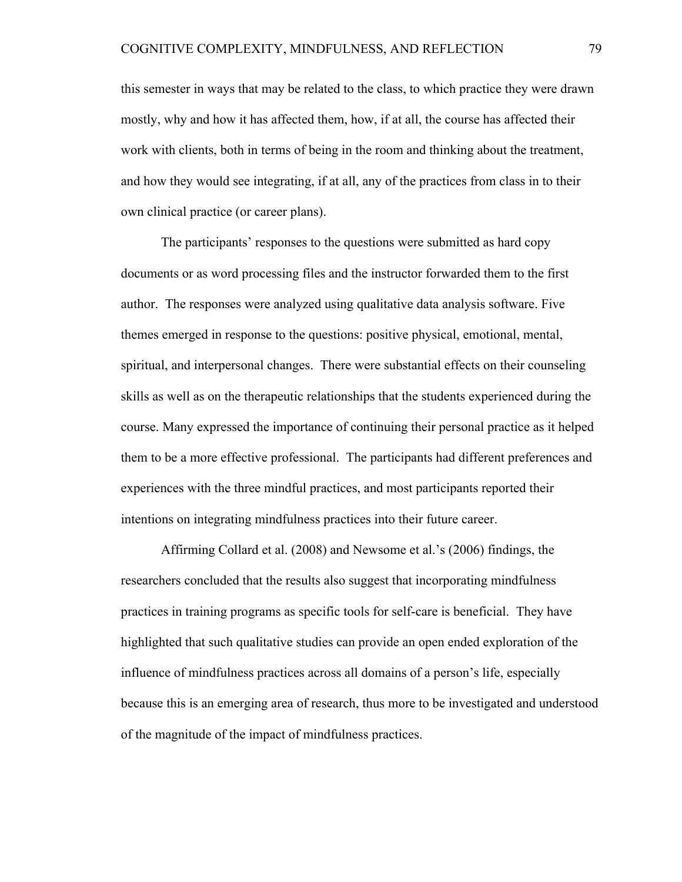this semester in ways that may be related to the class, to which practice they were drawn mostly, why and how it has affected them, how, if at all, the course has affected their work with clients, both in terms of being in the room and thinking about the treatment, and how they would see integrating, if at all, any of the practices from class in to their own clinical practice (or career plans).

The participants' responses to the questions were submitted as hard copy documents or as word processing files and the instructor forwarded them to the first author. The responses were analyzed using qualitative data analysis software. Five themes emerged in response to the questions: positive physical, emotional, mental, spiritual, and interpersonal changes. There were substantial effects on their counseling skills as well as on the therapeutic relationships that the students experienced during the course. Many expressed the importance of continuing their personal practice as it helped them to be a more effective professional. The participants had different preferences and experiences with the three mindful practices, and most participants reported their intentions on integrating mindfulness practices into their future career.

Affirming Collard et al. (2008) and Newsome et al.'s (2006) findings, the researchers concluded that the results also suggest that incorporating mindfulness practices in training programs as specific tools for self-care is beneficial. They have highlighted that such qualitative studies can provide an open ended exploration of the influence of mindfulness practices across all domains of a person's life, especially because this is an emerging area of research, thus more to be investigated and understood of the magnitude of the impact of mindfulness practices.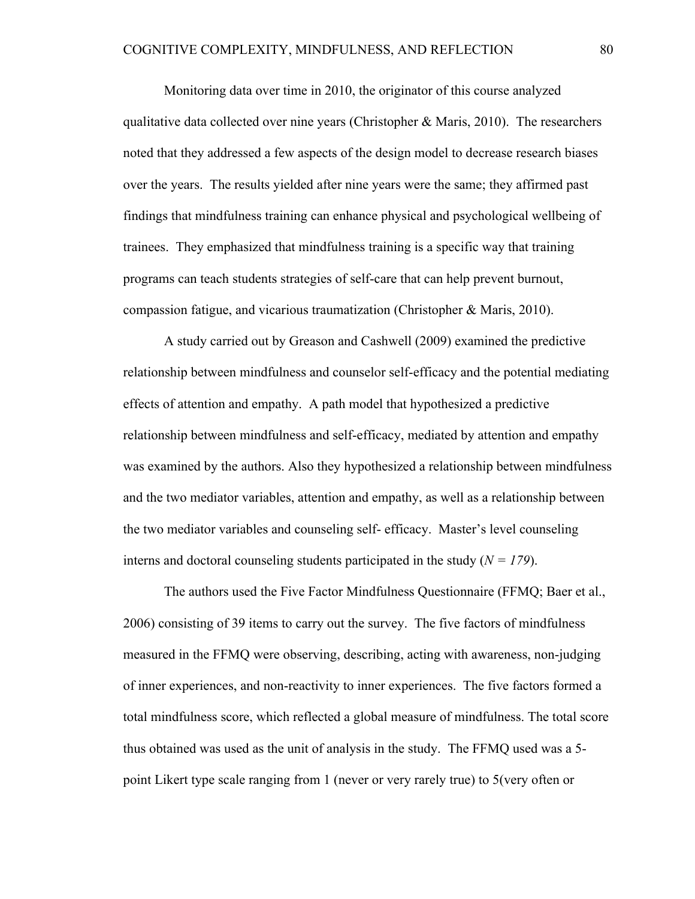Monitoring data over time in 2010, the originator of this course analyzed qualitative data collected over nine years (Christopher & Maris, 2010). The researchers noted that they addressed a few aspects of the design model to decrease research biases over the years. The results yielded after nine years were the same; they affirmed past findings that mindfulness training can enhance physical and psychological wellbeing of trainees. They emphasized that mindfulness training is a specific way that training programs can teach students strategies of self-care that can help prevent burnout, compassion fatigue, and vicarious traumatization (Christopher & Maris, 2010).

A study carried out by Greason and Cashwell (2009) examined the predictive relationship between mindfulness and counselor self-efficacy and the potential mediating effects of attention and empathy. A path model that hypothesized a predictive relationship between mindfulness and self-efficacy, mediated by attention and empathy was examined by the authors. Also they hypothesized a relationship between mindfulness and the two mediator variables, attention and empathy, as well as a relationship between the two mediator variables and counseling self- efficacy. Master's level counseling interns and doctoral counseling students participated in the study (*N = 179*).

The authors used the Five Factor Mindfulness Questionnaire (FFMQ; Baer et al., 2006) consisting of 39 items to carry out the survey. The five factors of mindfulness measured in the FFMQ were observing, describing, acting with awareness, non-judging of inner experiences, and non-reactivity to inner experiences. The five factors formed a total mindfulness score, which reflected a global measure of mindfulness. The total score thus obtained was used as the unit of analysis in the study. The FFMQ used was a 5-point Likert type scale ranging from 1 (never or very rarely true) to 5(very often or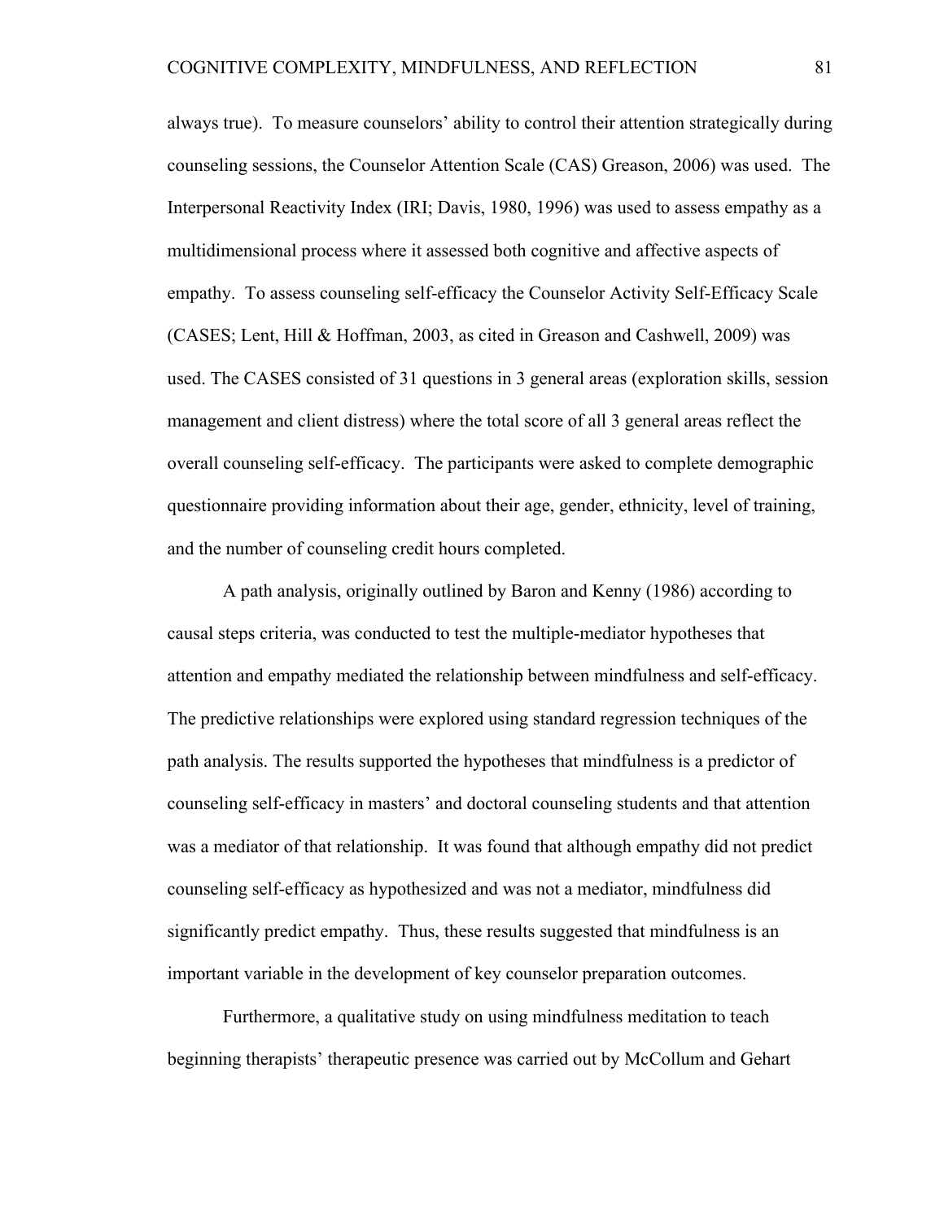always true). To measure counselors' ability to control their attention strategically during counseling sessions, the Counselor Attention Scale (CAS) Greason, 2006) was used. The Interpersonal Reactivity Index (IRI; Davis, 1980, 1996) was used to assess empathy as a multidimensional process where it assessed both cognitive and affective aspects of empathy. To assess counseling self-efficacy the Counselor Activity Self-Efficacy Scale (CASES; Lent, Hill & Hoffman, 2003, as cited in Greason and Cashwell, 2009) was used. The CASES consisted of 31 questions in 3 general areas (exploration skills, session management and client distress) where the total score of all 3 general areas reflect the overall counseling self-efficacy. The participants were asked to complete demographic questionnaire providing information about their age, gender, ethnicity, level of training, and the number of counseling credit hours completed.

A path analysis, originally outlined by Baron and Kenny (1986) according to causal steps criteria, was conducted to test the multiple-mediator hypotheses that attention and empathy mediated the relationship between mindfulness and self-efficacy. The predictive relationships were explored using standard regression techniques of the path analysis. The results supported the hypotheses that mindfulness is a predictor of counseling self-efficacy in masters' and doctoral counseling students and that attention was a mediator of that relationship. It was found that although empathy did not predict counseling self-efficacy as hypothesized and was not a mediator, mindfulness did significantly predict empathy. Thus, these results suggested that mindfulness is an important variable in the development of key counselor preparation outcomes.

Furthermore, a qualitative study on using mindfulness meditation to teach beginning therapists' therapeutic presence was carried out by McCollum and Gehart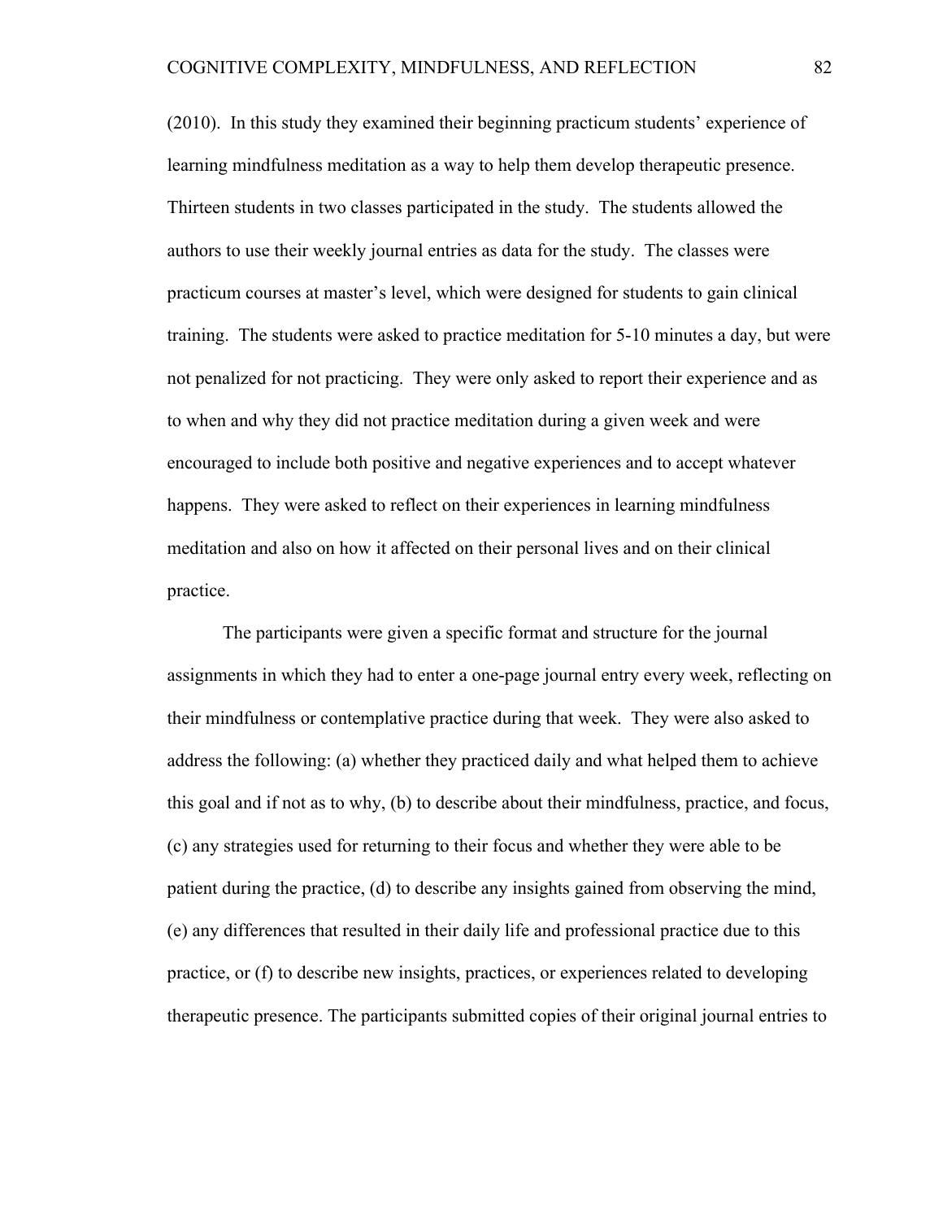(2010). In this study they examined their beginning practicum students' experience of learning mindfulness meditation as a way to help them develop therapeutic presence. Thirteen students in two classes participated in the study. The students allowed the authors to use their weekly journal entries as data for the study. The classes were practicum courses at master's level, which were designed for students to gain clinical training. The students were asked to practice meditation for 5-10 minutes a day, but were not penalized for not practicing. They were only asked to report their experience and as to when and why they did not practice meditation during a given week and were encouraged to include both positive and negative experiences and to accept whatever happens. They were asked to reflect on their experiences in learning mindfulness meditation and also on how it affected on their personal lives and on their clinical practice.

The participants were given a specific format and structure for the journal assignments in which they had to enter a one-page journal entry every week, reflecting on their mindfulness or contemplative practice during that week. They were also asked to address the following: (a) whether they practiced daily and what helped them to achieve this goal and if not as to why, (b) to describe about their mindfulness, practice, and focus, (c) any strategies used for returning to their focus and whether they were able to be patient during the practice, (d) to describe any insights gained from observing the mind, (e) any differences that resulted in their daily life and professional practice due to this practice, or (f) to describe new insights, practices, or experiences related to developing therapeutic presence. The participants submitted copies of their original journal entries to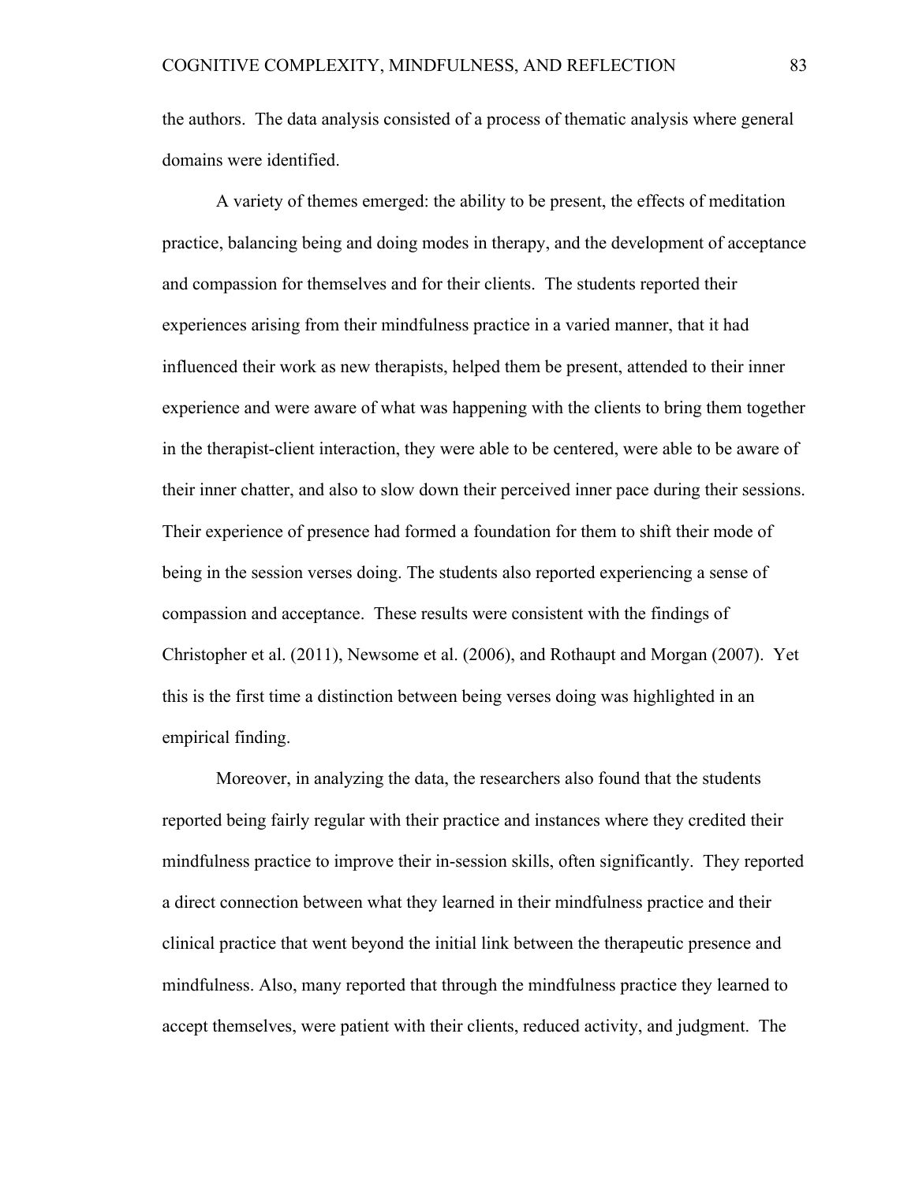the authors. The data analysis consisted of a process of thematic analysis where general domains were identified.

A variety of themes emerged: the ability to be present, the effects of meditation practice, balancing being and doing modes in therapy, and the development of acceptance and compassion for themselves and for their clients. The students reported their experiences arising from their mindfulness practice in a varied manner, that it had influenced their work as new therapists, helped them be present, attended to their inner experience and were aware of what was happening with the clients to bring them together in the therapist-client interaction, they were able to be centered, were able to be aware of their inner chatter, and also to slow down their perceived inner pace during their sessions. Their experience of presence had formed a foundation for them to shift their mode of being in the session verses doing. The students also reported experiencing a sense of compassion and acceptance. These results were consistent with the findings of Christopher et al. (2011), Newsome et al. (2006), and Rothaupt and Morgan (2007). Yet this is the first time a distinction between being verses doing was highlighted in an empirical finding.

Moreover, in analyzing the data, the researchers also found that the students reported being fairly regular with their practice and instances where they credited their mindfulness practice to improve their in-session skills, often significantly. They reported a direct connection between what they learned in their mindfulness practice and their clinical practice that went beyond the initial link between the therapeutic presence and mindfulness. Also, many reported that through the mindfulness practice they learned to accept themselves, were patient with their clients, reduced activity, and judgment. The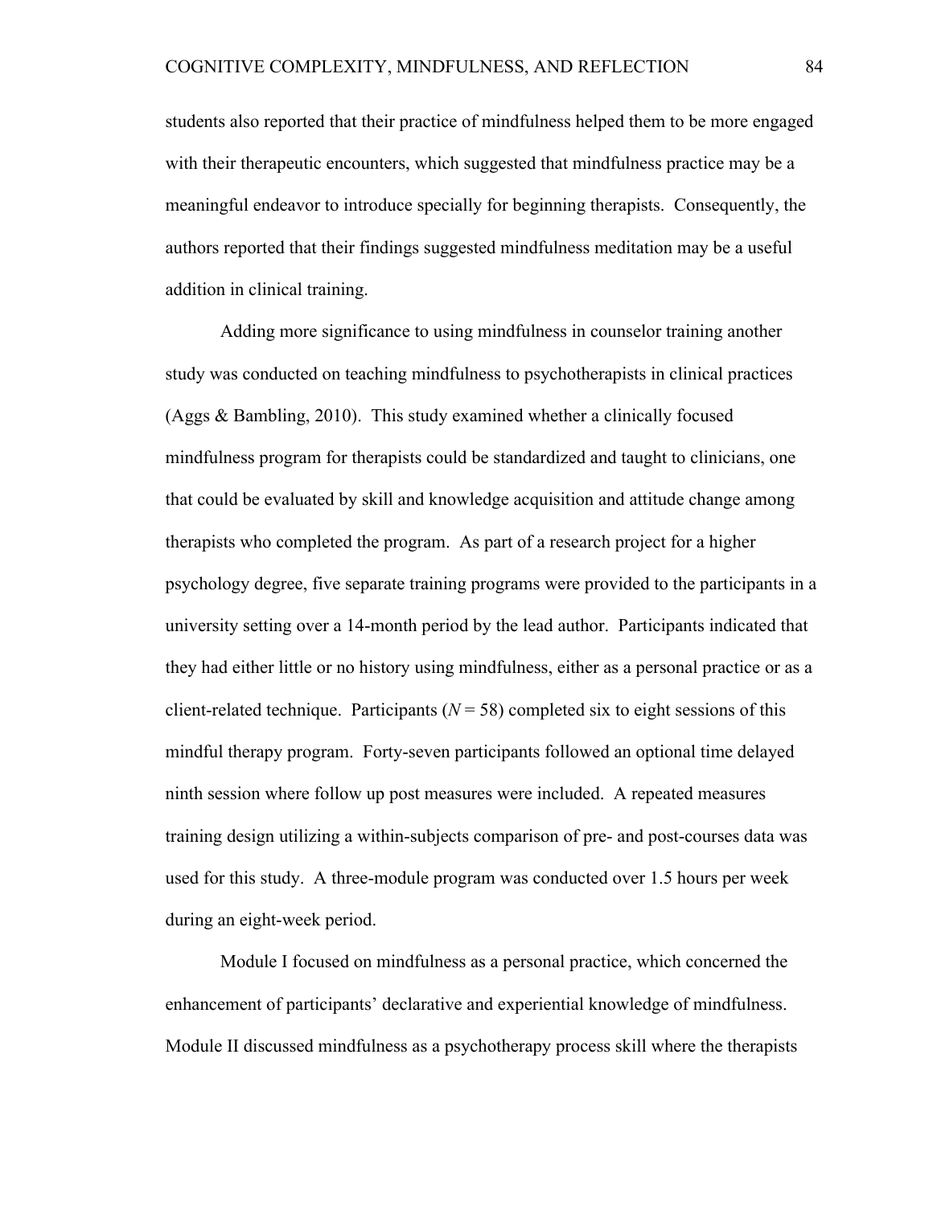students also reported that their practice of mindfulness helped them to be more engaged with their therapeutic encounters, which suggested that mindfulness practice may be a meaningful endeavor to introduce specially for beginning therapists. Consequently, the authors reported that their findings suggested mindfulness meditation may be a useful addition in clinical training.

Adding more significance to using mindfulness in counselor training another study was conducted on teaching mindfulness to psychotherapists in clinical practices (Aggs & Bambling, 2010). This study examined whether a clinically focused mindfulness program for therapists could be standardized and taught to clinicians, one that could be evaluated by skill and knowledge acquisition and attitude change among therapists who completed the program. As part of a research project for a higher psychology degree, five separate training programs were provided to the participants in a university setting over a 14-month period by the lead author. Participants indicated that they had either little or no history using mindfulness, either as a personal practice or as a client-related technique. Participants (*N* = 58) completed six to eight sessions of this mindful therapy program. Forty-seven participants followed an optional time delayed ninth session where follow up post measures were included. A repeated measures training design utilizing a within-subjects comparison of pre- and post-courses data was used for this study. A three-module program was conducted over 1.5 hours per week during an eight-week period.

Module I focused on mindfulness as a personal practice, which concerned the enhancement of participants' declarative and experiential knowledge of mindfulness. Module II discussed mindfulness as a psychotherapy process skill where the therapists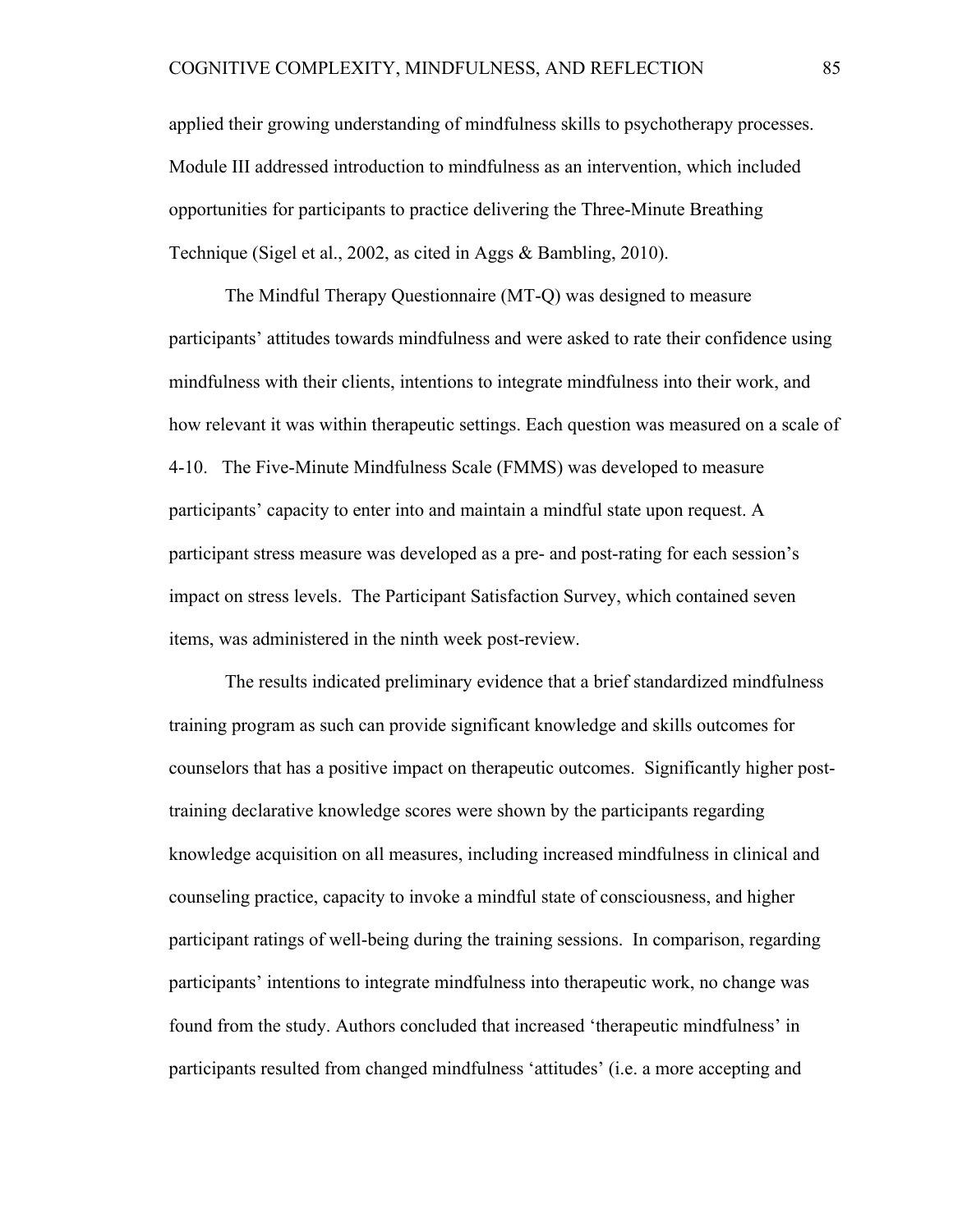applied their growing understanding of mindfulness skills to psychotherapy processes. Module III addressed introduction to mindfulness as an intervention, which included opportunities for participants to practice delivering the Three-Minute Breathing Technique (Sigel et al., 2002, as cited in Aggs & Bambling, 2010).

The Mindful Therapy Questionnaire (MT-Q) was designed to measure participants' attitudes towards mindfulness and were asked to rate their confidence using mindfulness with their clients, intentions to integrate mindfulness into their work, and how relevant it was within therapeutic settings. Each question was measured on a scale of 4-10. The Five-Minute Mindfulness Scale (FMMS) was developed to measure participants' capacity to enter into and maintain a mindful state upon request. A participant stress measure was developed as a pre- and post-rating for each session's impact on stress levels. The Participant Satisfaction Survey, which contained seven items, was administered in the ninth week post-review.

The results indicated preliminary evidence that a brief standardized mindfulness training program as such can provide significant knowledge and skills outcomes for counselors that has a positive impact on therapeutic outcomes. Significantly higher post-training declarative knowledge scores were shown by the participants regarding knowledge acquisition on all measures, including increased mindfulness in clinical and counseling practice, capacity to invoke a mindful state of consciousness, and higher participant ratings of well-being during the training sessions. In comparison, regarding participants' intentions to integrate mindfulness into therapeutic work, no change was found from the study. Authors concluded that increased 'therapeutic mindfulness' in participants resulted from changed mindfulness 'attitudes' (i.e. a more accepting and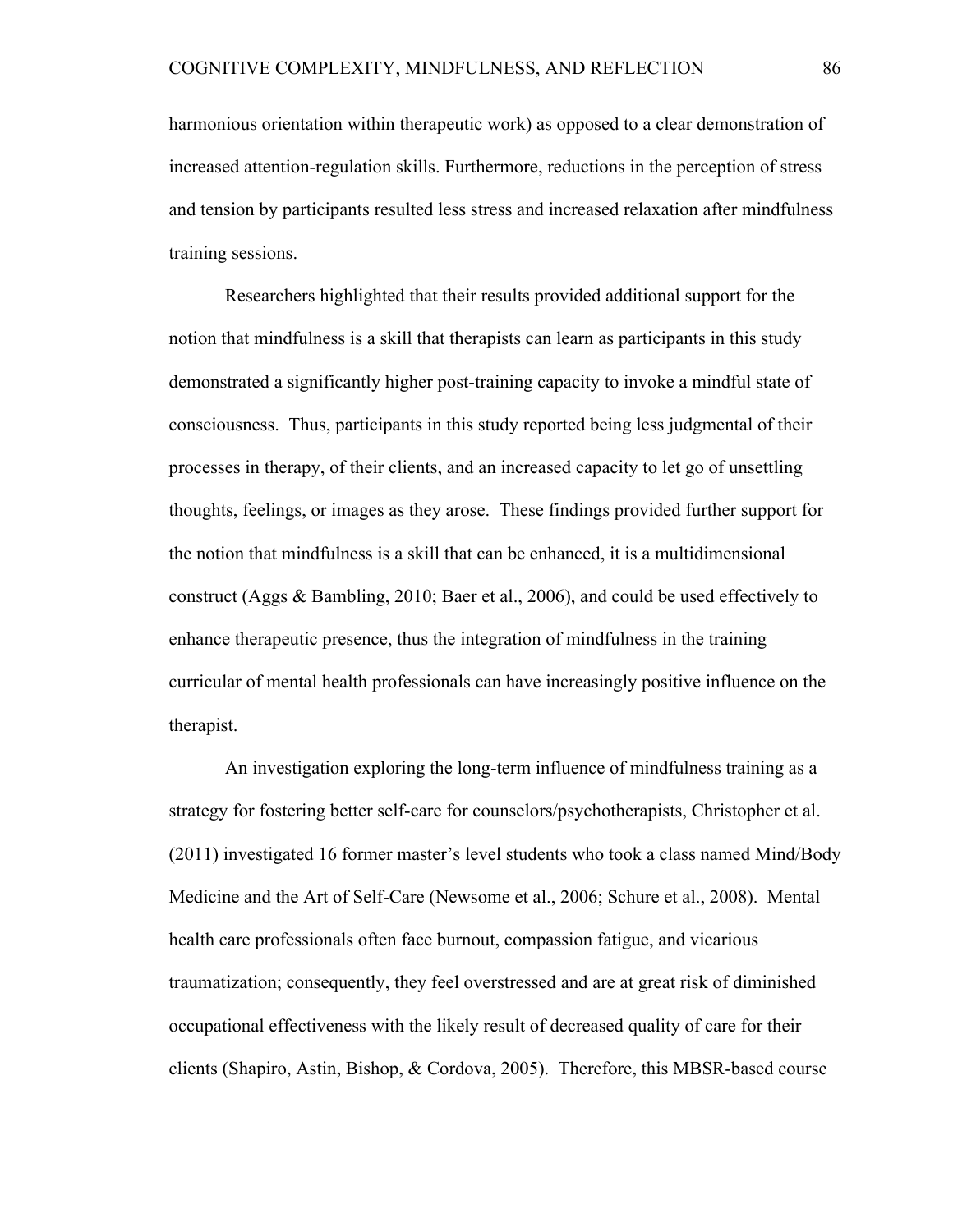harmonious orientation within therapeutic work) as opposed to a clear demonstration of increased attention-regulation skills. Furthermore, reductions in the perception of stress and tension by participants resulted less stress and increased relaxation after mindfulness training sessions.

Researchers highlighted that their results provided additional support for the notion that mindfulness is a skill that therapists can learn as participants in this study demonstrated a significantly higher post-training capacity to invoke a mindful state of consciousness. Thus, participants in this study reported being less judgmental of their processes in therapy, of their clients, and an increased capacity to let go of unsettling thoughts, feelings, or images as they arose. These findings provided further support for the notion that mindfulness is a skill that can be enhanced, it is a multidimensional construct (Aggs & Bambling, 2010; Baer et al., 2006), and could be used effectively to enhance therapeutic presence, thus the integration of mindfulness in the training curricular of mental health professionals can have increasingly positive influence on the therapist.

An investigation exploring the long-term influence of mindfulness training as a strategy for fostering better self-care for counselors/psychotherapists, Christopher et al. (2011) investigated 16 former master's level students who took a class named Mind/Body Medicine and the Art of Self-Care (Newsome et al., 2006; Schure et al., 2008). Mental health care professionals often face burnout, compassion fatigue, and vicarious traumatization; consequently, they feel overstressed and are at great risk of diminished occupational effectiveness with the likely result of decreased quality of care for their clients (Shapiro, Astin, Bishop, & Cordova, 2005). Therefore, this MBSR-based course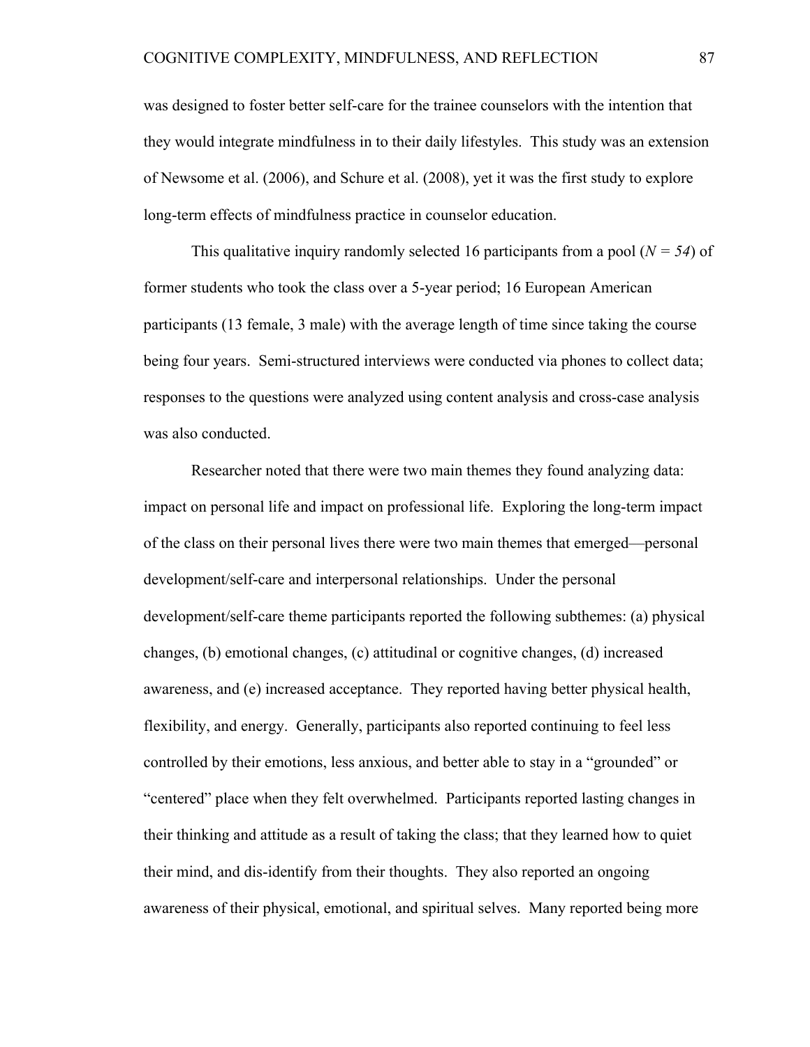was designed to foster better self-care for the trainee counselors with the intention that they would integrate mindfulness in to their daily lifestyles. This study was an extension of Newsome et al. (2006), and Schure et al. (2008), yet it was the first study to explore long-term effects of mindfulness practice in counselor education.

This qualitative inquiry randomly selected 16 participants from a pool (*N = 54*) of former students who took the class over a 5-year period; 16 European American participants (13 female, 3 male) with the average length of time since taking the course being four years. Semi-structured interviews were conducted via phones to collect data; responses to the questions were analyzed using content analysis and cross-case analysis was also conducted.

Researcher noted that there were two main themes they found analyzing data: impact on personal life and impact on professional life. Exploring the long-term impact of the class on their personal lives there were two main themes that emerged—personal development/self-care and interpersonal relationships. Under the personal development/self-care theme participants reported the following subthemes: (a) physical changes, (b) emotional changes, (c) attitudinal or cognitive changes, (d) increased awareness, and (e) increased acceptance. They reported having better physical health, flexibility, and energy. Generally, participants also reported continuing to feel less controlled by their emotions, less anxious, and better able to stay in a "grounded" or "centered" place when they felt overwhelmed. Participants reported lasting changes in their thinking and attitude as a result of taking the class; that they learned how to quiet their mind, and dis-identify from their thoughts. They also reported an ongoing awareness of their physical, emotional, and spiritual selves. Many reported being more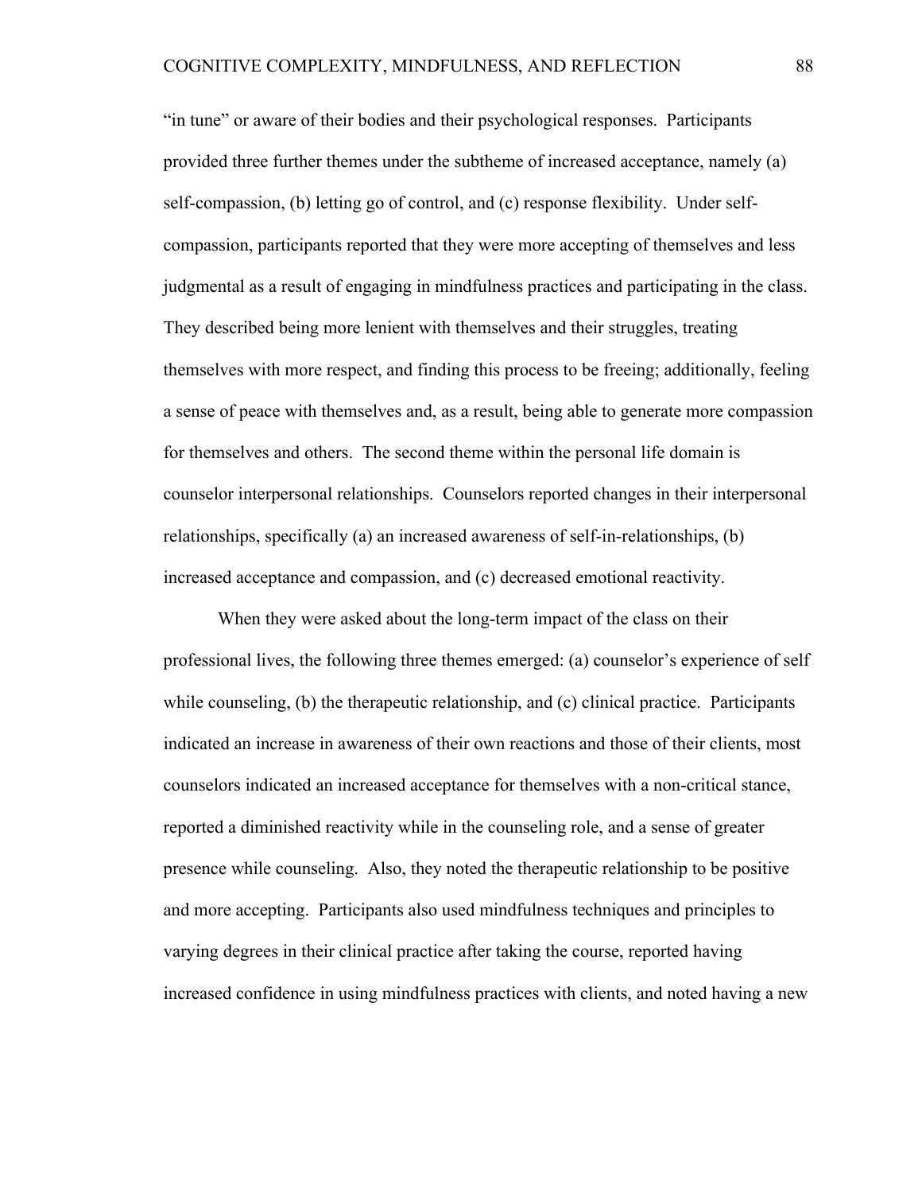"in tune" or aware of their bodies and their psychological responses. Participants provided three further themes under the subtheme of increased acceptance, namely (a) self-compassion, (b) letting go of control, and (c) response flexibility. Under self-compassion, participants reported that they were more accepting of themselves and less judgmental as a result of engaging in mindfulness practices and participating in the class. They described being more lenient with themselves and their struggles, treating themselves with more respect, and finding this process to be freeing; additionally, feeling a sense of peace with themselves and, as a result, being able to generate more compassion for themselves and others. The second theme within the personal life domain is counselor interpersonal relationships. Counselors reported changes in their interpersonal relationships, specifically (a) an increased awareness of self-in-relationships, (b) increased acceptance and compassion, and (c) decreased emotional reactivity.

When they were asked about the long-term impact of the class on their professional lives, the following three themes emerged: (a) counselor's experience of self while counseling, (b) the therapeutic relationship, and (c) clinical practice. Participants indicated an increase in awareness of their own reactions and those of their clients, most counselors indicated an increased acceptance for themselves with a non-critical stance, reported a diminished reactivity while in the counseling role, and a sense of greater presence while counseling. Also, they noted the therapeutic relationship to be positive and more accepting. Participants also used mindfulness techniques and principles to varying degrees in their clinical practice after taking the course, reported having increased confidence in using mindfulness practices with clients, and noted having a new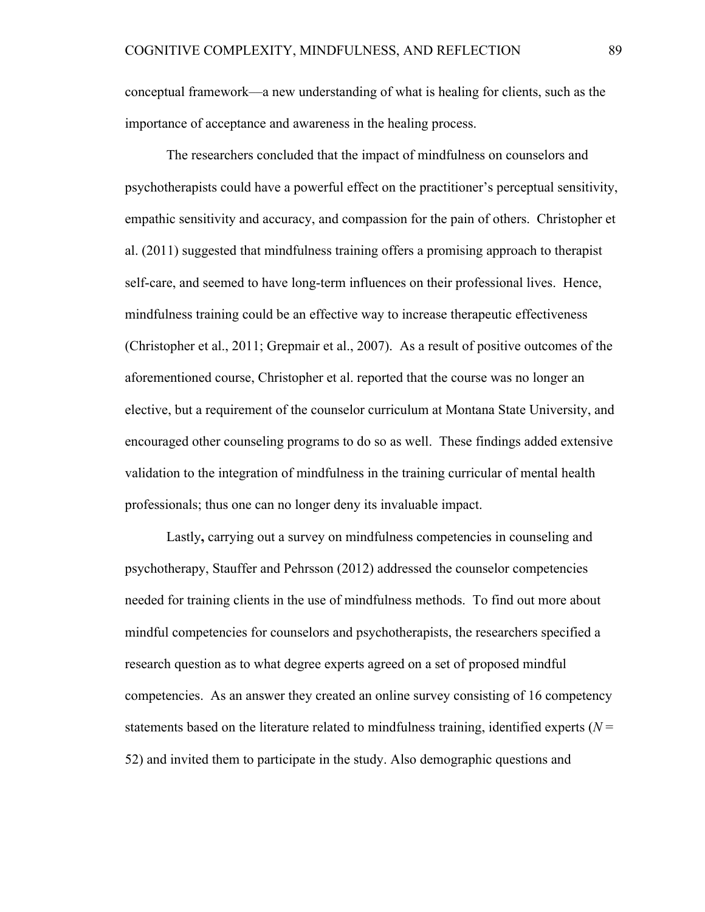conceptual framework—a new understanding of what is healing for clients, such as the importance of acceptance and awareness in the healing process.

The researchers concluded that the impact of mindfulness on counselors and psychotherapists could have a powerful effect on the practitioner's perceptual sensitivity, empathic sensitivity and accuracy, and compassion for the pain of others. Christopher et al. (2011) suggested that mindfulness training offers a promising approach to therapist self-care, and seemed to have long-term influences on their professional lives. Hence, mindfulness training could be an effective way to increase therapeutic effectiveness (Christopher et al., 2011; Grepmair et al., 2007). As a result of positive outcomes of the aforementioned course, Christopher et al. reported that the course was no longer an elective, but a requirement of the counselor curriculum at Montana State University, and encouraged other counseling programs to do so as well. These findings added extensive validation to the integration of mindfulness in the training curricular of mental health professionals; thus one can no longer deny its invaluable impact.

Lastly**,** carrying out a survey on mindfulness competencies in counseling and psychotherapy, Stauffer and Pehrsson (2012) addressed the counselor competencies needed for training clients in the use of mindfulness methods. To find out more about mindful competencies for counselors and psychotherapists, the researchers specified a research question as to what degree experts agreed on a set of proposed mindful competencies. As an answer they created an online survey consisting of 16 competency statements based on the literature related to mindfulness training, identified experts ($N$ = 52) and invited them to participate in the study. Also demographic questions and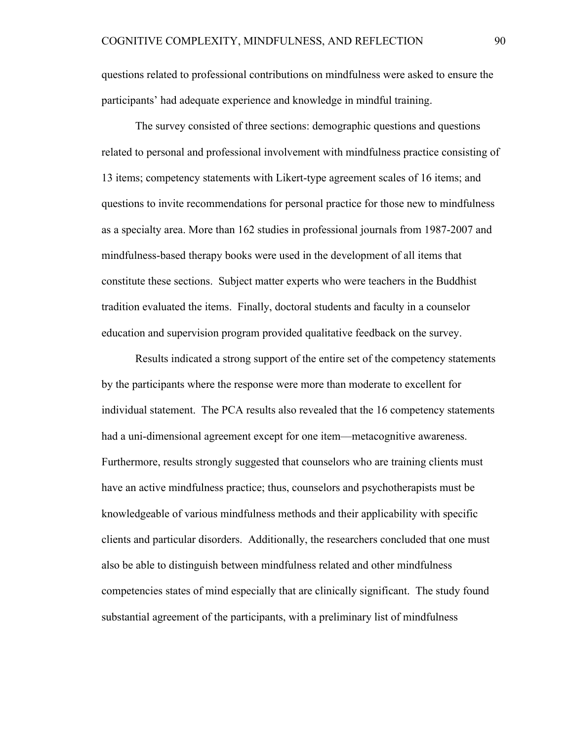questions related to professional contributions on mindfulness were asked to ensure the participants' had adequate experience and knowledge in mindful training.

The survey consisted of three sections: demographic questions and questions related to personal and professional involvement with mindfulness practice consisting of 13 items; competency statements with Likert-type agreement scales of 16 items; and questions to invite recommendations for personal practice for those new to mindfulness as a specialty area. More than 162 studies in professional journals from 1987-2007 and mindfulness-based therapy books were used in the development of all items that constitute these sections. Subject matter experts who were teachers in the Buddhist tradition evaluated the items. Finally, doctoral students and faculty in a counselor education and supervision program provided qualitative feedback on the survey.

Results indicated a strong support of the entire set of the competency statements by the participants where the response were more than moderate to excellent for individual statement. The PCA results also revealed that the 16 competency statements had a uni-dimensional agreement except for one item—metacognitive awareness. Furthermore, results strongly suggested that counselors who are training clients must have an active mindfulness practice; thus, counselors and psychotherapists must be knowledgeable of various mindfulness methods and their applicability with specific clients and particular disorders. Additionally, the researchers concluded that one must also be able to distinguish between mindfulness related and other mindfulness competencies states of mind especially that are clinically significant. The study found substantial agreement of the participants, with a preliminary list of mindfulness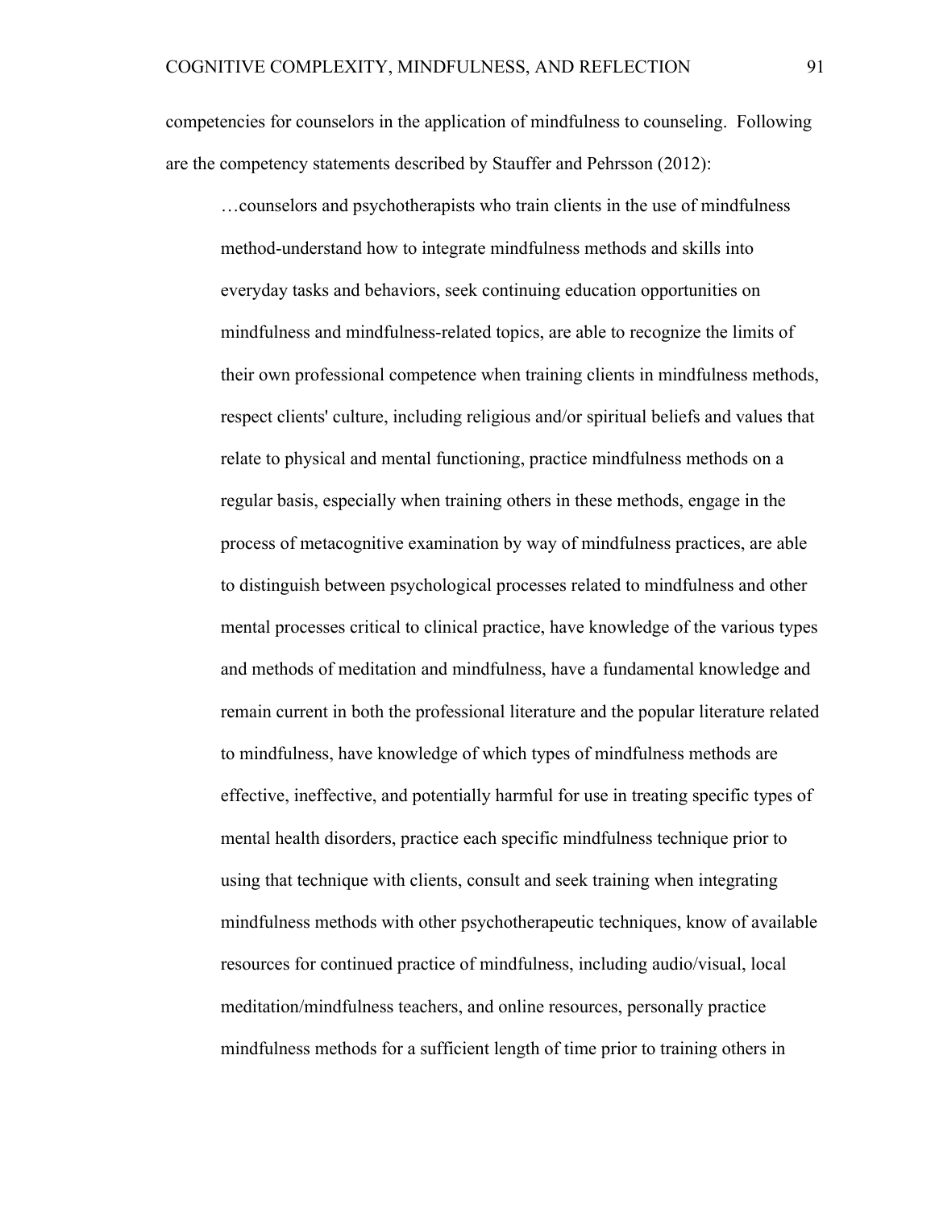competencies for counselors in the application of mindfulness to counseling. Following are the competency statements described by Stauffer and Pehrsson (2012):

> …counselors and psychotherapists who train clients in the use of mindfulness method-understand how to integrate mindfulness methods and skills into everyday tasks and behaviors, seek continuing education opportunities on mindfulness and mindfulness-related topics, are able to recognize the limits of their own professional competence when training clients in mindfulness methods, respect clients' culture, including religious and/or spiritual beliefs and values that relate to physical and mental functioning, practice mindfulness methods on a regular basis, especially when training others in these methods, engage in the process of metacognitive examination by way of mindfulness practices, are able to distinguish between psychological processes related to mindfulness and other mental processes critical to clinical practice, have knowledge of the various types and methods of meditation and mindfulness, have a fundamental knowledge and remain current in both the professional literature and the popular literature related to mindfulness, have knowledge of which types of mindfulness methods are effective, ineffective, and potentially harmful for use in treating specific types of mental health disorders, practice each specific mindfulness technique prior to using that technique with clients, consult and seek training when integrating mindfulness methods with other psychotherapeutic techniques, know of available resources for continued practice of mindfulness, including audio/visual, local meditation/mindfulness teachers, and online resources, personally practice mindfulness methods for a sufficient length of time prior to training others in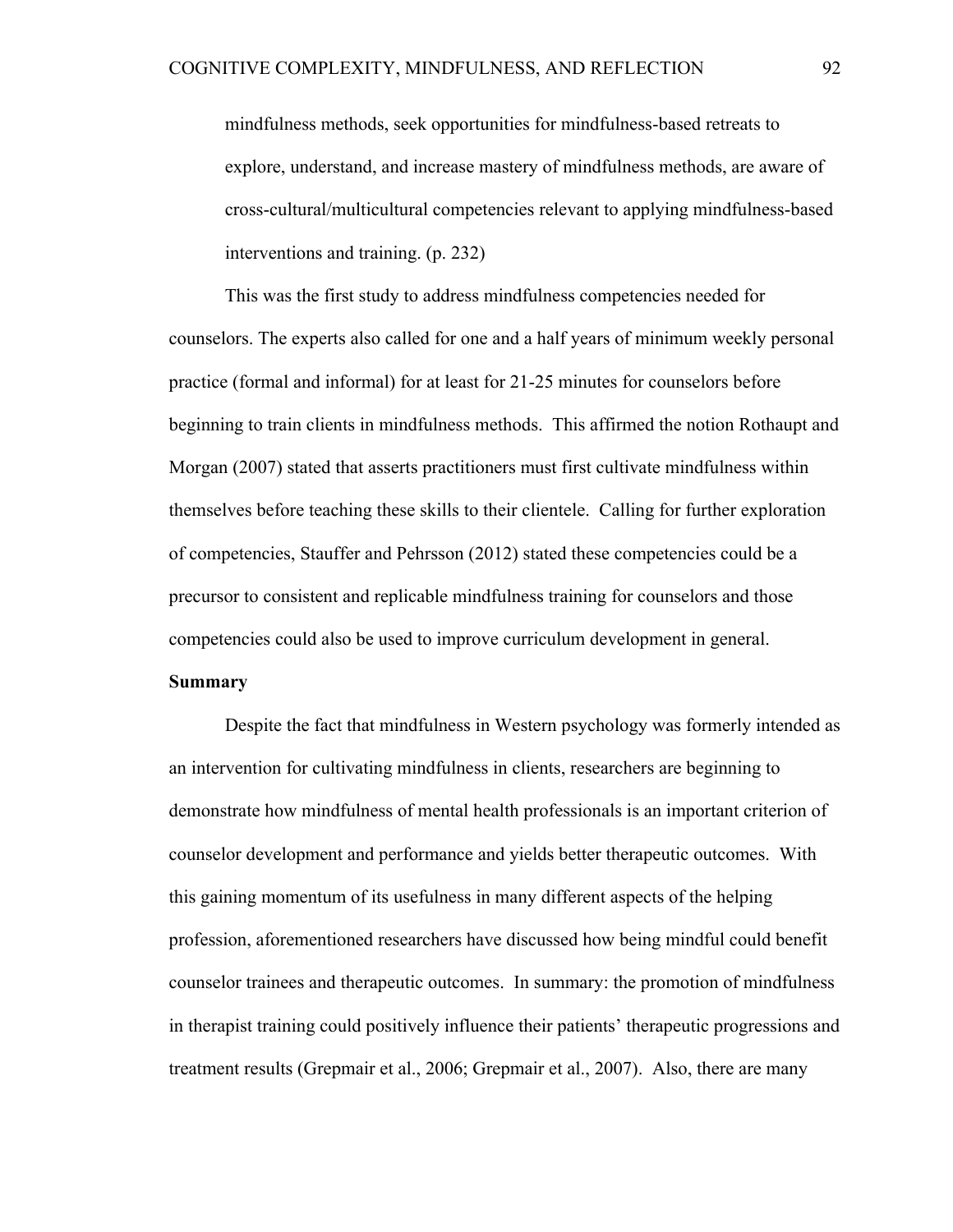> mindfulness methods, seek opportunities for mindfulness-based retreats to explore, understand, and increase mastery of mindfulness methods, are aware of cross-cultural/multicultural competencies relevant to applying mindfulness-based interventions and training. (p. 232)

This was the first study to address mindfulness competencies needed for counselors. The experts also called for one and a half years of minimum weekly personal practice (formal and informal) for at least for 21-25 minutes for counselors before beginning to train clients in mindfulness methods. This affirmed the notion Rothaupt and Morgan (2007) stated that asserts practitioners must first cultivate mindfulness within themselves before teaching these skills to their clientele. Calling for further exploration of competencies, Stauffer and Pehrsson (2012) stated these competencies could be a precursor to consistent and replicable mindfulness training for counselors and those competencies could also be used to improve curriculum development in general.

**Summary**

Despite the fact that mindfulness in Western psychology was formerly intended as an intervention for cultivating mindfulness in clients, researchers are beginning to demonstrate how mindfulness of mental health professionals is an important criterion of counselor development and performance and yields better therapeutic outcomes. With this gaining momentum of its usefulness in many different aspects of the helping profession, aforementioned researchers have discussed how being mindful could benefit counselor trainees and therapeutic outcomes. In summary: the promotion of mindfulness in therapist training could positively influence their patients' therapeutic progressions and treatment results (Grepmair et al., 2006; Grepmair et al., 2007). Also, there are many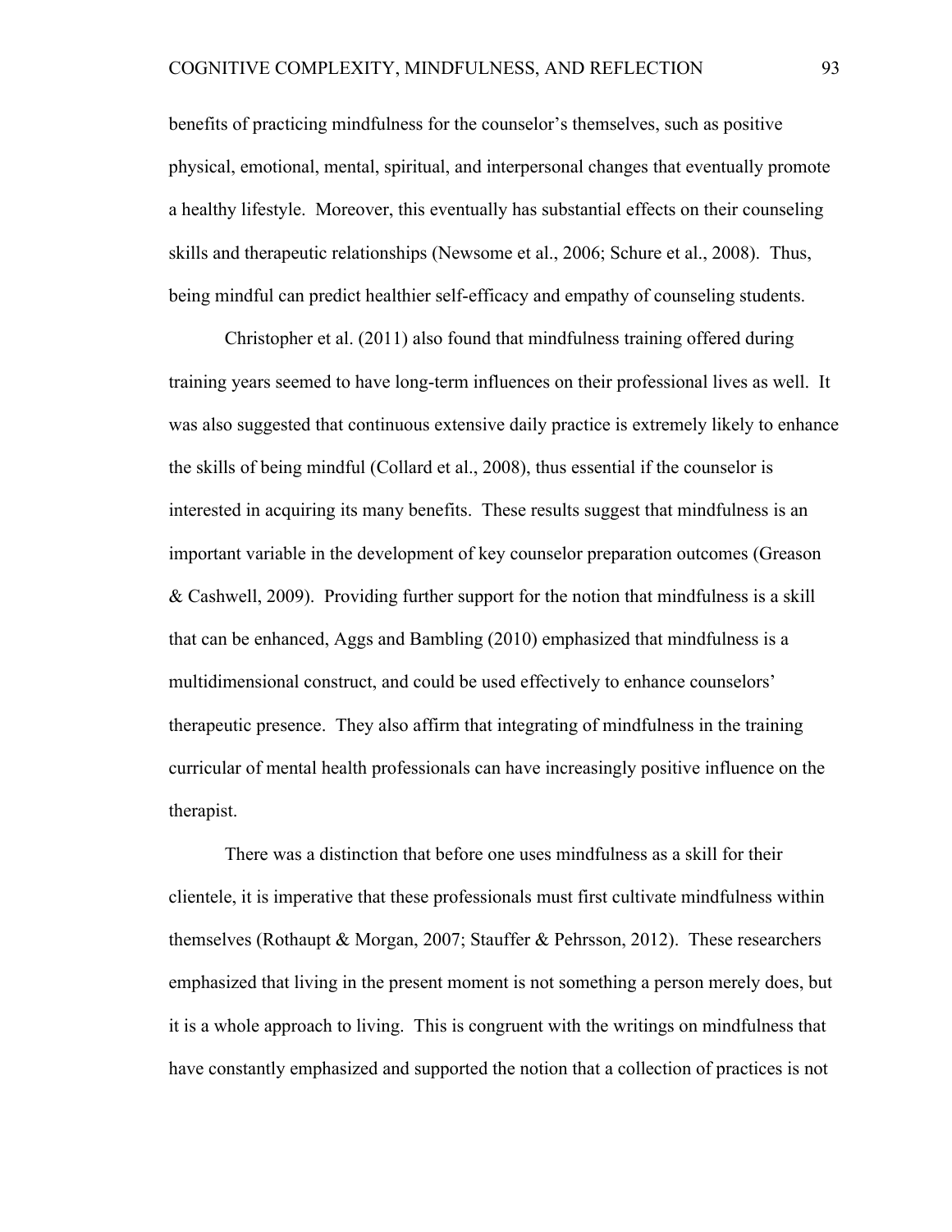benefits of practicing mindfulness for the counselor's themselves, such as positive physical, emotional, mental, spiritual, and interpersonal changes that eventually promote a healthy lifestyle. Moreover, this eventually has substantial effects on their counseling skills and therapeutic relationships (Newsome et al., 2006; Schure et al., 2008). Thus, being mindful can predict healthier self-efficacy and empathy of counseling students.

Christopher et al. (2011) also found that mindfulness training offered during training years seemed to have long-term influences on their professional lives as well. It was also suggested that continuous extensive daily practice is extremely likely to enhance the skills of being mindful (Collard et al., 2008), thus essential if the counselor is interested in acquiring its many benefits. These results suggest that mindfulness is an important variable in the development of key counselor preparation outcomes (Greason & Cashwell, 2009). Providing further support for the notion that mindfulness is a skill that can be enhanced, Aggs and Bambling (2010) emphasized that mindfulness is a multidimensional construct, and could be used effectively to enhance counselors' therapeutic presence. They also affirm that integrating of mindfulness in the training curricular of mental health professionals can have increasingly positive influence on the therapist.

There was a distinction that before one uses mindfulness as a skill for their clientele, it is imperative that these professionals must first cultivate mindfulness within themselves (Rothaupt & Morgan, 2007; Stauffer & Pehrsson, 2012). These researchers emphasized that living in the present moment is not something a person merely does, but it is a whole approach to living. This is congruent with the writings on mindfulness that have constantly emphasized and supported the notion that a collection of practices is not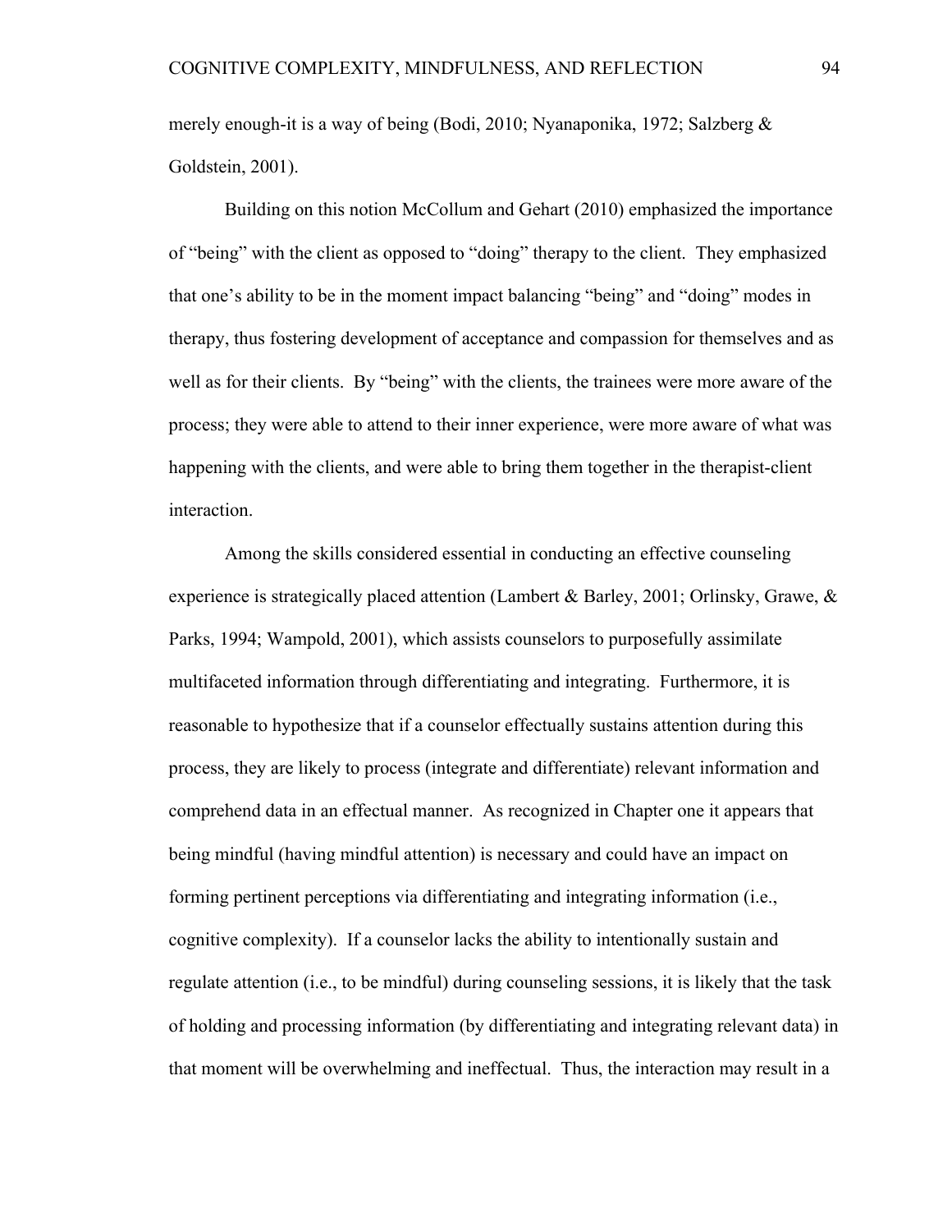merely enough-it is a way of being (Bodi, 2010; Nyanaponika, 1972; Salzberg & Goldstein, 2001).

Building on this notion McCollum and Gehart (2010) emphasized the importance of "being" with the client as opposed to "doing" therapy to the client. They emphasized that one's ability to be in the moment impact balancing "being" and "doing" modes in therapy, thus fostering development of acceptance and compassion for themselves and as well as for their clients. By "being" with the clients, the trainees were more aware of the process; they were able to attend to their inner experience, were more aware of what was happening with the clients, and were able to bring them together in the therapist-client interaction.

Among the skills considered essential in conducting an effective counseling experience is strategically placed attention (Lambert & Barley, 2001; Orlinsky, Grawe, & Parks, 1994; Wampold, 2001), which assists counselors to purposefully assimilate multifaceted information through differentiating and integrating. Furthermore, it is reasonable to hypothesize that if a counselor effectually sustains attention during this process, they are likely to process (integrate and differentiate) relevant information and comprehend data in an effectual manner. As recognized in Chapter one it appears that being mindful (having mindful attention) is necessary and could have an impact on forming pertinent perceptions via differentiating and integrating information (i.e., cognitive complexity). If a counselor lacks the ability to intentionally sustain and regulate attention (i.e., to be mindful) during counseling sessions, it is likely that the task of holding and processing information (by differentiating and integrating relevant data) in that moment will be overwhelming and ineffectual. Thus, the interaction may result in a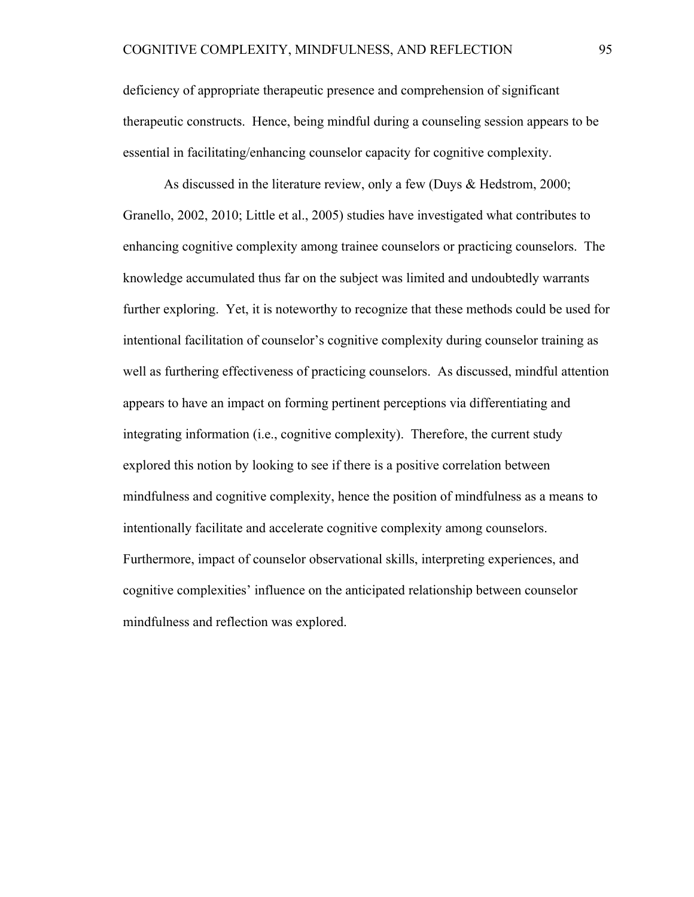deficiency of appropriate therapeutic presence and comprehension of significant therapeutic constructs. Hence, being mindful during a counseling session appears to be essential in facilitating/enhancing counselor capacity for cognitive complexity.

As discussed in the literature review, only a few (Duys & Hedstrom, 2000; Granello, 2002, 2010; Little et al., 2005) studies have investigated what contributes to enhancing cognitive complexity among trainee counselors or practicing counselors. The knowledge accumulated thus far on the subject was limited and undoubtedly warrants further exploring. Yet, it is noteworthy to recognize that these methods could be used for intentional facilitation of counselor's cognitive complexity during counselor training as well as furthering effectiveness of practicing counselors. As discussed, mindful attention appears to have an impact on forming pertinent perceptions via differentiating and integrating information (i.e., cognitive complexity). Therefore, the current study explored this notion by looking to see if there is a positive correlation between mindfulness and cognitive complexity, hence the position of mindfulness as a means to intentionally facilitate and accelerate cognitive complexity among counselors. Furthermore, impact of counselor observational skills, interpreting experiences, and cognitive complexities' influence on the anticipated relationship between counselor mindfulness and reflection was explored.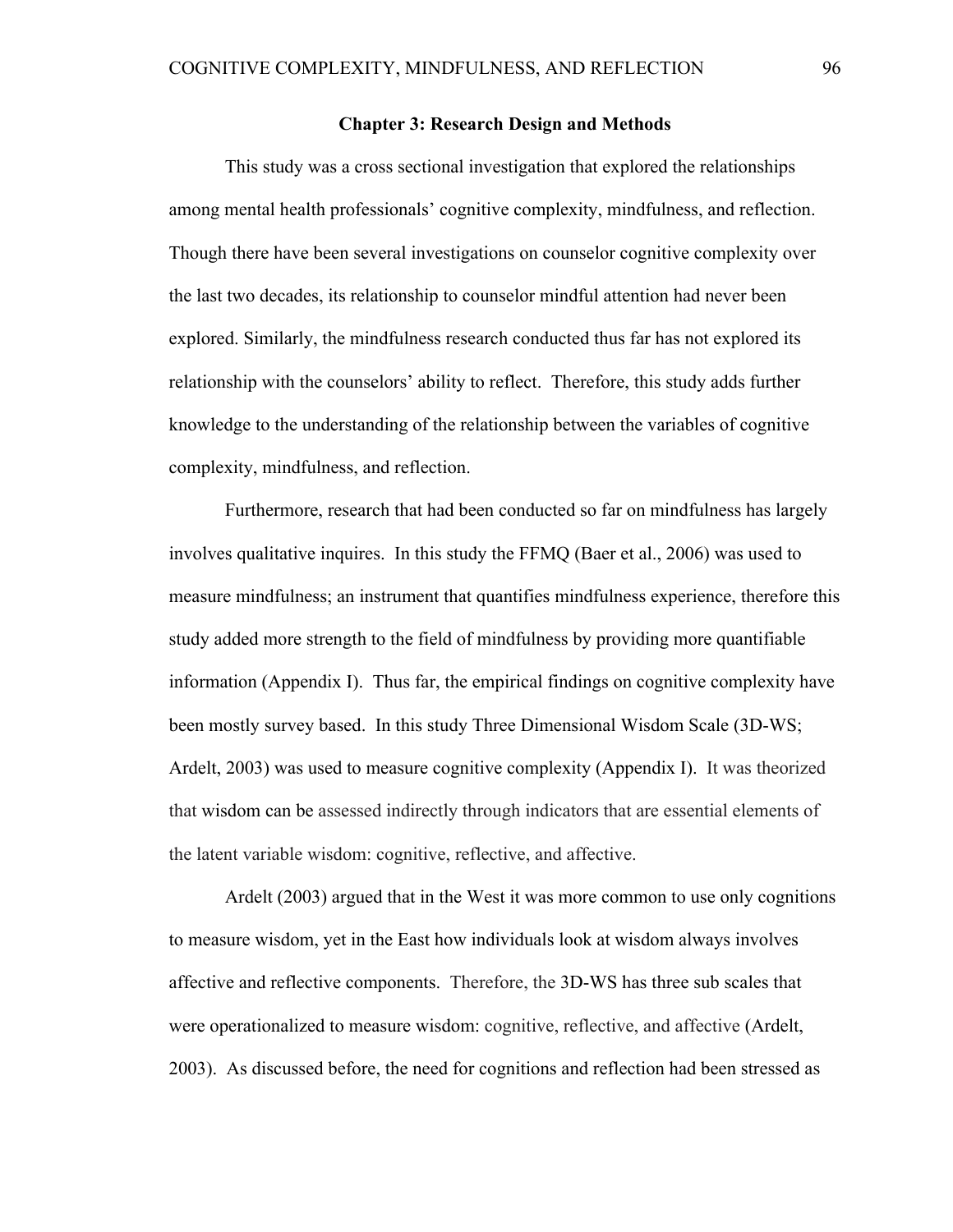## Chapter 3: Research Design and Methods

This study was a cross sectional investigation that explored the relationships among mental health professionals' cognitive complexity, mindfulness, and reflection. Though there have been several investigations on counselor cognitive complexity over the last two decades, its relationship to counselor mindful attention had never been explored. Similarly, the mindfulness research conducted thus far has not explored its relationship with the counselors' ability to reflect. Therefore, this study adds further knowledge to the understanding of the relationship between the variables of cognitive complexity, mindfulness, and reflection.

Furthermore, research that had been conducted so far on mindfulness has largely involves qualitative inquires. In this study the FFMQ (Baer et al., 2006) was used to measure mindfulness; an instrument that quantifies mindfulness experience, therefore this study added more strength to the field of mindfulness by providing more quantifiable information (Appendix I). Thus far, the empirical findings on cognitive complexity have been mostly survey based. In this study Three Dimensional Wisdom Scale (3D-WS; Ardelt, 2003) was used to measure cognitive complexity (Appendix I). It was theorized that wisdom can be assessed indirectly through indicators that are essential elements of the latent variable wisdom: cognitive, reflective, and affective.

Ardelt (2003) argued that in the West it was more common to use only cognitions to measure wisdom, yet in the East how individuals look at wisdom always involves affective and reflective components. Therefore, the 3D-WS has three sub scales that were operationalized to measure wisdom: cognitive, reflective, and affective (Ardelt, 2003). As discussed before, the need for cognitions and reflection had been stressed as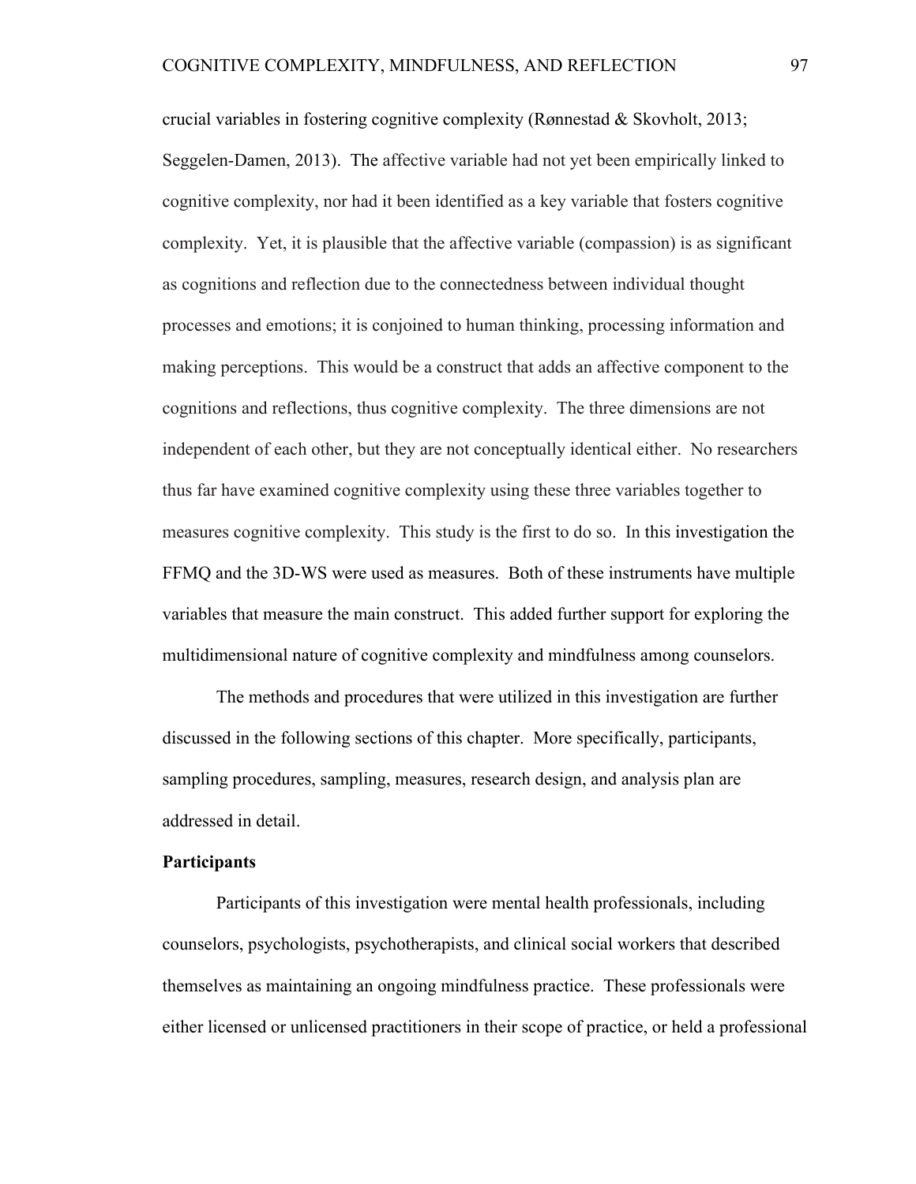crucial variables in fostering cognitive complexity (Rønnestad & Skovholt, 2013; Seggelen-Damen, 2013). The affective variable had not yet been empirically linked to cognitive complexity, nor had it been identified as a key variable that fosters cognitive complexity. Yet, it is plausible that the affective variable (compassion) is as significant as cognitions and reflection due to the connectedness between individual thought processes and emotions; it is conjoined to human thinking, processing information and making perceptions. This would be a construct that adds an affective component to the cognitions and reflections, thus cognitive complexity. The three dimensions are not independent of each other, but they are not conceptually identical either. No researchers thus far have examined cognitive complexity using these three variables together to measures cognitive complexity. This study is the first to do so. In this investigation the FFMQ and the 3D-WS were used as measures. Both of these instruments have multiple variables that measure the main construct. This added further support for exploring the multidimensional nature of cognitive complexity and mindfulness among counselors.

The methods and procedures that were utilized in this investigation are further discussed in the following sections of this chapter. More specifically, participants, sampling procedures, sampling, measures, research design, and analysis plan are addressed in detail.

**Participants**

Participants of this investigation were mental health professionals, including counselors, psychologists, psychotherapists, and clinical social workers that described themselves as maintaining an ongoing mindfulness practice. These professionals were either licensed or unlicensed practitioners in their scope of practice, or held a professional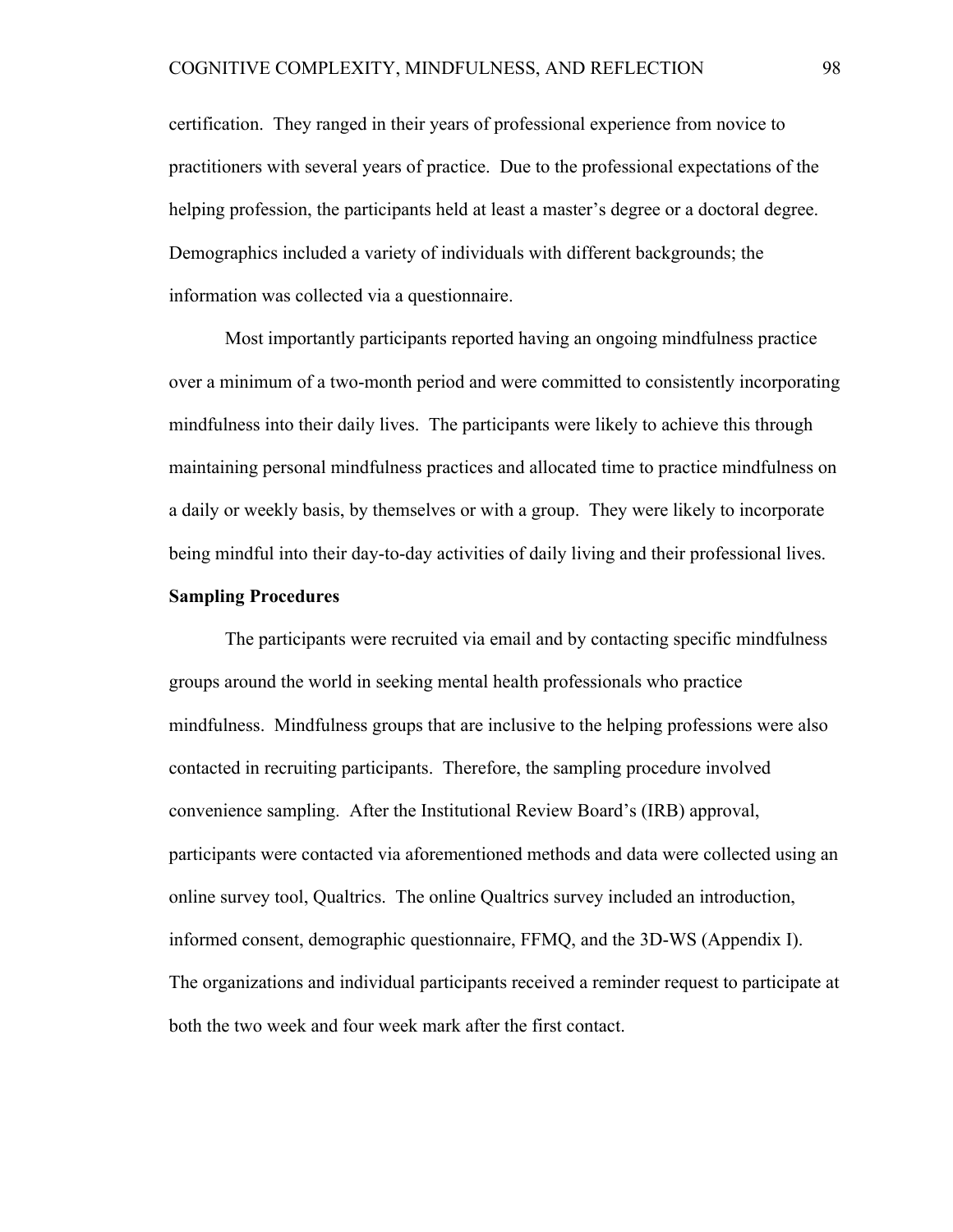certification. They ranged in their years of professional experience from novice to practitioners with several years of practice. Due to the professional expectations of the helping profession, the participants held at least a master's degree or a doctoral degree. Demographics included a variety of individuals with different backgrounds; the information was collected via a questionnaire.

Most importantly participants reported having an ongoing mindfulness practice over a minimum of a two-month period and were committed to consistently incorporating mindfulness into their daily lives. The participants were likely to achieve this through maintaining personal mindfulness practices and allocated time to practice mindfulness on a daily or weekly basis, by themselves or with a group. They were likely to incorporate being mindful into their day-to-day activities of daily living and their professional lives.

**Sampling Procedures**

The participants were recruited via email and by contacting specific mindfulness groups around the world in seeking mental health professionals who practice mindfulness. Mindfulness groups that are inclusive to the helping professions were also contacted in recruiting participants. Therefore, the sampling procedure involved convenience sampling. After the Institutional Review Board's (IRB) approval, participants were contacted via aforementioned methods and data were collected using an online survey tool, Qualtrics. The online Qualtrics survey included an introduction, informed consent, demographic questionnaire, FFMQ, and the 3D-WS (Appendix I). The organizations and individual participants received a reminder request to participate at both the two week and four week mark after the first contact.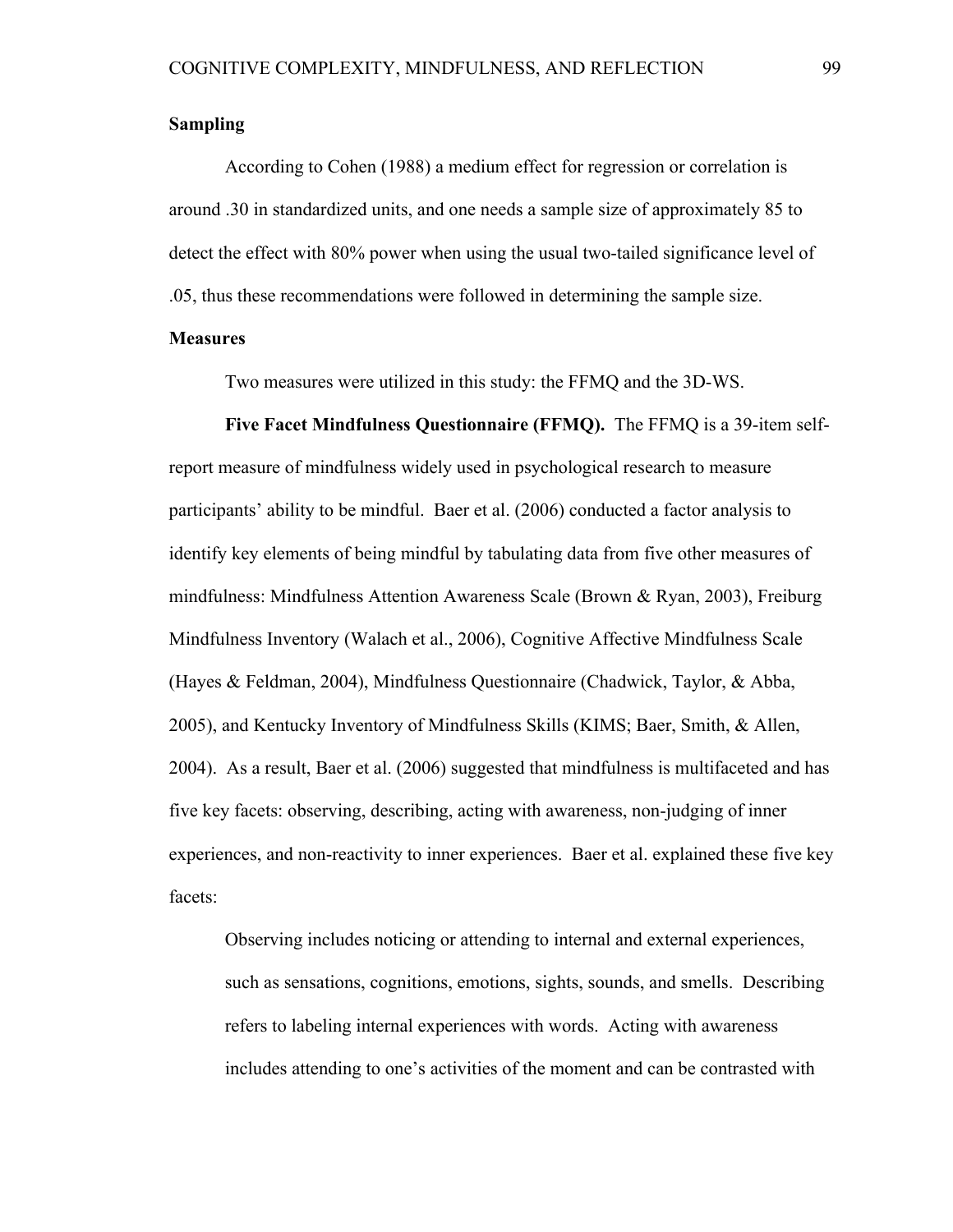## Sampling

According to Cohen (1988) a medium effect for regression or correlation is around .30 in standardized units, and one needs a sample size of approximately 85 to detect the effect with 80% power when using the usual two-tailed significance level of .05, thus these recommendations were followed in determining the sample size.

## Measures

Two measures were utilized in this study: the FFMQ and the 3D-WS.

**Five Facet Mindfulness Questionnaire (FFMQ).** The FFMQ is a 39-item self-report measure of mindfulness widely used in psychological research to measure participants' ability to be mindful. Baer et al. (2006) conducted a factor analysis to identify key elements of being mindful by tabulating data from five other measures of mindfulness: Mindfulness Attention Awareness Scale (Brown & Ryan, 2003), Freiburg Mindfulness Inventory (Walach et al., 2006), Cognitive Affective Mindfulness Scale (Hayes & Feldman, 2004), Mindfulness Questionnaire (Chadwick, Taylor, & Abba, 2005), and Kentucky Inventory of Mindfulness Skills (KIMS; Baer, Smith, & Allen, 2004). As a result, Baer et al. (2006) suggested that mindfulness is multifaceted and has five key facets: observing, describing, acting with awareness, non-judging of inner experiences, and non-reactivity to inner experiences. Baer et al. explained these five key facets:

> Observing includes noticing or attending to internal and external experiences, such as sensations, cognitions, emotions, sights, sounds, and smells. Describing refers to labeling internal experiences with words. Acting with awareness includes attending to one's activities of the moment and can be contrasted with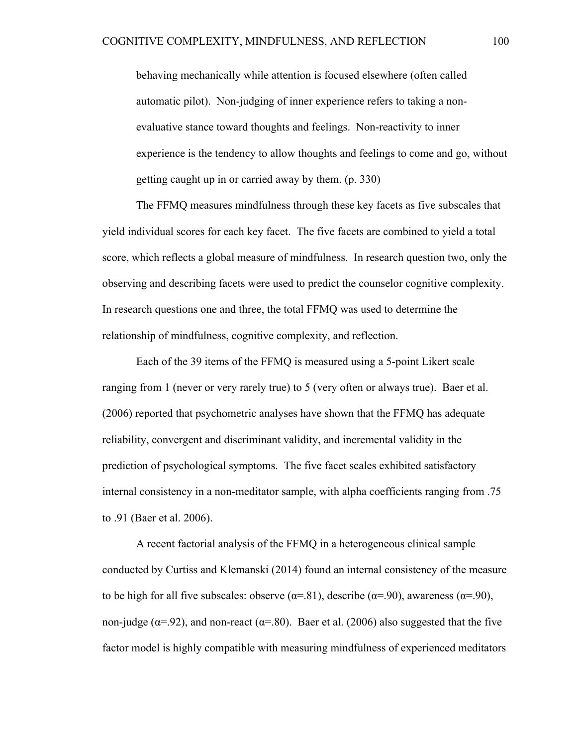> behaving mechanically while attention is focused elsewhere (often called automatic pilot). Non-judging of inner experience refers to taking a non-evaluative stance toward thoughts and feelings. Non-reactivity to inner experience is the tendency to allow thoughts and feelings to come and go, without getting caught up in or carried away by them. (p. 330)

The FFMQ measures mindfulness through these key facets as five subscales that yield individual scores for each key facet. The five facets are combined to yield a total score, which reflects a global measure of mindfulness. In research question two, only the observing and describing facets were used to predict the counselor cognitive complexity. In research questions one and three, the total FFMQ was used to determine the relationship of mindfulness, cognitive complexity, and reflection.

Each of the 39 items of the FFMQ is measured using a 5-point Likert scale ranging from 1 (never or very rarely true) to 5 (very often or always true). Baer et al. (2006) reported that psychometric analyses have shown that the FFMQ has adequate reliability, convergent and discriminant validity, and incremental validity in the prediction of psychological symptoms. The five facet scales exhibited satisfactory internal consistency in a non-meditator sample, with alpha coefficients ranging from .75 to .91 (Baer et al. 2006).

A recent factorial analysis of the FFMQ in a heterogeneous clinical sample conducted by Curtiss and Klemanski (2014) found an internal consistency of the measure to be high for all five subscales: observe ($\alpha$=.81), describe ($\alpha$=.90), awareness ($\alpha$=.90), non-judge ($\alpha$=.92), and non-react ($\alpha$=.80). Baer et al. (2006) also suggested that the five factor model is highly compatible with measuring mindfulness of experienced meditators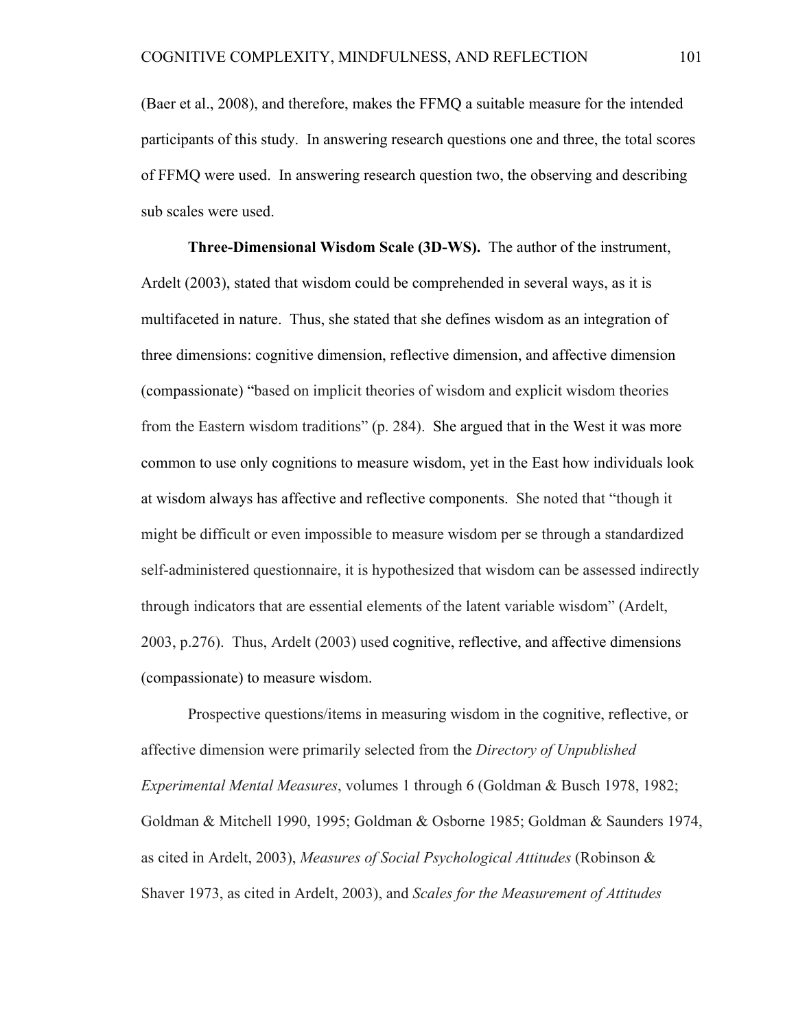(Baer et al., 2008), and therefore, makes the FFMQ a suitable measure for the intended participants of this study. In answering research questions one and three, the total scores of FFMQ were used. In answering research question two, the observing and describing sub scales were used.

**Three-Dimensional Wisdom Scale (3D-WS).** The author of the instrument, Ardelt (2003), stated that wisdom could be comprehended in several ways, as it is multifaceted in nature. Thus, she stated that she defines wisdom as an integration of three dimensions: cognitive dimension, reflective dimension, and affective dimension (compassionate) "based on implicit theories of wisdom and explicit wisdom theories from the Eastern wisdom traditions" (p. 284). She argued that in the West it was more common to use only cognitions to measure wisdom, yet in the East how individuals look at wisdom always has affective and reflective components. She noted that "though it might be difficult or even impossible to measure wisdom per se through a standardized self-administered questionnaire, it is hypothesized that wisdom can be assessed indirectly through indicators that are essential elements of the latent variable wisdom" (Ardelt, 2003, p.276). Thus, Ardelt (2003) used cognitive, reflective, and affective dimensions (compassionate) to measure wisdom.

Prospective questions/items in measuring wisdom in the cognitive, reflective, or affective dimension were primarily selected from the *Directory of Unpublished Experimental Mental Measures*, volumes 1 through 6 (Goldman & Busch 1978, 1982; Goldman & Mitchell 1990, 1995; Goldman & Osborne 1985; Goldman & Saunders 1974, as cited in Ardelt, 2003), *Measures of Social Psychological Attitudes* (Robinson & Shaver 1973, as cited in Ardelt, 2003), and *Scales for the Measurement of Attitudes*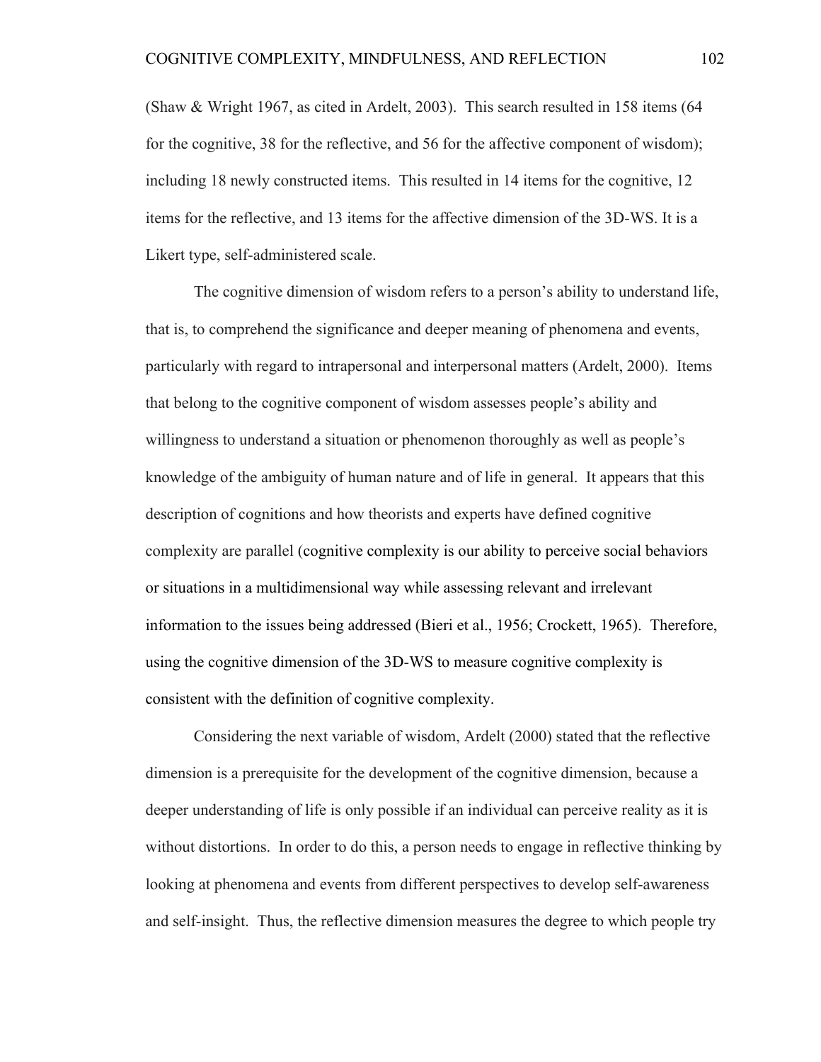(Shaw & Wright 1967, as cited in Ardelt, 2003). This search resulted in 158 items (64 for the cognitive, 38 for the reflective, and 56 for the affective component of wisdom); including 18 newly constructed items. This resulted in 14 items for the cognitive, 12 items for the reflective, and 13 items for the affective dimension of the 3D-WS. It is a Likert type, self-administered scale.

The cognitive dimension of wisdom refers to a person's ability to understand life, that is, to comprehend the significance and deeper meaning of phenomena and events, particularly with regard to intrapersonal and interpersonal matters (Ardelt, 2000). Items that belong to the cognitive component of wisdom assesses people's ability and willingness to understand a situation or phenomenon thoroughly as well as people's knowledge of the ambiguity of human nature and of life in general. It appears that this description of cognitions and how theorists and experts have defined cognitive complexity are parallel (cognitive complexity is our ability to perceive social behaviors or situations in a multidimensional way while assessing relevant and irrelevant information to the issues being addressed (Bieri et al., 1956; Crockett, 1965). Therefore, using the cognitive dimension of the 3D-WS to measure cognitive complexity is consistent with the definition of cognitive complexity.

Considering the next variable of wisdom, Ardelt (2000) stated that the reflective dimension is a prerequisite for the development of the cognitive dimension, because a deeper understanding of life is only possible if an individual can perceive reality as it is without distortions. In order to do this, a person needs to engage in reflective thinking by looking at phenomena and events from different perspectives to develop self-awareness and self-insight. Thus, the reflective dimension measures the degree to which people try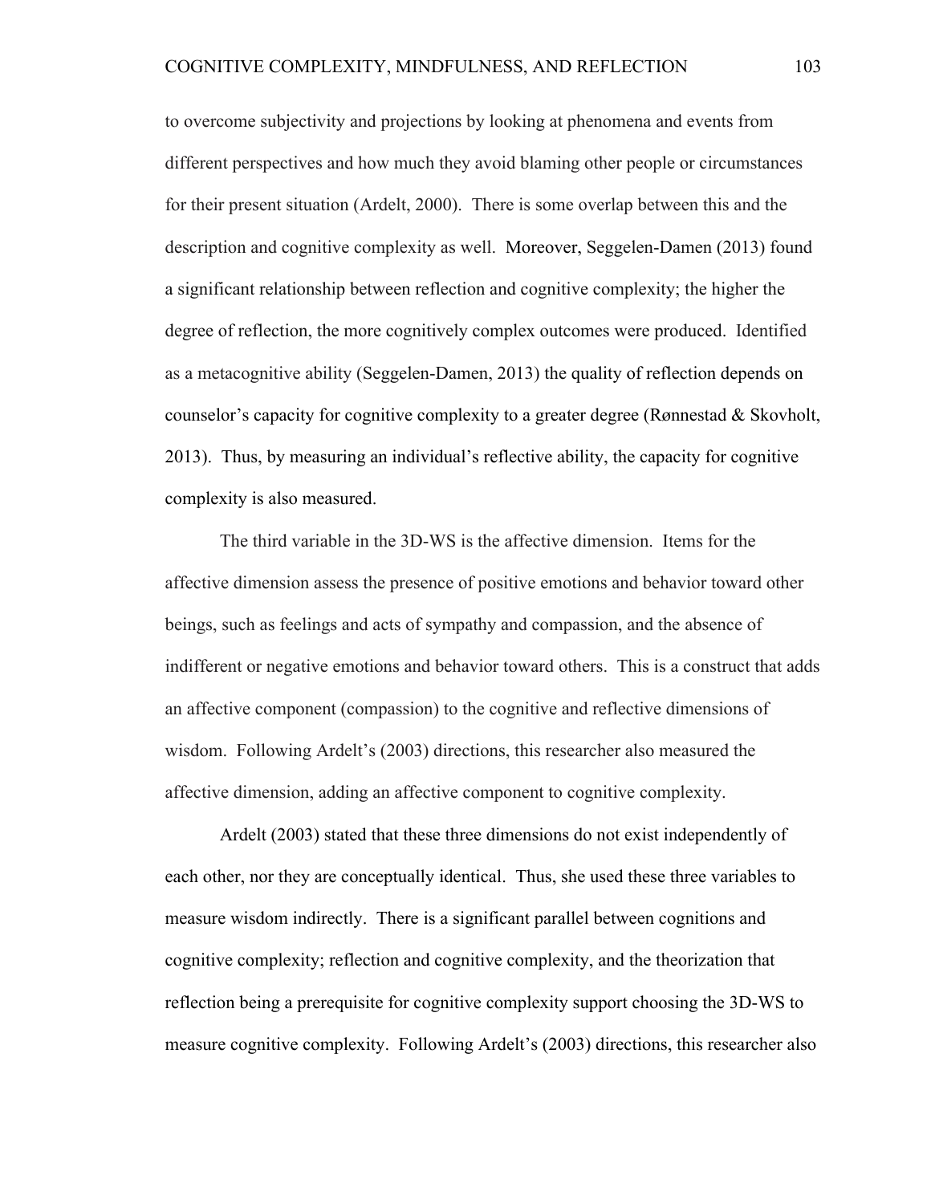to overcome subjectivity and projections by looking at phenomena and events from different perspectives and how much they avoid blaming other people or circumstances for their present situation (Ardelt, 2000). There is some overlap between this and the description and cognitive complexity as well. Moreover, Seggelen-Damen (2013) found a significant relationship between reflection and cognitive complexity; the higher the degree of reflection, the more cognitively complex outcomes were produced. Identified as a metacognitive ability (Seggelen-Damen, 2013) the quality of reflection depends on counselor's capacity for cognitive complexity to a greater degree (Rønnestad & Skovholt, 2013). Thus, by measuring an individual's reflective ability, the capacity for cognitive complexity is also measured.

The third variable in the 3D-WS is the affective dimension. Items for the affective dimension assess the presence of positive emotions and behavior toward other beings, such as feelings and acts of sympathy and compassion, and the absence of indifferent or negative emotions and behavior toward others. This is a construct that adds an affective component (compassion) to the cognitive and reflective dimensions of wisdom. Following Ardelt's (2003) directions, this researcher also measured the affective dimension, adding an affective component to cognitive complexity.

Ardelt (2003) stated that these three dimensions do not exist independently of each other, nor they are conceptually identical. Thus, she used these three variables to measure wisdom indirectly. There is a significant parallel between cognitions and cognitive complexity; reflection and cognitive complexity, and the theorization that reflection being a prerequisite for cognitive complexity support choosing the 3D-WS to measure cognitive complexity. Following Ardelt's (2003) directions, this researcher also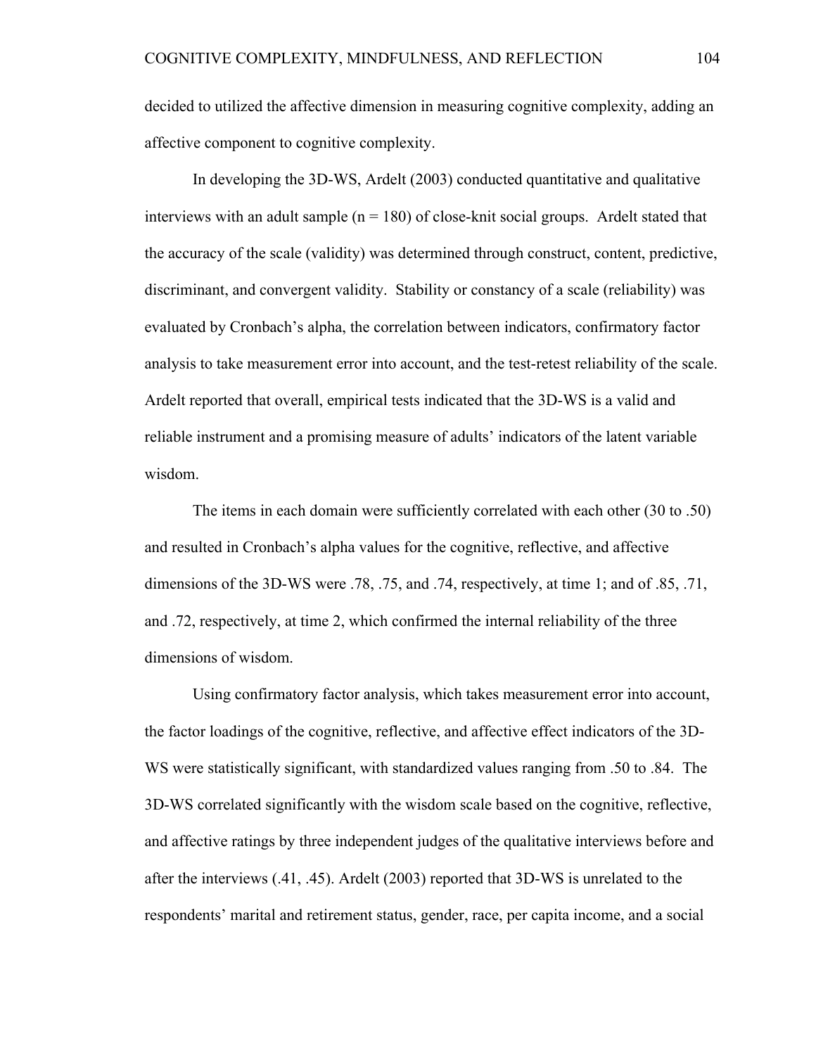decided to utilized the affective dimension in measuring cognitive complexity, adding an affective component to cognitive complexity.

In developing the 3D-WS, Ardelt (2003) conducted quantitative and qualitative interviews with an adult sample (n = 180) of close-knit social groups. Ardelt stated that the accuracy of the scale (validity) was determined through construct, content, predictive, discriminant, and convergent validity. Stability or constancy of a scale (reliability) was evaluated by Cronbach's alpha, the correlation between indicators, confirmatory factor analysis to take measurement error into account, and the test-retest reliability of the scale. Ardelt reported that overall, empirical tests indicated that the 3D-WS is a valid and reliable instrument and a promising measure of adults' indicators of the latent variable wisdom.

The items in each domain were sufficiently correlated with each other (30 to .50) and resulted in Cronbach's alpha values for the cognitive, reflective, and affective dimensions of the 3D-WS were .78, .75, and .74, respectively, at time 1; and of .85, .71, and .72, respectively, at time 2, which confirmed the internal reliability of the three dimensions of wisdom.

Using confirmatory factor analysis, which takes measurement error into account, the factor loadings of the cognitive, reflective, and affective effect indicators of the 3D-WS were statistically significant, with standardized values ranging from .50 to .84. The 3D-WS correlated significantly with the wisdom scale based on the cognitive, reflective, and affective ratings by three independent judges of the qualitative interviews before and after the interviews (.41, .45). Ardelt (2003) reported that 3D-WS is unrelated to the respondents' marital and retirement status, gender, race, per capita income, and a social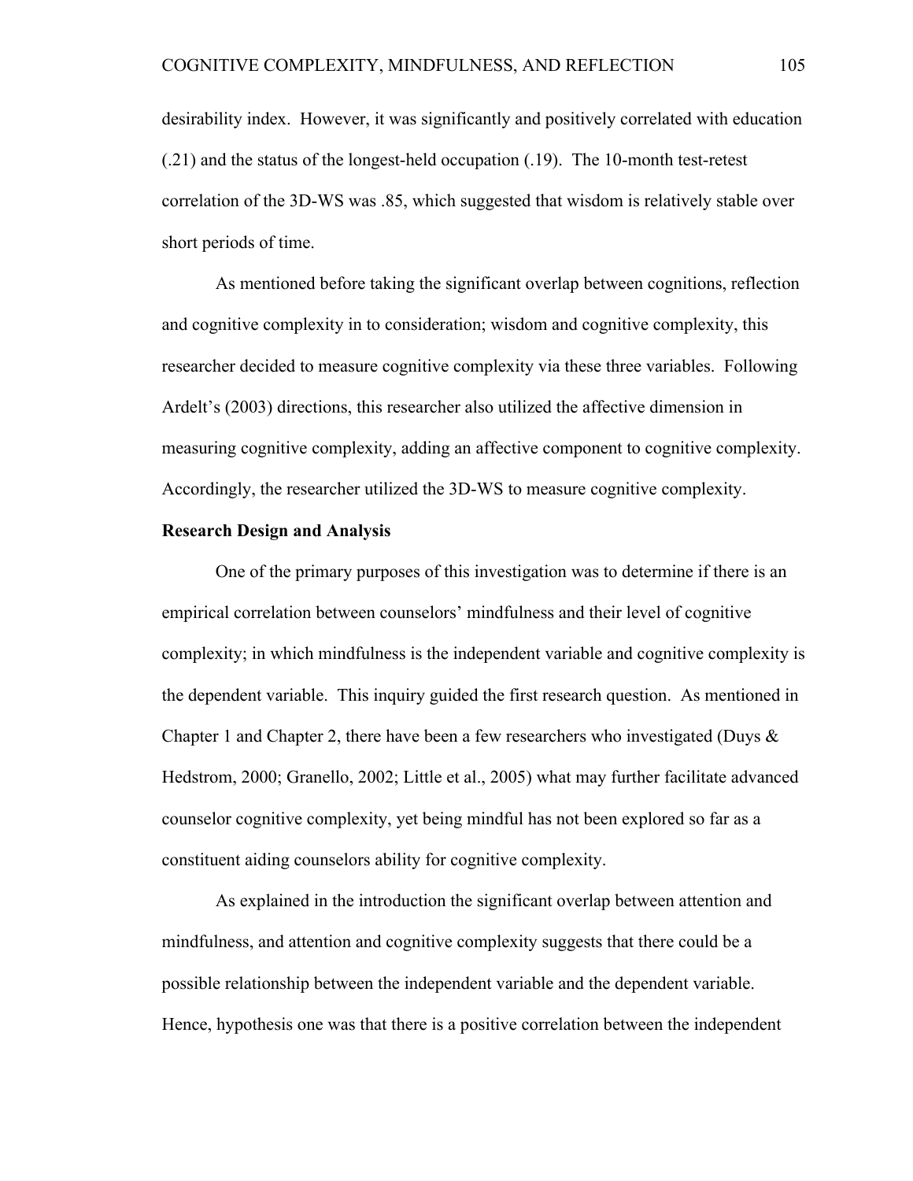desirability index. However, it was significantly and positively correlated with education (.21) and the status of the longest-held occupation (.19). The 10-month test-retest correlation of the 3D-WS was .85, which suggested that wisdom is relatively stable over short periods of time.

As mentioned before taking the significant overlap between cognitions, reflection and cognitive complexity in to consideration; wisdom and cognitive complexity, this researcher decided to measure cognitive complexity via these three variables. Following Ardelt's (2003) directions, this researcher also utilized the affective dimension in measuring cognitive complexity, adding an affective component to cognitive complexity. Accordingly, the researcher utilized the 3D-WS to measure cognitive complexity.

**Research Design and Analysis**

One of the primary purposes of this investigation was to determine if there is an empirical correlation between counselors' mindfulness and their level of cognitive complexity; in which mindfulness is the independent variable and cognitive complexity is the dependent variable. This inquiry guided the first research question. As mentioned in Chapter 1 and Chapter 2, there have been a few researchers who investigated (Duys & Hedstrom, 2000; Granello, 2002; Little et al., 2005) what may further facilitate advanced counselor cognitive complexity, yet being mindful has not been explored so far as a constituent aiding counselors ability for cognitive complexity.

As explained in the introduction the significant overlap between attention and mindfulness, and attention and cognitive complexity suggests that there could be a possible relationship between the independent variable and the dependent variable. Hence, hypothesis one was that there is a positive correlation between the independent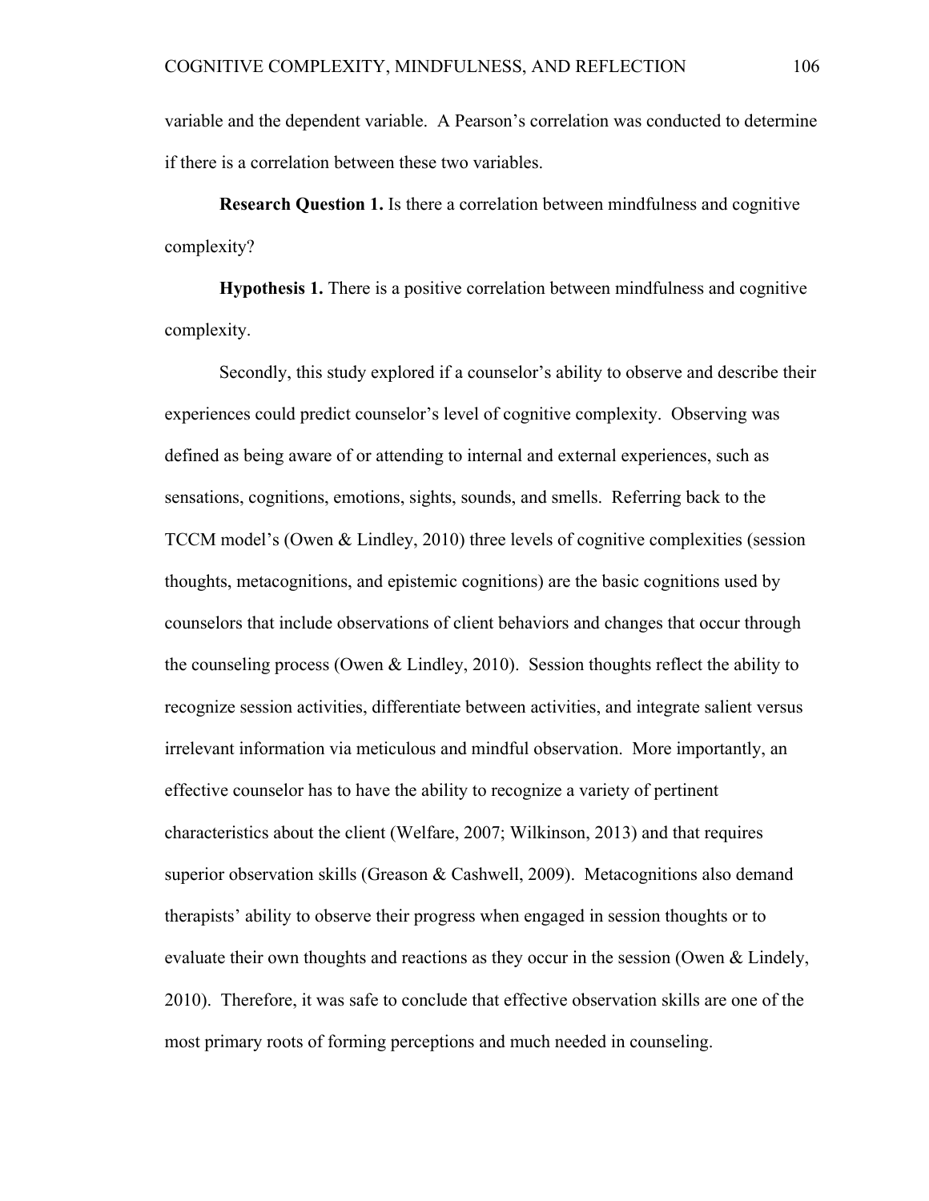variable and the dependent variable. A Pearson's correlation was conducted to determine if there is a correlation between these two variables.

**Research Question 1.** Is there a correlation between mindfulness and cognitive complexity?

**Hypothesis 1.** There is a positive correlation between mindfulness and cognitive complexity.

Secondly, this study explored if a counselor's ability to observe and describe their experiences could predict counselor's level of cognitive complexity. Observing was defined as being aware of or attending to internal and external experiences, such as sensations, cognitions, emotions, sights, sounds, and smells. Referring back to the TCCM model's (Owen & Lindley, 2010) three levels of cognitive complexities (session thoughts, metacognitions, and epistemic cognitions) are the basic cognitions used by counselors that include observations of client behaviors and changes that occur through the counseling process (Owen & Lindley, 2010). Session thoughts reflect the ability to recognize session activities, differentiate between activities, and integrate salient versus irrelevant information via meticulous and mindful observation. More importantly, an effective counselor has to have the ability to recognize a variety of pertinent characteristics about the client (Welfare, 2007; Wilkinson, 2013) and that requires superior observation skills (Greason & Cashwell, 2009). Metacognitions also demand therapists' ability to observe their progress when engaged in session thoughts or to evaluate their own thoughts and reactions as they occur in the session (Owen & Lindely, 2010). Therefore, it was safe to conclude that effective observation skills are one of the most primary roots of forming perceptions and much needed in counseling.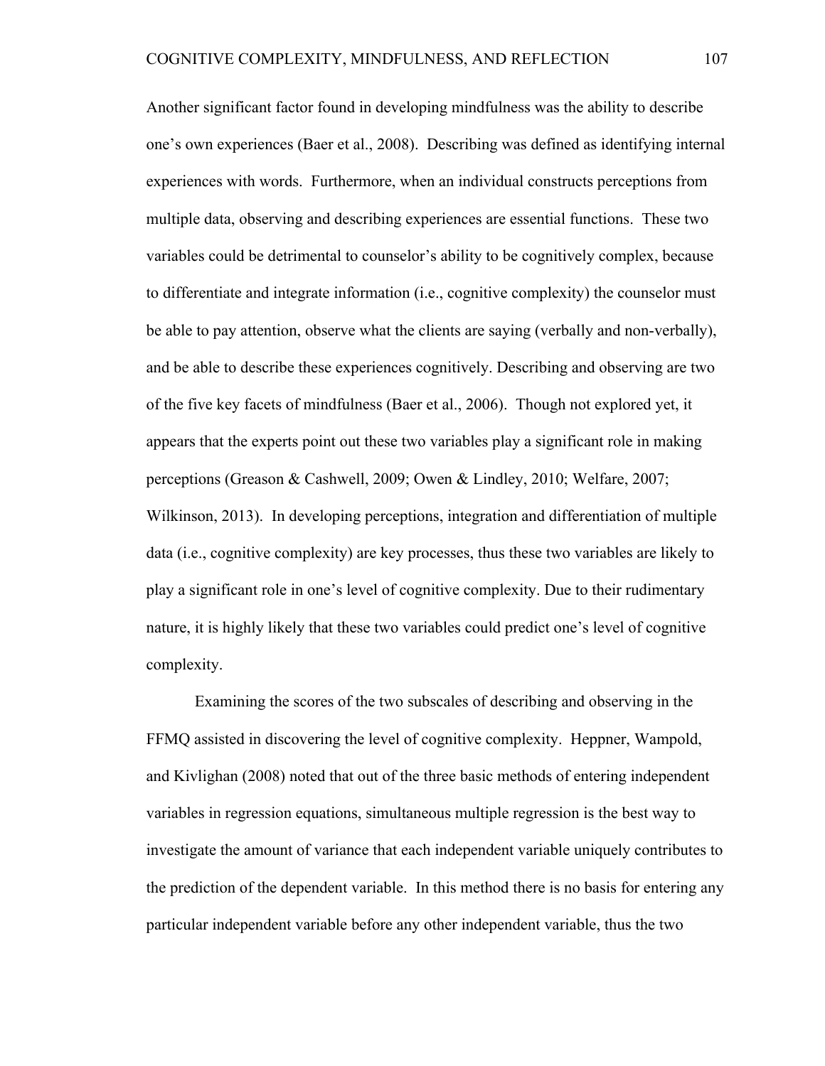Another significant factor found in developing mindfulness was the ability to describe one's own experiences (Baer et al., 2008). Describing was defined as identifying internal experiences with words. Furthermore, when an individual constructs perceptions from multiple data, observing and describing experiences are essential functions. These two variables could be detrimental to counselor's ability to be cognitively complex, because to differentiate and integrate information (i.e., cognitive complexity) the counselor must be able to pay attention, observe what the clients are saying (verbally and non-verbally), and be able to describe these experiences cognitively. Describing and observing are two of the five key facets of mindfulness (Baer et al., 2006). Though not explored yet, it appears that the experts point out these two variables play a significant role in making perceptions (Greason & Cashwell, 2009; Owen & Lindley, 2010; Welfare, 2007; Wilkinson, 2013). In developing perceptions, integration and differentiation of multiple data (i.e., cognitive complexity) are key processes, thus these two variables are likely to play a significant role in one's level of cognitive complexity. Due to their rudimentary nature, it is highly likely that these two variables could predict one's level of cognitive complexity.

Examining the scores of the two subscales of describing and observing in the FFMQ assisted in discovering the level of cognitive complexity. Heppner, Wampold, and Kivlighan (2008) noted that out of the three basic methods of entering independent variables in regression equations, simultaneous multiple regression is the best way to investigate the amount of variance that each independent variable uniquely contributes to the prediction of the dependent variable. In this method there is no basis for entering any particular independent variable before any other independent variable, thus the two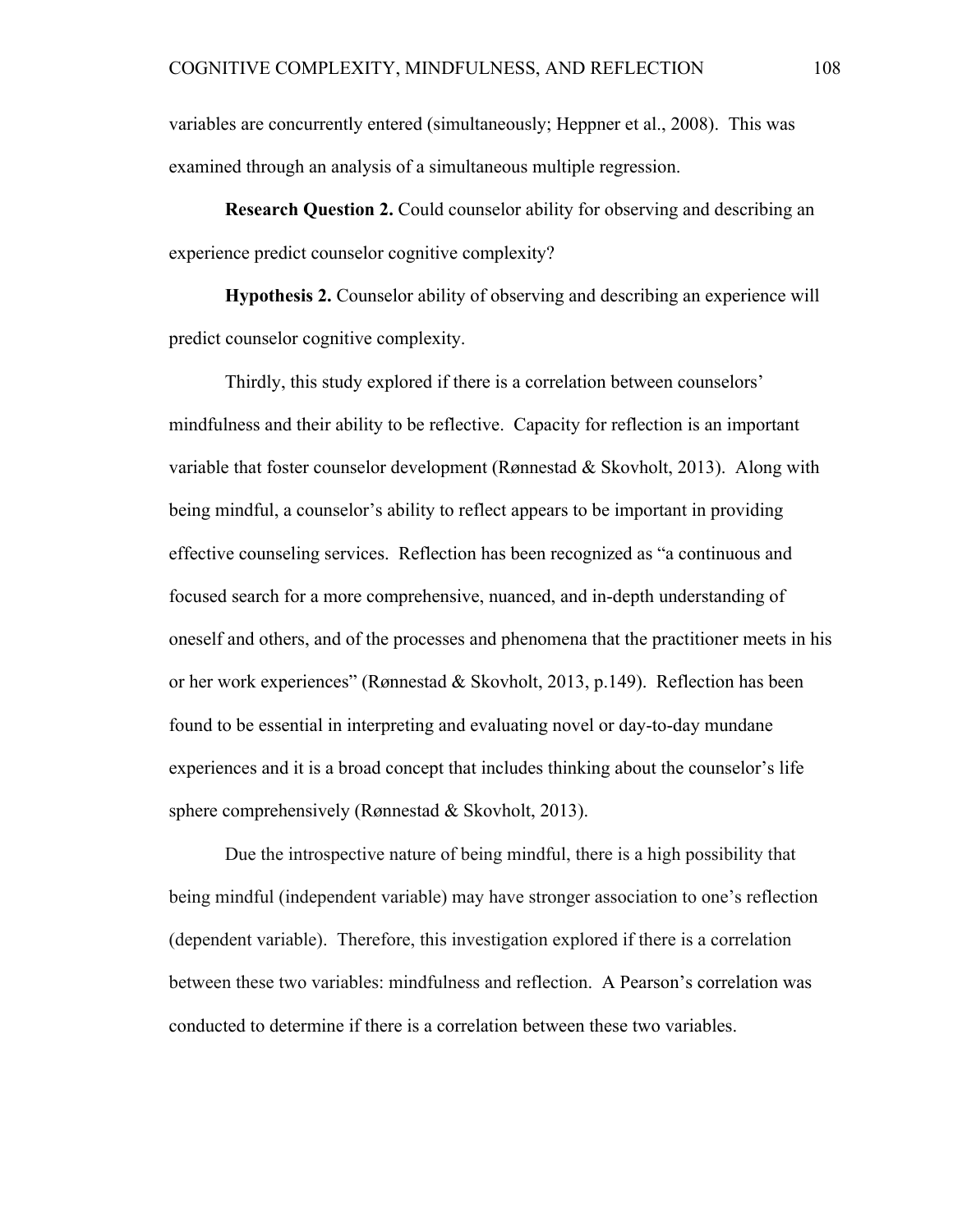variables are concurrently entered (simultaneously; Heppner et al., 2008). This was examined through an analysis of a simultaneous multiple regression.

**Research Question 2.** Could counselor ability for observing and describing an experience predict counselor cognitive complexity?

**Hypothesis 2.** Counselor ability of observing and describing an experience will predict counselor cognitive complexity.

Thirdly, this study explored if there is a correlation between counselors' mindfulness and their ability to be reflective. Capacity for reflection is an important variable that foster counselor development (Rønnestad & Skovholt, 2013). Along with being mindful, a counselor's ability to reflect appears to be important in providing effective counseling services. Reflection has been recognized as "a continuous and focused search for a more comprehensive, nuanced, and in-depth understanding of oneself and others, and of the processes and phenomena that the practitioner meets in his or her work experiences" (Rønnestad & Skovholt, 2013, p.149). Reflection has been found to be essential in interpreting and evaluating novel or day-to-day mundane experiences and it is a broad concept that includes thinking about the counselor's life sphere comprehensively (Rønnestad & Skovholt, 2013).

Due the introspective nature of being mindful, there is a high possibility that being mindful (independent variable) may have stronger association to one's reflection (dependent variable). Therefore, this investigation explored if there is a correlation between these two variables: mindfulness and reflection. A Pearson's correlation was conducted to determine if there is a correlation between these two variables.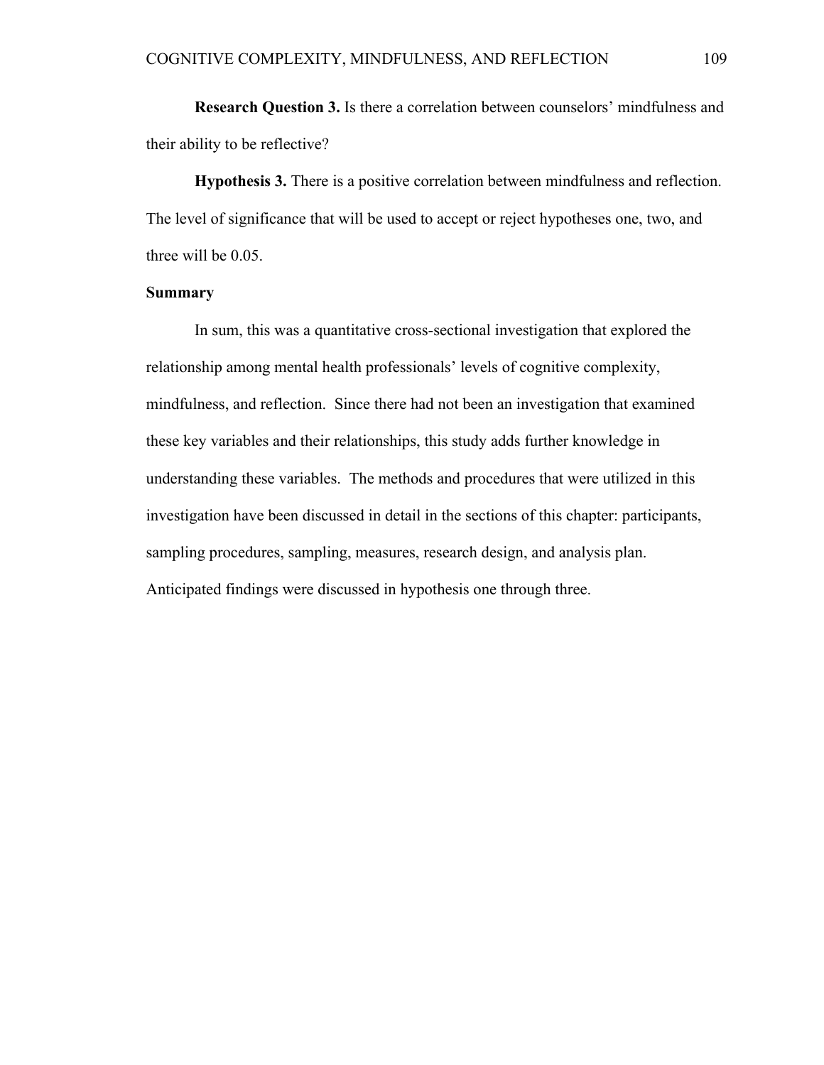**Research Question 3.** Is there a correlation between counselors' mindfulness and their ability to be reflective?

**Hypothesis 3.** There is a positive correlation between mindfulness and reflection. The level of significance that will be used to accept or reject hypotheses one, two, and three will be 0.05.

## Summary

In sum, this was a quantitative cross-sectional investigation that explored the relationship among mental health professionals' levels of cognitive complexity, mindfulness, and reflection. Since there had not been an investigation that examined these key variables and their relationships, this study adds further knowledge in understanding these variables. The methods and procedures that were utilized in this investigation have been discussed in detail in the sections of this chapter: participants, sampling procedures, sampling, measures, research design, and analysis plan. Anticipated findings were discussed in hypothesis one through three.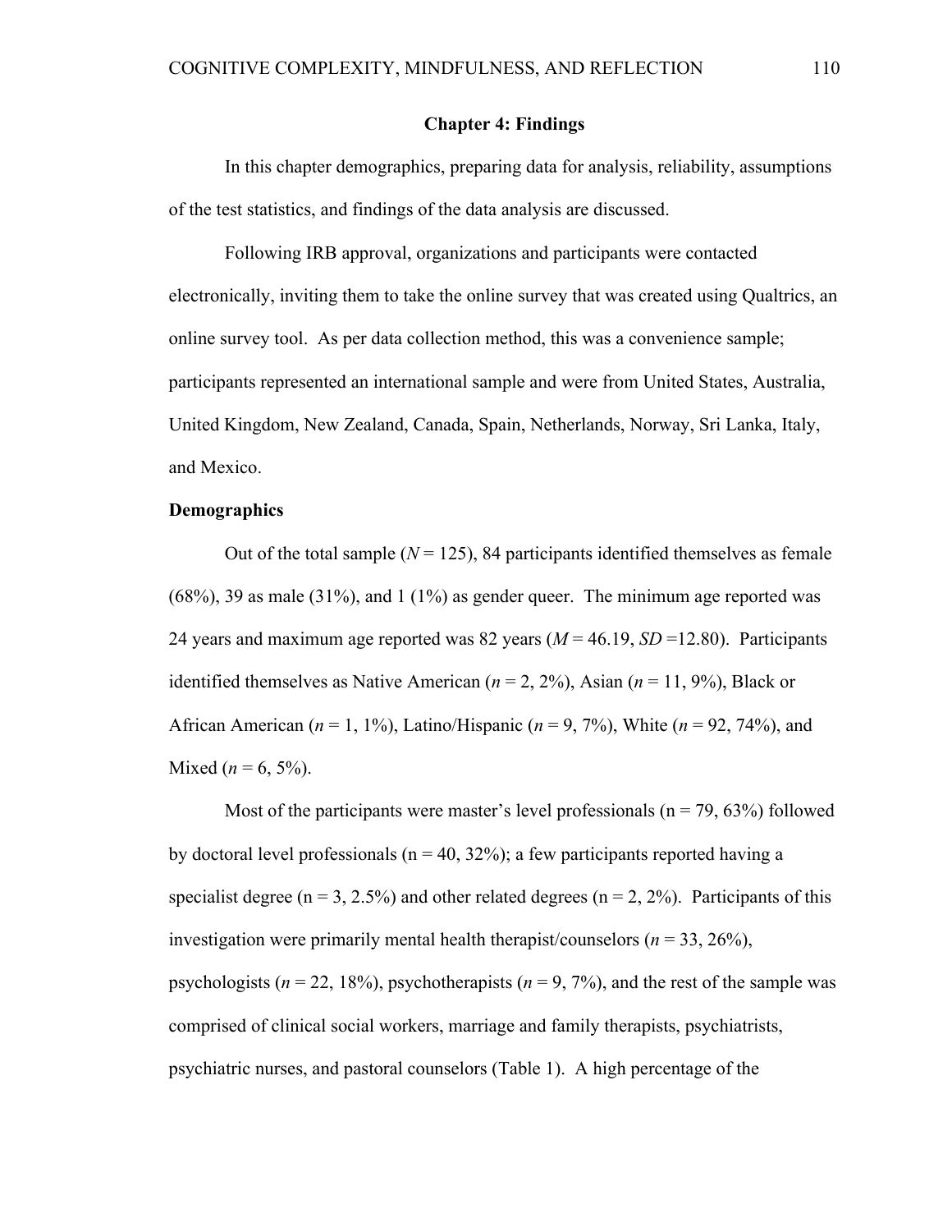# Chapter 4: Findings

In this chapter demographics, preparing data for analysis, reliability, assumptions of the test statistics, and findings of the data analysis are discussed.

Following IRB approval, organizations and participants were contacted electronically, inviting them to take the online survey that was created using Qualtrics, an online survey tool. As per data collection method, this was a convenience sample; participants represented an international sample and were from United States, Australia, United Kingdom, New Zealand, Canada, Spain, Netherlands, Norway, Sri Lanka, Italy, and Mexico.

## Demographics

Out of the total sample ($N$ = 125), 84 participants identified themselves as female (68%), 39 as male (31%), and 1 (1%) as gender queer. The minimum age reported was 24 years and maximum age reported was 82 years ($M$ = 46.19, $SD$ =12.80). Participants identified themselves as Native American ($n$ = 2, 2%), Asian ($n$ = 11, 9%), Black or African American ($n$ = 1, 1%), Latino/Hispanic ($n$ = 9, 7%), White ($n$ = 92, 74%), and Mixed ($n$ = 6, 5%).

Most of the participants were master's level professionals (n = 79, 63%) followed by doctoral level professionals (n = 40, 32%); a few participants reported having a specialist degree (n = 3, 2.5%) and other related degrees (n = 2, 2%). Participants of this investigation were primarily mental health therapist/counselors ($n$ = 33, 26%), psychologists ($n$ = 22, 18%), psychotherapists ($n$ = 9, 7%), and the rest of the sample was comprised of clinical social workers, marriage and family therapists, psychiatrists, psychiatric nurses, and pastoral counselors (Table 1). A high percentage of the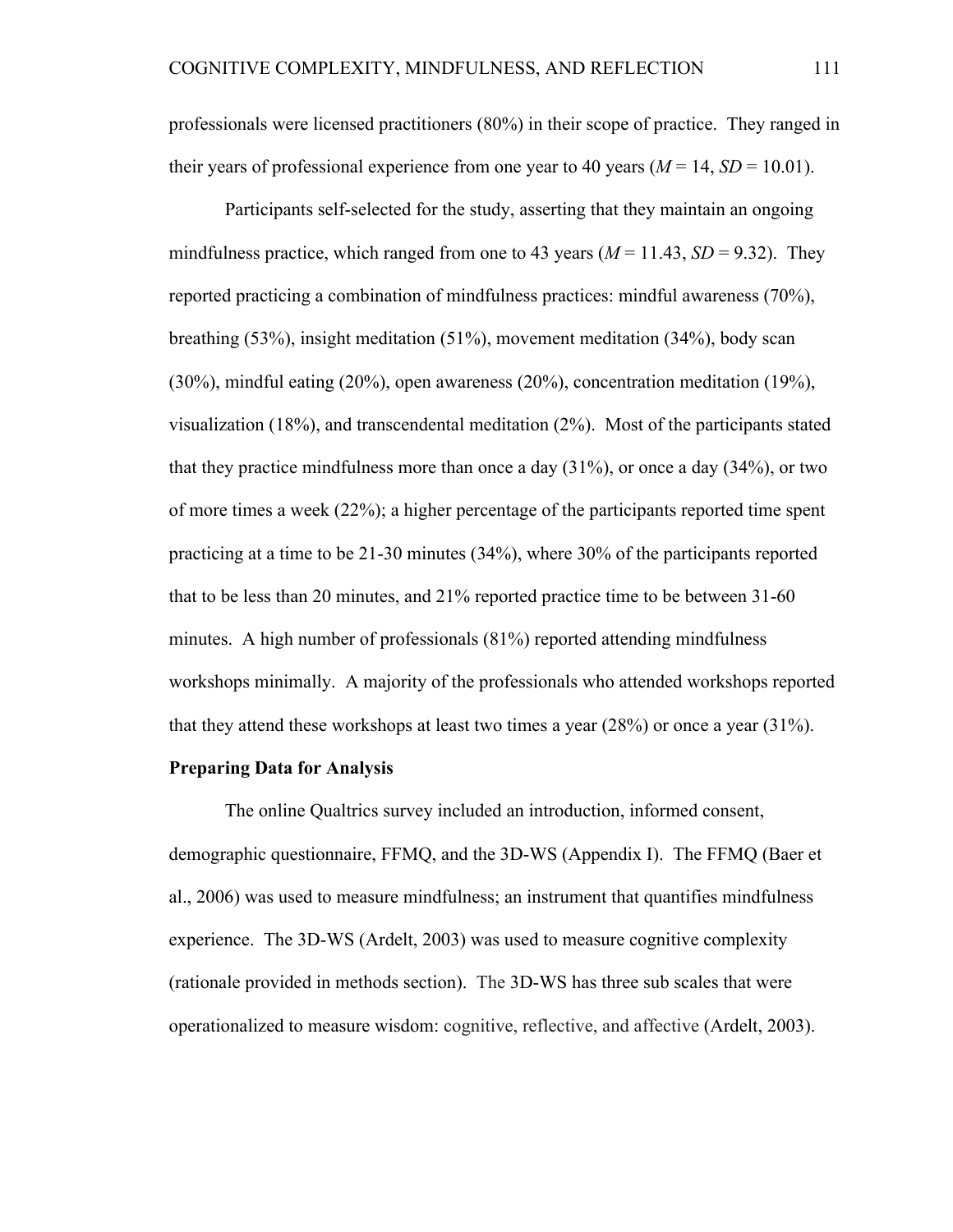professionals were licensed practitioners (80%) in their scope of practice. They ranged in their years of professional experience from one year to 40 years (*M* = 14, *SD* = 10.01).

Participants self-selected for the study, asserting that they maintain an ongoing mindfulness practice, which ranged from one to 43 years (*M* = 11.43, *SD* = 9.32). They reported practicing a combination of mindfulness practices: mindful awareness (70%), breathing (53%), insight meditation (51%), movement meditation (34%), body scan (30%), mindful eating (20%), open awareness (20%), concentration meditation (19%), visualization (18%), and transcendental meditation (2%). Most of the participants stated that they practice mindfulness more than once a day (31%), or once a day (34%), or two of more times a week (22%); a higher percentage of the participants reported time spent practicing at a time to be 21-30 minutes (34%), where 30% of the participants reported that to be less than 20 minutes, and 21% reported practice time to be between 31-60 minutes. A high number of professionals (81%) reported attending mindfulness workshops minimally. A majority of the professionals who attended workshops reported that they attend these workshops at least two times a year (28%) or once a year (31%).

**Preparing Data for Analysis**

The online Qualtrics survey included an introduction, informed consent, demographic questionnaire, FFMQ, and the 3D-WS (Appendix I). The FFMQ (Baer et al., 2006) was used to measure mindfulness; an instrument that quantifies mindfulness experience. The 3D-WS (Ardelt, 2003) was used to measure cognitive complexity (rationale provided in methods section). The 3D-WS has three sub scales that were operationalized to measure wisdom: cognitive, reflective, and affective (Ardelt, 2003).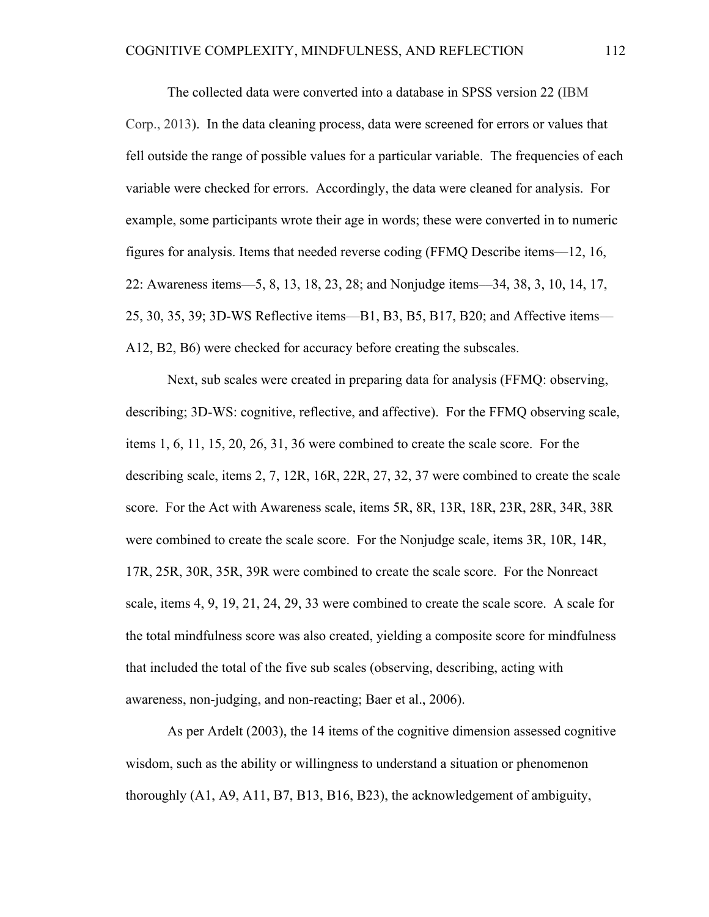The collected data were converted into a database in SPSS version 22 (IBM Corp., 2013). In the data cleaning process, data were screened for errors or values that fell outside the range of possible values for a particular variable. The frequencies of each variable were checked for errors. Accordingly, the data were cleaned for analysis. For example, some participants wrote their age in words; these were converted in to numeric figures for analysis. Items that needed reverse coding (FFMQ Describe items—12, 16, 22: Awareness items—5, 8, 13, 18, 23, 28; and Nonjudge items—34, 38, 3, 10, 14, 17, 25, 30, 35, 39; 3D-WS Reflective items—B1, B3, B5, B17, B20; and Affective items—A12, B2, B6) were checked for accuracy before creating the subscales.

Next, sub scales were created in preparing data for analysis (FFMQ: observing, describing; 3D-WS: cognitive, reflective, and affective). For the FFMQ observing scale, items 1, 6, 11, 15, 20, 26, 31, 36 were combined to create the scale score. For the describing scale, items 2, 7, 12R, 16R, 22R, 27, 32, 37 were combined to create the scale score. For the Act with Awareness scale, items 5R, 8R, 13R, 18R, 23R, 28R, 34R, 38R were combined to create the scale score. For the Nonjudge scale, items 3R, 10R, 14R, 17R, 25R, 30R, 35R, 39R were combined to create the scale score. For the Nonreact scale, items 4, 9, 19, 21, 24, 29, 33 were combined to create the scale score. A scale for the total mindfulness score was also created, yielding a composite score for mindfulness that included the total of the five sub scales (observing, describing, acting with awareness, non-judging, and non-reacting; Baer et al., 2006).

As per Ardelt (2003), the 14 items of the cognitive dimension assessed cognitive wisdom, such as the ability or willingness to understand a situation or phenomenon thoroughly (A1, A9, A11, B7, B13, B16, B23), the acknowledgement of ambiguity,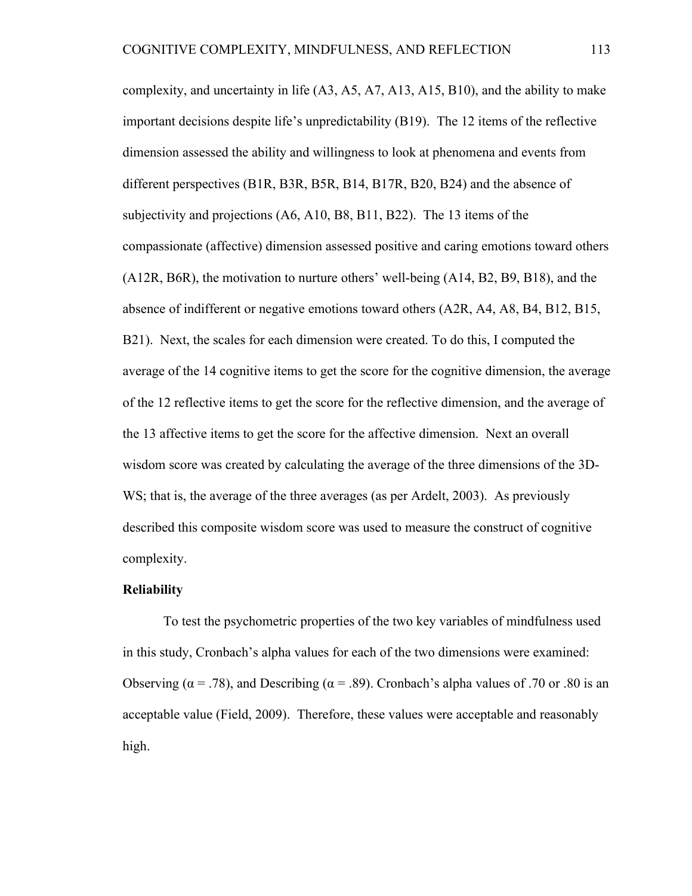complexity, and uncertainty in life (A3, A5, A7, A13, A15, B10), and the ability to make important decisions despite life's unpredictability (B19). The 12 items of the reflective dimension assessed the ability and willingness to look at phenomena and events from different perspectives (B1R, B3R, B5R, B14, B17R, B20, B24) and the absence of subjectivity and projections (A6, A10, B8, B11, B22). The 13 items of the compassionate (affective) dimension assessed positive and caring emotions toward others (A12R, B6R), the motivation to nurture others' well-being (A14, B2, B9, B18), and the absence of indifferent or negative emotions toward others (A2R, A4, A8, B4, B12, B15, B21). Next, the scales for each dimension were created. To do this, I computed the average of the 14 cognitive items to get the score for the cognitive dimension, the average of the 12 reflective items to get the score for the reflective dimension, and the average of the 13 affective items to get the score for the affective dimension. Next an overall wisdom score was created by calculating the average of the three dimensions of the 3D-WS; that is, the average of the three averages (as per Ardelt, 2003). As previously described this composite wisdom score was used to measure the construct of cognitive complexity.

**Reliability**

To test the psychometric properties of the two key variables of mindfulness used in this study, Cronbach's alpha values for each of the two dimensions were examined: Observing ($\alpha = .78$), and Describing ($\alpha = .89$). Cronbach's alpha values of .70 or .80 is an acceptable value (Field, 2009). Therefore, these values were acceptable and reasonably high.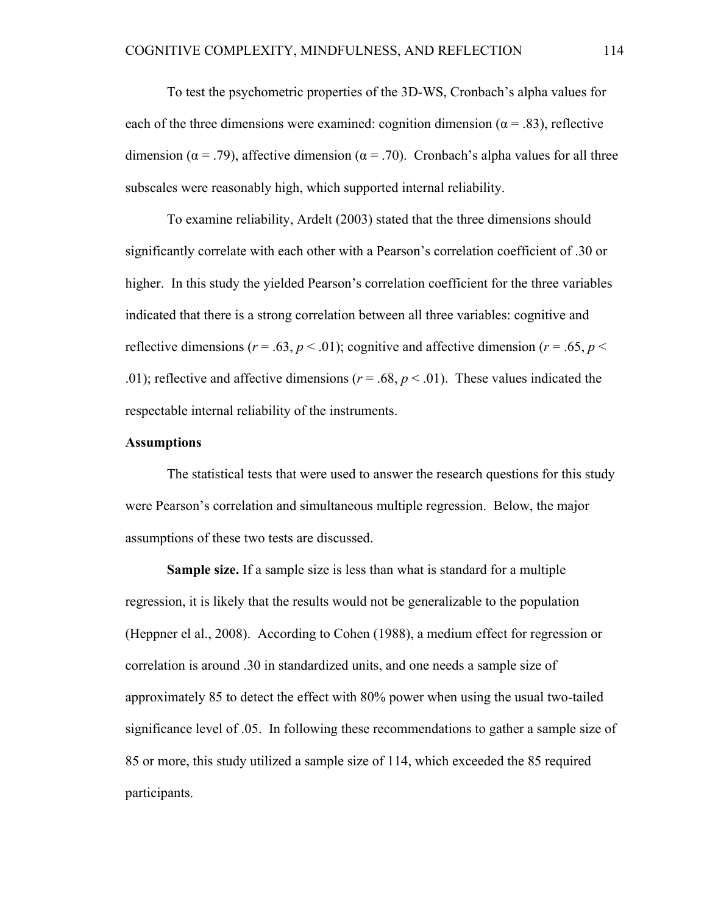To test the psychometric properties of the 3D-WS, Cronbach's alpha values for each of the three dimensions were examined: cognition dimension ($\alpha = .83$), reflective dimension ($\alpha = .79$), affective dimension ($\alpha = .70$). Cronbach's alpha values for all three subscales were reasonably high, which supported internal reliability.

To examine reliability, Ardelt (2003) stated that the three dimensions should significantly correlate with each other with a Pearson's correlation coefficient of .30 or higher. In this study the yielded Pearson's correlation coefficient for the three variables indicated that there is a strong correlation between all three variables: cognitive and reflective dimensions ($r = .63$, $p < .01$); cognitive and affective dimension ($r = .65$, $p < .01$); reflective and affective dimensions ($r = .68$, $p < .01$). These values indicated the respectable internal reliability of the instruments.

**Assumptions**

The statistical tests that were used to answer the research questions for this study were Pearson's correlation and simultaneous multiple regression. Below, the major assumptions of these two tests are discussed.

**Sample size.** If a sample size is less than what is standard for a multiple regression, it is likely that the results would not be generalizable to the population (Heppner el al., 2008). According to Cohen (1988), a medium effect for regression or correlation is around .30 in standardized units, and one needs a sample size of approximately 85 to detect the effect with 80% power when using the usual two-tailed significance level of .05. In following these recommendations to gather a sample size of 85 or more, this study utilized a sample size of 114, which exceeded the 85 required participants.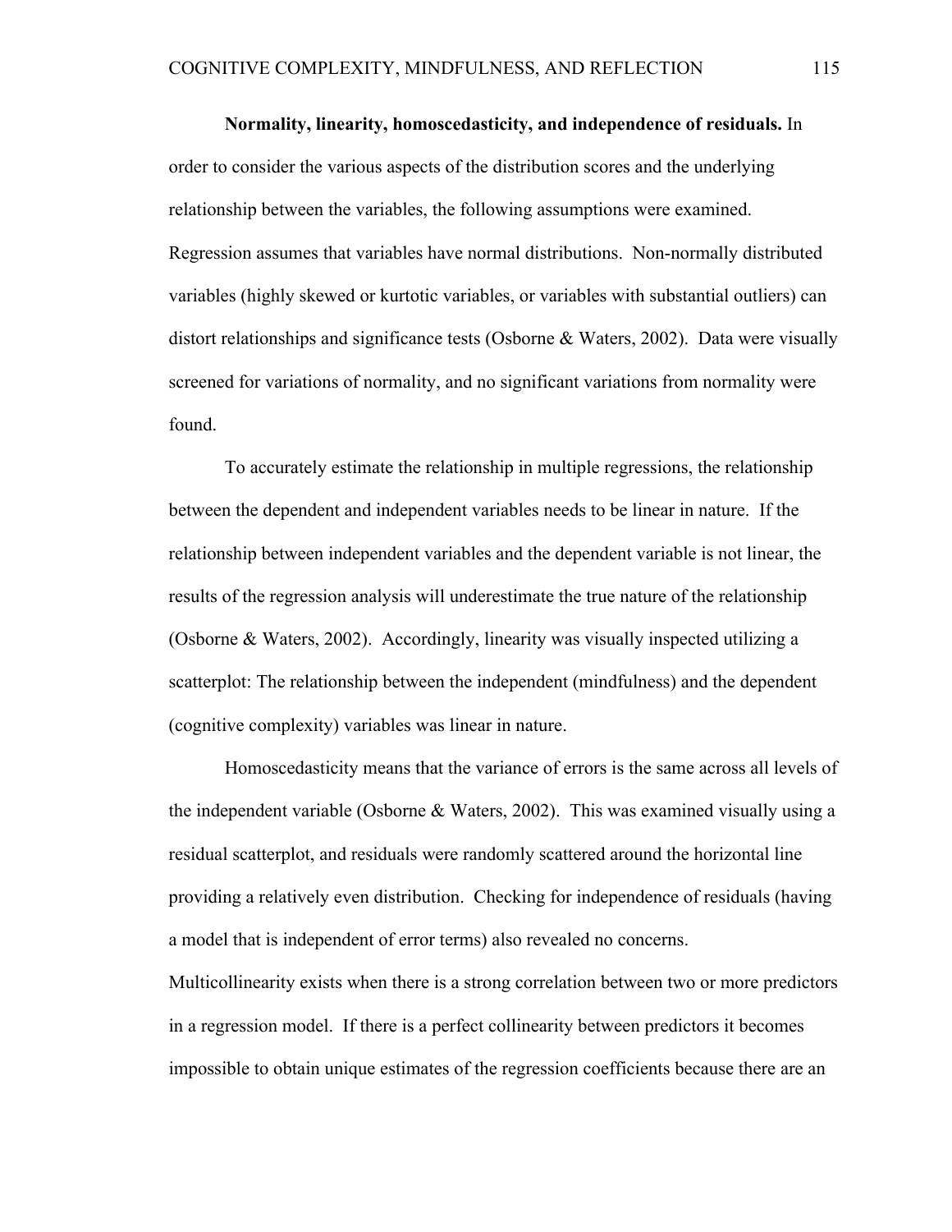**Normality, linearity, homoscedasticity, and independence of residuals.** In order to consider the various aspects of the distribution scores and the underlying relationship between the variables, the following assumptions were examined. Regression assumes that variables have normal distributions. Non-normally distributed variables (highly skewed or kurtotic variables, or variables with substantial outliers) can distort relationships and significance tests (Osborne & Waters, 2002). Data were visually screened for variations of normality, and no significant variations from normality were found.

To accurately estimate the relationship in multiple regressions, the relationship between the dependent and independent variables needs to be linear in nature. If the relationship between independent variables and the dependent variable is not linear, the results of the regression analysis will underestimate the true nature of the relationship (Osborne & Waters, 2002). Accordingly, linearity was visually inspected utilizing a scatterplot: The relationship between the independent (mindfulness) and the dependent (cognitive complexity) variables was linear in nature.

Homoscedasticity means that the variance of errors is the same across all levels of the independent variable (Osborne & Waters, 2002). This was examined visually using a residual scatterplot, and residuals were randomly scattered around the horizontal line providing a relatively even distribution. Checking for independence of residuals (having a model that is independent of error terms) also revealed no concerns.
Multicollinearity exists when there is a strong correlation between two or more predictors in a regression model. If there is a perfect collinearity between predictors it becomes impossible to obtain unique estimates of the regression coefficients because there are an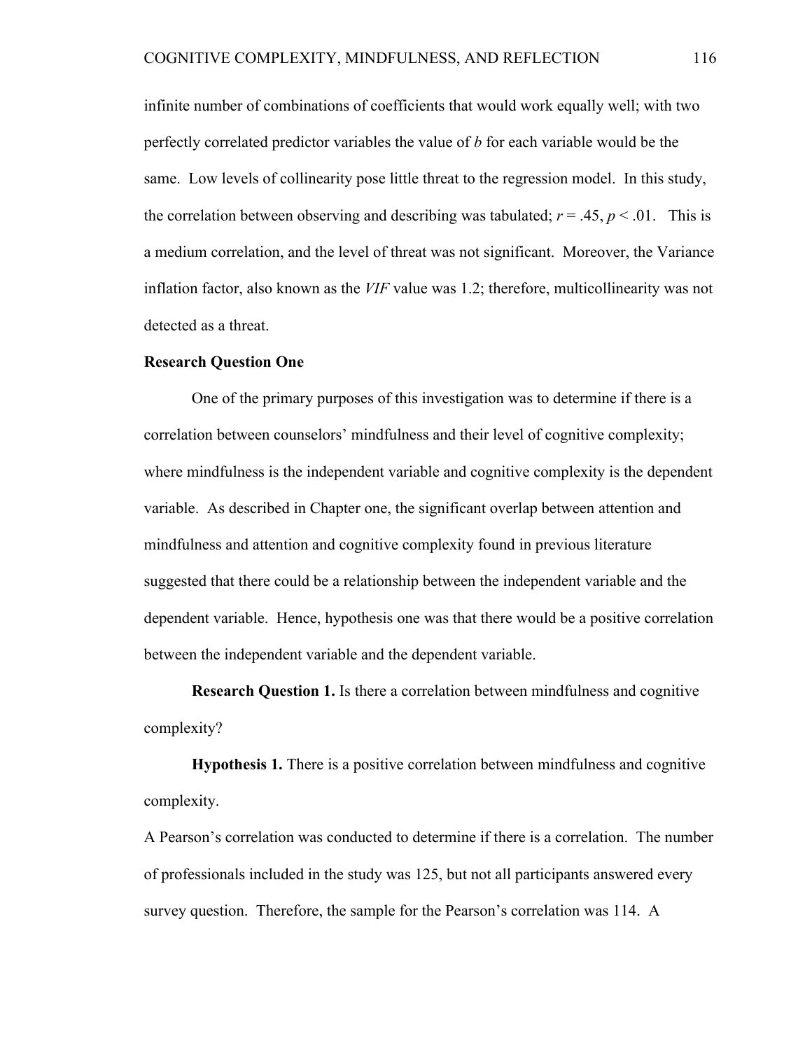infinite number of combinations of coefficients that would work equally well; with two perfectly correlated predictor variables the value of *b* for each variable would be the same. Low levels of collinearity pose little threat to the regression model. In this study, the correlation between observing and describing was tabulated; $r = .45$, $p < .01$. This is a medium correlation, and the level of threat was not significant. Moreover, the Variance inflation factor, also known as the *VIF* value was 1.2; therefore, multicollinearity was not detected as a threat.

### Research Question One

One of the primary purposes of this investigation was to determine if there is a correlation between counselors' mindfulness and their level of cognitive complexity; where mindfulness is the independent variable and cognitive complexity is the dependent variable. As described in Chapter one, the significant overlap between attention and mindfulness and attention and cognitive complexity found in previous literature suggested that there could be a relationship between the independent variable and the dependent variable. Hence, hypothesis one was that there would be a positive correlation between the independent variable and the dependent variable.

**Research Question 1.** Is there a correlation between mindfulness and cognitive complexity?

**Hypothesis 1.** There is a positive correlation between mindfulness and cognitive complexity.

A Pearson's correlation was conducted to determine if there is a correlation. The number of professionals included in the study was 125, but not all participants answered every survey question. Therefore, the sample for the Pearson's correlation was 114. A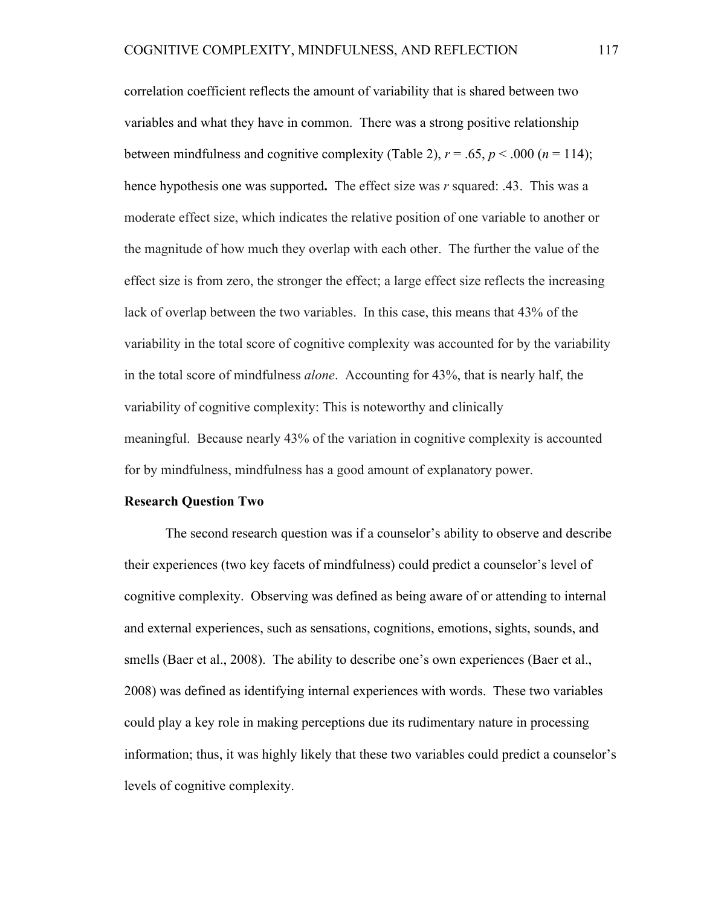correlation coefficient reflects the amount of variability that is shared between two variables and what they have in common. There was a strong positive relationship between mindfulness and cognitive complexity (Table 2), $r = .65$, $p < .000$ ($n = 114$); hence hypothesis one was supported**.** The effect size was *r* squared: .43. This was a moderate effect size, which indicates the relative position of one variable to another or the magnitude of how much they overlap with each other. The further the value of the effect size is from zero, the stronger the effect; a large effect size reflects the increasing lack of overlap between the two variables. In this case, this means that 43% of the variability in the total score of cognitive complexity was accounted for by the variability in the total score of mindfulness *alone*. Accounting for 43%, that is nearly half, the variability of cognitive complexity: This is noteworthy and clinically meaningful. Because nearly 43% of the variation in cognitive complexity is accounted for by mindfulness, mindfulness has a good amount of explanatory power.

**Research Question Two**

The second research question was if a counselor's ability to observe and describe their experiences (two key facets of mindfulness) could predict a counselor's level of cognitive complexity. Observing was defined as being aware of or attending to internal and external experiences, such as sensations, cognitions, emotions, sights, sounds, and smells (Baer et al., 2008). The ability to describe one's own experiences (Baer et al., 2008) was defined as identifying internal experiences with words. These two variables could play a key role in making perceptions due its rudimentary nature in processing information; thus, it was highly likely that these two variables could predict a counselor's levels of cognitive complexity.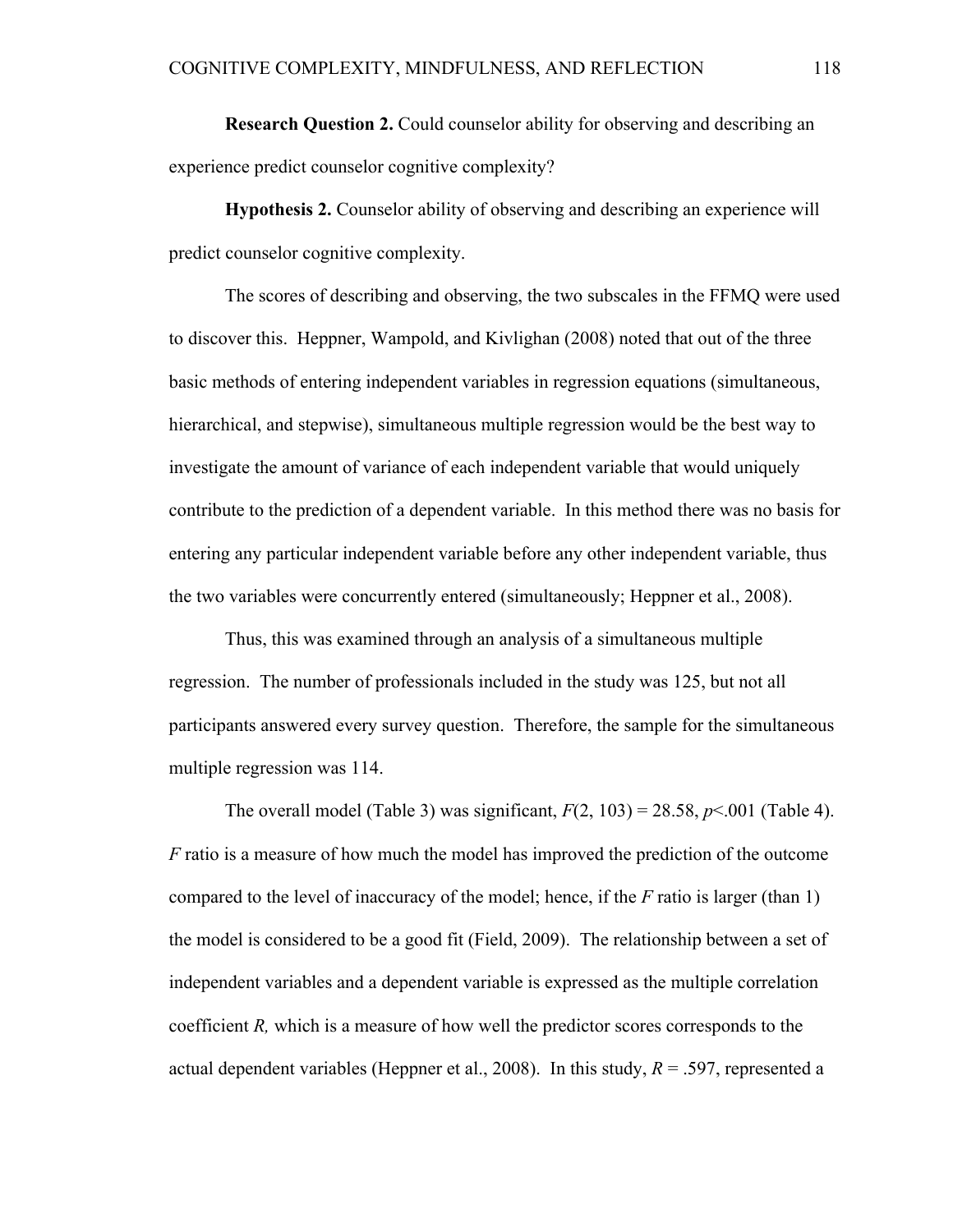**Research Question 2.** Could counselor ability for observing and describing an experience predict counselor cognitive complexity?

**Hypothesis 2.** Counselor ability of observing and describing an experience will predict counselor cognitive complexity.

The scores of describing and observing, the two subscales in the FFMQ were used to discover this. Heppner, Wampold, and Kivlighan (2008) noted that out of the three basic methods of entering independent variables in regression equations (simultaneous, hierarchical, and stepwise), simultaneous multiple regression would be the best way to investigate the amount of variance of each independent variable that would uniquely contribute to the prediction of a dependent variable. In this method there was no basis for entering any particular independent variable before any other independent variable, thus the two variables were concurrently entered (simultaneously; Heppner et al., 2008).

Thus, this was examined through an analysis of a simultaneous multiple regression. The number of professionals included in the study was 125, but not all participants answered every survey question. Therefore, the sample for the simultaneous multiple regression was 114.

The overall model (Table 3) was significant, $F(2, 103) = 28.58$, $p<.001$ (Table 4). *F* ratio is a measure of how much the model has improved the prediction of the outcome compared to the level of inaccuracy of the model; hence, if the *F* ratio is larger (than 1) the model is considered to be a good fit (Field, 2009). The relationship between a set of independent variables and a dependent variable is expressed as the multiple correlation coefficient *R,* which is a measure of how well the predictor scores corresponds to the actual dependent variables (Heppner et al., 2008). In this study, $R = .597$, represented a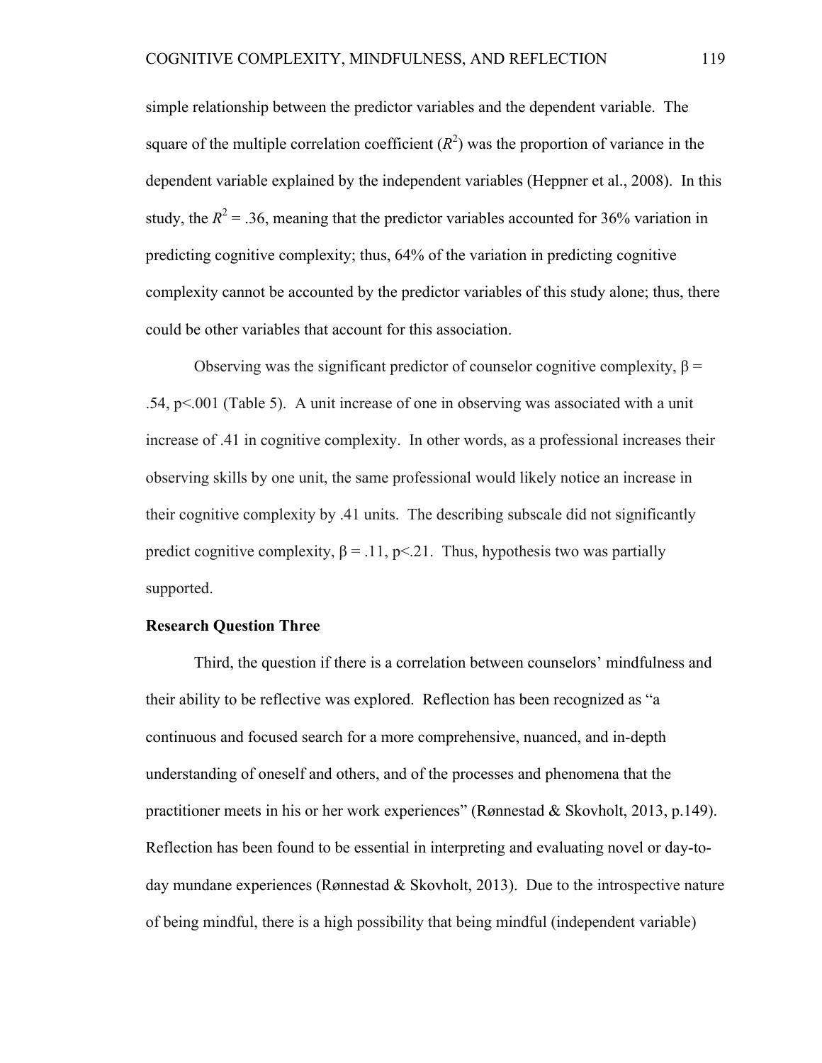simple relationship between the predictor variables and the dependent variable. The square of the multiple correlation coefficient ($R^2$) was the proportion of variance in the dependent variable explained by the independent variables (Heppner et al., 2008). In this study, the $R^2 = .36$, meaning that the predictor variables accounted for 36% variation in predicting cognitive complexity; thus, 64% of the variation in predicting cognitive complexity cannot be accounted by the predictor variables of this study alone; thus, there could be other variables that account for this association.

Observing was the significant predictor of counselor cognitive complexity, $\beta = .54$, $p<.001$ (Table 5). A unit increase of one in observing was associated with a unit increase of .41 in cognitive complexity. In other words, as a professional increases their observing skills by one unit, the same professional would likely notice an increase in their cognitive complexity by .41 units. The describing subscale did not significantly predict cognitive complexity, $\beta = .11$, $p<.21$. Thus, hypothesis two was partially supported.

**Research Question Three**

Third, the question if there is a correlation between counselors' mindfulness and their ability to be reflective was explored. Reflection has been recognized as "a continuous and focused search for a more comprehensive, nuanced, and in-depth understanding of oneself and others, and of the processes and phenomena that the practitioner meets in his or her work experiences" (Rønnestad & Skovholt, 2013, p.149). Reflection has been found to be essential in interpreting and evaluating novel or day-to-day mundane experiences (Rønnestad & Skovholt, 2013). Due to the introspective nature of being mindful, there is a high possibility that being mindful (independent variable)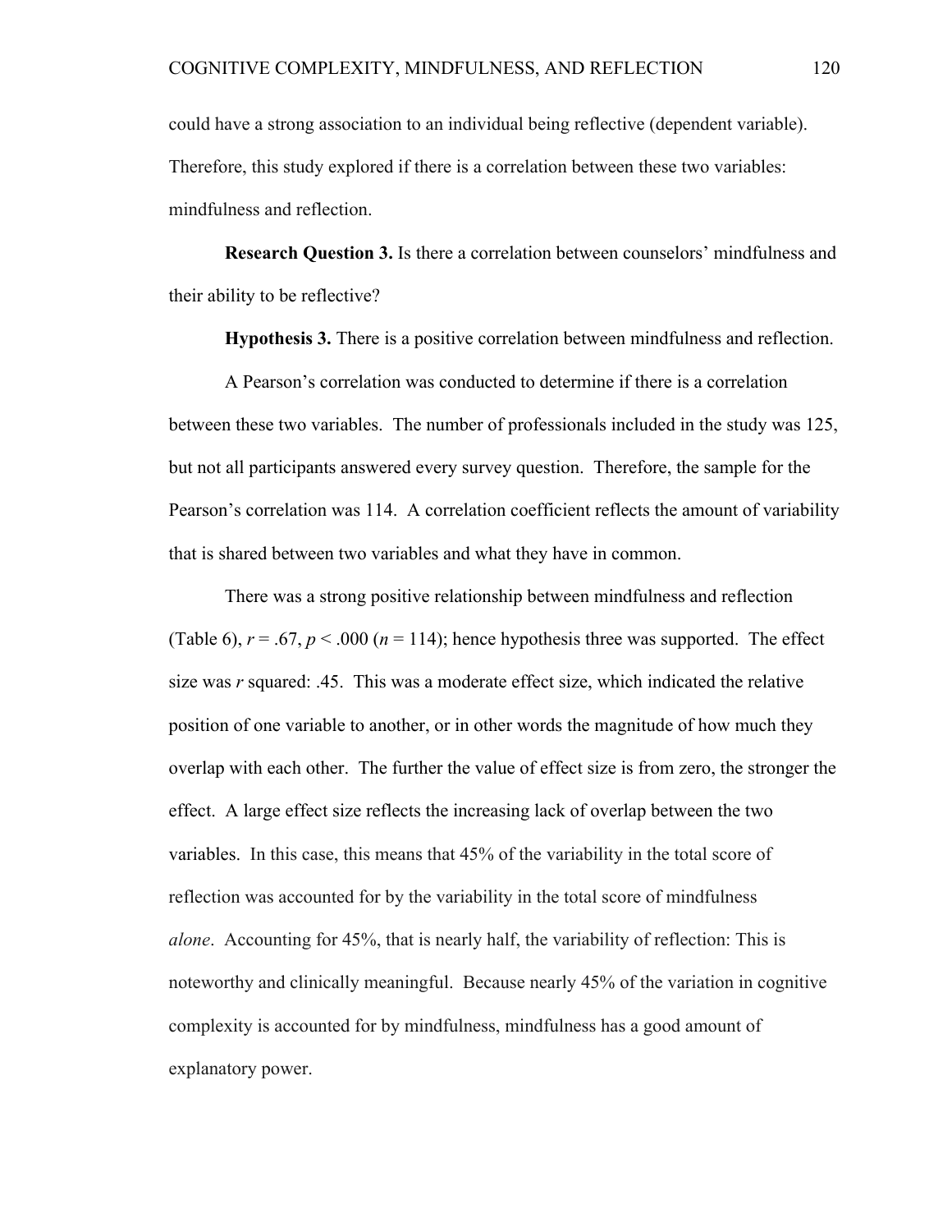could have a strong association to an individual being reflective (dependent variable). Therefore, this study explored if there is a correlation between these two variables: mindfulness and reflection.

**Research Question 3.** Is there a correlation between counselors' mindfulness and their ability to be reflective?

**Hypothesis 3.** There is a positive correlation between mindfulness and reflection.

A Pearson's correlation was conducted to determine if there is a correlation between these two variables. The number of professionals included in the study was 125, but not all participants answered every survey question. Therefore, the sample for the Pearson's correlation was 114. A correlation coefficient reflects the amount of variability that is shared between two variables and what they have in common.

There was a strong positive relationship between mindfulness and reflection (Table 6), $r = .67$, $p < .000$ ($n = 114$); hence hypothesis three was supported. The effect size was $r$ squared: .45. This was a moderate effect size, which indicated the relative position of one variable to another, or in other words the magnitude of how much they overlap with each other. The further the value of effect size is from zero, the stronger the effect. A large effect size reflects the increasing lack of overlap between the two variables. In this case, this means that 45% of the variability in the total score of reflection was accounted for by the variability in the total score of mindfulness *alone*. Accounting for 45%, that is nearly half, the variability of reflection: This is noteworthy and clinically meaningful. Because nearly 45% of the variation in cognitive complexity is accounted for by mindfulness, mindfulness has a good amount of explanatory power.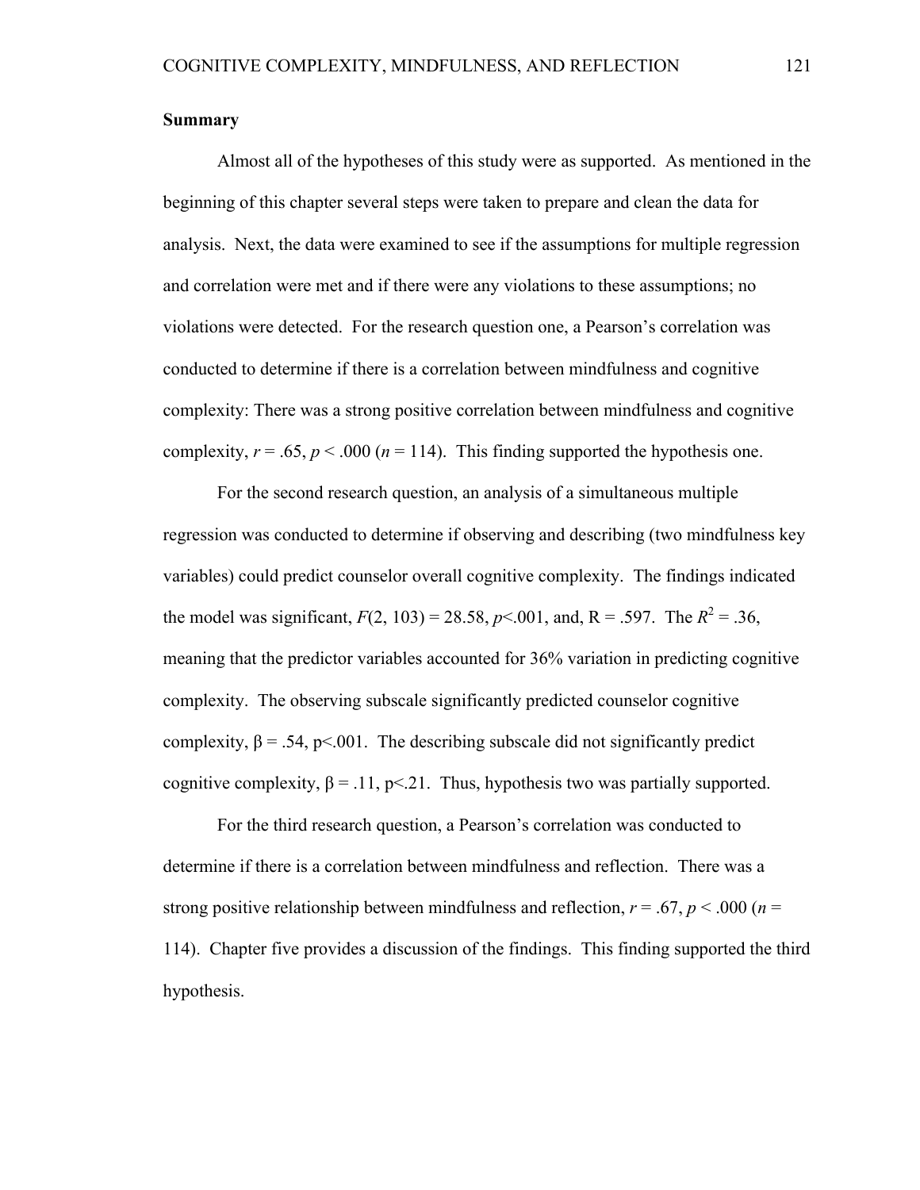**Summary**

Almost all of the hypotheses of this study were as supported. As mentioned in the beginning of this chapter several steps were taken to prepare and clean the data for analysis. Next, the data were examined to see if the assumptions for multiple regression and correlation were met and if there were any violations to these assumptions; no violations were detected. For the research question one, a Pearson's correlation was conducted to determine if there is a correlation between mindfulness and cognitive complexity: There was a strong positive correlation between mindfulness and cognitive complexity, $r = .65$, $p < .000$ ($n = 114$). This finding supported the hypothesis one.

For the second research question, an analysis of a simultaneous multiple regression was conducted to determine if observing and describing (two mindfulness key variables) could predict counselor overall cognitive complexity. The findings indicated the model was significant, $F(2, 103) = 28.58$, $p<.001$, and, R = .597. The $R^2 = .36$, meaning that the predictor variables accounted for 36% variation in predicting cognitive complexity. The observing subscale significantly predicted counselor cognitive complexity, $\beta = .54$, $p<.001$. The describing subscale did not significantly predict cognitive complexity, $\beta = .11$, $p<.21$. Thus, hypothesis two was partially supported.

For the third research question, a Pearson's correlation was conducted to determine if there is a correlation between mindfulness and reflection. There was a strong positive relationship between mindfulness and reflection, $r = .67$, $p < .000$ ($n = 114$). Chapter five provides a discussion of the findings. This finding supported the third hypothesis.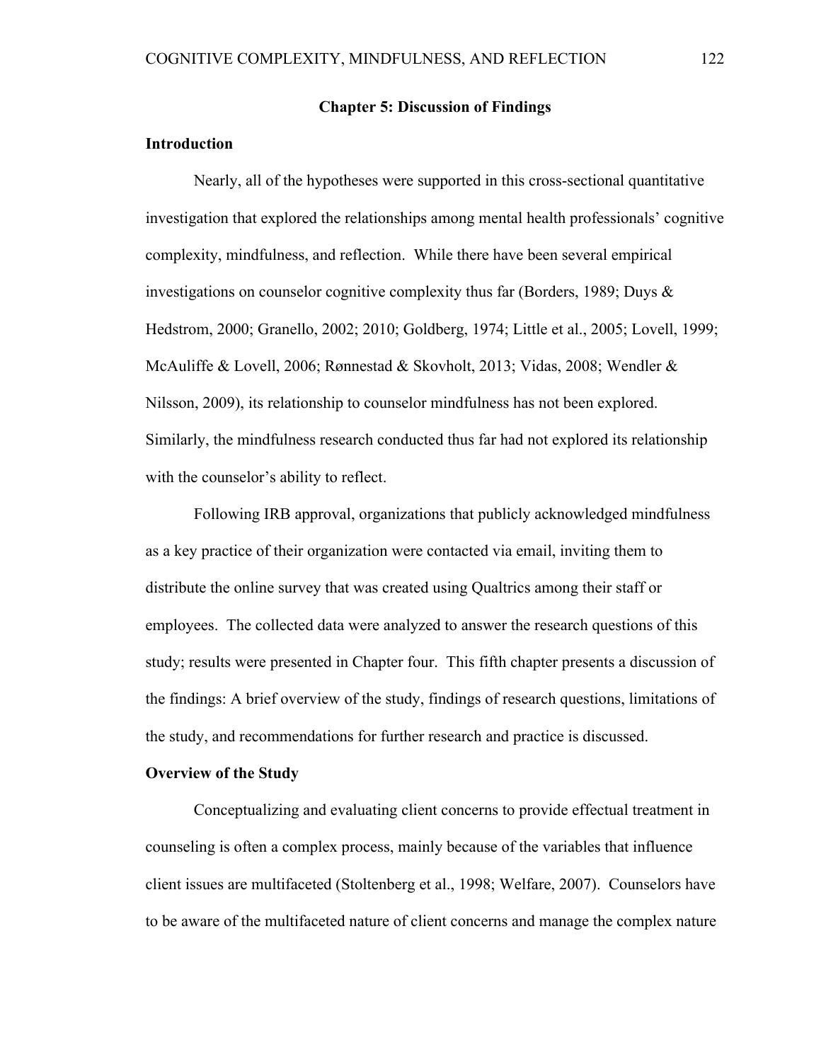# Chapter 5: Discussion of Findings

## Introduction

Nearly, all of the hypotheses were supported in this cross-sectional quantitative investigation that explored the relationships among mental health professionals' cognitive complexity, mindfulness, and reflection. While there have been several empirical investigations on counselor cognitive complexity thus far (Borders, 1989; Duys & Hedstrom, 2000; Granello, 2002; 2010; Goldberg, 1974; Little et al., 2005; Lovell, 1999; McAuliffe & Lovell, 2006; Rønnestad & Skovholt, 2013; Vidas, 2008; Wendler & Nilsson, 2009), its relationship to counselor mindfulness has not been explored. Similarly, the mindfulness research conducted thus far had not explored its relationship with the counselor's ability to reflect.

Following IRB approval, organizations that publicly acknowledged mindfulness as a key practice of their organization were contacted via email, inviting them to distribute the online survey that was created using Qualtrics among their staff or employees. The collected data were analyzed to answer the research questions of this study; results were presented in Chapter four. This fifth chapter presents a discussion of the findings: A brief overview of the study, findings of research questions, limitations of the study, and recommendations for further research and practice is discussed.

## Overview of the Study

Conceptualizing and evaluating client concerns to provide effectual treatment in counseling is often a complex process, mainly because of the variables that influence client issues are multifaceted (Stoltenberg et al., 1998; Welfare, 2007). Counselors have to be aware of the multifaceted nature of client concerns and manage the complex nature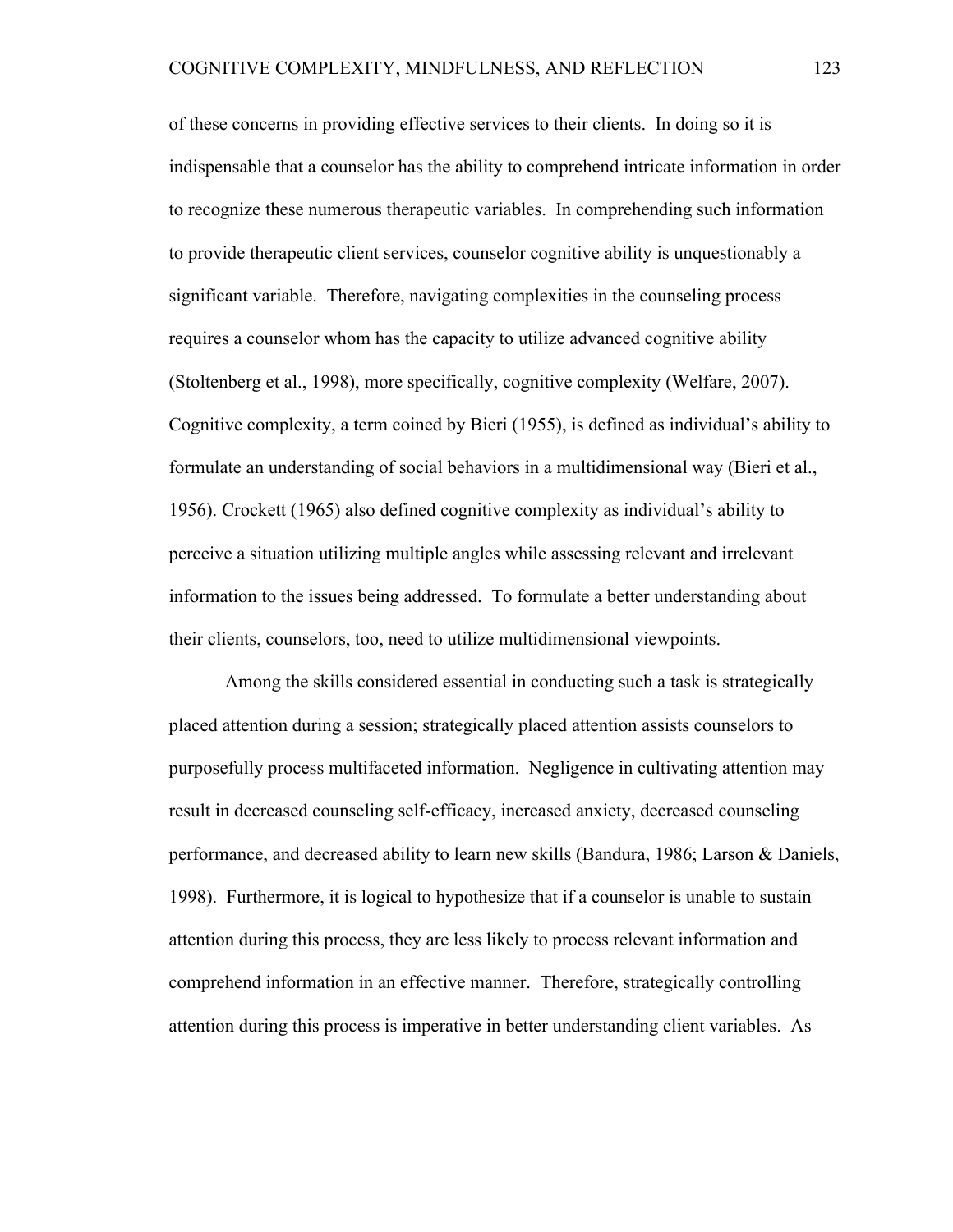of these concerns in providing effective services to their clients. In doing so it is indispensable that a counselor has the ability to comprehend intricate information in order to recognize these numerous therapeutic variables. In comprehending such information to provide therapeutic client services, counselor cognitive ability is unquestionably a significant variable. Therefore, navigating complexities in the counseling process requires a counselor whom has the capacity to utilize advanced cognitive ability (Stoltenberg et al., 1998), more specifically, cognitive complexity (Welfare, 2007). Cognitive complexity, a term coined by Bieri (1955), is defined as individual's ability to formulate an understanding of social behaviors in a multidimensional way (Bieri et al., 1956). Crockett (1965) also defined cognitive complexity as individual's ability to perceive a situation utilizing multiple angles while assessing relevant and irrelevant information to the issues being addressed. To formulate a better understanding about their clients, counselors, too, need to utilize multidimensional viewpoints.

Among the skills considered essential in conducting such a task is strategically placed attention during a session; strategically placed attention assists counselors to purposefully process multifaceted information. Negligence in cultivating attention may result in decreased counseling self-efficacy, increased anxiety, decreased counseling performance, and decreased ability to learn new skills (Bandura, 1986; Larson & Daniels, 1998). Furthermore, it is logical to hypothesize that if a counselor is unable to sustain attention during this process, they are less likely to process relevant information and comprehend information in an effective manner. Therefore, strategically controlling attention during this process is imperative in better understanding client variables. As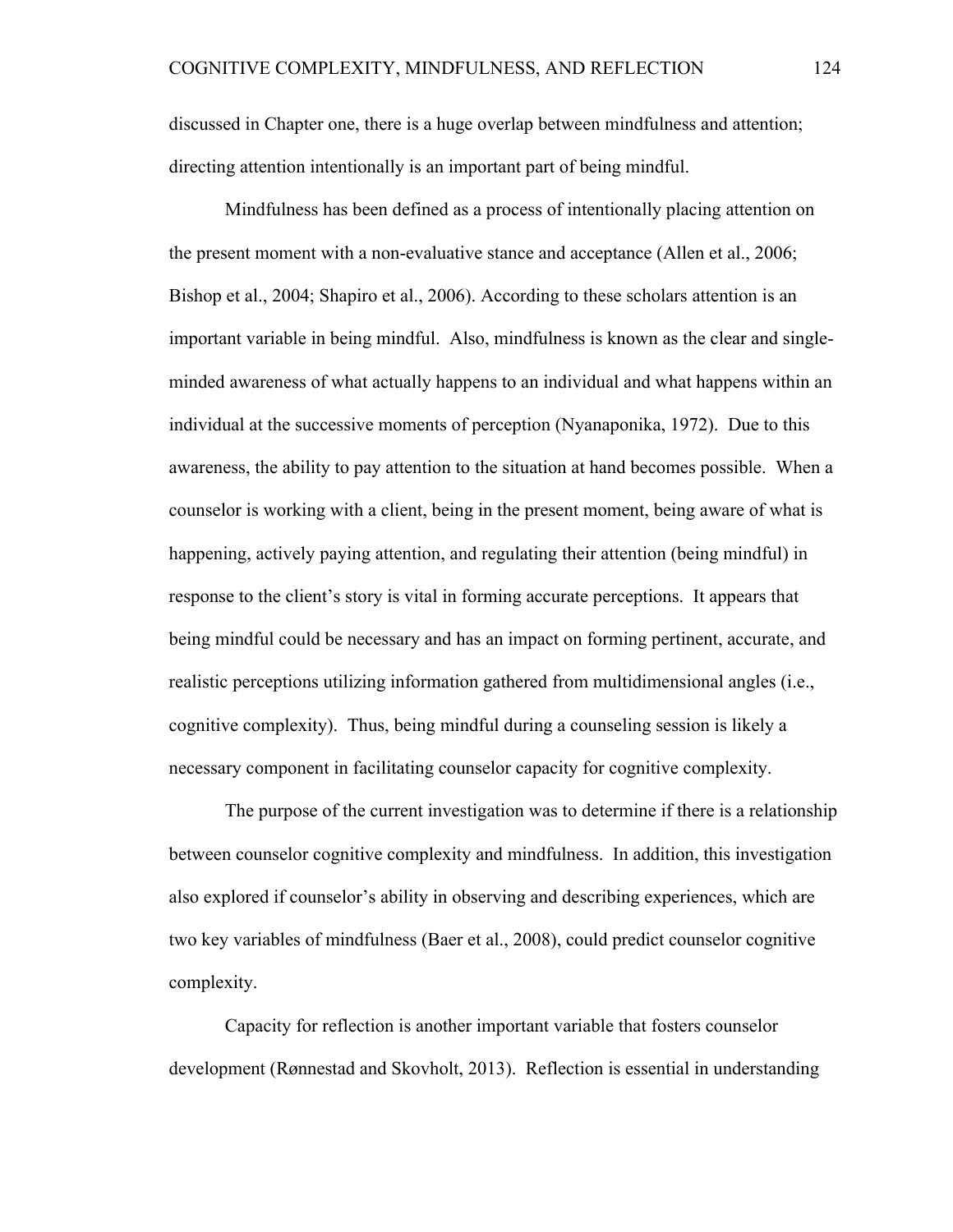discussed in Chapter one, there is a huge overlap between mindfulness and attention; directing attention intentionally is an important part of being mindful.

Mindfulness has been defined as a process of intentionally placing attention on the present moment with a non-evaluative stance and acceptance (Allen et al., 2006; Bishop et al., 2004; Shapiro et al., 2006). According to these scholars attention is an important variable in being mindful. Also, mindfulness is known as the clear and single-minded awareness of what actually happens to an individual and what happens within an individual at the successive moments of perception (Nyanaponika, 1972). Due to this awareness, the ability to pay attention to the situation at hand becomes possible. When a counselor is working with a client, being in the present moment, being aware of what is happening, actively paying attention, and regulating their attention (being mindful) in response to the client's story is vital in forming accurate perceptions. It appears that being mindful could be necessary and has an impact on forming pertinent, accurate, and realistic perceptions utilizing information gathered from multidimensional angles (i.e., cognitive complexity). Thus, being mindful during a counseling session is likely a necessary component in facilitating counselor capacity for cognitive complexity.

The purpose of the current investigation was to determine if there is a relationship between counselor cognitive complexity and mindfulness. In addition, this investigation also explored if counselor's ability in observing and describing experiences, which are two key variables of mindfulness (Baer et al., 2008), could predict counselor cognitive complexity.

Capacity for reflection is another important variable that fosters counselor development (Rønnestad and Skovholt, 2013). Reflection is essential in understanding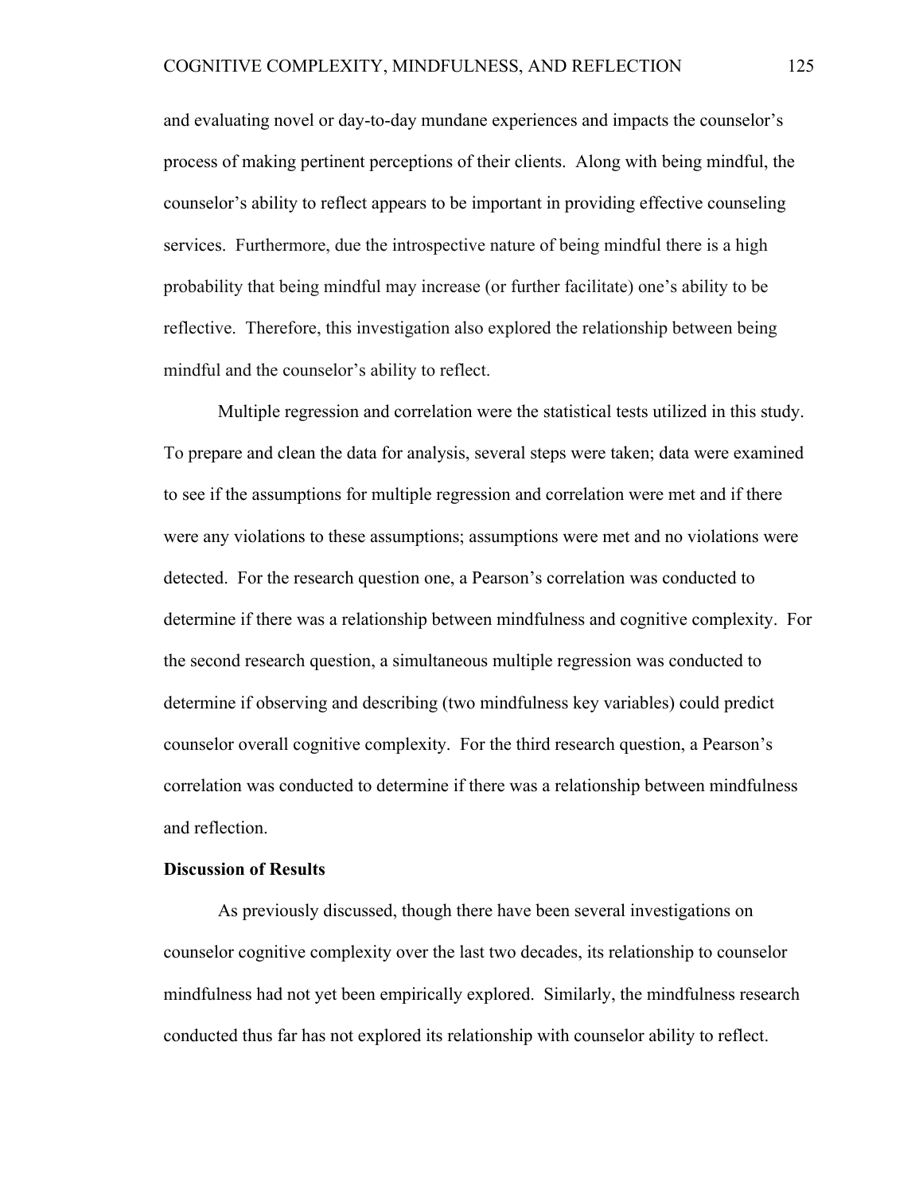and evaluating novel or day-to-day mundane experiences and impacts the counselor's process of making pertinent perceptions of their clients. Along with being mindful, the counselor's ability to reflect appears to be important in providing effective counseling services. Furthermore, due the introspective nature of being mindful there is a high probability that being mindful may increase (or further facilitate) one's ability to be reflective. Therefore, this investigation also explored the relationship between being mindful and the counselor's ability to reflect.

Multiple regression and correlation were the statistical tests utilized in this study. To prepare and clean the data for analysis, several steps were taken; data were examined to see if the assumptions for multiple regression and correlation were met and if there were any violations to these assumptions; assumptions were met and no violations were detected. For the research question one, a Pearson's correlation was conducted to determine if there was a relationship between mindfulness and cognitive complexity. For the second research question, a simultaneous multiple regression was conducted to determine if observing and describing (two mindfulness key variables) could predict counselor overall cognitive complexity. For the third research question, a Pearson's correlation was conducted to determine if there was a relationship between mindfulness and reflection.

**Discussion of Results**

As previously discussed, though there have been several investigations on counselor cognitive complexity over the last two decades, its relationship to counselor mindfulness had not yet been empirically explored. Similarly, the mindfulness research conducted thus far has not explored its relationship with counselor ability to reflect.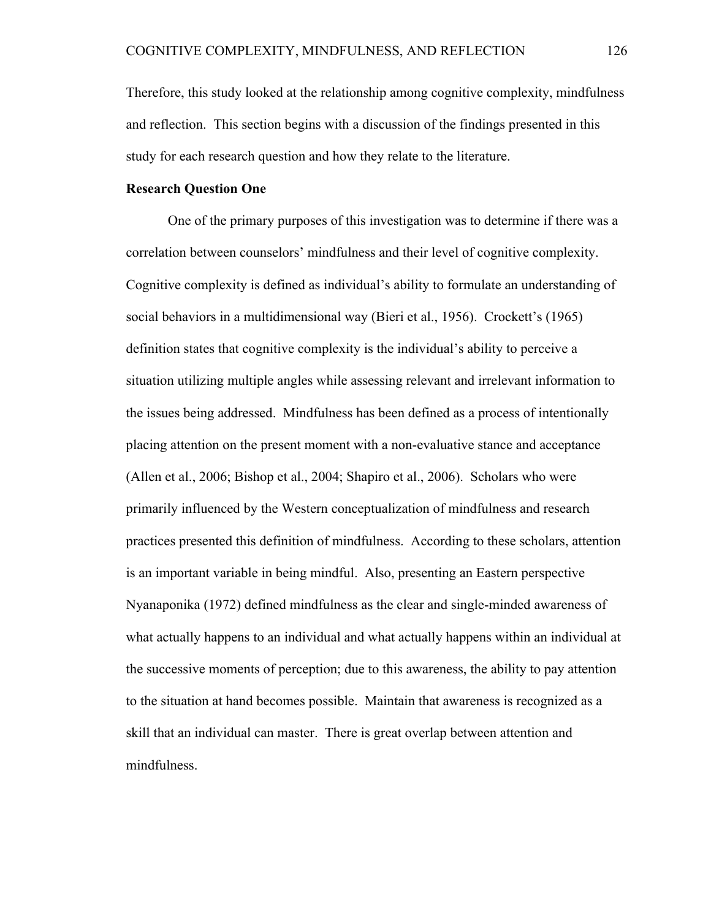Therefore, this study looked at the relationship among cognitive complexity, mindfulness and reflection. This section begins with a discussion of the findings presented in this study for each research question and how they relate to the literature.

**Research Question One**

One of the primary purposes of this investigation was to determine if there was a correlation between counselors' mindfulness and their level of cognitive complexity. Cognitive complexity is defined as individual's ability to formulate an understanding of social behaviors in a multidimensional way (Bieri et al., 1956). Crockett's (1965) definition states that cognitive complexity is the individual's ability to perceive a situation utilizing multiple angles while assessing relevant and irrelevant information to the issues being addressed. Mindfulness has been defined as a process of intentionally placing attention on the present moment with a non-evaluative stance and acceptance (Allen et al., 2006; Bishop et al., 2004; Shapiro et al., 2006). Scholars who were primarily influenced by the Western conceptualization of mindfulness and research practices presented this definition of mindfulness. According to these scholars, attention is an important variable in being mindful. Also, presenting an Eastern perspective Nyanaponika (1972) defined mindfulness as the clear and single-minded awareness of what actually happens to an individual and what actually happens within an individual at the successive moments of perception; due to this awareness, the ability to pay attention to the situation at hand becomes possible. Maintain that awareness is recognized as a skill that an individual can master. There is great overlap between attention and mindfulness.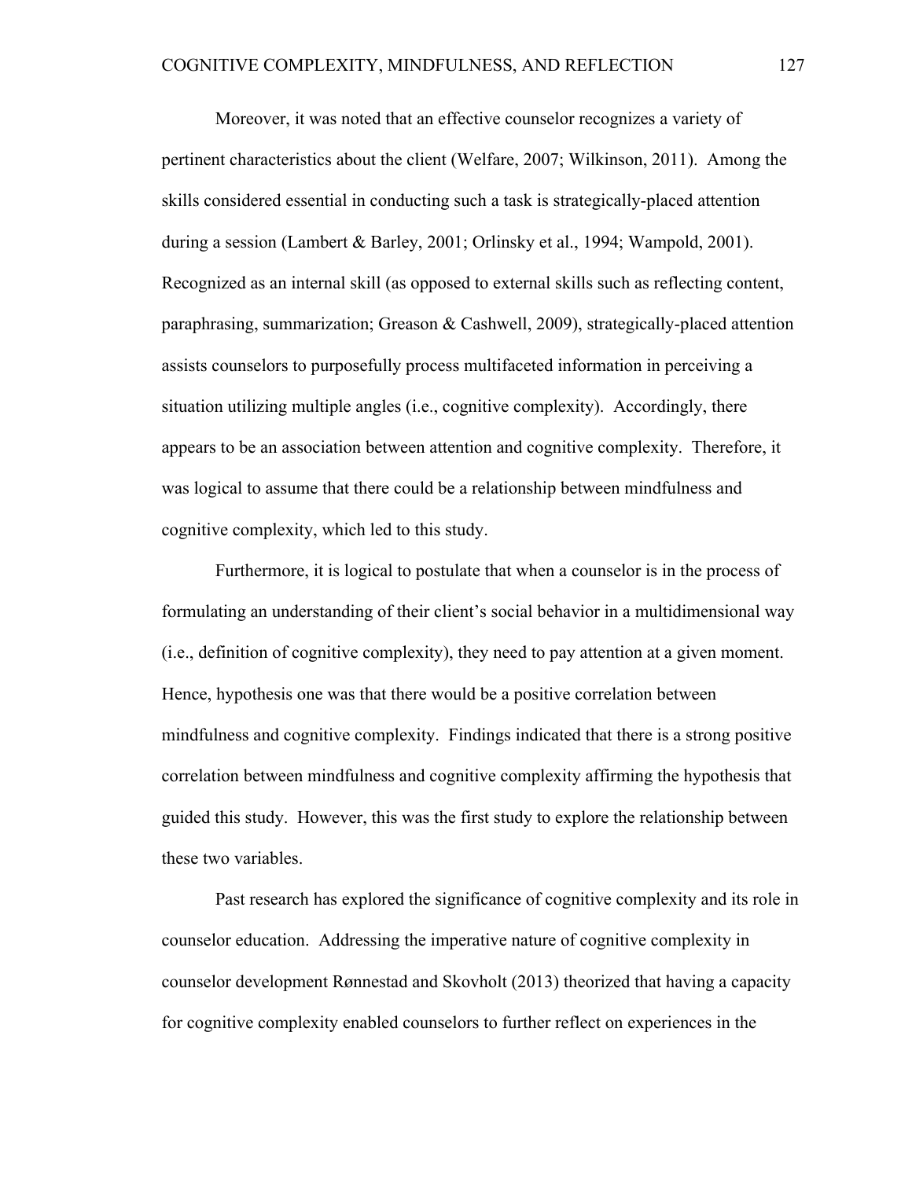Moreover, it was noted that an effective counselor recognizes a variety of pertinent characteristics about the client (Welfare, 2007; Wilkinson, 2011). Among the skills considered essential in conducting such a task is strategically-placed attention during a session (Lambert & Barley, 2001; Orlinsky et al., 1994; Wampold, 2001). Recognized as an internal skill (as opposed to external skills such as reflecting content, paraphrasing, summarization; Greason & Cashwell, 2009), strategically-placed attention assists counselors to purposefully process multifaceted information in perceiving a situation utilizing multiple angles (i.e., cognitive complexity). Accordingly, there appears to be an association between attention and cognitive complexity. Therefore, it was logical to assume that there could be a relationship between mindfulness and cognitive complexity, which led to this study.

Furthermore, it is logical to postulate that when a counselor is in the process of formulating an understanding of their client's social behavior in a multidimensional way (i.e., definition of cognitive complexity), they need to pay attention at a given moment. Hence, hypothesis one was that there would be a positive correlation between mindfulness and cognitive complexity. Findings indicated that there is a strong positive correlation between mindfulness and cognitive complexity affirming the hypothesis that guided this study. However, this was the first study to explore the relationship between these two variables.

Past research has explored the significance of cognitive complexity and its role in counselor education. Addressing the imperative nature of cognitive complexity in counselor development Rønnestad and Skovholt (2013) theorized that having a capacity for cognitive complexity enabled counselors to further reflect on experiences in the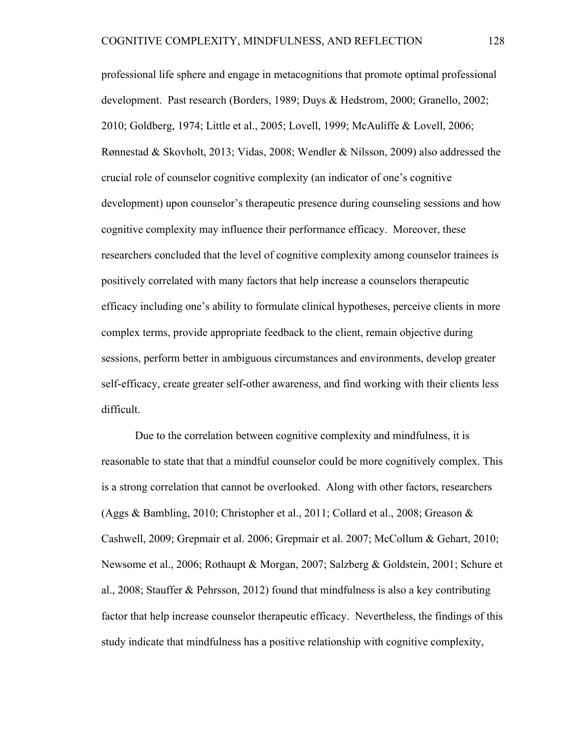professional life sphere and engage in metacognitions that promote optimal professional development. Past research (Borders, 1989; Duys & Hedstrom, 2000; Granello, 2002; 2010; Goldberg, 1974; Little et al., 2005; Lovell, 1999; McAuliffe & Lovell, 2006; Rønnestad & Skovholt, 2013; Vidas, 2008; Wendler & Nilsson, 2009) also addressed the crucial role of counselor cognitive complexity (an indicator of one's cognitive development) upon counselor's therapeutic presence during counseling sessions and how cognitive complexity may influence their performance efficacy. Moreover, these researchers concluded that the level of cognitive complexity among counselor trainees is positively correlated with many factors that help increase a counselors therapeutic efficacy including one's ability to formulate clinical hypotheses, perceive clients in more complex terms, provide appropriate feedback to the client, remain objective during sessions, perform better in ambiguous circumstances and environments, develop greater self-efficacy, create greater self-other awareness, and find working with their clients less difficult.

Due to the correlation between cognitive complexity and mindfulness, it is reasonable to state that that a mindful counselor could be more cognitively complex. This is a strong correlation that cannot be overlooked. Along with other factors, researchers (Aggs & Bambling, 2010; Christopher et al., 2011; Collard et al., 2008; Greason & Cashwell, 2009; Grepmair et al. 2006; Grepmair et al. 2007; McCollum & Gehart, 2010; Newsome et al., 2006; Rothaupt & Morgan, 2007; Salzberg & Goldstein, 2001; Schure et al., 2008; Stauffer & Pehrsson, 2012) found that mindfulness is also a key contributing factor that help increase counselor therapeutic efficacy. Nevertheless, the findings of this study indicate that mindfulness has a positive relationship with cognitive complexity,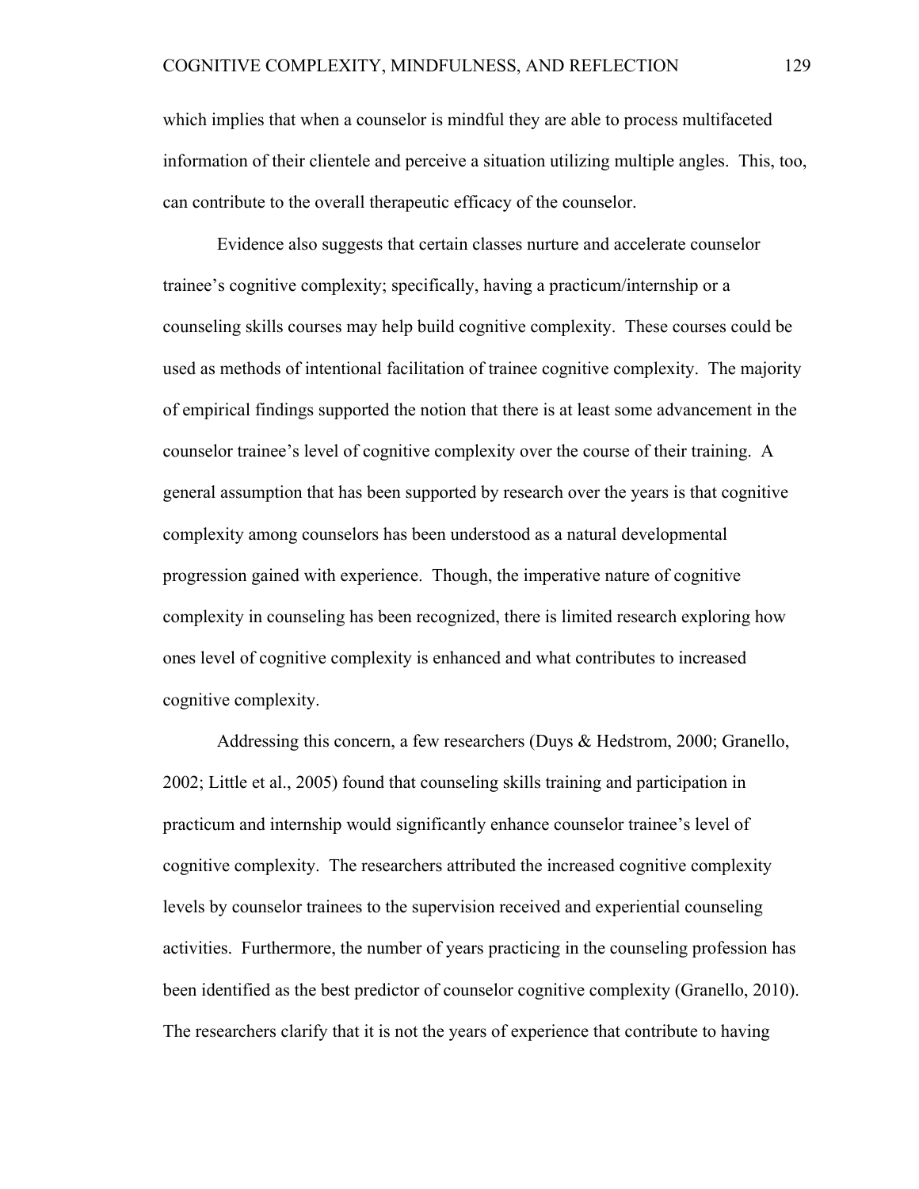which implies that when a counselor is mindful they are able to process multifaceted information of their clientele and perceive a situation utilizing multiple angles. This, too, can contribute to the overall therapeutic efficacy of the counselor.

Evidence also suggests that certain classes nurture and accelerate counselor trainee's cognitive complexity; specifically, having a practicum/internship or a counseling skills courses may help build cognitive complexity. These courses could be used as methods of intentional facilitation of trainee cognitive complexity. The majority of empirical findings supported the notion that there is at least some advancement in the counselor trainee's level of cognitive complexity over the course of their training. A general assumption that has been supported by research over the years is that cognitive complexity among counselors has been understood as a natural developmental progression gained with experience. Though, the imperative nature of cognitive complexity in counseling has been recognized, there is limited research exploring how ones level of cognitive complexity is enhanced and what contributes to increased cognitive complexity.

Addressing this concern, a few researchers (Duys & Hedstrom, 2000; Granello, 2002; Little et al., 2005) found that counseling skills training and participation in practicum and internship would significantly enhance counselor trainee's level of cognitive complexity. The researchers attributed the increased cognitive complexity levels by counselor trainees to the supervision received and experiential counseling activities. Furthermore, the number of years practicing in the counseling profession has been identified as the best predictor of counselor cognitive complexity (Granello, 2010). The researchers clarify that it is not the years of experience that contribute to having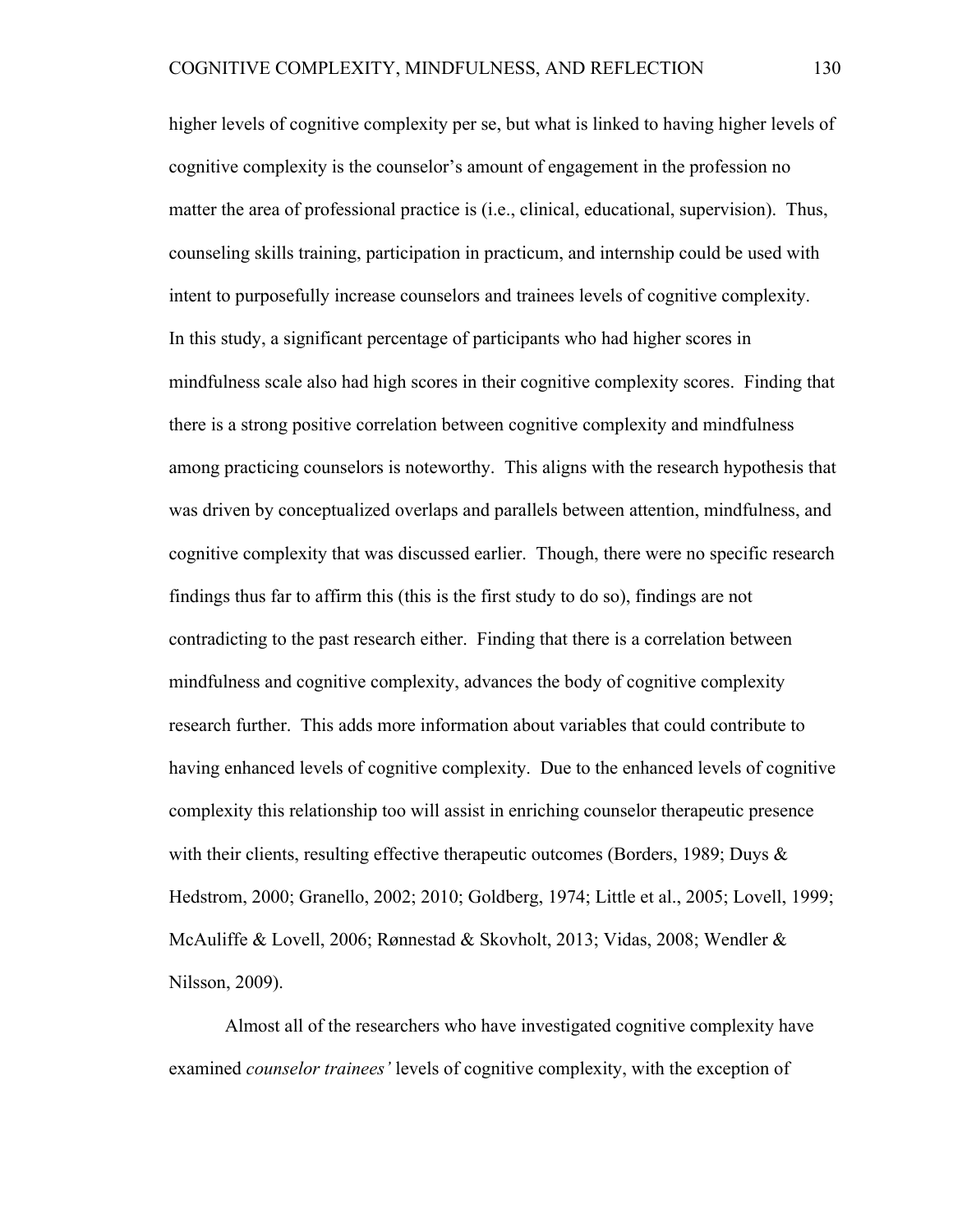higher levels of cognitive complexity per se, but what is linked to having higher levels of cognitive complexity is the counselor's amount of engagement in the profession no matter the area of professional practice is (i.e., clinical, educational, supervision). Thus, counseling skills training, participation in practicum, and internship could be used with intent to purposefully increase counselors and trainees levels of cognitive complexity. In this study, a significant percentage of participants who had higher scores in mindfulness scale also had high scores in their cognitive complexity scores. Finding that there is a strong positive correlation between cognitive complexity and mindfulness among practicing counselors is noteworthy. This aligns with the research hypothesis that was driven by conceptualized overlaps and parallels between attention, mindfulness, and cognitive complexity that was discussed earlier. Though, there were no specific research findings thus far to affirm this (this is the first study to do so), findings are not contradicting to the past research either. Finding that there is a correlation between mindfulness and cognitive complexity, advances the body of cognitive complexity research further. This adds more information about variables that could contribute to having enhanced levels of cognitive complexity. Due to the enhanced levels of cognitive complexity this relationship too will assist in enriching counselor therapeutic presence with their clients, resulting effective therapeutic outcomes (Borders, 1989; Duys & Hedstrom, 2000; Granello, 2002; 2010; Goldberg, 1974; Little et al., 2005; Lovell, 1999; McAuliffe & Lovell, 2006; Rønnestad & Skovholt, 2013; Vidas, 2008; Wendler & Nilsson, 2009).

Almost all of the researchers who have investigated cognitive complexity have examined *counselor trainees'* levels of cognitive complexity, with the exception of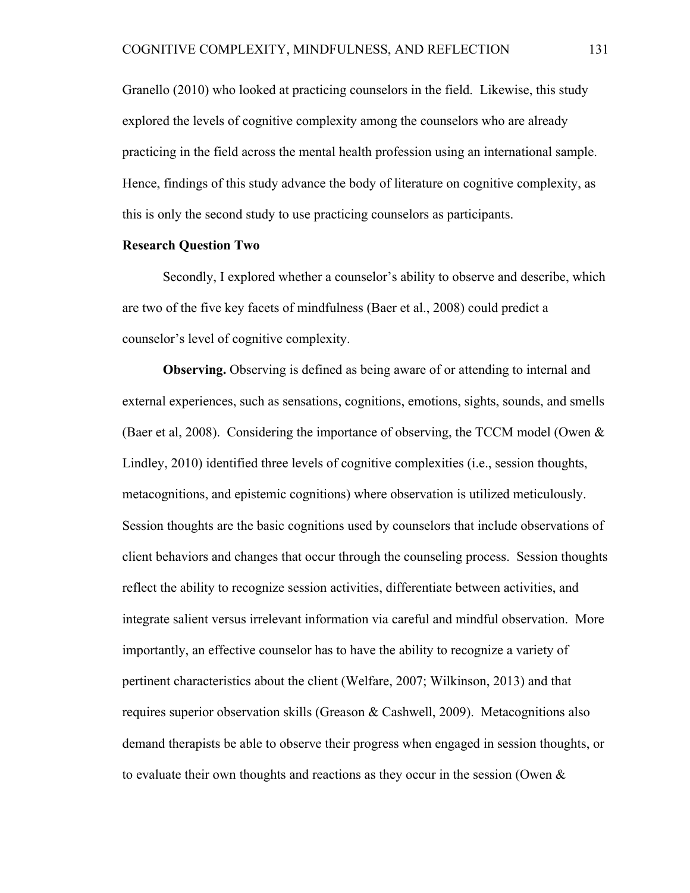Granello (2010) who looked at practicing counselors in the field. Likewise, this study explored the levels of cognitive complexity among the counselors who are already practicing in the field across the mental health profession using an international sample. Hence, findings of this study advance the body of literature on cognitive complexity, as this is only the second study to use practicing counselors as participants.

**Research Question Two**

Secondly, I explored whether a counselor's ability to observe and describe, which are two of the five key facets of mindfulness (Baer et al., 2008) could predict a counselor's level of cognitive complexity.

**Observing.** Observing is defined as being aware of or attending to internal and external experiences, such as sensations, cognitions, emotions, sights, sounds, and smells (Baer et al, 2008). Considering the importance of observing, the TCCM model (Owen & Lindley, 2010) identified three levels of cognitive complexities (i.e., session thoughts, metacognitions, and epistemic cognitions) where observation is utilized meticulously. Session thoughts are the basic cognitions used by counselors that include observations of client behaviors and changes that occur through the counseling process. Session thoughts reflect the ability to recognize session activities, differentiate between activities, and integrate salient versus irrelevant information via careful and mindful observation. More importantly, an effective counselor has to have the ability to recognize a variety of pertinent characteristics about the client (Welfare, 2007; Wilkinson, 2013) and that requires superior observation skills (Greason & Cashwell, 2009). Metacognitions also demand therapists be able to observe their progress when engaged in session thoughts, or to evaluate their own thoughts and reactions as they occur in the session (Owen &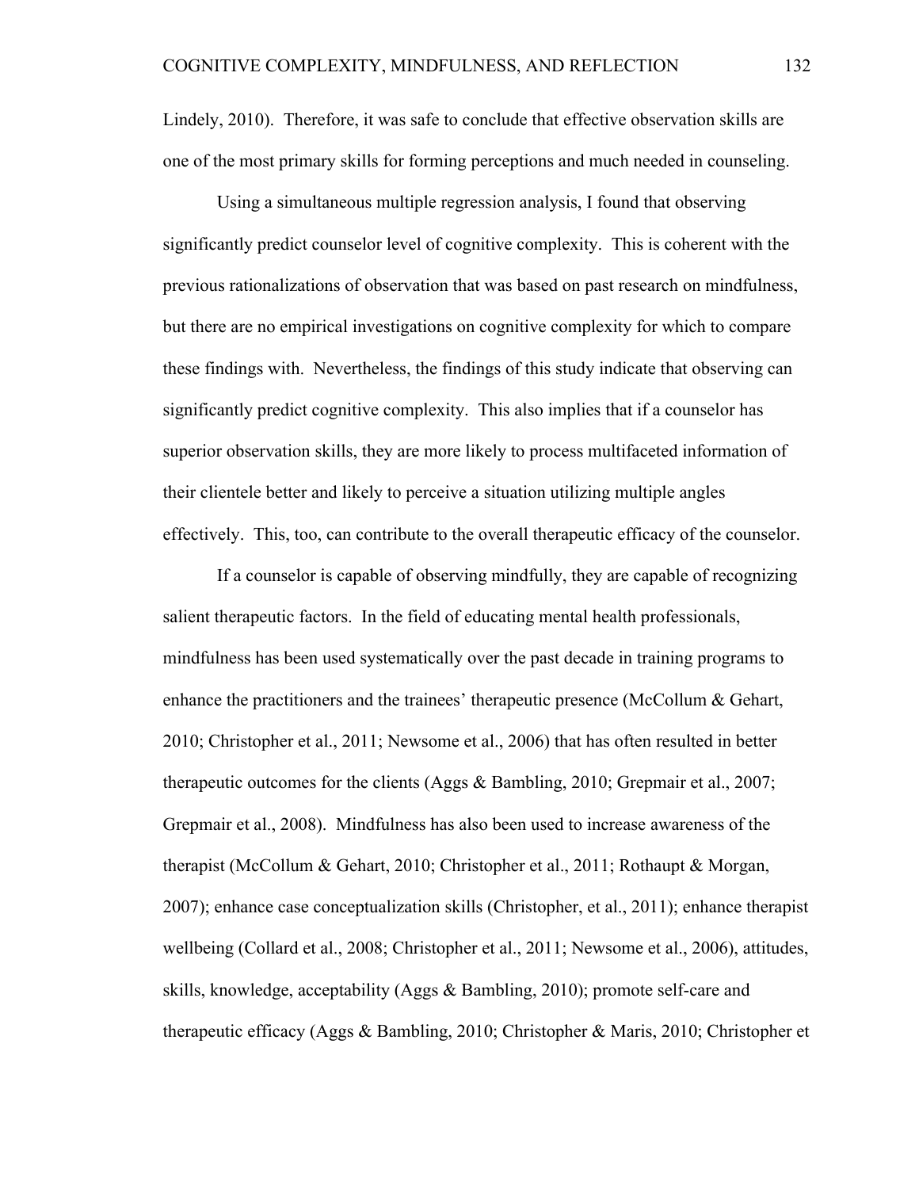Lindely, 2010). Therefore, it was safe to conclude that effective observation skills are one of the most primary skills for forming perceptions and much needed in counseling.

Using a simultaneous multiple regression analysis, I found that observing significantly predict counselor level of cognitive complexity. This is coherent with the previous rationalizations of observation that was based on past research on mindfulness, but there are no empirical investigations on cognitive complexity for which to compare these findings with. Nevertheless, the findings of this study indicate that observing can significantly predict cognitive complexity. This also implies that if a counselor has superior observation skills, they are more likely to process multifaceted information of their clientele better and likely to perceive a situation utilizing multiple angles effectively. This, too, can contribute to the overall therapeutic efficacy of the counselor.

If a counselor is capable of observing mindfully, they are capable of recognizing salient therapeutic factors. In the field of educating mental health professionals, mindfulness has been used systematically over the past decade in training programs to enhance the practitioners and the trainees' therapeutic presence (McCollum & Gehart, 2010; Christopher et al., 2011; Newsome et al., 2006) that has often resulted in better therapeutic outcomes for the clients (Aggs & Bambling, 2010; Grepmair et al., 2007; Grepmair et al., 2008). Mindfulness has also been used to increase awareness of the therapist (McCollum & Gehart, 2010; Christopher et al., 2011; Rothaupt & Morgan, 2007); enhance case conceptualization skills (Christopher, et al., 2011); enhance therapist wellbeing (Collard et al., 2008; Christopher et al., 2011; Newsome et al., 2006), attitudes, skills, knowledge, acceptability (Aggs & Bambling, 2010); promote self-care and therapeutic efficacy (Aggs & Bambling, 2010; Christopher & Maris, 2010; Christopher et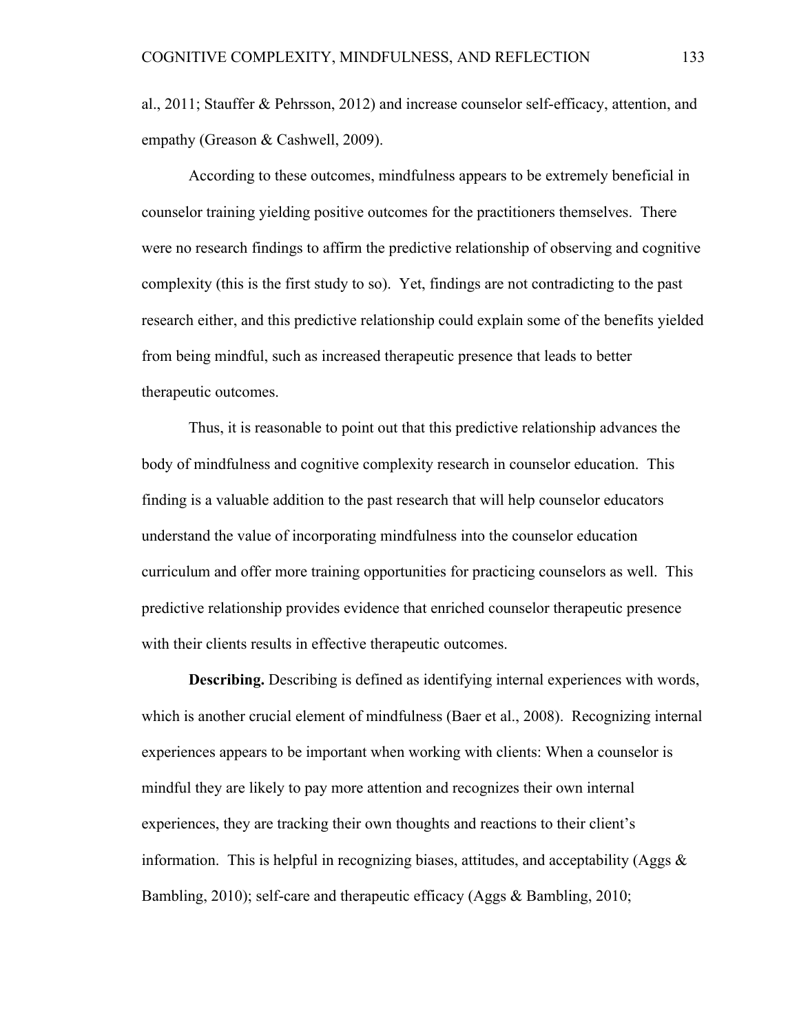al., 2011; Stauffer & Pehrsson, 2012) and increase counselor self-efficacy, attention, and empathy (Greason & Cashwell, 2009).

According to these outcomes, mindfulness appears to be extremely beneficial in counselor training yielding positive outcomes for the practitioners themselves. There were no research findings to affirm the predictive relationship of observing and cognitive complexity (this is the first study to so). Yet, findings are not contradicting to the past research either, and this predictive relationship could explain some of the benefits yielded from being mindful, such as increased therapeutic presence that leads to better therapeutic outcomes.

Thus, it is reasonable to point out that this predictive relationship advances the body of mindfulness and cognitive complexity research in counselor education. This finding is a valuable addition to the past research that will help counselor educators understand the value of incorporating mindfulness into the counselor education curriculum and offer more training opportunities for practicing counselors as well. This predictive relationship provides evidence that enriched counselor therapeutic presence with their clients results in effective therapeutic outcomes.

**Describing.** Describing is defined as identifying internal experiences with words, which is another crucial element of mindfulness (Baer et al., 2008). Recognizing internal experiences appears to be important when working with clients: When a counselor is mindful they are likely to pay more attention and recognizes their own internal experiences, they are tracking their own thoughts and reactions to their client's information. This is helpful in recognizing biases, attitudes, and acceptability (Aggs & Bambling, 2010); self-care and therapeutic efficacy (Aggs & Bambling, 2010;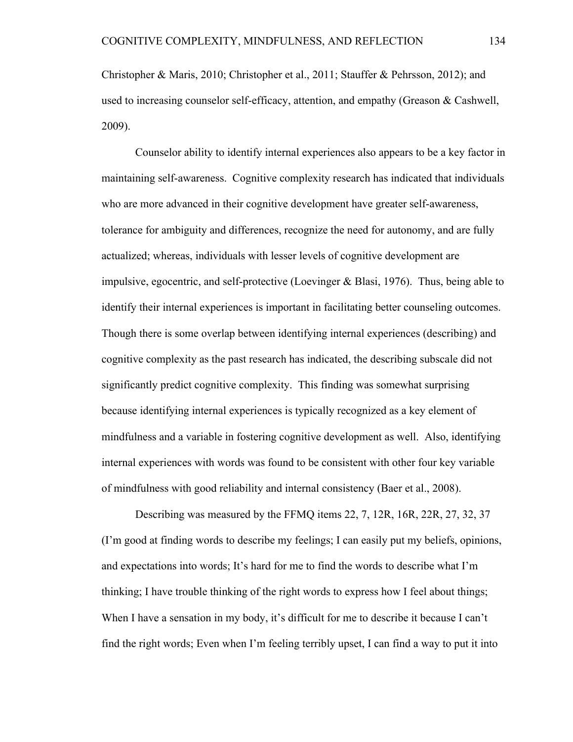Christopher & Maris, 2010; Christopher et al., 2011; Stauffer & Pehrsson, 2012); and used to increasing counselor self-efficacy, attention, and empathy (Greason & Cashwell, 2009).

Counselor ability to identify internal experiences also appears to be a key factor in maintaining self-awareness. Cognitive complexity research has indicated that individuals who are more advanced in their cognitive development have greater self-awareness, tolerance for ambiguity and differences, recognize the need for autonomy, and are fully actualized; whereas, individuals with lesser levels of cognitive development are impulsive, egocentric, and self-protective (Loevinger & Blasi, 1976). Thus, being able to identify their internal experiences is important in facilitating better counseling outcomes. Though there is some overlap between identifying internal experiences (describing) and cognitive complexity as the past research has indicated, the describing subscale did not significantly predict cognitive complexity. This finding was somewhat surprising because identifying internal experiences is typically recognized as a key element of mindfulness and a variable in fostering cognitive development as well. Also, identifying internal experiences with words was found to be consistent with other four key variable of mindfulness with good reliability and internal consistency (Baer et al., 2008).

Describing was measured by the FFMQ items 22, 7, 12R, 16R, 22R, 27, 32, 37 (I'm good at finding words to describe my feelings; I can easily put my beliefs, opinions, and expectations into words; It's hard for me to find the words to describe what I'm thinking; I have trouble thinking of the right words to express how I feel about things; When I have a sensation in my body, it's difficult for me to describe it because I can't find the right words; Even when I'm feeling terribly upset, I can find a way to put it into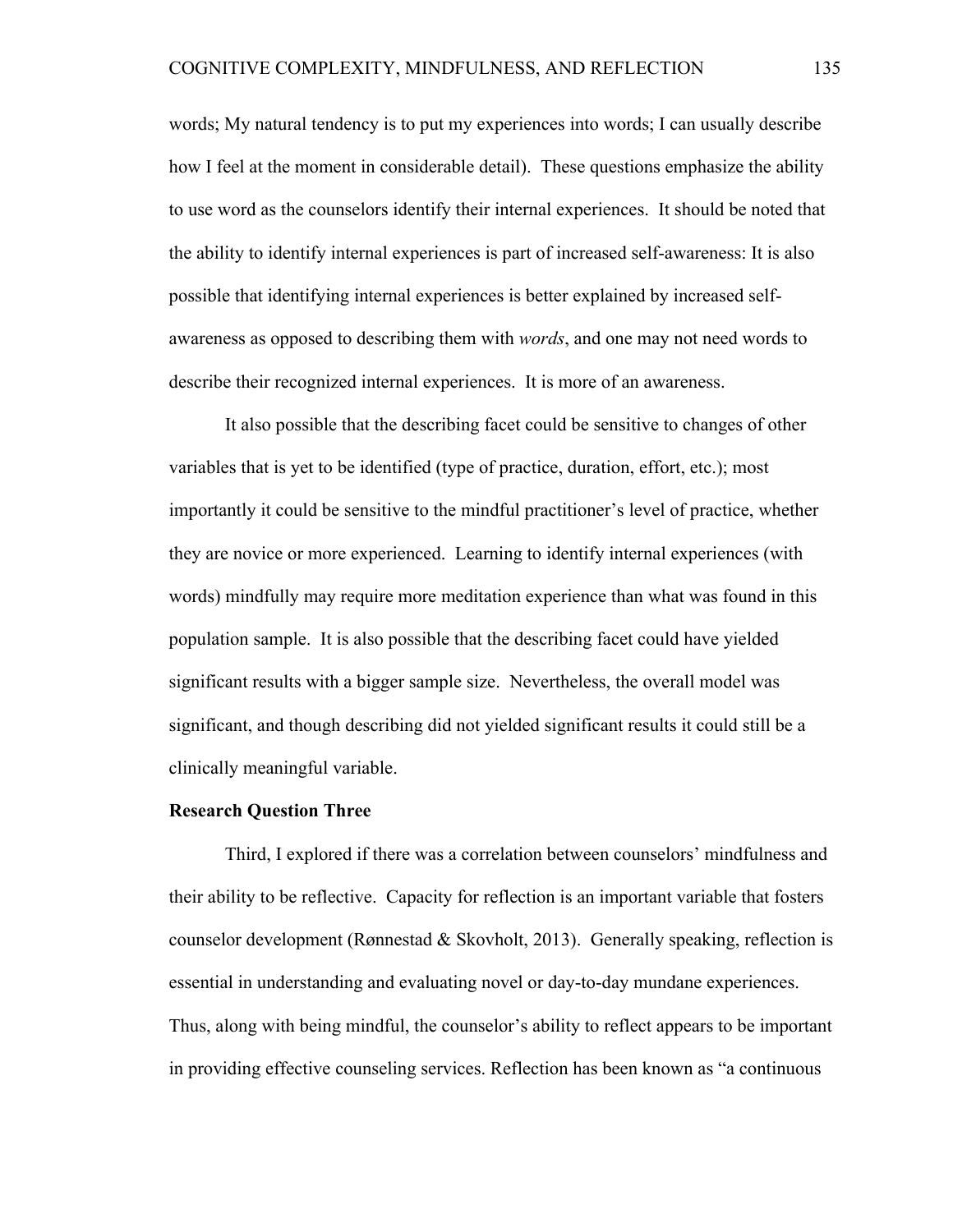words; My natural tendency is to put my experiences into words; I can usually describe how I feel at the moment in considerable detail). These questions emphasize the ability to use word as the counselors identify their internal experiences. It should be noted that the ability to identify internal experiences is part of increased self-awareness: It is also possible that identifying internal experiences is better explained by increased self-awareness as opposed to describing them with *words*, and one may not need words to describe their recognized internal experiences. It is more of an awareness.

It also possible that the describing facet could be sensitive to changes of other variables that is yet to be identified (type of practice, duration, effort, etc.); most importantly it could be sensitive to the mindful practitioner's level of practice, whether they are novice or more experienced. Learning to identify internal experiences (with words) mindfully may require more meditation experience than what was found in this population sample. It is also possible that the describing facet could have yielded significant results with a bigger sample size. Nevertheless, the overall model was significant, and though describing did not yielded significant results it could still be a clinically meaningful variable.

**Research Question Three**

Third, I explored if there was a correlation between counselors' mindfulness and their ability to be reflective. Capacity for reflection is an important variable that fosters counselor development (Rønnestad & Skovholt, 2013). Generally speaking, reflection is essential in understanding and evaluating novel or day-to-day mundane experiences. Thus, along with being mindful, the counselor's ability to reflect appears to be important in providing effective counseling services. Reflection has been known as "a continuous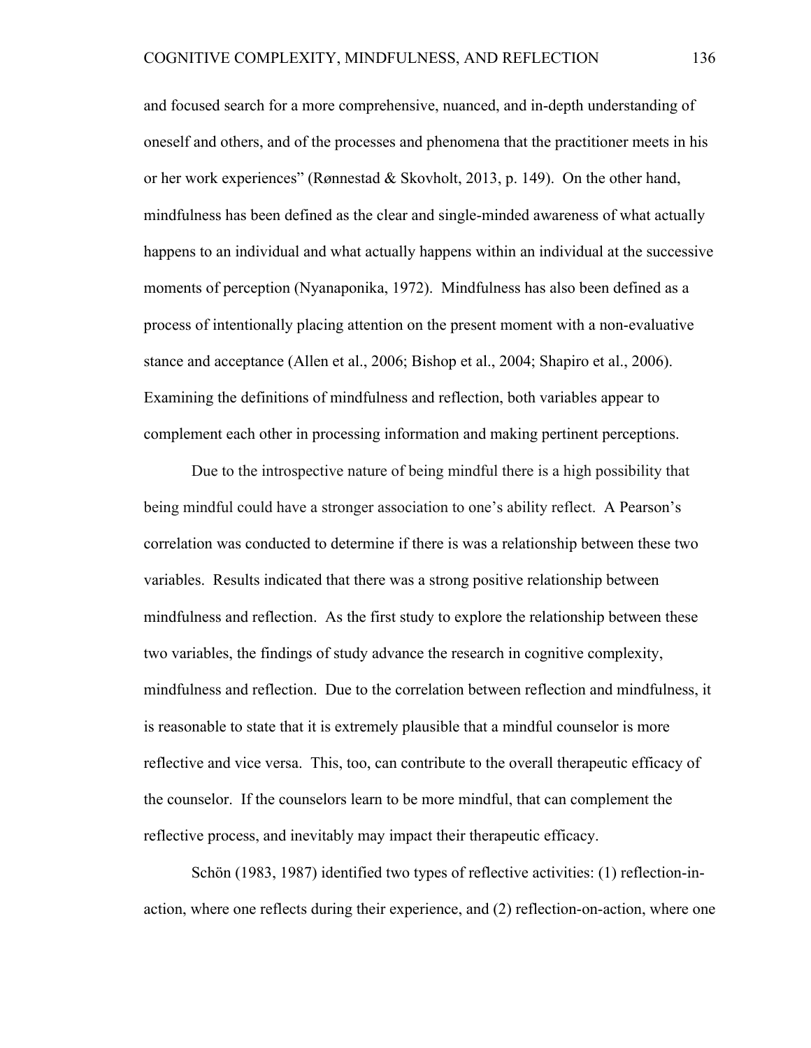and focused search for a more comprehensive, nuanced, and in-depth understanding of oneself and others, and of the processes and phenomena that the practitioner meets in his or her work experiences" (Rønnestad & Skovholt, 2013, p. 149). On the other hand, mindfulness has been defined as the clear and single-minded awareness of what actually happens to an individual and what actually happens within an individual at the successive moments of perception (Nyanaponika, 1972). Mindfulness has also been defined as a process of intentionally placing attention on the present moment with a non-evaluative stance and acceptance (Allen et al., 2006; Bishop et al., 2004; Shapiro et al., 2006). Examining the definitions of mindfulness and reflection, both variables appear to complement each other in processing information and making pertinent perceptions.

Due to the introspective nature of being mindful there is a high possibility that being mindful could have a stronger association to one's ability reflect. A Pearson's correlation was conducted to determine if there is was a relationship between these two variables. Results indicated that there was a strong positive relationship between mindfulness and reflection. As the first study to explore the relationship between these two variables, the findings of study advance the research in cognitive complexity, mindfulness and reflection. Due to the correlation between reflection and mindfulness, it is reasonable to state that it is extremely plausible that a mindful counselor is more reflective and vice versa. This, too, can contribute to the overall therapeutic efficacy of the counselor. If the counselors learn to be more mindful, that can complement the reflective process, and inevitably may impact their therapeutic efficacy.

Schön (1983, 1987) identified two types of reflective activities: (1) reflection-in-action, where one reflects during their experience, and (2) reflection-on-action, where one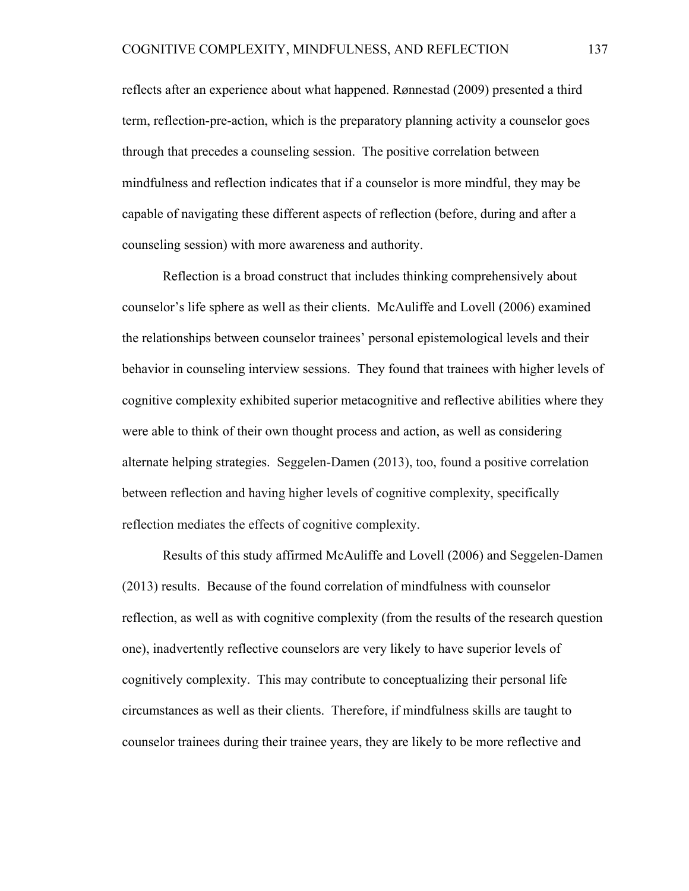reflects after an experience about what happened. Rønnestad (2009) presented a third term, reflection-pre-action, which is the preparatory planning activity a counselor goes through that precedes a counseling session. The positive correlation between mindfulness and reflection indicates that if a counselor is more mindful, they may be capable of navigating these different aspects of reflection (before, during and after a counseling session) with more awareness and authority.

Reflection is a broad construct that includes thinking comprehensively about counselor's life sphere as well as their clients. McAuliffe and Lovell (2006) examined the relationships between counselor trainees' personal epistemological levels and their behavior in counseling interview sessions. They found that trainees with higher levels of cognitive complexity exhibited superior metacognitive and reflective abilities where they were able to think of their own thought process and action, as well as considering alternate helping strategies. Seggelen-Damen (2013), too, found a positive correlation between reflection and having higher levels of cognitive complexity, specifically reflection mediates the effects of cognitive complexity.

Results of this study affirmed McAuliffe and Lovell (2006) and Seggelen-Damen (2013) results. Because of the found correlation of mindfulness with counselor reflection, as well as with cognitive complexity (from the results of the research question one), inadvertently reflective counselors are very likely to have superior levels of cognitively complexity. This may contribute to conceptualizing their personal life circumstances as well as their clients. Therefore, if mindfulness skills are taught to counselor trainees during their trainee years, they are likely to be more reflective and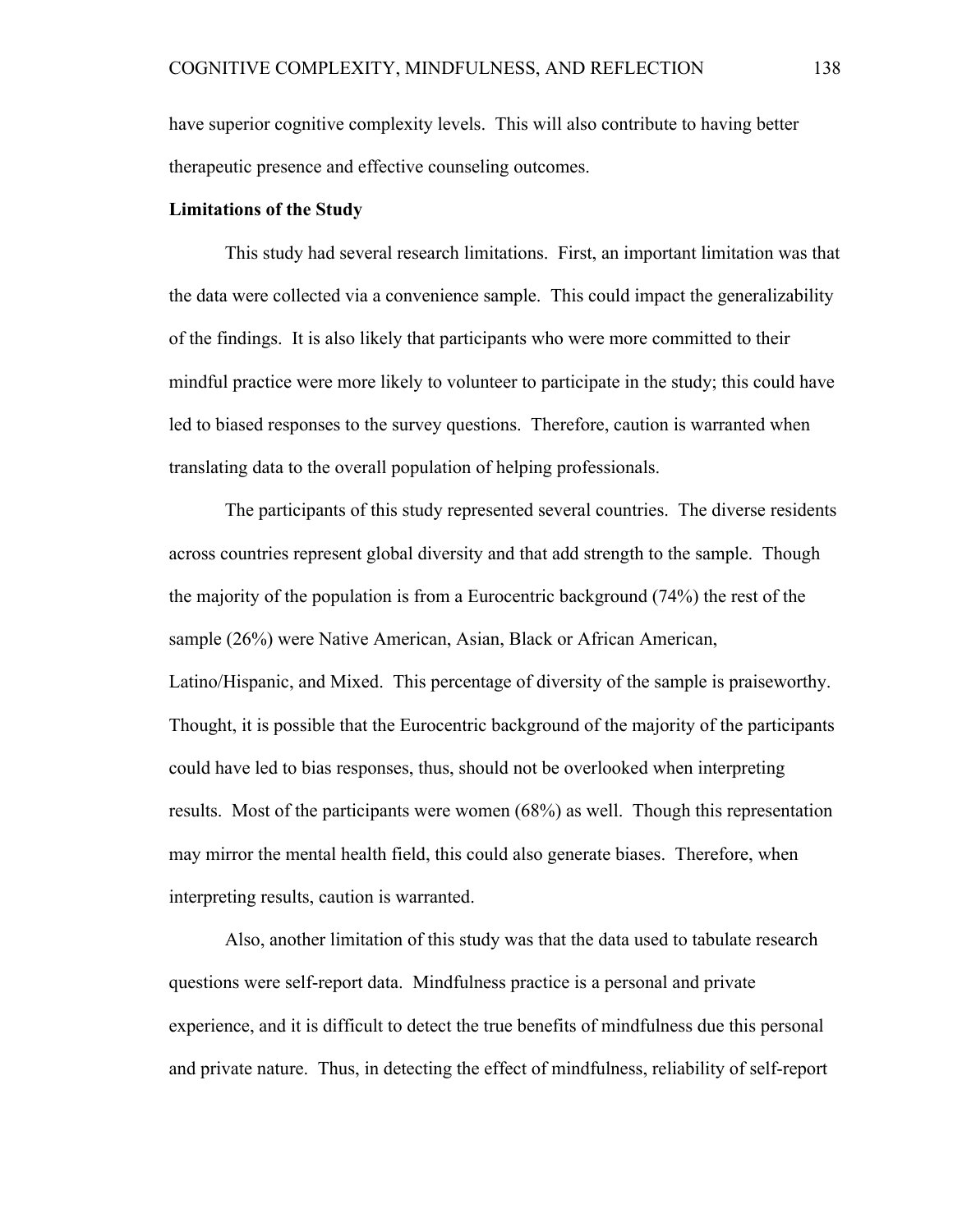have superior cognitive complexity levels. This will also contribute to having better therapeutic presence and effective counseling outcomes.

**Limitations of the Study**

This study had several research limitations. First, an important limitation was that the data were collected via a convenience sample. This could impact the generalizability of the findings. It is also likely that participants who were more committed to their mindful practice were more likely to volunteer to participate in the study; this could have led to biased responses to the survey questions. Therefore, caution is warranted when translating data to the overall population of helping professionals.

The participants of this study represented several countries. The diverse residents across countries represent global diversity and that add strength to the sample. Though the majority of the population is from a Eurocentric background (74%) the rest of the sample (26%) were Native American, Asian, Black or African American, Latino/Hispanic, and Mixed. This percentage of diversity of the sample is praiseworthy. Thought, it is possible that the Eurocentric background of the majority of the participants could have led to bias responses, thus, should not be overlooked when interpreting results. Most of the participants were women (68%) as well. Though this representation may mirror the mental health field, this could also generate biases. Therefore, when interpreting results, caution is warranted.

Also, another limitation of this study was that the data used to tabulate research questions were self-report data. Mindfulness practice is a personal and private experience, and it is difficult to detect the true benefits of mindfulness due this personal and private nature. Thus, in detecting the effect of mindfulness, reliability of self-report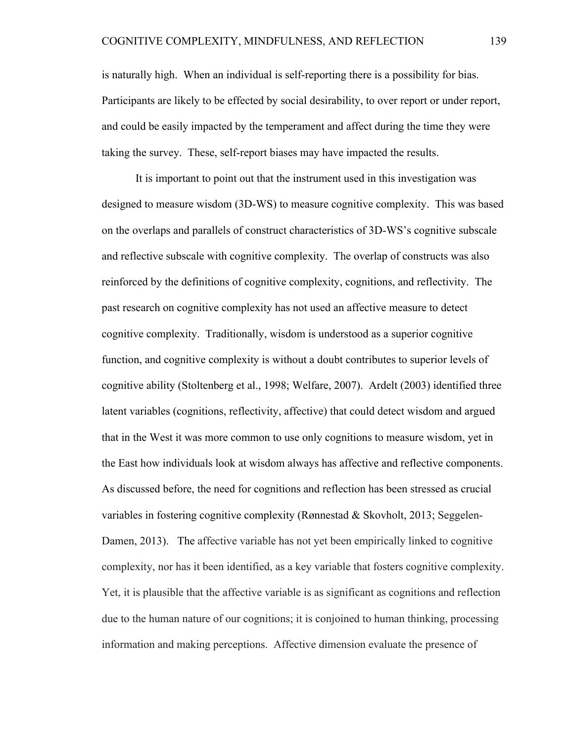is naturally high. When an individual is self-reporting there is a possibility for bias. Participants are likely to be effected by social desirability, to over report or under report, and could be easily impacted by the temperament and affect during the time they were taking the survey. These, self-report biases may have impacted the results.

It is important to point out that the instrument used in this investigation was designed to measure wisdom (3D-WS) to measure cognitive complexity. This was based on the overlaps and parallels of construct characteristics of 3D-WS's cognitive subscale and reflective subscale with cognitive complexity. The overlap of constructs was also reinforced by the definitions of cognitive complexity, cognitions, and reflectivity. The past research on cognitive complexity has not used an affective measure to detect cognitive complexity. Traditionally, wisdom is understood as a superior cognitive function, and cognitive complexity is without a doubt contributes to superior levels of cognitive ability (Stoltenberg et al., 1998; Welfare, 2007). Ardelt (2003) identified three latent variables (cognitions, reflectivity, affective) that could detect wisdom and argued that in the West it was more common to use only cognitions to measure wisdom, yet in the East how individuals look at wisdom always has affective and reflective components. As discussed before, the need for cognitions and reflection has been stressed as crucial variables in fostering cognitive complexity (Rønnestad & Skovholt, 2013; Seggelen-Damen, 2013). The affective variable has not yet been empirically linked to cognitive complexity, nor has it been identified, as a key variable that fosters cognitive complexity. Yet, it is plausible that the affective variable is as significant as cognitions and reflection due to the human nature of our cognitions; it is conjoined to human thinking, processing information and making perceptions. Affective dimension evaluate the presence of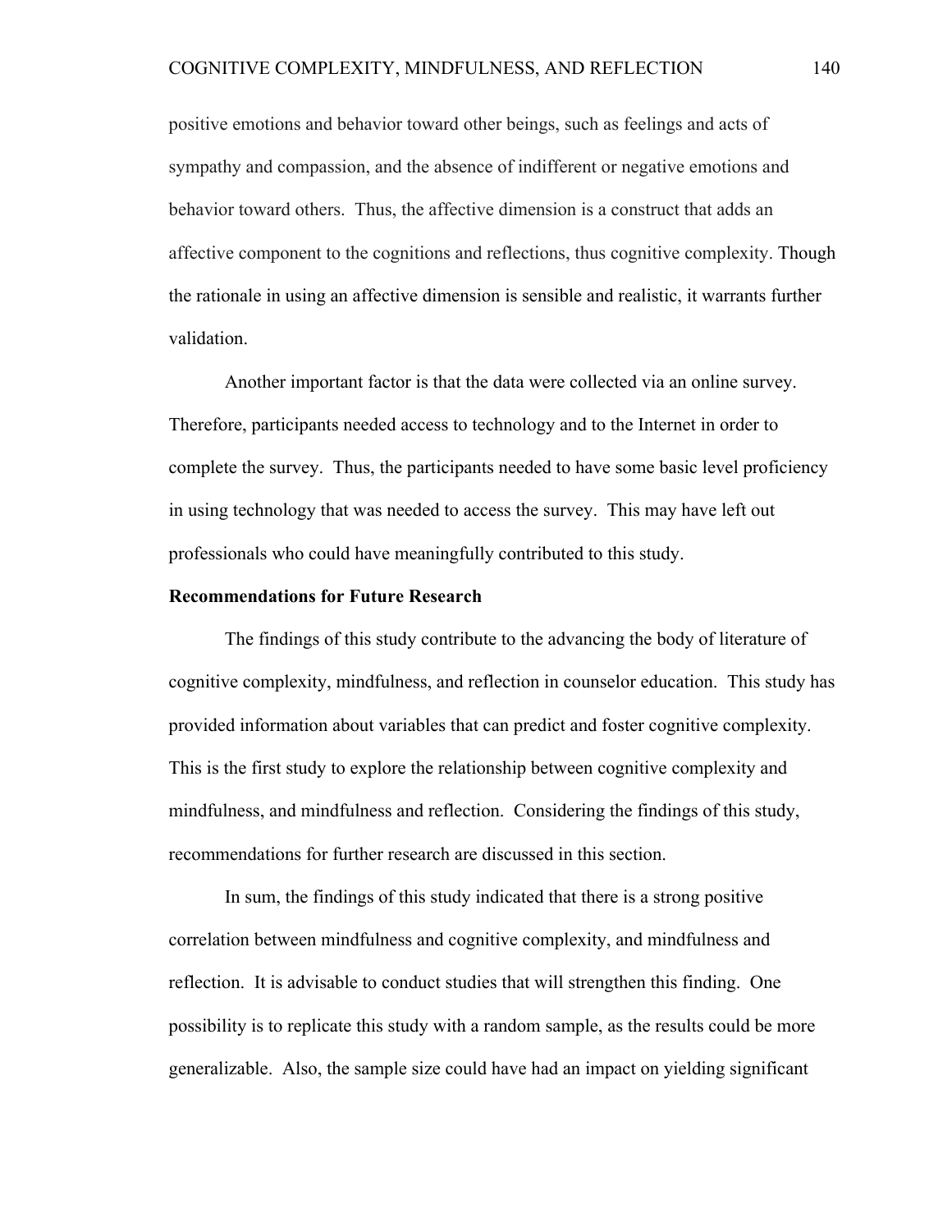positive emotions and behavior toward other beings, such as feelings and acts of sympathy and compassion, and the absence of indifferent or negative emotions and behavior toward others. Thus, the affective dimension is a construct that adds an affective component to the cognitions and reflections, thus cognitive complexity. Though the rationale in using an affective dimension is sensible and realistic, it warrants further validation.

Another important factor is that the data were collected via an online survey. Therefore, participants needed access to technology and to the Internet in order to complete the survey. Thus, the participants needed to have some basic level proficiency in using technology that was needed to access the survey. This may have left out professionals who could have meaningfully contributed to this study.

**Recommendations for Future Research**

The findings of this study contribute to the advancing the body of literature of cognitive complexity, mindfulness, and reflection in counselor education. This study has provided information about variables that can predict and foster cognitive complexity. This is the first study to explore the relationship between cognitive complexity and mindfulness, and mindfulness and reflection. Considering the findings of this study, recommendations for further research are discussed in this section.

In sum, the findings of this study indicated that there is a strong positive correlation between mindfulness and cognitive complexity, and mindfulness and reflection. It is advisable to conduct studies that will strengthen this finding. One possibility is to replicate this study with a random sample, as the results could be more generalizable. Also, the sample size could have had an impact on yielding significant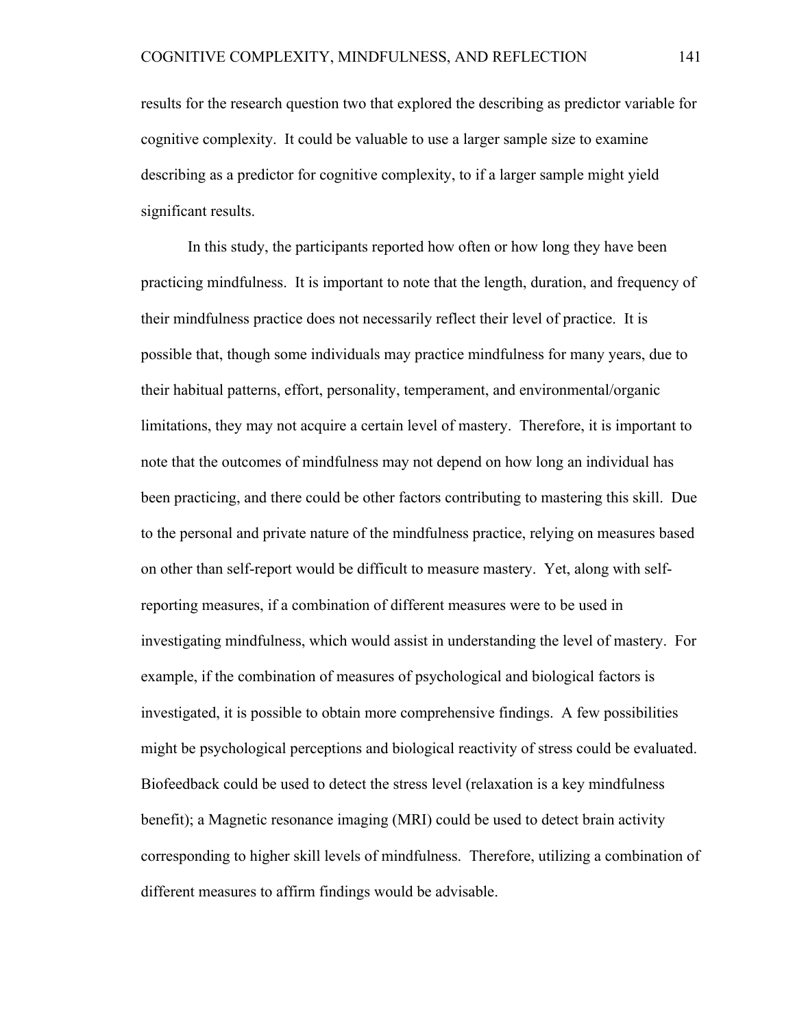results for the research question two that explored the describing as predictor variable for cognitive complexity. It could be valuable to use a larger sample size to examine describing as a predictor for cognitive complexity, to if a larger sample might yield significant results.

In this study, the participants reported how often or how long they have been practicing mindfulness. It is important to note that the length, duration, and frequency of their mindfulness practice does not necessarily reflect their level of practice. It is possible that, though some individuals may practice mindfulness for many years, due to their habitual patterns, effort, personality, temperament, and environmental/organic limitations, they may not acquire a certain level of mastery. Therefore, it is important to note that the outcomes of mindfulness may not depend on how long an individual has been practicing, and there could be other factors contributing to mastering this skill. Due to the personal and private nature of the mindfulness practice, relying on measures based on other than self-report would be difficult to measure mastery. Yet, along with self-reporting measures, if a combination of different measures were to be used in investigating mindfulness, which would assist in understanding the level of mastery. For example, if the combination of measures of psychological and biological factors is investigated, it is possible to obtain more comprehensive findings. A few possibilities might be psychological perceptions and biological reactivity of stress could be evaluated. Biofeedback could be used to detect the stress level (relaxation is a key mindfulness benefit); a Magnetic resonance imaging (MRI) could be used to detect brain activity corresponding to higher skill levels of mindfulness. Therefore, utilizing a combination of different measures to affirm findings would be advisable.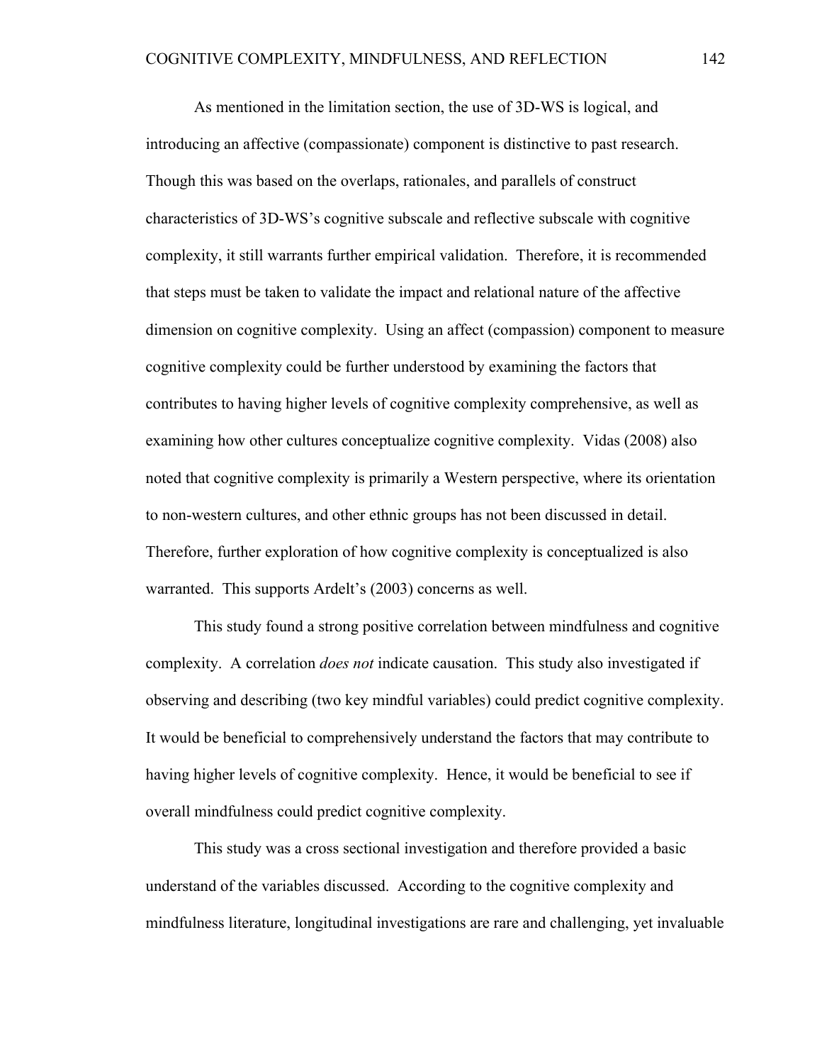As mentioned in the limitation section, the use of 3D-WS is logical, and introducing an affective (compassionate) component is distinctive to past research. Though this was based on the overlaps, rationales, and parallels of construct characteristics of 3D-WS's cognitive subscale and reflective subscale with cognitive complexity, it still warrants further empirical validation. Therefore, it is recommended that steps must be taken to validate the impact and relational nature of the affective dimension on cognitive complexity. Using an affect (compassion) component to measure cognitive complexity could be further understood by examining the factors that contributes to having higher levels of cognitive complexity comprehensive, as well as examining how other cultures conceptualize cognitive complexity. Vidas (2008) also noted that cognitive complexity is primarily a Western perspective, where its orientation to non-western cultures, and other ethnic groups has not been discussed in detail. Therefore, further exploration of how cognitive complexity is conceptualized is also warranted. This supports Ardelt's (2003) concerns as well.

This study found a strong positive correlation between mindfulness and cognitive complexity. A correlation *does not* indicate causation. This study also investigated if observing and describing (two key mindful variables) could predict cognitive complexity. It would be beneficial to comprehensively understand the factors that may contribute to having higher levels of cognitive complexity. Hence, it would be beneficial to see if overall mindfulness could predict cognitive complexity.

This study was a cross sectional investigation and therefore provided a basic understand of the variables discussed. According to the cognitive complexity and mindfulness literature, longitudinal investigations are rare and challenging, yet invaluable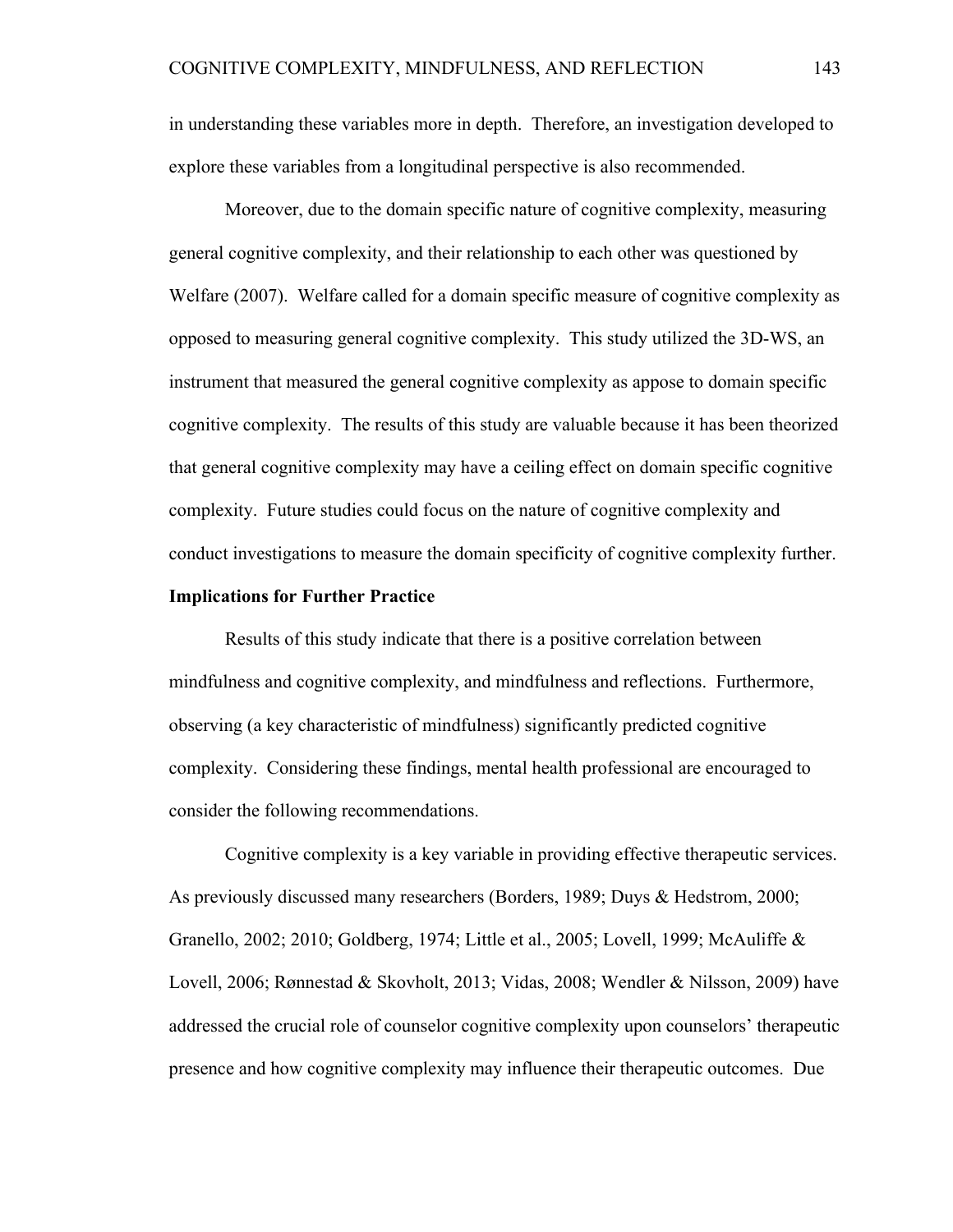in understanding these variables more in depth. Therefore, an investigation developed to explore these variables from a longitudinal perspective is also recommended.

Moreover, due to the domain specific nature of cognitive complexity, measuring general cognitive complexity, and their relationship to each other was questioned by Welfare (2007). Welfare called for a domain specific measure of cognitive complexity as opposed to measuring general cognitive complexity. This study utilized the 3D-WS, an instrument that measured the general cognitive complexity as appose to domain specific cognitive complexity. The results of this study are valuable because it has been theorized that general cognitive complexity may have a ceiling effect on domain specific cognitive complexity. Future studies could focus on the nature of cognitive complexity and conduct investigations to measure the domain specificity of cognitive complexity further.

**Implications for Further Practice**

Results of this study indicate that there is a positive correlation between mindfulness and cognitive complexity, and mindfulness and reflections. Furthermore, observing (a key characteristic of mindfulness) significantly predicted cognitive complexity. Considering these findings, mental health professional are encouraged to consider the following recommendations.

Cognitive complexity is a key variable in providing effective therapeutic services. As previously discussed many researchers (Borders, 1989; Duys & Hedstrom, 2000; Granello, 2002; 2010; Goldberg, 1974; Little et al., 2005; Lovell, 1999; McAuliffe & Lovell, 2006; Rønnestad & Skovholt, 2013; Vidas, 2008; Wendler & Nilsson, 2009) have addressed the crucial role of counselor cognitive complexity upon counselors' therapeutic presence and how cognitive complexity may influence their therapeutic outcomes. Due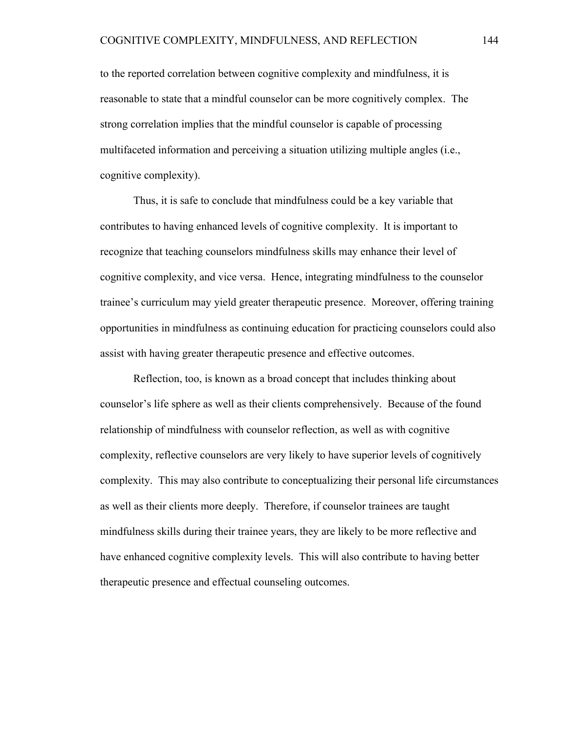to the reported correlation between cognitive complexity and mindfulness, it is reasonable to state that a mindful counselor can be more cognitively complex. The strong correlation implies that the mindful counselor is capable of processing multifaceted information and perceiving a situation utilizing multiple angles (i.e., cognitive complexity).

Thus, it is safe to conclude that mindfulness could be a key variable that contributes to having enhanced levels of cognitive complexity. It is important to recognize that teaching counselors mindfulness skills may enhance their level of cognitive complexity, and vice versa. Hence, integrating mindfulness to the counselor trainee's curriculum may yield greater therapeutic presence. Moreover, offering training opportunities in mindfulness as continuing education for practicing counselors could also assist with having greater therapeutic presence and effective outcomes.

Reflection, too, is known as a broad concept that includes thinking about counselor's life sphere as well as their clients comprehensively. Because of the found relationship of mindfulness with counselor reflection, as well as with cognitive complexity, reflective counselors are very likely to have superior levels of cognitively complexity. This may also contribute to conceptualizing their personal life circumstances as well as their clients more deeply. Therefore, if counselor trainees are taught mindfulness skills during their trainee years, they are likely to be more reflective and have enhanced cognitive complexity levels. This will also contribute to having better therapeutic presence and effectual counseling outcomes.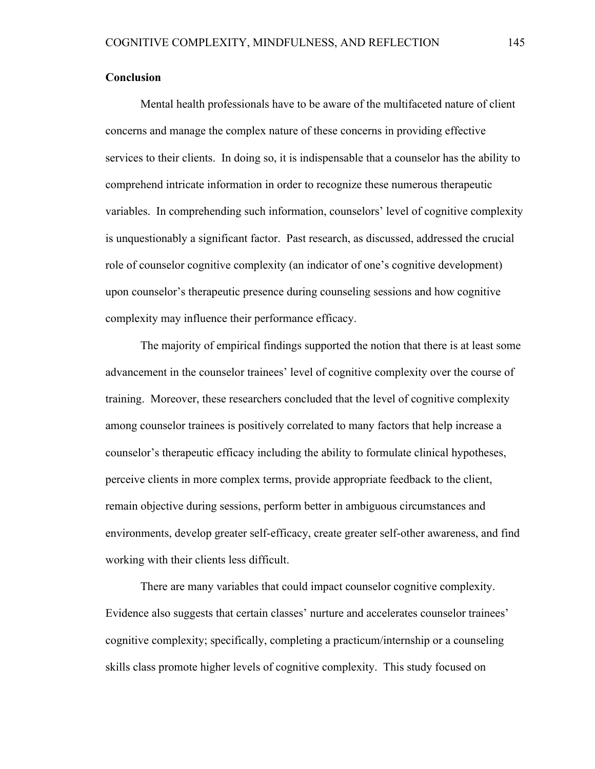## Conclusion

Mental health professionals have to be aware of the multifaceted nature of client concerns and manage the complex nature of these concerns in providing effective services to their clients. In doing so, it is indispensable that a counselor has the ability to comprehend intricate information in order to recognize these numerous therapeutic variables. In comprehending such information, counselors' level of cognitive complexity is unquestionably a significant factor. Past research, as discussed, addressed the crucial role of counselor cognitive complexity (an indicator of one's cognitive development) upon counselor's therapeutic presence during counseling sessions and how cognitive complexity may influence their performance efficacy.

The majority of empirical findings supported the notion that there is at least some advancement in the counselor trainees' level of cognitive complexity over the course of training. Moreover, these researchers concluded that the level of cognitive complexity among counselor trainees is positively correlated to many factors that help increase a counselor's therapeutic efficacy including the ability to formulate clinical hypotheses, perceive clients in more complex terms, provide appropriate feedback to the client, remain objective during sessions, perform better in ambiguous circumstances and environments, develop greater self-efficacy, create greater self-other awareness, and find working with their clients less difficult.

There are many variables that could impact counselor cognitive complexity. Evidence also suggests that certain classes' nurture and accelerates counselor trainees' cognitive complexity; specifically, completing a practicum/internship or a counseling skills class promote higher levels of cognitive complexity. This study focused on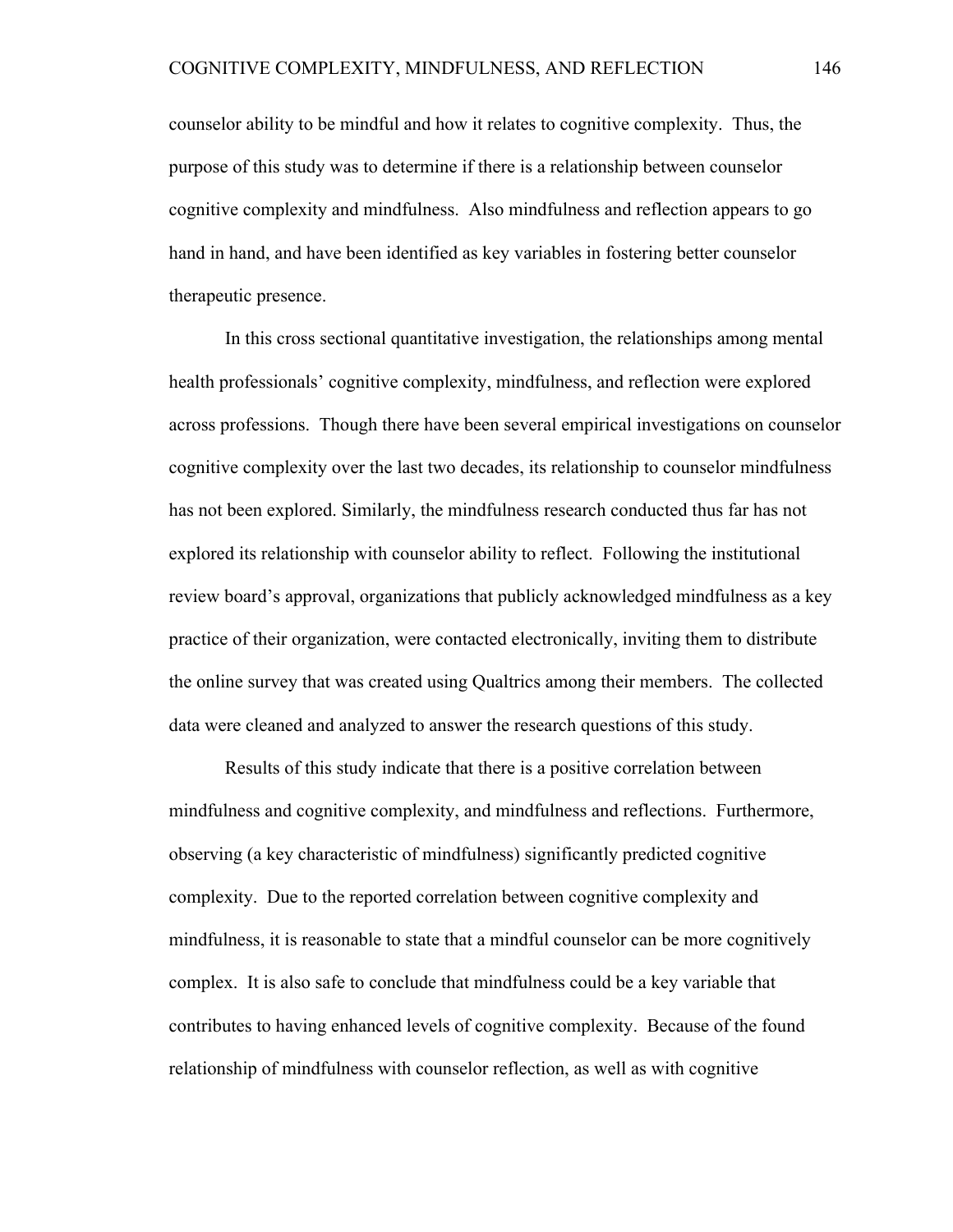counselor ability to be mindful and how it relates to cognitive complexity. Thus, the purpose of this study was to determine if there is a relationship between counselor cognitive complexity and mindfulness. Also mindfulness and reflection appears to go hand in hand, and have been identified as key variables in fostering better counselor therapeutic presence.

In this cross sectional quantitative investigation, the relationships among mental health professionals' cognitive complexity, mindfulness, and reflection were explored across professions. Though there have been several empirical investigations on counselor cognitive complexity over the last two decades, its relationship to counselor mindfulness has not been explored. Similarly, the mindfulness research conducted thus far has not explored its relationship with counselor ability to reflect. Following the institutional review board's approval, organizations that publicly acknowledged mindfulness as a key practice of their organization, were contacted electronically, inviting them to distribute the online survey that was created using Qualtrics among their members. The collected data were cleaned and analyzed to answer the research questions of this study.

Results of this study indicate that there is a positive correlation between mindfulness and cognitive complexity, and mindfulness and reflections. Furthermore, observing (a key characteristic of mindfulness) significantly predicted cognitive complexity. Due to the reported correlation between cognitive complexity and mindfulness, it is reasonable to state that a mindful counselor can be more cognitively complex. It is also safe to conclude that mindfulness could be a key variable that contributes to having enhanced levels of cognitive complexity. Because of the found relationship of mindfulness with counselor reflection, as well as with cognitive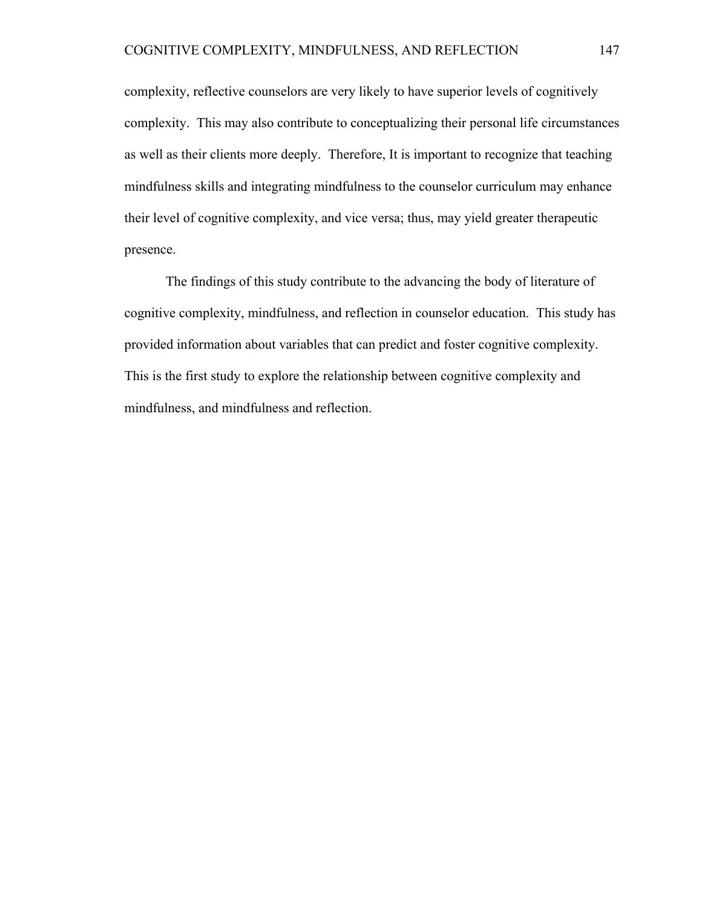complexity, reflective counselors are very likely to have superior levels of cognitively complexity. This may also contribute to conceptualizing their personal life circumstances as well as their clients more deeply. Therefore, It is important to recognize that teaching mindfulness skills and integrating mindfulness to the counselor curriculum may enhance their level of cognitive complexity, and vice versa; thus, may yield greater therapeutic presence.

The findings of this study contribute to the advancing the body of literature of cognitive complexity, mindfulness, and reflection in counselor education. This study has provided information about variables that can predict and foster cognitive complexity. This is the first study to explore the relationship between cognitive complexity and mindfulness, and mindfulness and reflection.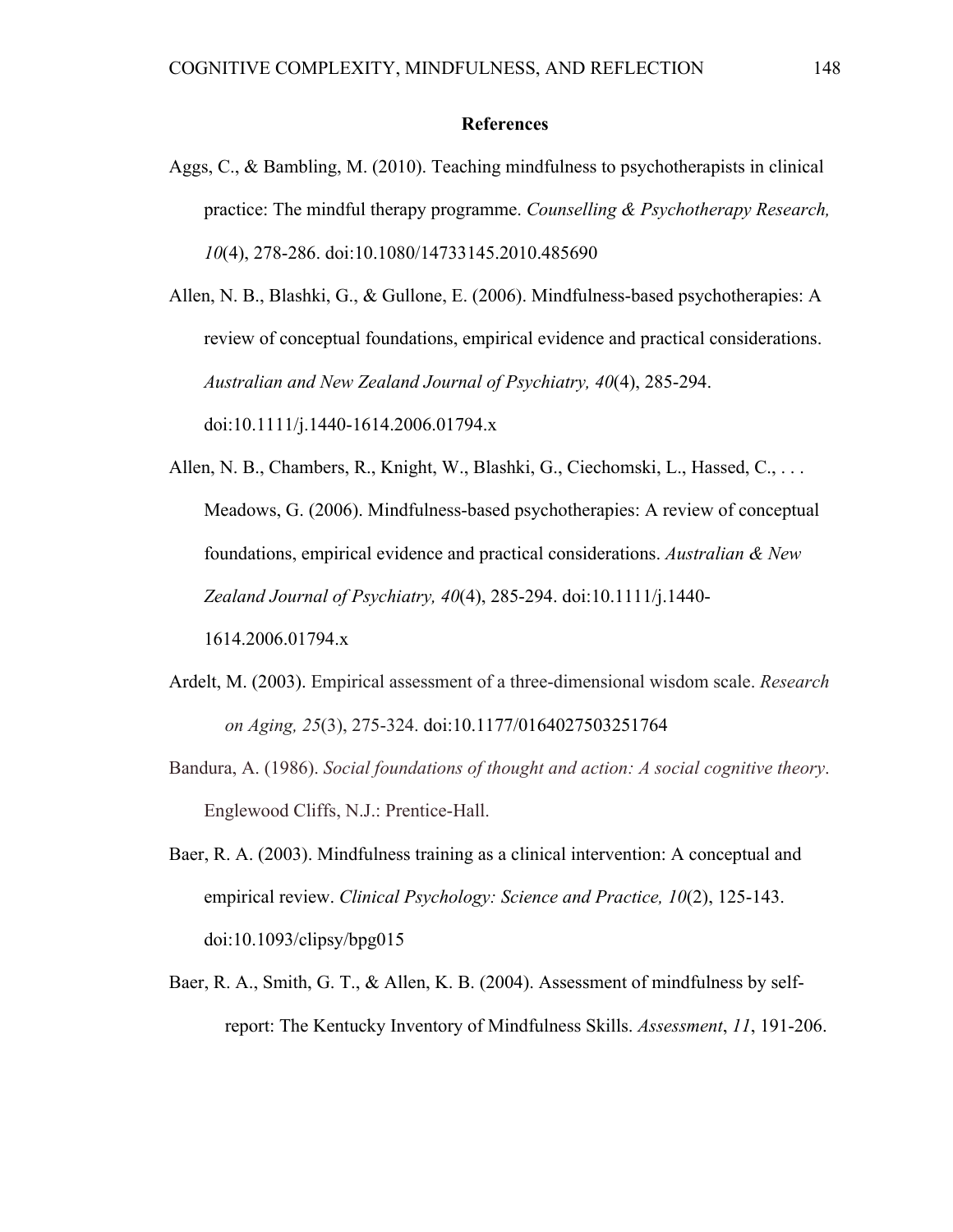# References

Aggs, C., & Bambling, M. (2010). Teaching mindfulness to psychotherapists in clinical practice: The mindful therapy programme. *Counselling & Psychotherapy Research, 10*(4), 278-286. doi:10.1080/14733145.2010.485690

Allen, N. B., Blashki, G., & Gullone, E. (2006). Mindfulness-based psychotherapies: A review of conceptual foundations, empirical evidence and practical considerations. *Australian and New Zealand Journal of Psychiatry, 40*(4), 285-294. doi:10.1111/j.1440-1614.2006.01794.x

Allen, N. B., Chambers, R., Knight, W., Blashki, G., Ciechomski, L., Hassed, C., . . . Meadows, G. (2006). Mindfulness-based psychotherapies: A review of conceptual foundations, empirical evidence and practical considerations. *Australian & New Zealand Journal of Psychiatry, 40*(4), 285-294. doi:10.1111/j.1440-1614.2006.01794.x

Ardelt, M. (2003). Empirical assessment of a three-dimensional wisdom scale. *Research on Aging, 25*(3), 275-324. doi:10.1177/0164027503251764

Bandura, A. (1986). *Social foundations of thought and action: A social cognitive theory*. Englewood Cliffs, N.J.: Prentice-Hall.

Baer, R. A. (2003). Mindfulness training as a clinical intervention: A conceptual and empirical review. *Clinical Psychology: Science and Practice, 10*(2), 125-143. doi:10.1093/clipsy/bpg015

Baer, R. A., Smith, G. T., & Allen, K. B. (2004). Assessment of mindfulness by self-report: The Kentucky Inventory of Mindfulness Skills. *Assessment*, *11*, 191-206.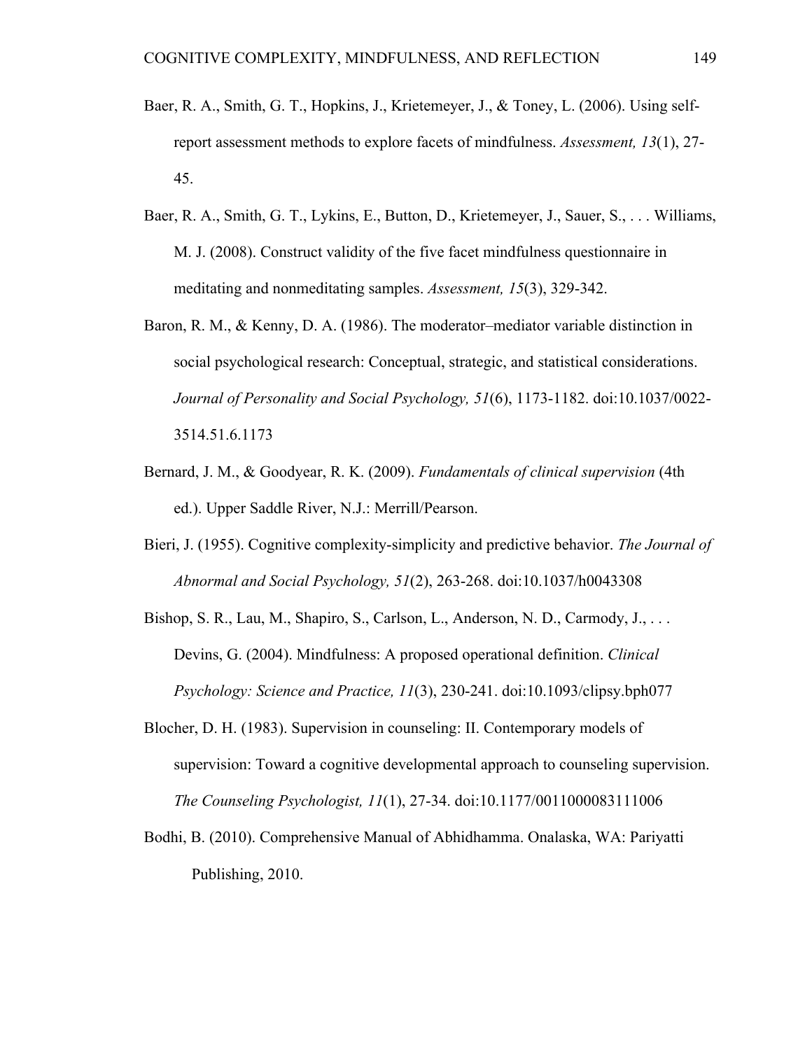Baer, R. A., Smith, G. T., Hopkins, J., Krietemeyer, J., & Toney, L. (2006). Using self-report assessment methods to explore facets of mindfulness. *Assessment, 13*(1), 27-45.

Baer, R. A., Smith, G. T., Lykins, E., Button, D., Krietemeyer, J., Sauer, S., . . . Williams, M. J. (2008). Construct validity of the five facet mindfulness questionnaire in meditating and nonmeditating samples. *Assessment, 15*(3), 329-342.

Baron, R. M., & Kenny, D. A. (1986). The moderator–mediator variable distinction in social psychological research: Conceptual, strategic, and statistical considerations. *Journal of Personality and Social Psychology, 51*(6), 1173-1182. doi:10.1037/0022-3514.51.6.1173

Bernard, J. M., & Goodyear, R. K. (2009). *Fundamentals of clinical supervision* (4th ed.). Upper Saddle River, N.J.: Merrill/Pearson.

Bieri, J. (1955). Cognitive complexity-simplicity and predictive behavior. *The Journal of Abnormal and Social Psychology, 51*(2), 263-268. doi:10.1037/h0043308

Bishop, S. R., Lau, M., Shapiro, S., Carlson, L., Anderson, N. D., Carmody, J., . . . Devins, G. (2004). Mindfulness: A proposed operational definition. *Clinical Psychology: Science and Practice, 11*(3), 230-241. doi:10.1093/clipsy.bph077

Blocher, D. H. (1983). Supervision in counseling: II. Contemporary models of supervision: Toward a cognitive developmental approach to counseling supervision. *The Counseling Psychologist, 11*(1), 27-34. doi:10.1177/0011000083111006

Bodhi, B. (2010). Comprehensive Manual of Abhidhamma. Onalaska, WA: Pariyatti Publishing, 2010.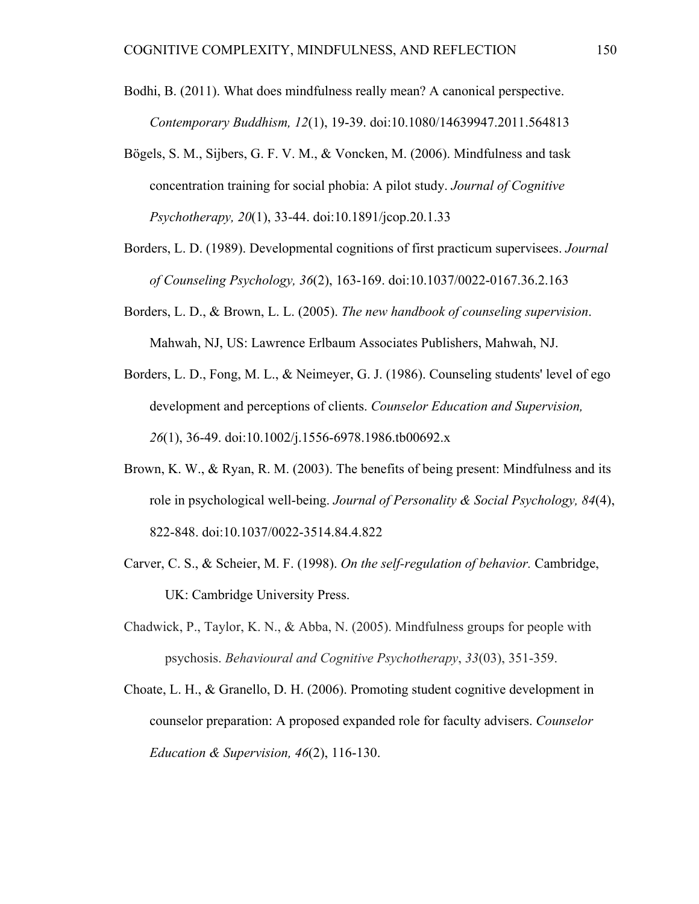Bodhi, B. (2011). What does mindfulness really mean? A canonical perspective. *Contemporary Buddhism, 12*(1), 19-39. doi:10.1080/14639947.2011.564813

Bögels, S. M., Sijbers, G. F. V. M., & Voncken, M. (2006). Mindfulness and task concentration training for social phobia: A pilot study. *Journal of Cognitive Psychotherapy, 20*(1), 33-44. doi:10.1891/jcop.20.1.33

Borders, L. D. (1989). Developmental cognitions of first practicum supervisees. *Journal of Counseling Psychology, 36*(2), 163-169. doi:10.1037/0022-0167.36.2.163

Borders, L. D., & Brown, L. L. (2005). *The new handbook of counseling supervision*. Mahwah, NJ, US: Lawrence Erlbaum Associates Publishers, Mahwah, NJ.

Borders, L. D., Fong, M. L., & Neimeyer, G. J. (1986). Counseling students' level of ego development and perceptions of clients. *Counselor Education and Supervision, 26*(1), 36-49. doi:10.1002/j.1556-6978.1986.tb00692.x

Brown, K. W., & Ryan, R. M. (2003). The benefits of being present: Mindfulness and its role in psychological well-being. *Journal of Personality & Social Psychology, 84*(4), 822-848. doi:10.1037/0022-3514.84.4.822

Carver, C. S., & Scheier, M. F. (1998). *On the self-regulation of behavior.* Cambridge, UK: Cambridge University Press.

Chadwick, P., Taylor, K. N., & Abba, N. (2005). Mindfulness groups for people with psychosis. *Behavioural and Cognitive Psychotherapy*, *33*(03), 351-359.

Choate, L. H., & Granello, D. H. (2006). Promoting student cognitive development in counselor preparation: A proposed expanded role for faculty advisers. *Counselor Education & Supervision, 46*(2), 116-130.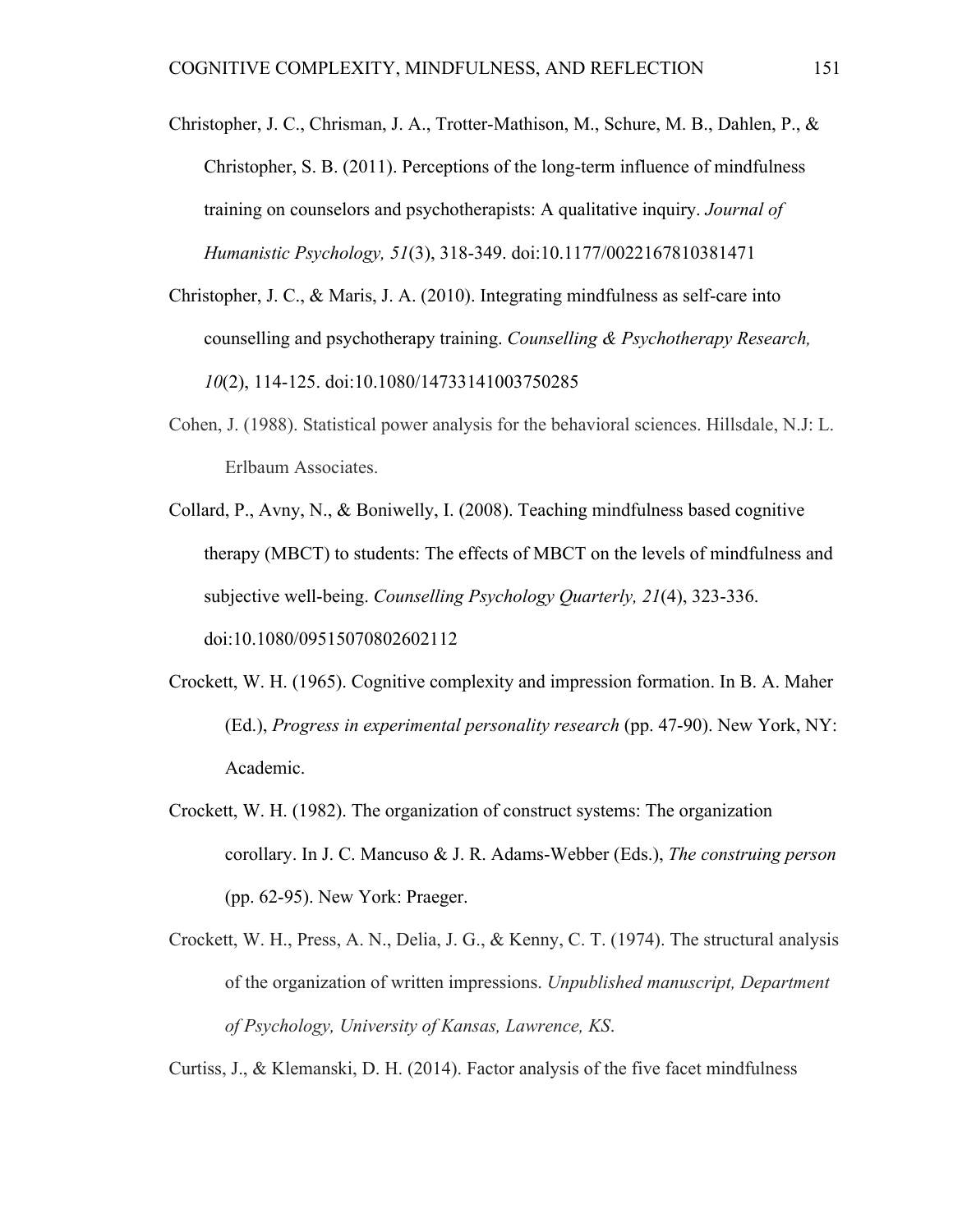Christopher, J. C., Chrisman, J. A., Trotter-Mathison, M., Schure, M. B., Dahlen, P., & Christopher, S. B. (2011). Perceptions of the long-term influence of mindfulness training on counselors and psychotherapists: A qualitative inquiry. *Journal of Humanistic Psychology, 51*(3), 318-349. doi:10.1177/0022167810381471

Christopher, J. C., & Maris, J. A. (2010). Integrating mindfulness as self-care into counselling and psychotherapy training. *Counselling & Psychotherapy Research, 10*(2), 114-125. doi:10.1080/14733141003750285

Cohen, J. (1988). Statistical power analysis for the behavioral sciences. Hillsdale, N.J: L. Erlbaum Associates.

Collard, P., Avny, N., & Boniwelly, I. (2008). Teaching mindfulness based cognitive therapy (MBCT) to students: The effects of MBCT on the levels of mindfulness and subjective well-being. *Counselling Psychology Quarterly, 21*(4), 323-336. doi:10.1080/09515070802602112

Crockett, W. H. (1965). Cognitive complexity and impression formation. In B. A. Maher (Ed.), *Progress in experimental personality research* (pp. 47-90). New York, NY: Academic.

Crockett, W. H. (1982). The organization of construct systems: The organization corollary. In J. C. Mancuso & J. R. Adams-Webber (Eds.), *The construing person* (pp. 62-95). New York: Praeger.

Crockett, W. H., Press, A. N., Delia, J. G., & Kenny, C. T. (1974). The structural analysis of the organization of written impressions. *Unpublished manuscript, Department of Psychology, University of Kansas, Lawrence, KS*.

Curtiss, J., & Klemanski, D. H. (2014). Factor analysis of the five facet mindfulness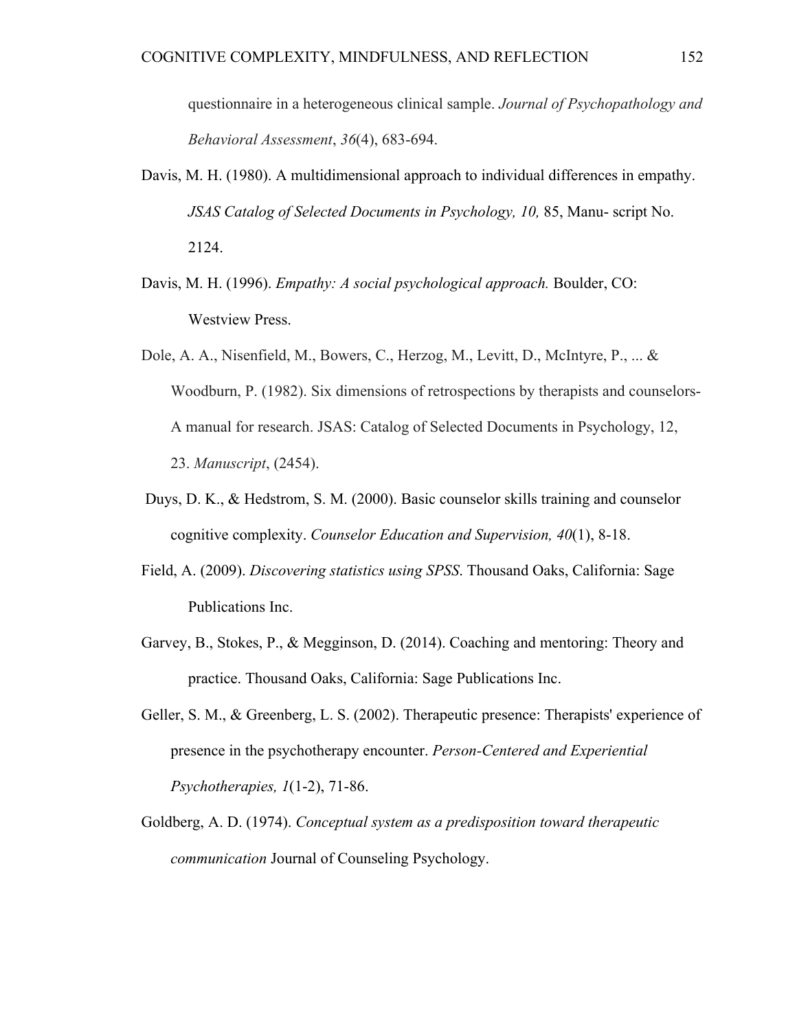questionnaire in a heterogeneous clinical sample. *Journal of Psychopathology and Behavioral Assessment*, *36*(4), 683-694.

Davis, M. H. (1980). A multidimensional approach to individual differences in empathy. *JSAS Catalog of Selected Documents in Psychology, 10,* 85, Manu- script No. 2124.

Davis, M. H. (1996). *Empathy: A social psychological approach.* Boulder, CO: Westview Press.

Dole, A. A., Nisenfield, M., Bowers, C., Herzog, M., Levitt, D., McIntyre, P., ... & Woodburn, P. (1982). Six dimensions of retrospections by therapists and counselors-A manual for research. JSAS: Catalog of Selected Documents in Psychology, 12, 23. *Manuscript*, (2454).

Duys, D. K., & Hedstrom, S. M. (2000). Basic counselor skills training and counselor cognitive complexity. *Counselor Education and Supervision, 40*(1), 8-18.

Field, A. (2009). *Discovering statistics using SPSS*. Thousand Oaks, California: Sage Publications Inc.

Garvey, B., Stokes, P., & Megginson, D. (2014). Coaching and mentoring: Theory and practice. Thousand Oaks, California: Sage Publications Inc.

Geller, S. M., & Greenberg, L. S. (2002). Therapeutic presence: Therapists' experience of presence in the psychotherapy encounter. *Person-Centered and Experiential Psychotherapies, 1*(1-2), 71-86.

Goldberg, A. D. (1974). *Conceptual system as a predisposition toward therapeutic communication* Journal of Counseling Psychology.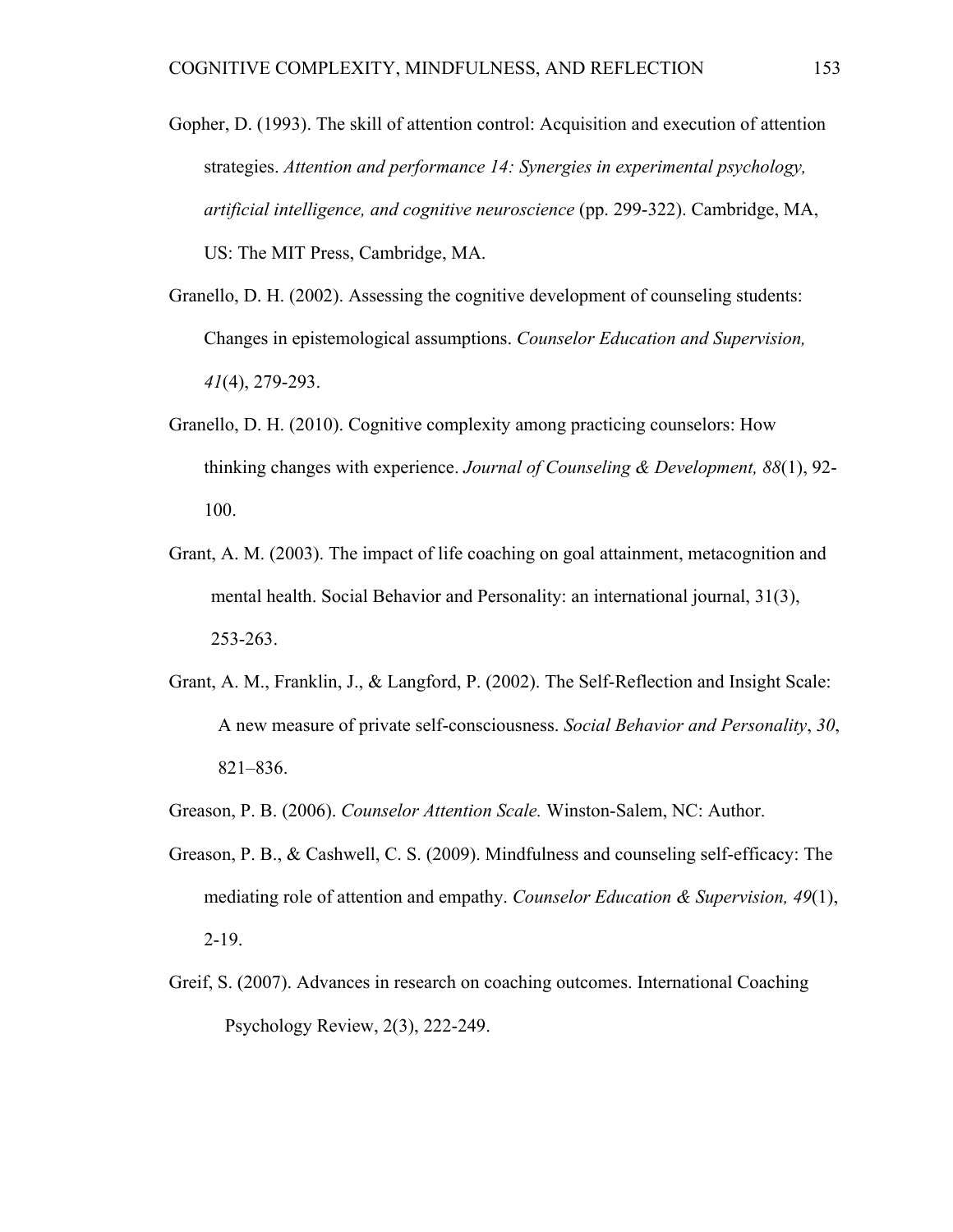Gopher, D. (1993). The skill of attention control: Acquisition and execution of attention strategies. *Attention and performance 14: Synergies in experimental psychology, artificial intelligence, and cognitive neuroscience* (pp. 299-322). Cambridge, MA, US: The MIT Press, Cambridge, MA.

Granello, D. H. (2002). Assessing the cognitive development of counseling students: Changes in epistemological assumptions. *Counselor Education and Supervision, 41*(4), 279-293.

Granello, D. H. (2010). Cognitive complexity among practicing counselors: How thinking changes with experience. *Journal of Counseling & Development, 88*(1), 92-100.

Grant, A. M. (2003). The impact of life coaching on goal attainment, metacognition and mental health. Social Behavior and Personality: an international journal, 31(3), 253-263.

Grant, A. M., Franklin, J., & Langford, P. (2002). The Self-Reflection and Insight Scale: A new measure of private self-consciousness. *Social Behavior and Personality*, *30*, 821–836.

Greason, P. B. (2006). *Counselor Attention Scale.* Winston-Salem, NC: Author.

Greason, P. B., & Cashwell, C. S. (2009). Mindfulness and counseling self-efficacy: The mediating role of attention and empathy. *Counselor Education & Supervision, 49*(1), 2-19.

Greif, S. (2007). Advances in research on coaching outcomes. International Coaching Psychology Review, 2(3), 222-249.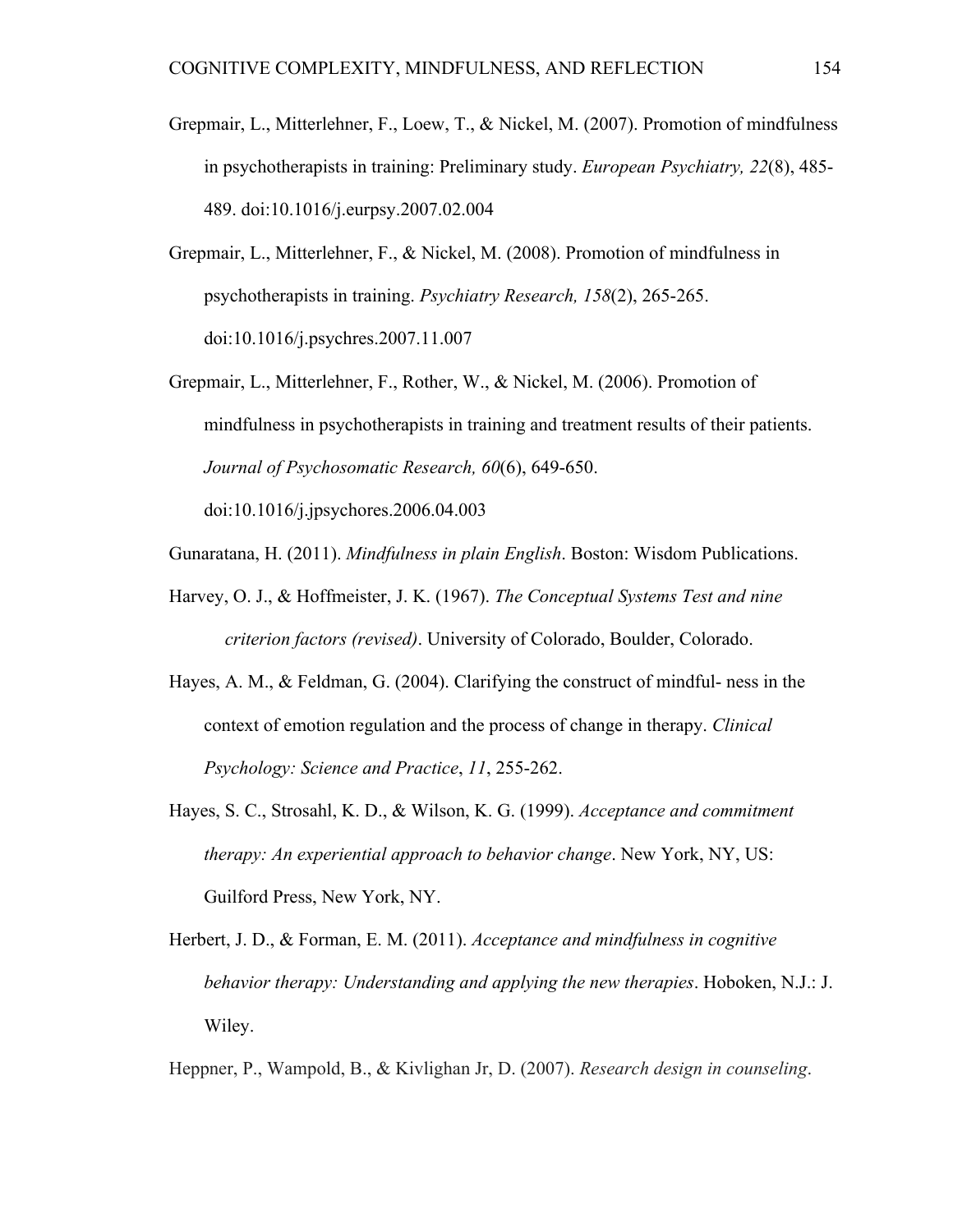Grepmair, L., Mitterlehner, F., Loew, T., & Nickel, M. (2007). Promotion of mindfulness in psychotherapists in training: Preliminary study. *European Psychiatry, 22*(8), 485-489. doi:10.1016/j.eurpsy.2007.02.004

Grepmair, L., Mitterlehner, F., & Nickel, M. (2008). Promotion of mindfulness in psychotherapists in training. *Psychiatry Research, 158*(2), 265-265. doi:10.1016/j.psychres.2007.11.007

Grepmair, L., Mitterlehner, F., Rother, W., & Nickel, M. (2006). Promotion of mindfulness in psychotherapists in training and treatment results of their patients. *Journal of Psychosomatic Research, 60*(6), 649-650. doi:10.1016/j.jpsychores.2006.04.003

Gunaratana, H. (2011). *Mindfulness in plain English*. Boston: Wisdom Publications.

Harvey, O. J., & Hoffmeister, J. K. (1967). *The Conceptual Systems Test and nine criterion factors (revised)*. University of Colorado, Boulder, Colorado.

Hayes, A. M., & Feldman, G. (2004). Clarifying the construct of mindful- ness in the context of emotion regulation and the process of change in therapy. *Clinical Psychology: Science and Practice*, *11*, 255-262.

Hayes, S. C., Strosahl, K. D., & Wilson, K. G. (1999). *Acceptance and commitment therapy: An experiential approach to behavior change*. New York, NY, US: Guilford Press, New York, NY.

Herbert, J. D., & Forman, E. M. (2011). *Acceptance and mindfulness in cognitive behavior therapy: Understanding and applying the new therapies*. Hoboken, N.J.: J. Wiley.

Heppner, P., Wampold, B., & Kivlighan Jr, D. (2007). *Research design in counseling*.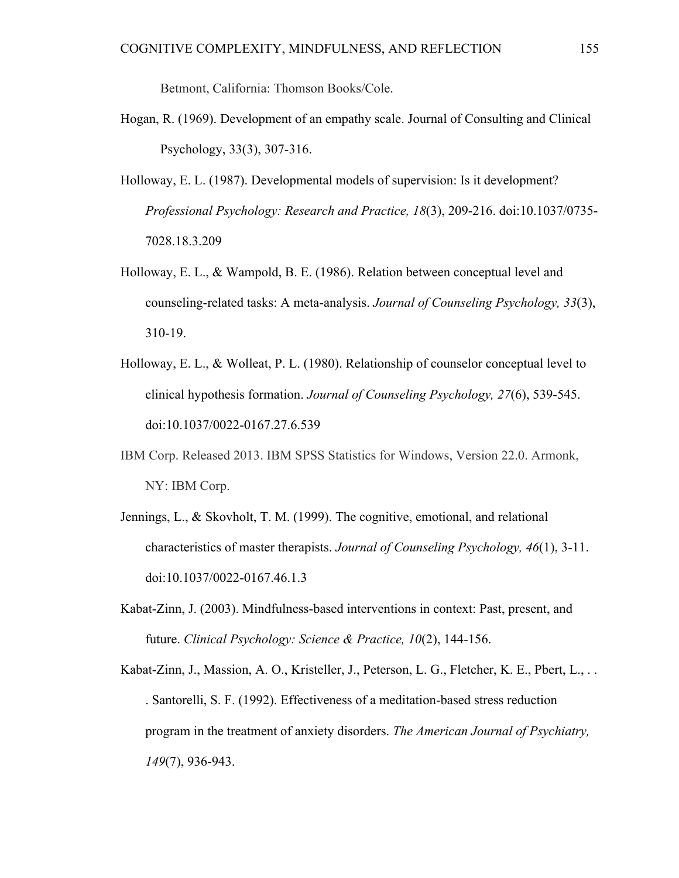Betmont, California: Thomson Books/Cole.

Hogan, R. (1969). Development of an empathy scale. Journal of Consulting and Clinical Psychology, 33(3), 307-316.

Holloway, E. L. (1987). Developmental models of supervision: Is it development? *Professional Psychology: Research and Practice, 18*(3), 209-216. doi:10.1037/0735-7028.18.3.209

Holloway, E. L., & Wampold, B. E. (1986). Relation between conceptual level and counseling-related tasks: A meta-analysis. *Journal of Counseling Psychology, 33*(3), 310-19.

Holloway, E. L., & Wolleat, P. L. (1980). Relationship of counselor conceptual level to clinical hypothesis formation. *Journal of Counseling Psychology, 27*(6), 539-545. doi:10.1037/0022-0167.27.6.539

IBM Corp. Released 2013. IBM SPSS Statistics for Windows, Version 22.0. Armonk, NY: IBM Corp.

Jennings, L., & Skovholt, T. M. (1999). The cognitive, emotional, and relational characteristics of master therapists. *Journal of Counseling Psychology, 46*(1), 3-11. doi:10.1037/0022-0167.46.1.3

Kabat-Zinn, J. (2003). Mindfulness-based interventions in context: Past, present, and future. *Clinical Psychology: Science & Practice, 10*(2), 144-156.

Kabat-Zinn, J., Massion, A. O., Kristeller, J., Peterson, L. G., Fletcher, K. E., Pbert, L., . . . Santorelli, S. F. (1992). Effectiveness of a meditation-based stress reduction program in the treatment of anxiety disorders. *The American Journal of Psychiatry, 149*(7), 936-943.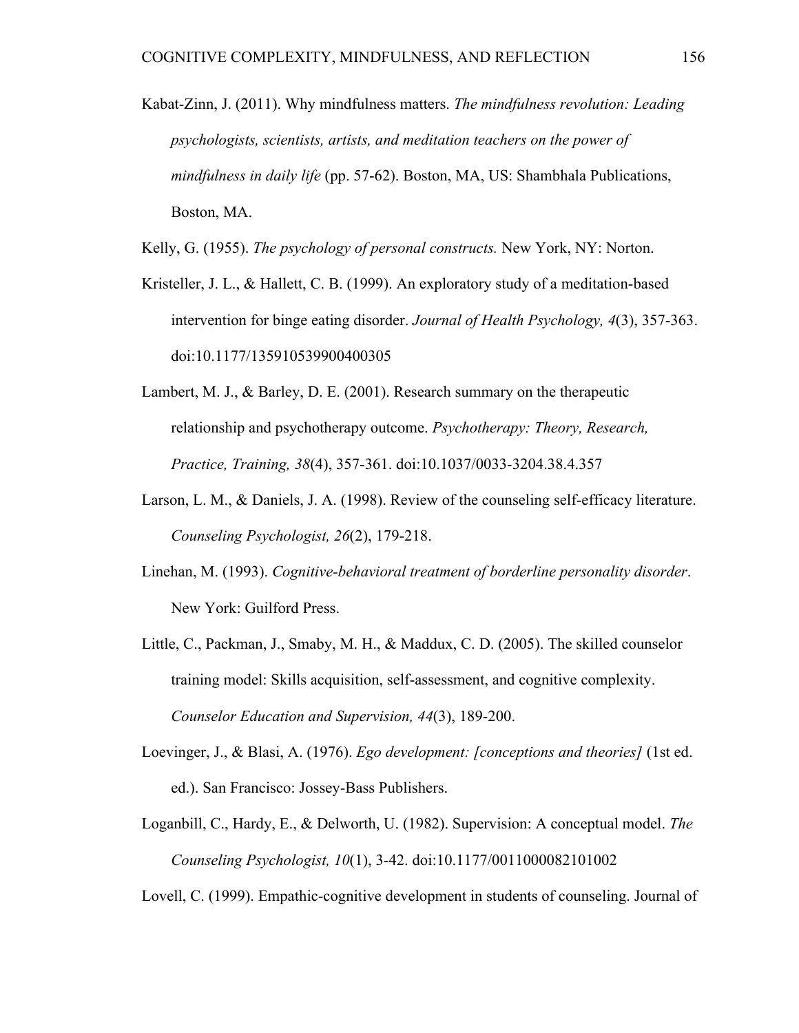Kabat-Zinn, J. (2011). Why mindfulness matters. *The mindfulness revolution: Leading psychologists, scientists, artists, and meditation teachers on the power of mindfulness in daily life* (pp. 57-62). Boston, MA, US: Shambhala Publications, Boston, MA.

Kelly, G. (1955). *The psychology of personal constructs.* New York, NY: Norton.

Kristeller, J. L., & Hallett, C. B. (1999). An exploratory study of a meditation-based intervention for binge eating disorder. *Journal of Health Psychology, 4*(3), 357-363. doi:10.1177/135910539900400305

Lambert, M. J., & Barley, D. E. (2001). Research summary on the therapeutic relationship and psychotherapy outcome. *Psychotherapy: Theory, Research, Practice, Training, 38*(4), 357-361. doi:10.1037/0033-3204.38.4.357

Larson, L. M., & Daniels, J. A. (1998). Review of the counseling self-efficacy literature. *Counseling Psychologist, 26*(2), 179-218.

Linehan, M. (1993). *Cognitive-behavioral treatment of borderline personality disorder*. New York: Guilford Press.

Little, C., Packman, J., Smaby, M. H., & Maddux, C. D. (2005). The skilled counselor training model: Skills acquisition, self-assessment, and cognitive complexity. *Counselor Education and Supervision, 44*(3), 189-200.

Loevinger, J., & Blasi, A. (1976). *Ego development: [conceptions and theories]* (1st ed. ed.). San Francisco: Jossey-Bass Publishers.

Loganbill, C., Hardy, E., & Delworth, U. (1982). Supervision: A conceptual model. *The Counseling Psychologist, 10*(1), 3-42. doi:10.1177/0011000082101002

Lovell, C. (1999). Empathic-cognitive development in students of counseling. Journal of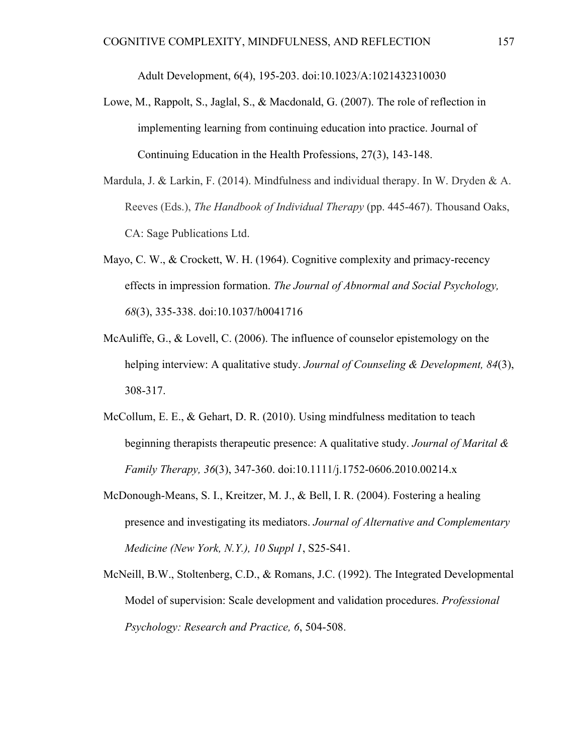Adult Development, 6(4), 195-203. doi:10.1023/A:1021432310030

Lowe, M., Rappolt, S., Jaglal, S., & Macdonald, G. (2007). The role of reflection in implementing learning from continuing education into practice. Journal of Continuing Education in the Health Professions, 27(3), 143-148.

Mardula, J. & Larkin, F. (2014). Mindfulness and individual therapy. In W. Dryden & A. Reeves (Eds.), *The Handbook of Individual Therapy* (pp. 445-467). Thousand Oaks, CA: Sage Publications Ltd.

Mayo, C. W., & Crockett, W. H. (1964). Cognitive complexity and primacy-recency effects in impression formation. *The Journal of Abnormal and Social Psychology, 68*(3), 335-338. doi:10.1037/h0041716

McAuliffe, G., & Lovell, C. (2006). The influence of counselor epistemology on the helping interview: A qualitative study. *Journal of Counseling & Development, 84*(3), 308-317.

McCollum, E. E., & Gehart, D. R. (2010). Using mindfulness meditation to teach beginning therapists therapeutic presence: A qualitative study. *Journal of Marital & Family Therapy, 36*(3), 347-360. doi:10.1111/j.1752-0606.2010.00214.x

McDonough-Means, S. I., Kreitzer, M. J., & Bell, I. R. (2004). Fostering a healing presence and investigating its mediators. *Journal of Alternative and Complementary Medicine (New York, N.Y.), 10 Suppl 1*, S25-S41.

McNeill, B.W., Stoltenberg, C.D., & Romans, J.C. (1992). The Integrated Developmental Model of supervision: Scale development and validation procedures. *Professional Psychology: Research and Practice, 6*, 504-508.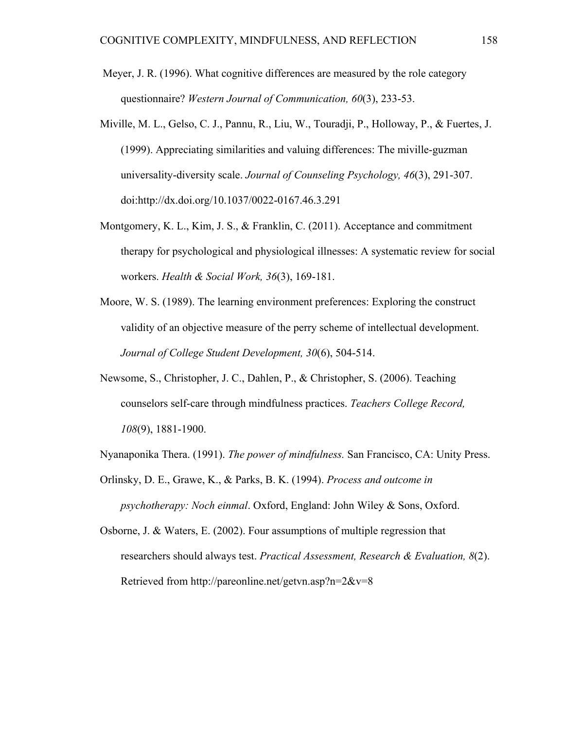Meyer, J. R. (1996). What cognitive differences are measured by the role category questionnaire? *Western Journal of Communication, 60*(3), 233-53.

Miville, M. L., Gelso, C. J., Pannu, R., Liu, W., Touradji, P., Holloway, P., & Fuertes, J. (1999). Appreciating similarities and valuing differences: The miville-guzman universality-diversity scale. *Journal of Counseling Psychology, 46*(3), 291-307. doi:http://dx.doi.org/10.1037/0022-0167.46.3.291

Montgomery, K. L., Kim, J. S., & Franklin, C. (2011). Acceptance and commitment therapy for psychological and physiological illnesses: A systematic review for social workers. *Health & Social Work, 36*(3), 169-181.

Moore, W. S. (1989). The learning environment preferences: Exploring the construct validity of an objective measure of the perry scheme of intellectual development. *Journal of College Student Development, 30*(6), 504-514.

Newsome, S., Christopher, J. C., Dahlen, P., & Christopher, S. (2006). Teaching counselors self-care through mindfulness practices. *Teachers College Record, 108*(9), 1881-1900.

Nyanaponika Thera. (1991). *The power of mindfulness.* San Francisco, CA: Unity Press.

Orlinsky, D. E., Grawe, K., & Parks, B. K. (1994). *Process and outcome in psychotherapy: Noch einmal*. Oxford, England: John Wiley & Sons, Oxford.

Osborne, J. & Waters, E. (2002). Four assumptions of multiple regression that researchers should always test. *Practical Assessment, Research & Evaluation, 8*(2). Retrieved from http://pareonline.net/getvn.asp?n=2&v=8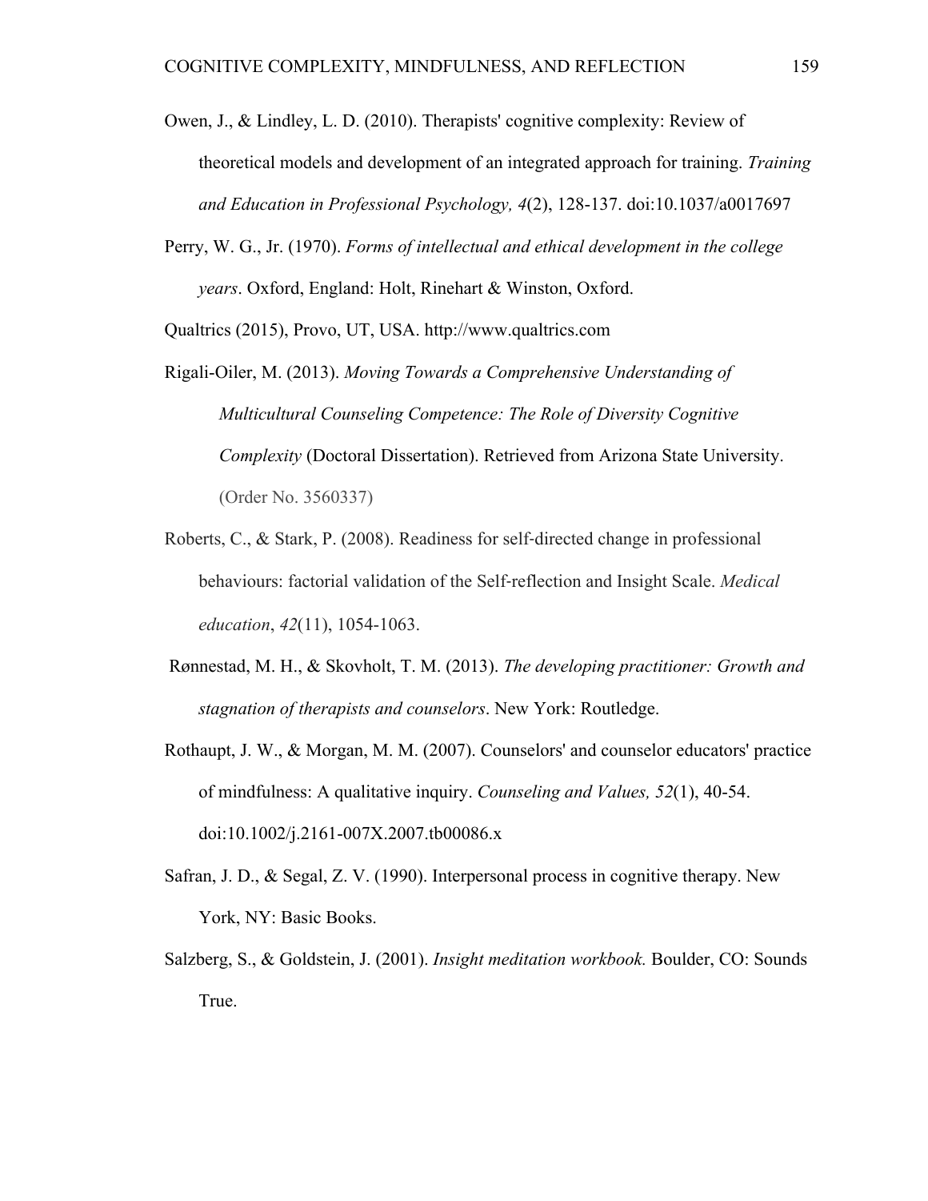Owen, J., & Lindley, L. D. (2010). Therapists' cognitive complexity: Review of theoretical models and development of an integrated approach for training. *Training and Education in Professional Psychology, 4*(2), 128-137. doi:10.1037/a0017697

Perry, W. G., Jr. (1970). *Forms of intellectual and ethical development in the college years*. Oxford, England: Holt, Rinehart & Winston, Oxford.

Qualtrics (2015), Provo, UT, USA. http://www.qualtrics.com

Rigali-Oiler, M. (2013). *Moving Towards a Comprehensive Understanding of Multicultural Counseling Competence: The Role of Diversity Cognitive Complexity* (Doctoral Dissertation). Retrieved from Arizona State University. (Order No. 3560337)

Roberts, C., & Stark, P. (2008). Readiness for self-directed change in professional behaviours: factorial validation of the Self-reflection and Insight Scale. *Medical education*, *42*(11), 1054-1063.

Rønnestad, M. H., & Skovholt, T. M. (2013). *The developing practitioner: Growth and stagnation of therapists and counselors*. New York: Routledge.

Rothaupt, J. W., & Morgan, M. M. (2007). Counselors' and counselor educators' practice of mindfulness: A qualitative inquiry. *Counseling and Values, 52*(1), 40-54. doi:10.1002/j.2161-007X.2007.tb00086.x

Safran, J. D., & Segal, Z. V. (1990). Interpersonal process in cognitive therapy. New York, NY: Basic Books.

Salzberg, S., & Goldstein, J. (2001). *Insight meditation workbook.* Boulder, CO: Sounds True.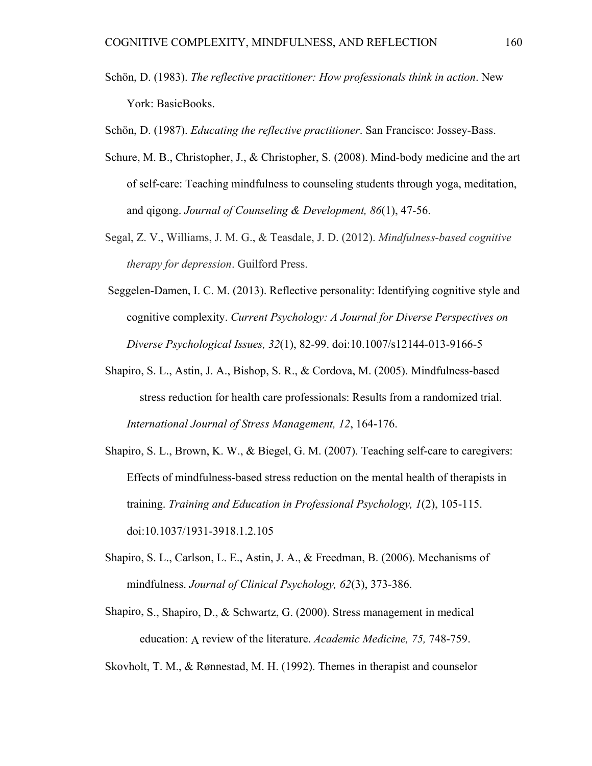Schön, D. (1983). *The reflective practitioner: How professionals think in action*. New York: BasicBooks.

Schön, D. (1987). *Educating the reflective practitioner*. San Francisco: Jossey-Bass.

Schure, M. B., Christopher, J., & Christopher, S. (2008). Mind-body medicine and the art of self-care: Teaching mindfulness to counseling students through yoga, meditation, and qigong. *Journal of Counseling & Development, 86*(1), 47-56.

Segal, Z. V., Williams, J. M. G., & Teasdale, J. D. (2012). *Mindfulness-based cognitive therapy for depression*. Guilford Press.

Seggelen-Damen, I. C. M. (2013). Reflective personality: Identifying cognitive style and cognitive complexity. *Current Psychology: A Journal for Diverse Perspectives on Diverse Psychological Issues, 32*(1), 82-99. doi:10.1007/s12144-013-9166-5

Shapiro, S. L., Astin, J. A., Bishop, S. R., & Cordova, M. (2005). Mindfulness-based stress reduction for health care professionals: Results from a randomized trial. *International Journal of Stress Management, 12*, 164-176.

Shapiro, S. L., Brown, K. W., & Biegel, G. M. (2007). Teaching self-care to caregivers: Effects of mindfulness-based stress reduction on the mental health of therapists in training. *Training and Education in Professional Psychology, 1*(2), 105-115. doi:10.1037/1931-3918.1.2.105

Shapiro, S. L., Carlson, L. E., Astin, J. A., & Freedman, B. (2006). Mechanisms of mindfulness. *Journal of Clinical Psychology, 62*(3), 373-386.

Shapiro, S., Shapiro, D., & Schwartz, G. (2000). Stress management in medical education: A review of the literature. *Academic Medicine, 75,* 748-759.

Skovholt, T. M., & Rønnestad, M. H. (1992). Themes in therapist and counselor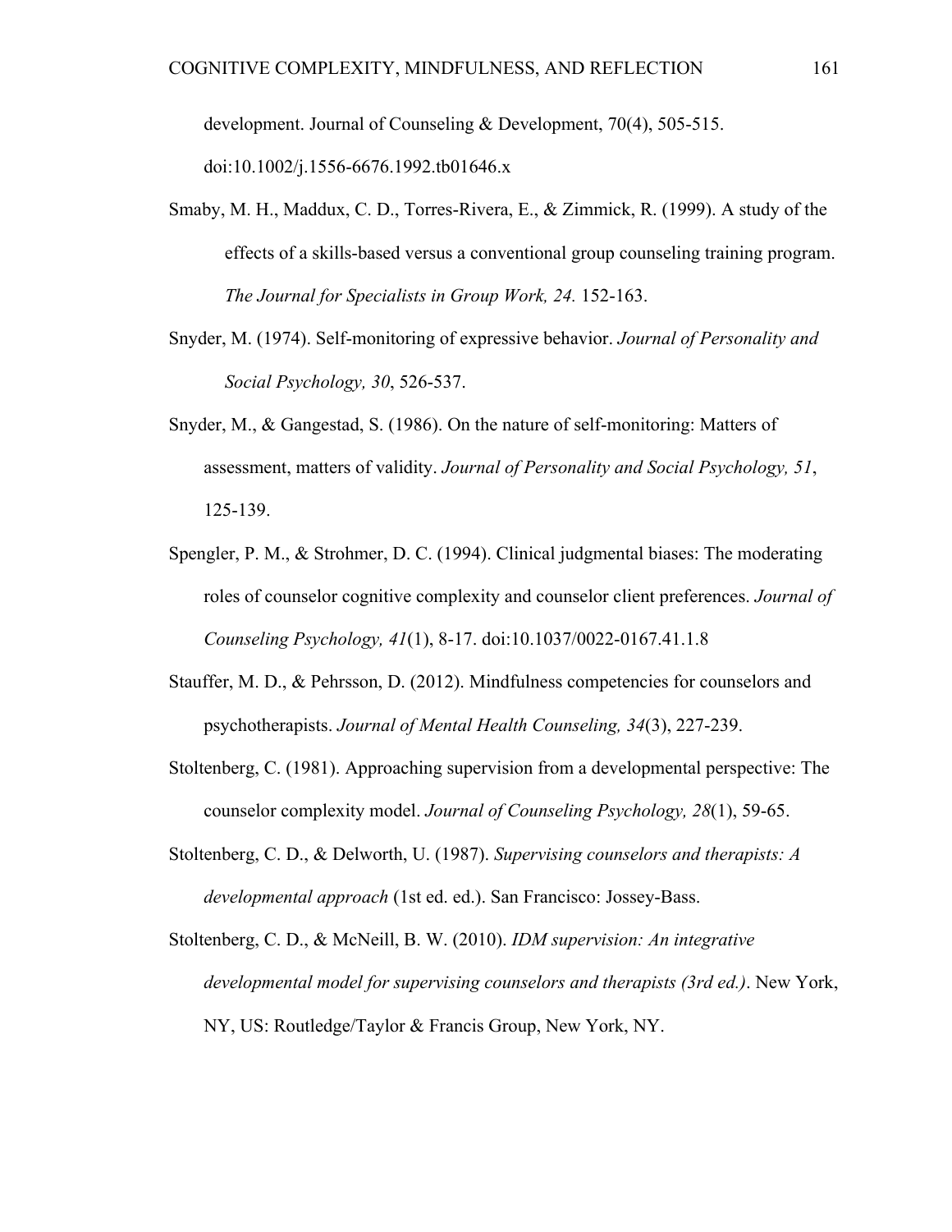development. Journal of Counseling & Development, 70(4), 505-515. doi:10.1002/j.1556-6676.1992.tb01646.x

Smaby, M. H., Maddux, C. D., Torres-Rivera, E., & Zimmick, R. (1999). A study of the effects of a skills-based versus a conventional group counseling training program. *The Journal for Specialists in Group Work, 24.* 152-163.

Snyder, M. (1974). Self-monitoring of expressive behavior. *Journal of Personality and Social Psychology, 30*, 526-537.

Snyder, M., & Gangestad, S. (1986). On the nature of self-monitoring: Matters of assessment, matters of validity. *Journal of Personality and Social Psychology, 51*, 125-139.

Spengler, P. M., & Strohmer, D. C. (1994). Clinical judgmental biases: The moderating roles of counselor cognitive complexity and counselor client preferences. *Journal of Counseling Psychology, 41*(1), 8-17. doi:10.1037/0022-0167.41.1.8

Stauffer, M. D., & Pehrsson, D. (2012). Mindfulness competencies for counselors and psychotherapists. *Journal of Mental Health Counseling, 34*(3), 227-239.

Stoltenberg, C. (1981). Approaching supervision from a developmental perspective: The counselor complexity model. *Journal of Counseling Psychology, 28*(1), 59-65.

Stoltenberg, C. D., & Delworth, U. (1987). *Supervising counselors and therapists: A developmental approach* (1st ed. ed.). San Francisco: Jossey-Bass.

Stoltenberg, C. D., & McNeill, B. W. (2010). *IDM supervision: An integrative developmental model for supervising counselors and therapists (3rd ed.)*. New York, NY, US: Routledge/Taylor & Francis Group, New York, NY.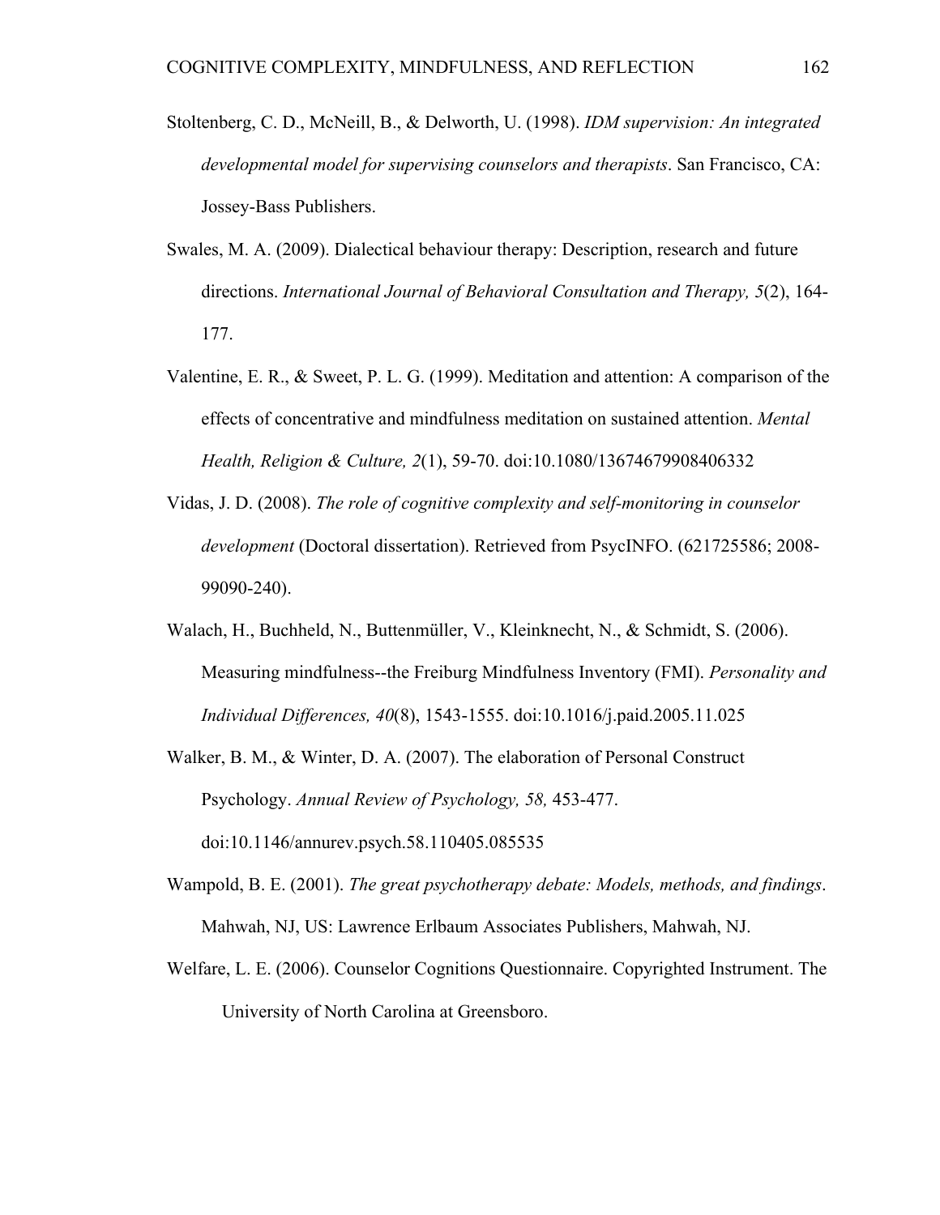Stoltenberg, C. D., McNeill, B., & Delworth, U. (1998). *IDM supervision: An integrated developmental model for supervising counselors and therapists*. San Francisco, CA: Jossey-Bass Publishers.

Swales, M. A. (2009). Dialectical behaviour therapy: Description, research and future directions. *International Journal of Behavioral Consultation and Therapy, 5*(2), 164-177.

Valentine, E. R., & Sweet, P. L. G. (1999). Meditation and attention: A comparison of the effects of concentrative and mindfulness meditation on sustained attention. *Mental Health, Religion & Culture, 2*(1), 59-70. doi:10.1080/13674679908406332

Vidas, J. D. (2008). *The role of cognitive complexity and self-monitoring in counselor development* (Doctoral dissertation). Retrieved from PsycINFO. (621725586; 2008-99090-240).

Walach, H., Buchheld, N., Buttenmüller, V., Kleinknecht, N., & Schmidt, S. (2006). Measuring mindfulness--the Freiburg Mindfulness Inventory (FMI). *Personality and Individual Differences, 40*(8), 1543-1555. doi:10.1016/j.paid.2005.11.025

Walker, B. M., & Winter, D. A. (2007). The elaboration of Personal Construct Psychology. *Annual Review of Psychology, 58,* 453-477. doi:10.1146/annurev.psych.58.110405.085535

Wampold, B. E. (2001). *The great psychotherapy debate: Models, methods, and findings*. Mahwah, NJ, US: Lawrence Erlbaum Associates Publishers, Mahwah, NJ.

Welfare, L. E. (2006). Counselor Cognitions Questionnaire. Copyrighted Instrument. The University of North Carolina at Greensboro.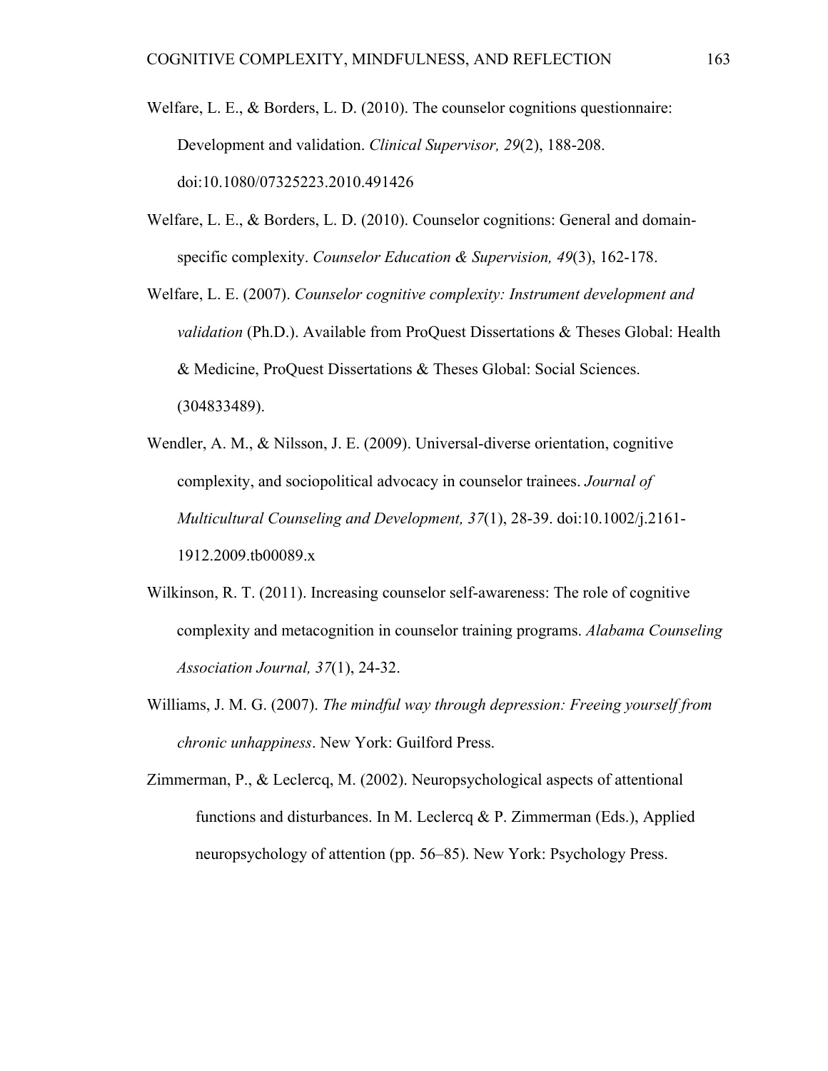Welfare, L. E., & Borders, L. D. (2010). The counselor cognitions questionnaire: Development and validation. *Clinical Supervisor, 29*(2), 188-208. doi:10.1080/07325223.2010.491426

Welfare, L. E., & Borders, L. D. (2010). Counselor cognitions: General and domain-specific complexity. *Counselor Education & Supervision, 49*(3), 162-178.

Welfare, L. E. (2007). *Counselor cognitive complexity: Instrument development and validation* (Ph.D.). Available from ProQuest Dissertations & Theses Global: Health & Medicine, ProQuest Dissertations & Theses Global: Social Sciences. (304833489).

Wendler, A. M., & Nilsson, J. E. (2009). Universal-diverse orientation, cognitive complexity, and sociopolitical advocacy in counselor trainees. *Journal of Multicultural Counseling and Development, 37*(1), 28-39. doi:10.1002/j.2161-1912.2009.tb00089.x

Wilkinson, R. T. (2011). Increasing counselor self-awareness: The role of cognitive complexity and metacognition in counselor training programs. *Alabama Counseling Association Journal, 37*(1), 24-32.

Williams, J. M. G. (2007). *The mindful way through depression: Freeing yourself from chronic unhappiness*. New York: Guilford Press.

Zimmerman, P., & Leclercq, M. (2002). Neuropsychological aspects of attentional functions and disturbances. In M. Leclercq & P. Zimmerman (Eds.), Applied neuropsychology of attention (pp. 56–85). New York: Psychology Press.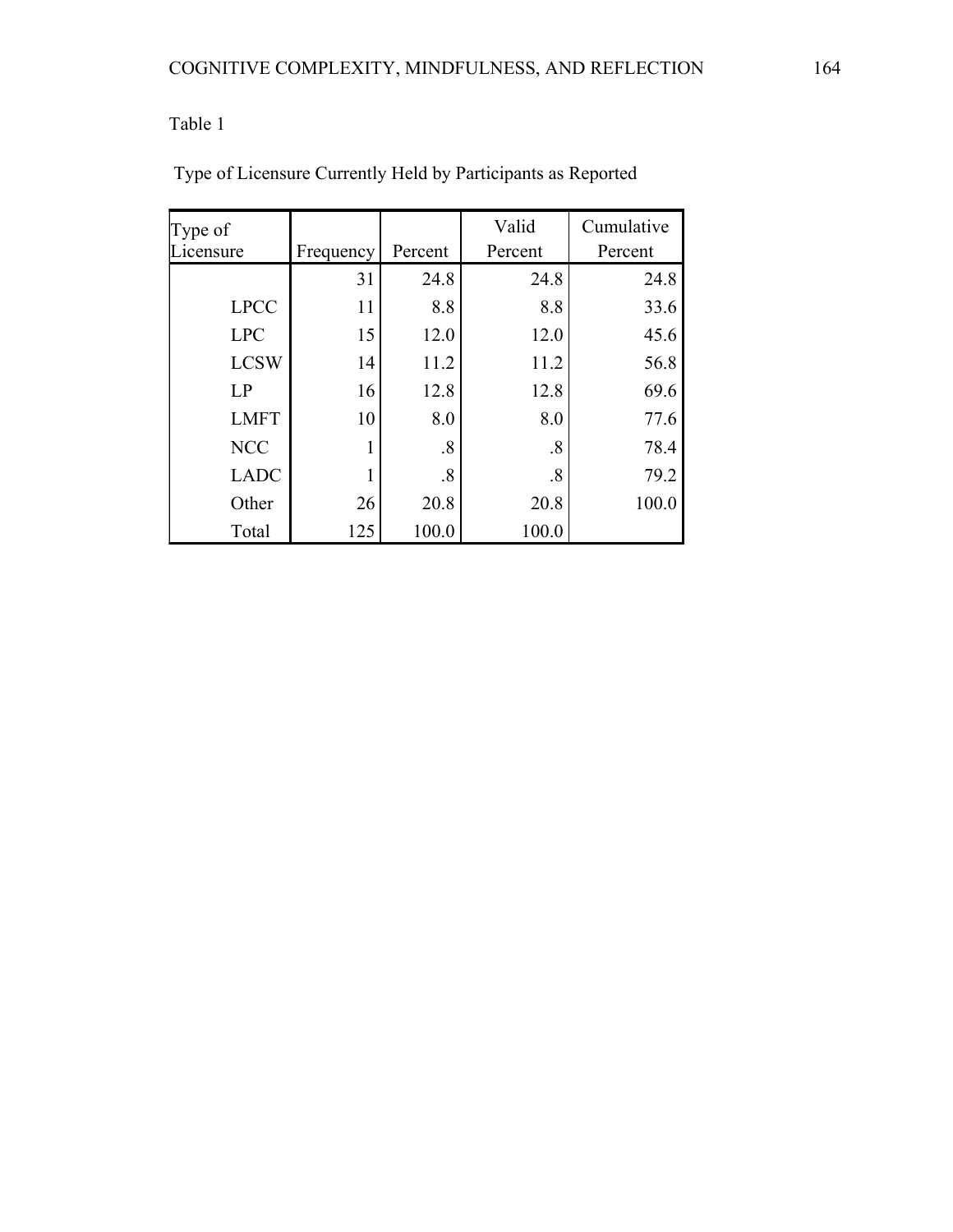Table 1

Type of Licensure Currently Held by Participants as Reported

| Type of Licensure | Frequency | Percent | Valid Percent | Cumulative Percent |
|---|---|---|---|---|
| | 31 | 24.8 | 24.8 | 24.8 |
| LPCC | 11 | 8.8 | 8.8 | 33.6 |
| LPC | 15 | 12.0 | 12.0 | 45.6 |
| LCSW | 14 | 11.2 | 11.2 | 56.8 |
| LP | 16 | 12.8 | 12.8 | 69.6 |
| LMFT | 10 | 8.0 | 8.0 | 77.6 |
| NCC | 1 | .8 | .8 | 78.4 |
| LADC | 1 | .8 | .8 | 79.2 |
| Other | 26 | 20.8 | 20.8 | 100.0 |
| Total | 125 | 100.0 | 100.0 | |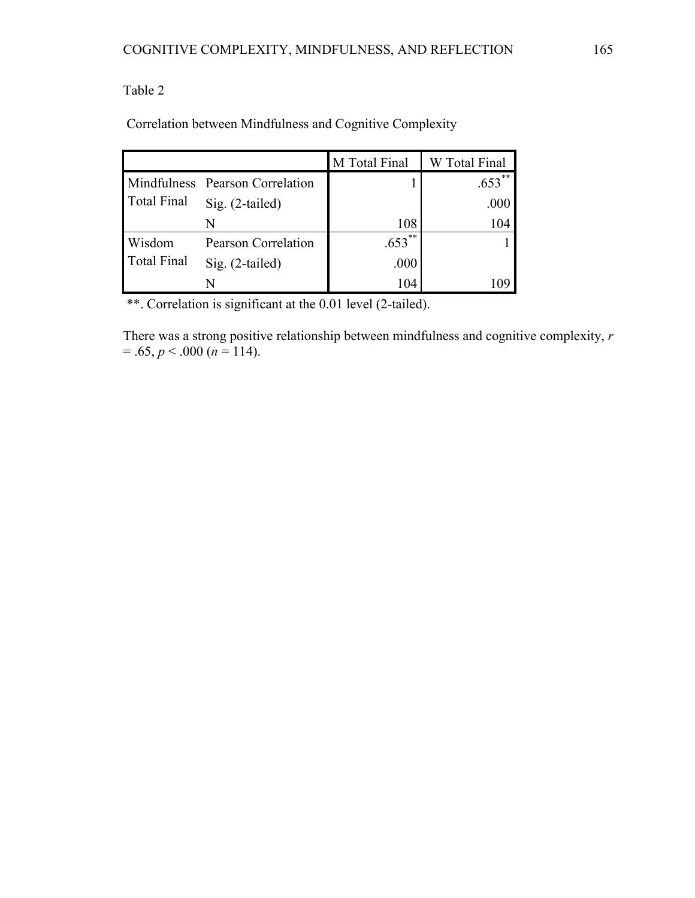Table 2

Correlation between Mindfulness and Cognitive Complexity

| | | M Total Final | W Total Final |
|---|---|---|---|
| Mindfulness Total Final | Pearson Correlation | 1 | .653** |
| | Sig. (2-tailed) | | .000 |
| | N | 108 | 104 |
| Wisdom Total Final | Pearson Correlation | .653** | 1 |
| | Sig. (2-tailed) | .000 | |
| | N | 104 | 109 |

**. Correlation is significant at the 0.01 level (2-tailed).

There was a strong positive relationship between mindfulness and cognitive complexity, $r = .65$, $p < .000$ ($n = 114$).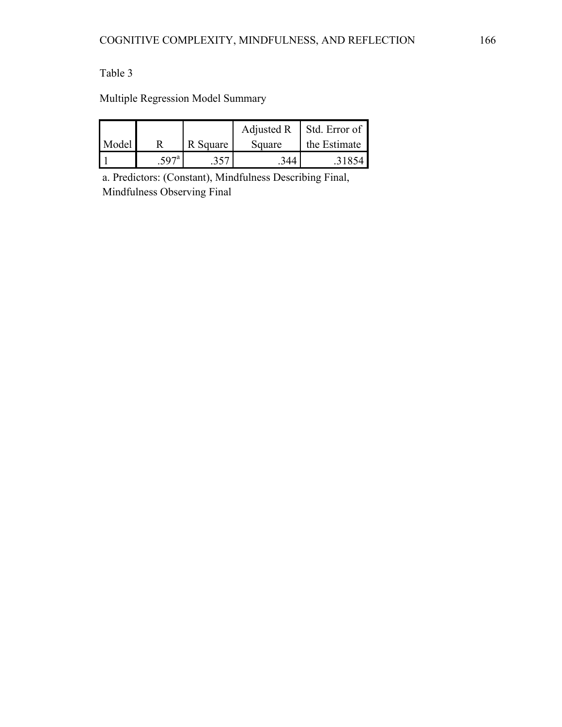Table 3

Multiple Regression Model Summary

| Model | R | R Square | Adjusted R Square | Std. Error of the Estimate |
|---|---|---|---|---|
| 1 | .597[a] | .357 | .344 | .31854 |

a. Predictors: (Constant), Mindfulness Describing Final, Mindfulness Observing Final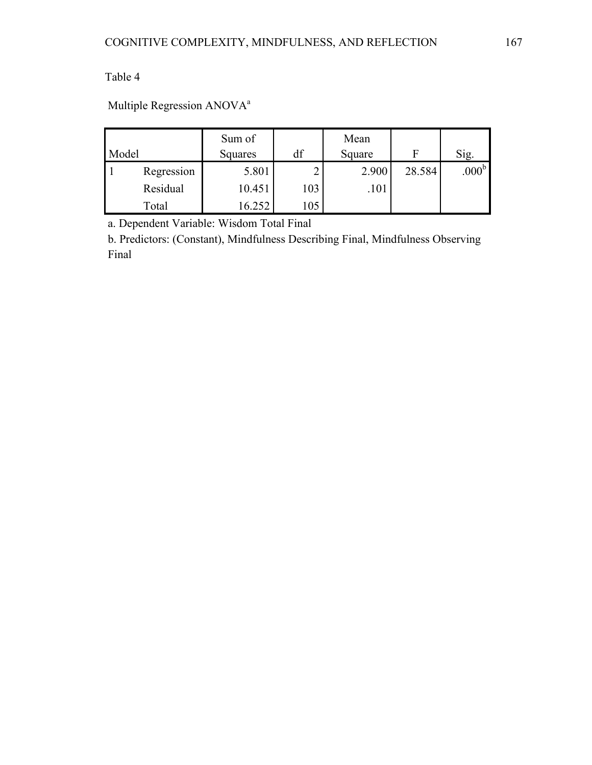Table 4

Multiple Regression ANOVA[a]

| Model | | Sum of Squares | df | Mean Square | F | Sig. |
|---|---|---|---|---|---|---|
| 1 | Regression | 5.801 | 2 | 2.900 | 28.584 | .000[b] |
| | Residual | 10.451 | 103 | .101 | | |
| | Total | 16.252 | 105 | | | |

a. Dependent Variable: Wisdom Total Final

b. Predictors: (Constant), Mindfulness Describing Final, Mindfulness Observing Final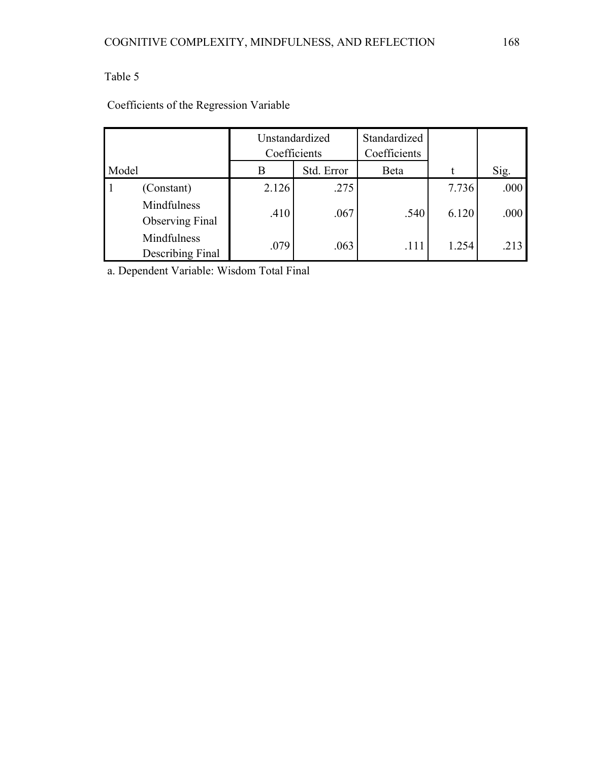Table 5

Coefficients of the Regression Variable

| Model | | Unstandardized Coefficients | | Standardized Coefficients | | |
|---|---|---|---|---|---|---|
| | | B | Std. Error | Beta | t | Sig. |
| 1 | (Constant) | 2.126 | .275 | | 7.736 | .000 |
| | Mindfulness Observing Final | .410 | .067 | .540 | 6.120 | .000 |
| | Mindfulness Describing Final | .079 | .063 | .111 | 1.254 | .213 |

a. Dependent Variable: Wisdom Total Final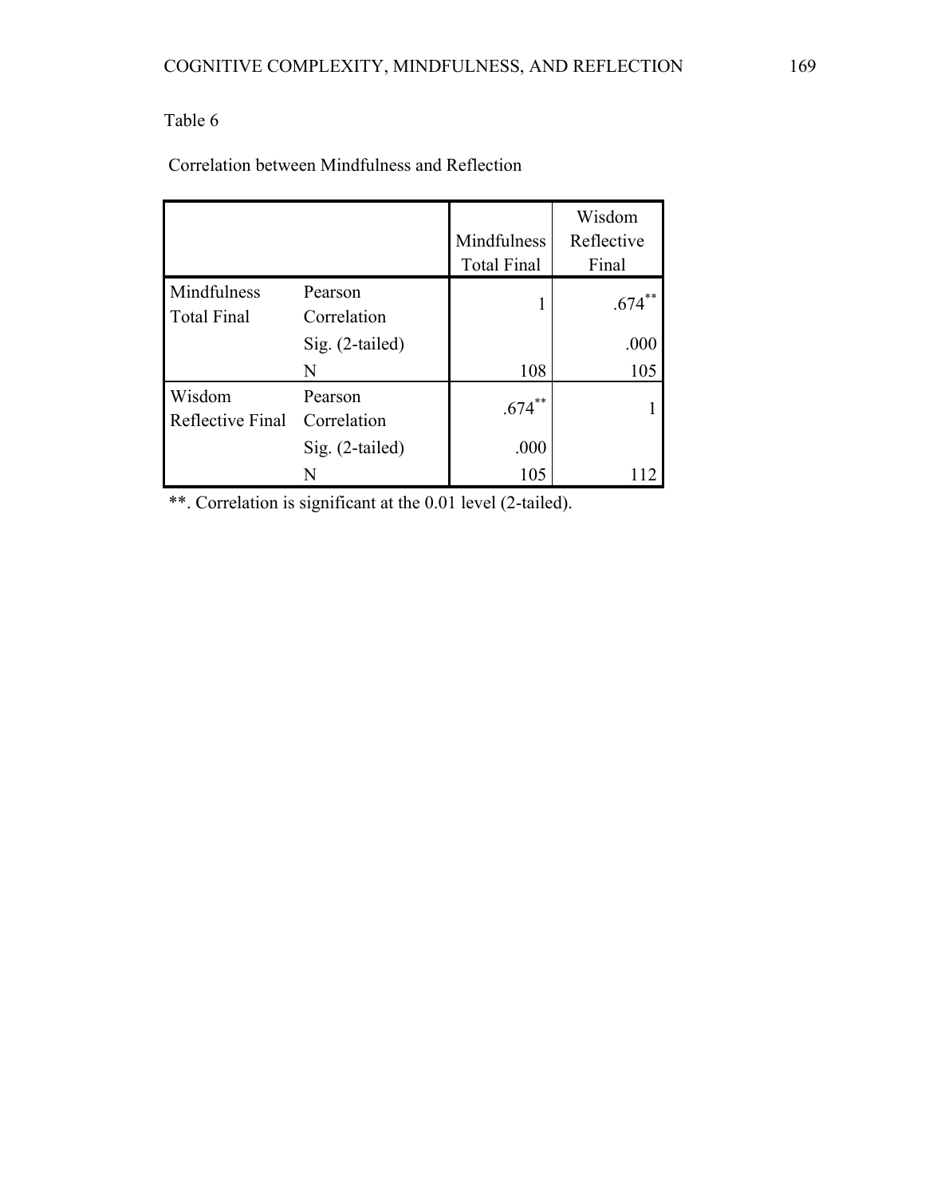Table 6

Correlation between Mindfulness and Reflection

| | | Mindfulness Total Final | Wisdom Reflective Final |
|---|---|---|---|
| Mindfulness Total Final | Pearson Correlation | 1 | .674** |
| | Sig. (2-tailed) | | .000 |
| | N | 108 | 105 |
| Wisdom Reflective Final | Pearson Correlation | .674** | 1 |
| | Sig. (2-tailed) | .000 | |
| | N | 105 | 112 |

**. Correlation is significant at the 0.01 level (2-tailed).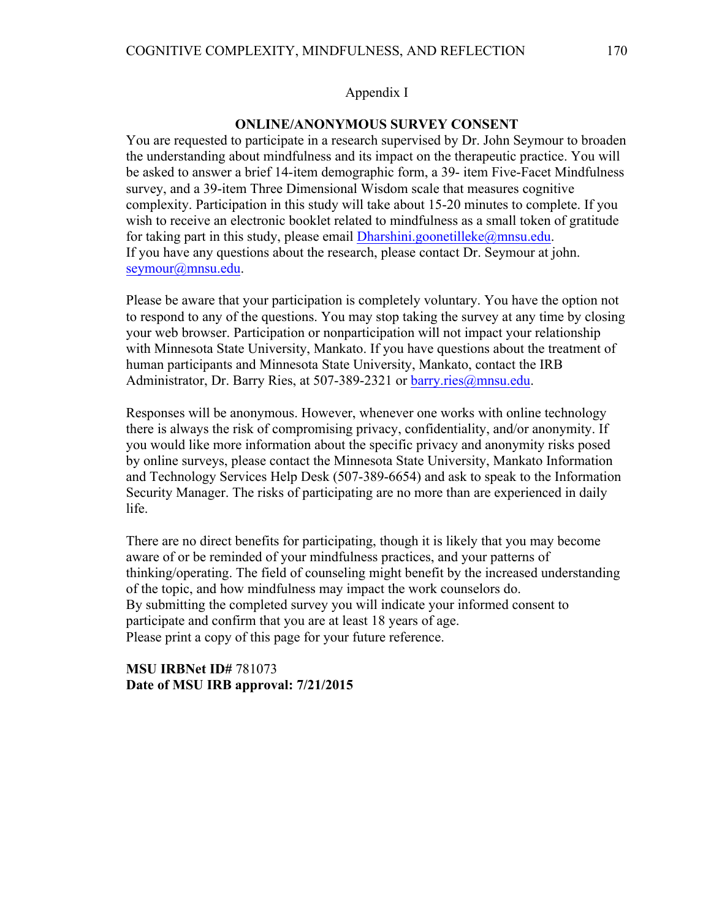Appendix I

**ONLINE/ANONYMOUS SURVEY CONSENT**

You are requested to participate in a research supervised by Dr. John Seymour to broaden the understanding about mindfulness and its impact on the therapeutic practice. You will be asked to answer a brief 14-item demographic form, a 39- item Five-Facet Mindfulness survey, and a 39-item Three Dimensional Wisdom scale that measures cognitive complexity. Participation in this study will take about 15-20 minutes to complete. If you wish to receive an electronic booklet related to mindfulness as a small token of gratitude for taking part in this study, please email Dharshini.goonetilleke@mnsu.edu.
If you have any questions about the research, please contact Dr. Seymour at john. seymour@mnsu.edu.

Please be aware that your participation is completely voluntary. You have the option not to respond to any of the questions. You may stop taking the survey at any time by closing your web browser. Participation or nonparticipation will not impact your relationship with Minnesota State University, Mankato. If you have questions about the treatment of human participants and Minnesota State University, Mankato, contact the IRB Administrator, Dr. Barry Ries, at 507-389-2321 or barry.ries@mnsu.edu.

Responses will be anonymous. However, whenever one works with online technology there is always the risk of compromising privacy, confidentiality, and/or anonymity. If you would like more information about the specific privacy and anonymity risks posed by online surveys, please contact the Minnesota State University, Mankato Information and Technology Services Help Desk (507-389-6654) and ask to speak to the Information Security Manager. The risks of participating are no more than are experienced in daily life.

There are no direct benefits for participating, though it is likely that you may become aware of or be reminded of your mindfulness practices, and your patterns of thinking/operating. The field of counseling might benefit by the increased understanding of the topic, and how mindfulness may impact the work counselors do.
By submitting the completed survey you will indicate your informed consent to participate and confirm that you are at least 18 years of age.
Please print a copy of this page for your future reference.

**MSU IRBNet ID#** 781073
**Date of MSU IRB approval: 7/21/2015**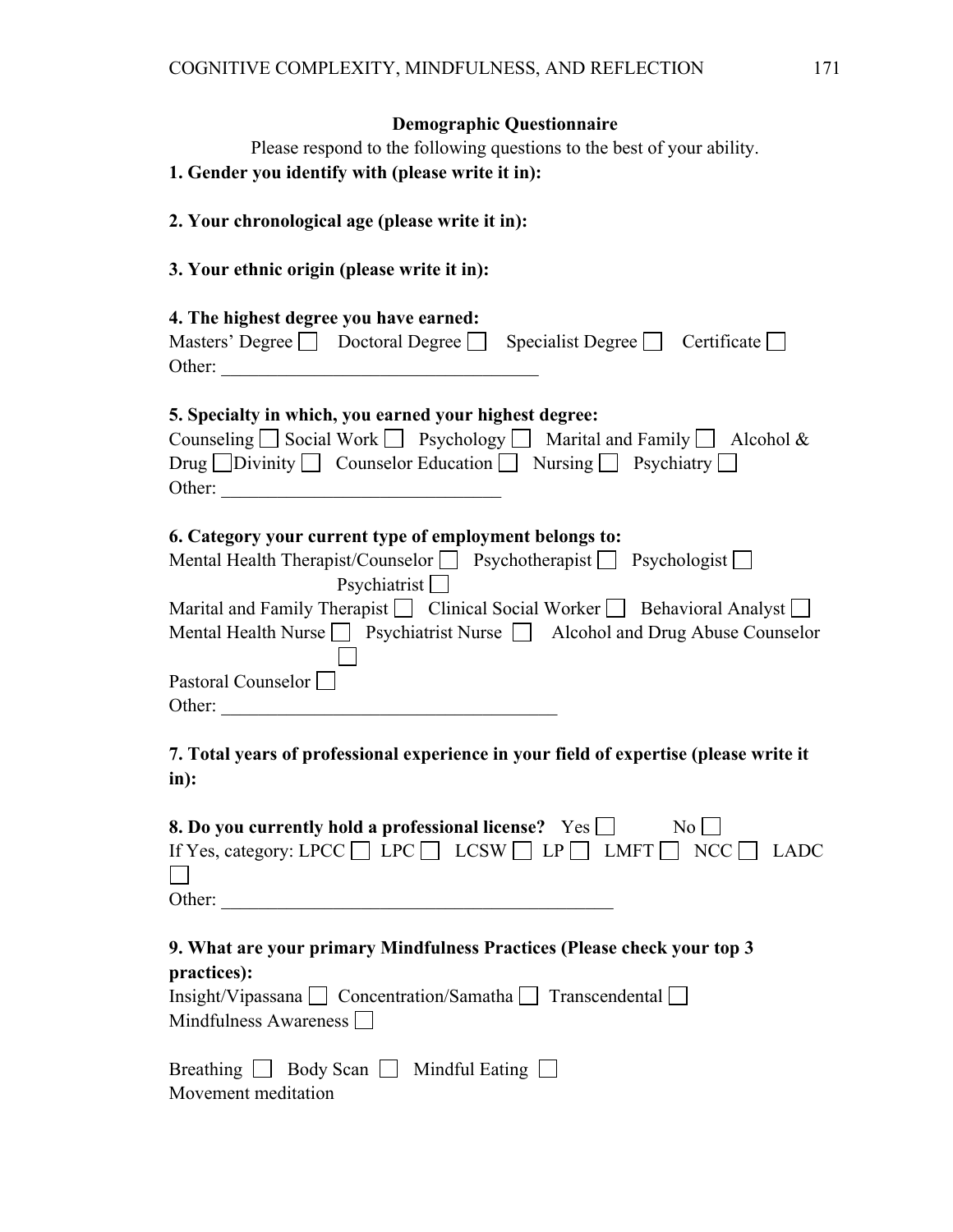## Demographic Questionnaire

Please respond to the following questions to the best of your ability.

**1. Gender you identify with (please write it in):**

**2. Your chronological age (please write it in):**

**3. Your ethnic origin (please write it in):**

**4. The highest degree you have earned:**

Masters' Degree ☐ Doctoral Degree ☐ Specialist Degree ☐ Certificate ☐

Other: ___________________________________

**5. Specialty in which, you earned your highest degree:**

Counseling ☐ Social Work ☐ Psychology ☐ Marital and Family ☐ Alcohol & Drug ☐ Divinity ☐ Counselor Education ☐ Nursing ☐ Psychiatry ☐

Other: ______________________________

**6. Category your current type of employment belongs to:**

Mental Health Therapist/Counselor ☐ Psychotherapist ☐ Psychologist ☐ Psychiatrist ☐

Marital and Family Therapist ☐ Clinical Social Worker ☐ Behavioral Analyst ☐

Mental Health Nurse ☐ Psychiatrist Nurse ☐ Alcohol and Drug Abuse Counselor ☐

Pastoral Counselor ☐

Other: ____________________________________

**7. Total years of professional experience in your field of expertise (please write it in):**

**8. Do you currently hold a professional license?** Yes ☐ No ☐

If Yes, category: LPCC ☐ LPC ☐ LCSW ☐ LP ☐ LMFT ☐ NCC ☐ LADC ☐

Other: ___________________________________________

**9. What are your primary Mindfulness Practices (Please check your top 3 practices):**

Insight/Vipassana ☐ Concentration/Samatha ☐ Transcendental ☐

Mindfulness Awareness ☐

Breathing ☐ Body Scan ☐ Mindful Eating ☐

Movement meditation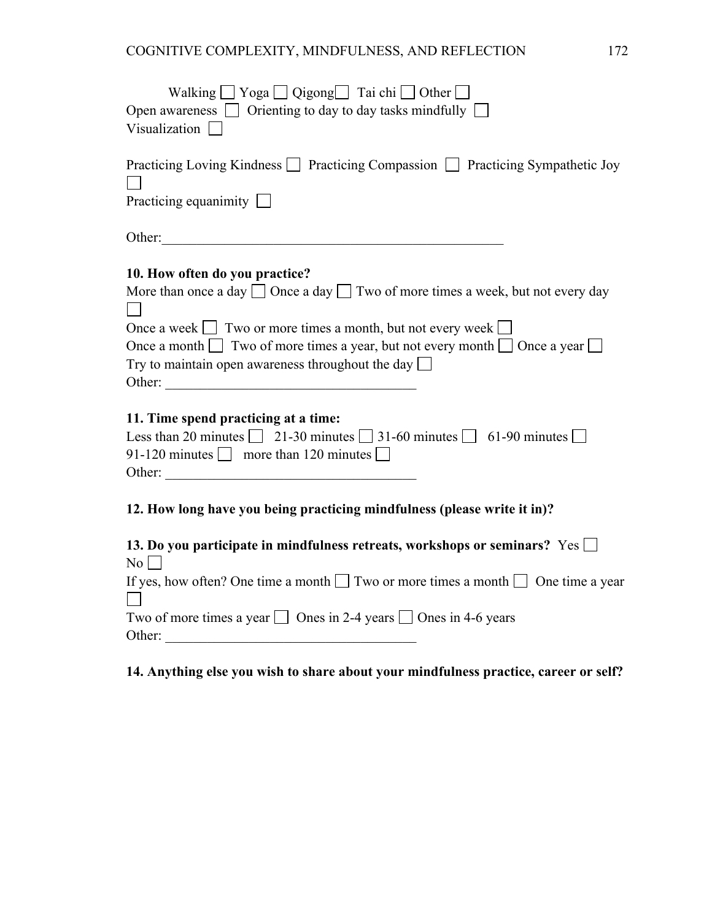Walking ☐ Yoga ☐ Qigong☐ Tai chi ☐ Other ☐
Open awareness ☐ Orienting to day to day tasks mindfully ☐
Visualization ☐

Practicing Loving Kindness ☐ Practicing Compassion ☐ Practicing Sympathetic Joy ☐
Practicing equanimity ☐

Other:_______________________________________________

**10. How often do you practice?**
More than once a day ☐ Once a day ☐ Two of more times a week, but not every day ☐
Once a week ☐ Two or more times a month, but not every week ☐
Once a month ☐ Two of more times a year, but not every month ☐ Once a year ☐
Try to maintain open awareness throughout the day ☐
Other: ___________________________________

**11. Time spend practicing at a time:**
Less than 20 minutes ☐ 21-30 minutes ☐ 31-60 minutes ☐ 61-90 minutes ☐
91-120 minutes ☐ more than 120 minutes ☐
Other: ___________________________________

**12. How long have you being practicing mindfulness (please write it in)?**

**13. Do you participate in mindfulness retreats, workshops or seminars?** Yes ☐
No ☐
If yes, how often? One time a month ☐ Two or more times a month ☐ One time a year ☐
Two of more times a year ☐ Ones in 2-4 years ☐ Ones in 4-6 years
Other: ___________________________________

**14. Anything else you wish to share about your mindfulness practice, career or self?**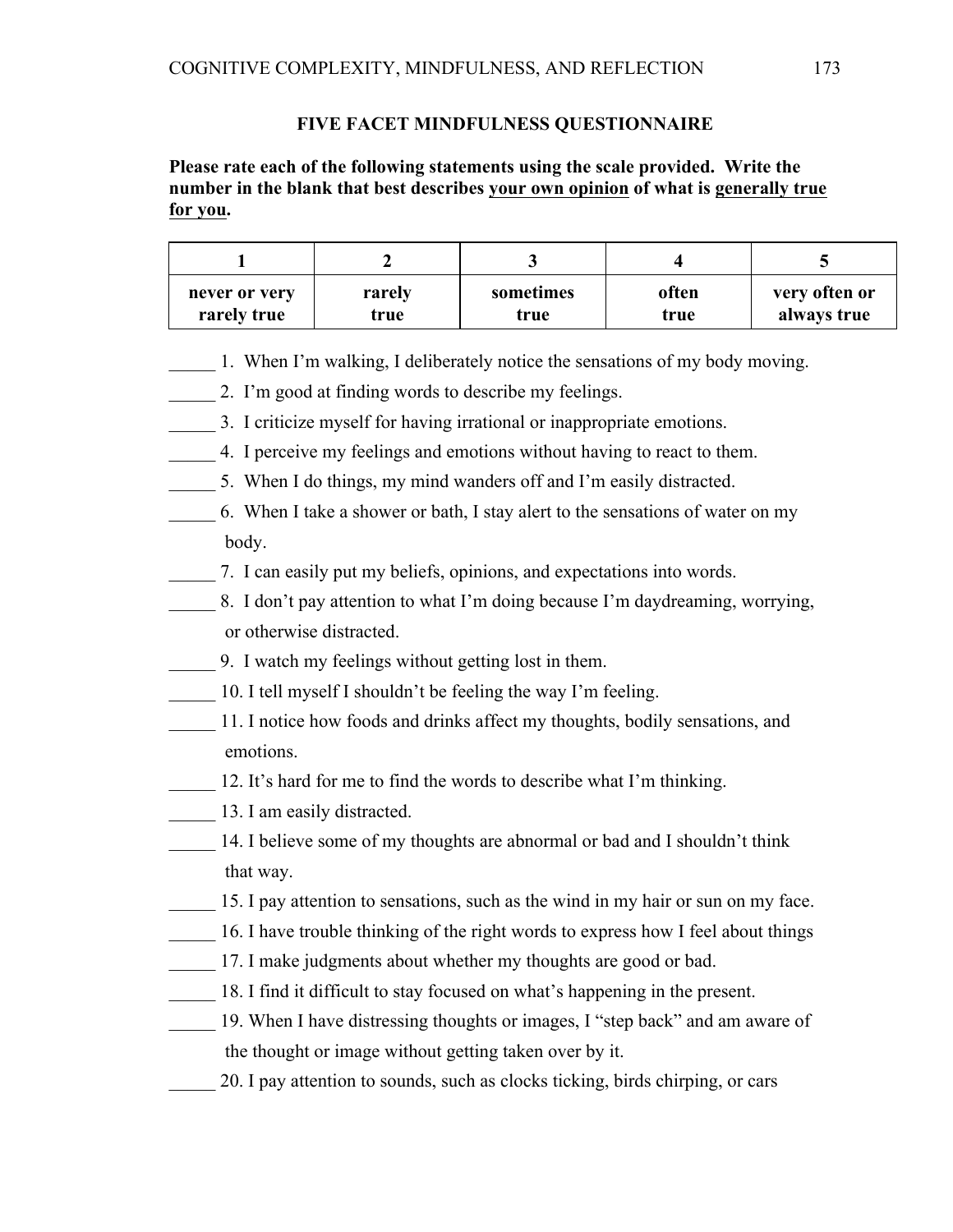## FIVE FACET MINDFULNESS QUESTIONNAIRE

**Please rate each of the following statements using the scale provided. Write the number in the blank that best describes your own opinion of what is generally true for you.**

| 1 | 2 | 3 | 4 | 5 |
|---|---|---|---|---|
| **never or very rarely true** | **rarely true** | **sometimes true** | **often true** | **very often or always true** |

_____ 1. When I'm walking, I deliberately notice the sensations of my body moving.

_____ 2. I'm good at finding words to describe my feelings.

_____ 3. I criticize myself for having irrational or inappropriate emotions.

_____ 4. I perceive my feelings and emotions without having to react to them.

_____ 5. When I do things, my mind wanders off and I'm easily distracted.

_____ 6. When I take a shower or bath, I stay alert to the sensations of water on my body.

_____ 7. I can easily put my beliefs, opinions, and expectations into words.

_____ 8. I don't pay attention to what I'm doing because I'm daydreaming, worrying, or otherwise distracted.

_____ 9. I watch my feelings without getting lost in them.

_____ 10. I tell myself I shouldn't be feeling the way I'm feeling.

_____ 11. I notice how foods and drinks affect my thoughts, bodily sensations, and emotions.

_____ 12. It's hard for me to find the words to describe what I'm thinking.

_____ 13. I am easily distracted.

_____ 14. I believe some of my thoughts are abnormal or bad and I shouldn't think that way.

_____ 15. I pay attention to sensations, such as the wind in my hair or sun on my face.

_____ 16. I have trouble thinking of the right words to express how I feel about things

_____ 17. I make judgments about whether my thoughts are good or bad.

_____ 18. I find it difficult to stay focused on what's happening in the present.

_____ 19. When I have distressing thoughts or images, I "step back" and am aware of the thought or image without getting taken over by it.

_____ 20. I pay attention to sounds, such as clocks ticking, birds chirping, or cars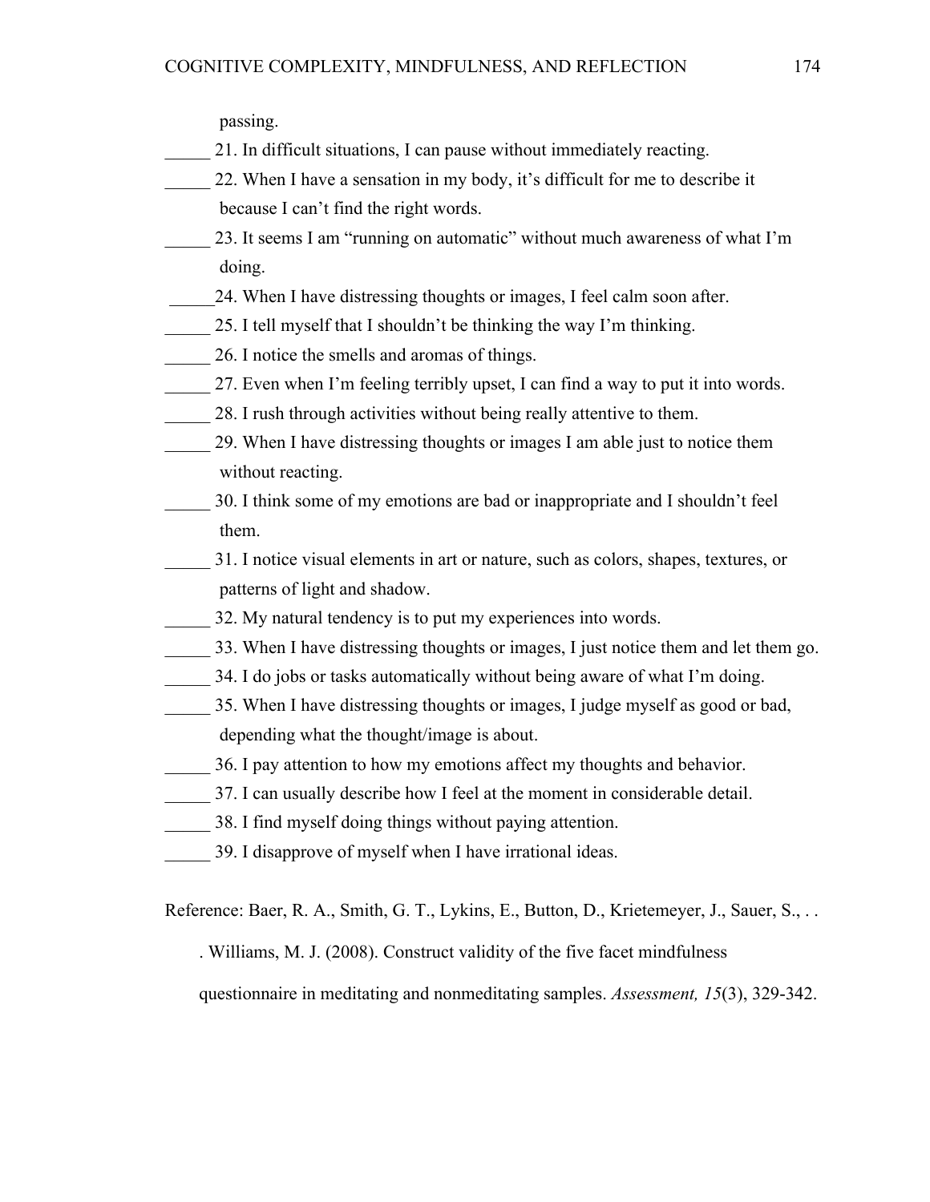passing.

_____ 21. In difficult situations, I can pause without immediately reacting.

_____ 22. When I have a sensation in my body, it's difficult for me to describe it because I can't find the right words.

_____ 23. It seems I am "running on automatic" without much awareness of what I'm doing.

_____24. When I have distressing thoughts or images, I feel calm soon after.

_____ 25. I tell myself that I shouldn't be thinking the way I'm thinking.

_____ 26. I notice the smells and aromas of things.

_____ 27. Even when I'm feeling terribly upset, I can find a way to put it into words.

_____ 28. I rush through activities without being really attentive to them.

_____ 29. When I have distressing thoughts or images I am able just to notice them without reacting.

_____ 30. I think some of my emotions are bad or inappropriate and I shouldn't feel them.

_____ 31. I notice visual elements in art or nature, such as colors, shapes, textures, or patterns of light and shadow.

_____ 32. My natural tendency is to put my experiences into words.

_____ 33. When I have distressing thoughts or images, I just notice them and let them go.

_____ 34. I do jobs or tasks automatically without being aware of what I'm doing.

_____ 35. When I have distressing thoughts or images, I judge myself as good or bad, depending what the thought/image is about.

_____ 36. I pay attention to how my emotions affect my thoughts and behavior.

_____ 37. I can usually describe how I feel at the moment in considerable detail.

_____ 38. I find myself doing things without paying attention.

_____ 39. I disapprove of myself when I have irrational ideas.

Reference: Baer, R. A., Smith, G. T., Lykins, E., Button, D., Krietemeyer, J., Sauer, S., . . . Williams, M. J. (2008). Construct validity of the five facet mindfulness questionnaire in meditating and nonmeditating samples. *Assessment, 15*(3), 329-342.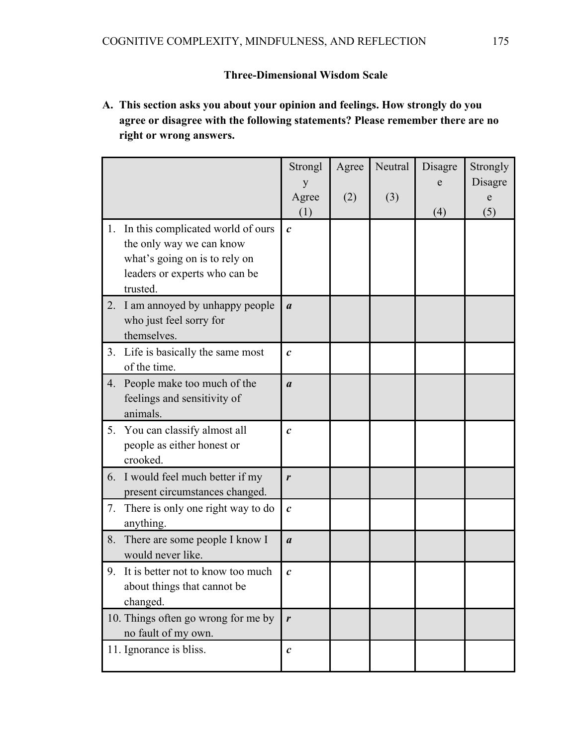### Three-Dimensional Wisdom Scale

**A. This section asks you about your opinion and feelings. How strongly do you agree or disagree with the following statements? Please remember there are no right or wrong answers.**

| | Strongly Agree (1) | Agree (2) | Neutral (3) | Disagree (4) | Strongly Disagree (5) |
|---|---|---|---|---|---|
| 1. In this complicated world of ours the only way we can know what's going on is to rely on leaders or experts who can be trusted. | ***c*** | | | | |
| 2. I am annoyed by unhappy people who just feel sorry for themselves. | ***a*** | | | | |
| 3. Life is basically the same most of the time. | ***c*** | | | | |
| 4. People make too much of the feelings and sensitivity of animals. | ***a*** | | | | |
| 5. You can classify almost all people as either honest or crooked. | ***c*** | | | | |
| 6. I would feel much better if my present circumstances changed. | ***r*** | | | | |
| 7. There is only one right way to do anything. | ***c*** | | | | |
| 8. There are some people I know I would never like. | ***a*** | | | | |
| 9. It is better not to know too much about things that cannot be changed. | ***c*** | | | | |
| 10. Things often go wrong for me by no fault of my own. | ***r*** | | | | |
| 11. Ignorance is bliss. | ***c*** | | | | |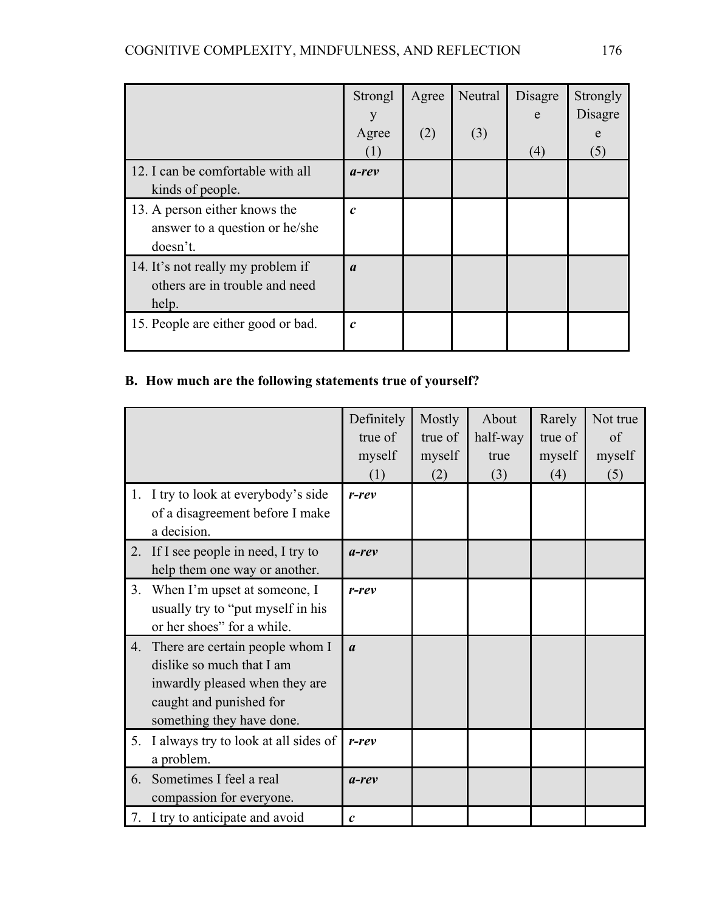| | Strongly Agree (1) | Agree (2) | Neutral (3) | Disagree (4) | Strongly Disagree (5) |
|---|---|---|---|---|---|
| 12. I can be comfortable with all kinds of people. | ***a-rev*** | | | | |
| 13. A person either knows the answer to a question or he/she doesn't. | ***c*** | | | | |
| 14. It's not really my problem if others are in trouble and need help. | ***a*** | | | | |
| 15. People are either good or bad. | ***c*** | | | | |

**B. How much are the following statements true of yourself?**

| | Definitely true of myself (1) | Mostly true of myself (2) | About half-way true (3) | Rarely true of myself (4) | Not true of myself (5) |
|---|---|---|---|---|---|
| 1. I try to look at everybody's side of a disagreement before I make a decision. | ***r-rev*** | | | | |
| 2. If I see people in need, I try to help them one way or another. | ***a-rev*** | | | | |
| 3. When I'm upset at someone, I usually try to "put myself in his or her shoes" for a while. | ***r-rev*** | | | | |
| 4. There are certain people whom I dislike so much that I am inwardly pleased when they are caught and punished for something they have done. | ***a*** | | | | |
| 5. I always try to look at all sides of a problem. | ***r-rev*** | | | | |
| 6. Sometimes I feel a real compassion for everyone. | ***a-rev*** | | | | |
| 7. I try to anticipate and avoid | ***c*** | | | | |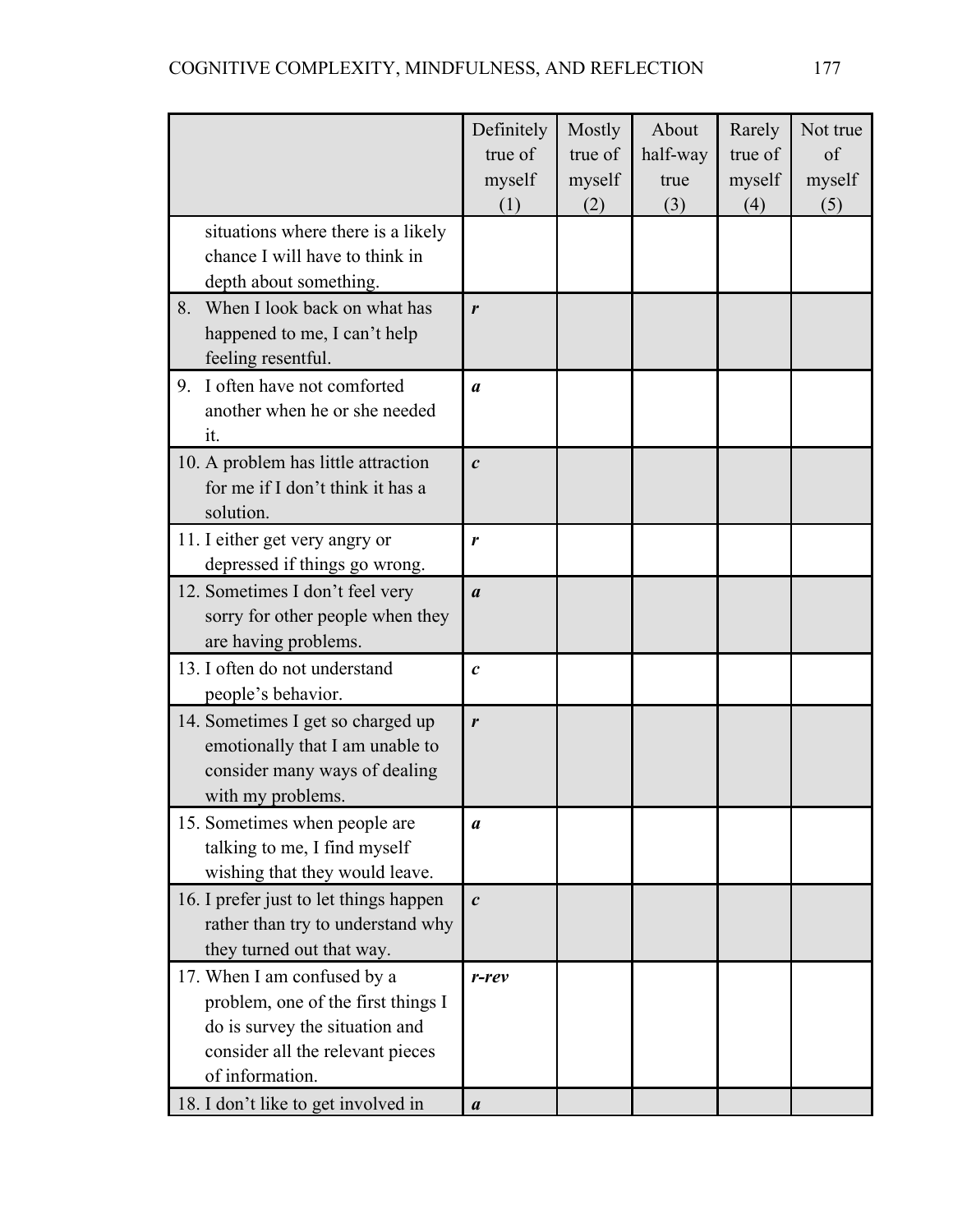| | Definitely true of myself (1) | Mostly true of myself (2) | About half-way true (3) | Rarely true of myself (4) | Not true of myself (5) |
|---|---|---|---|---|---|
| situations where there is a likely chance I will have to think in depth about something. | | | | | |
| 8. When I look back on what has happened to me, I can't help feeling resentful. | ***r*** | | | | |
| 9. I often have not comforted another when he or she needed it. | ***a*** | | | | |
| 10. A problem has little attraction for me if I don't think it has a solution. | ***c*** | | | | |
| 11. I either get very angry or depressed if things go wrong. | ***r*** | | | | |
| 12. Sometimes I don't feel very sorry for other people when they are having problems. | ***a*** | | | | |
| 13. I often do not understand people's behavior. | ***c*** | | | | |
| 14. Sometimes I get so charged up emotionally that I am unable to consider many ways of dealing with my problems. | ***r*** | | | | |
| 15. Sometimes when people are talking to me, I find myself wishing that they would leave. | ***a*** | | | | |
| 16. I prefer just to let things happen rather than try to understand why they turned out that way. | ***c*** | | | | |
| 17. When I am confused by a problem, one of the first things I do is survey the situation and consider all the relevant pieces of information. | ***r-rev*** | | | | |
| 18. I don't like to get involved in | ***a*** | | | | |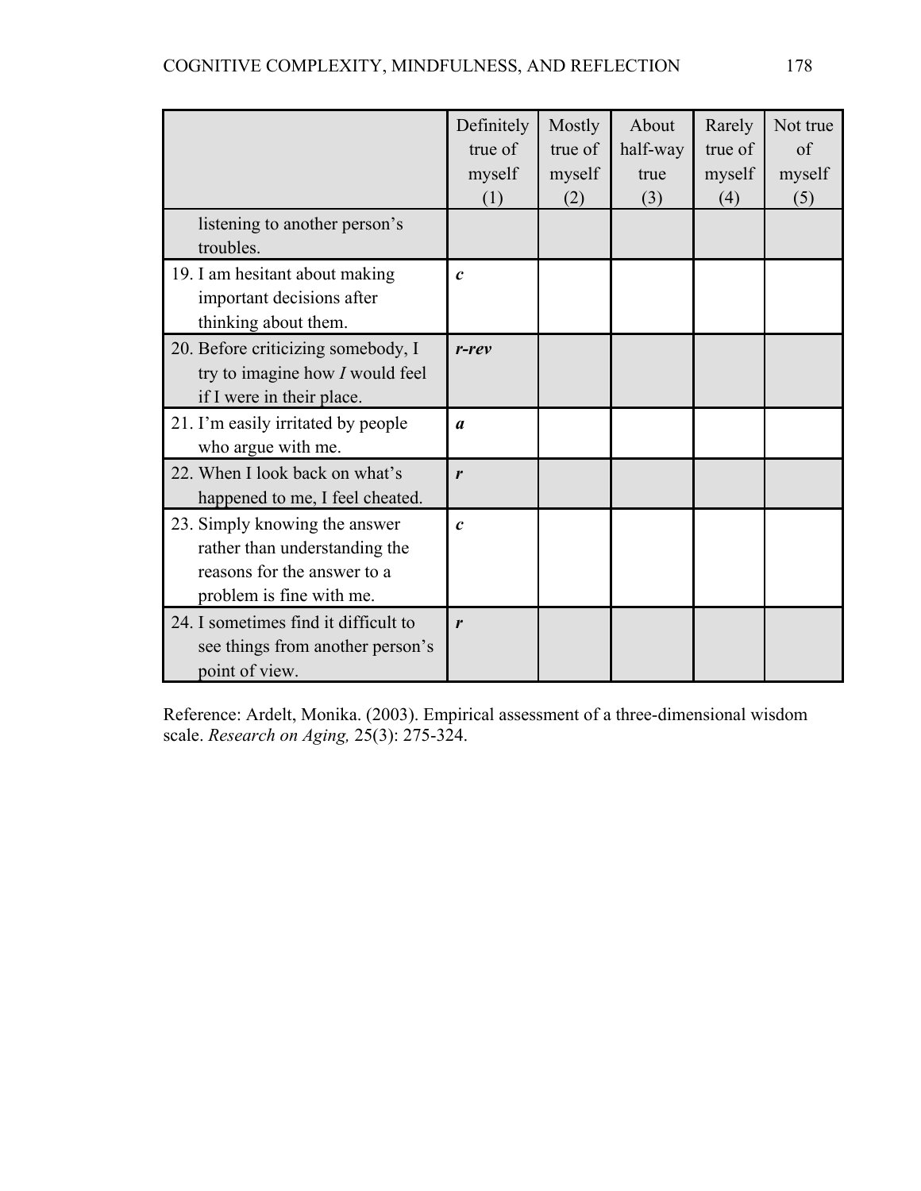| | Definitely true of myself (1) | Mostly true of myself (2) | About half-way true (3) | Rarely true of myself (4) | Not true of myself (5) |
|---|---|---|---|---|---|
| listening to another person's troubles. | | | | | |
| 19. I am hesitant about making important decisions after thinking about them. | ***c*** | | | | |
| 20. Before criticizing somebody, I try to imagine how *I* would feel if I were in their place. | ***r-rev*** | | | | |
| 21. I'm easily irritated by people who argue with me. | ***a*** | | | | |
| 22. When I look back on what's happened to me, I feel cheated. | ***r*** | | | | |
| 23. Simply knowing the answer rather than understanding the reasons for the answer to a problem is fine with me. | ***c*** | | | | |
| 24. I sometimes find it difficult to see things from another person's point of view. | ***r*** | | | | |

Reference: Ardelt, Monika. (2003). Empirical assessment of a three-dimensional wisdom scale. *Research on Aging,* 25(3): 275-324.